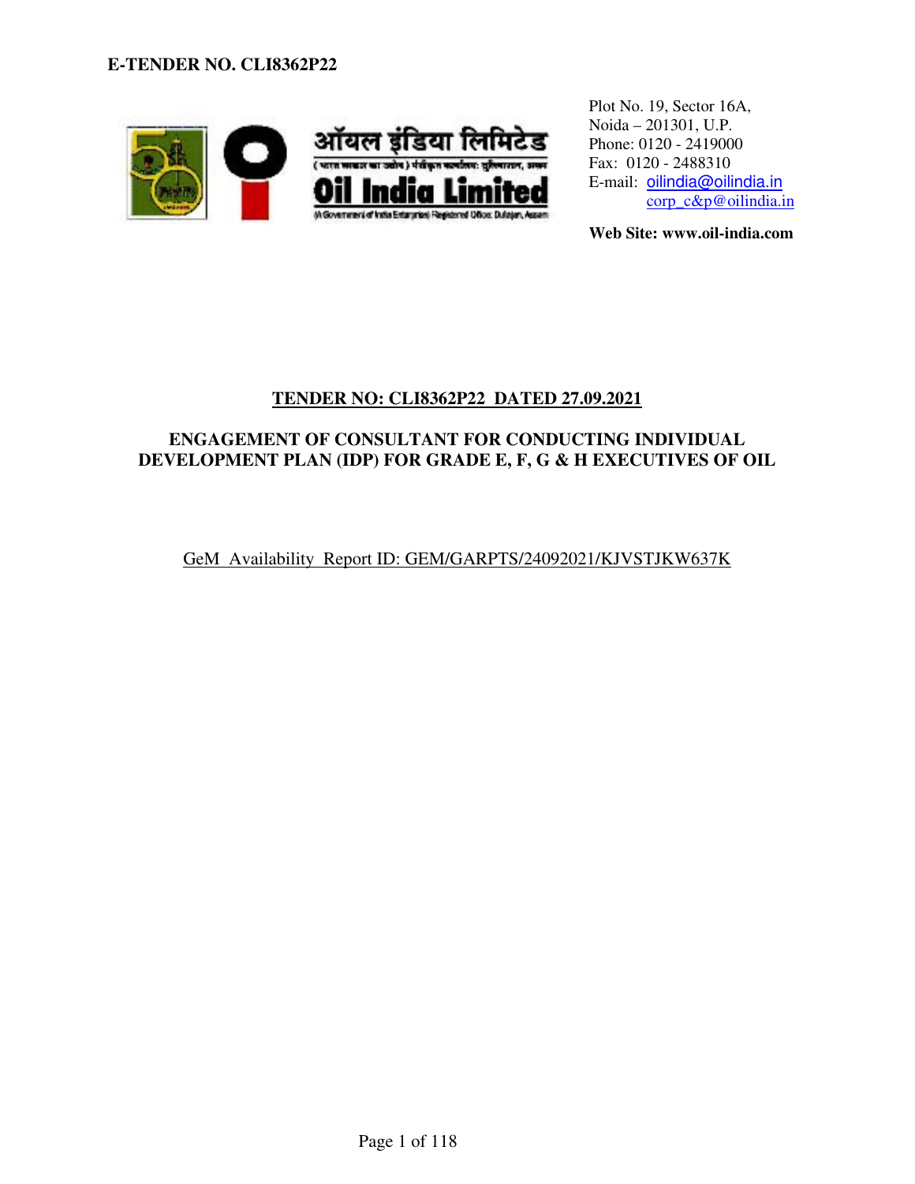**E-TENDER NO. CLI8362P22**

ऑयल इंडिया लिमिटेड

**Oil India Limited**

(A Government of India Enterprise) Registered Office: Duliajan, Assam

Plot No. 19, Sector 16A,
Noida – 201301, U.P.
Phone: 0120 - 2419000
Fax: 0120 - 2488310
E-mail: oilindia@oilindia.in
corp_c&p@oilindia.in

**Web Site: www.oil-india.com**

**TENDER NO: CLI8362P22 DATED 27.09.2021**

**ENGAGEMENT OF CONSULTANT FOR CONDUCTING INDIVIDUAL DEVELOPMENT PLAN (IDP) FOR GRADE E, F, G & H EXECUTIVES OF OIL**

GeM Availability Report ID: GEM/GARPTS/24092021/KJVSTJKW637K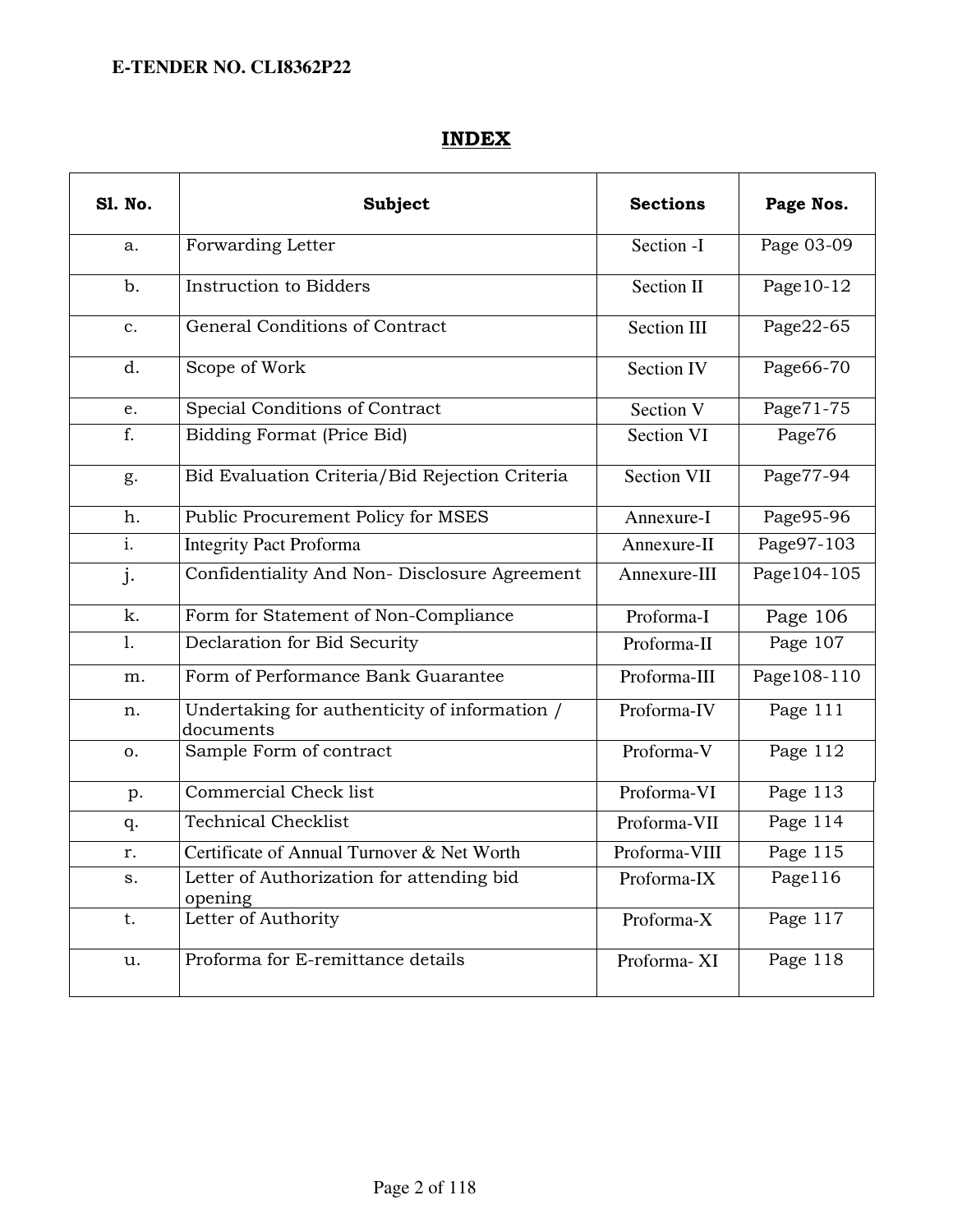**E-TENDER NO. CLI8362P22**

# INDEX

| Sl. No. | Subject | Sections | Page Nos. |
|---|---|---|---|
| a. | Forwarding Letter | Section -I | Page 03-09 |
| b. | Instruction to Bidders | Section II | Page10-12 |
| c. | General Conditions of Contract | Section III | Page22-65 |
| d. | Scope of Work | Section IV | Page66-70 |
| e. | Special Conditions of Contract | Section V | Page71-75 |
| f. | Bidding Format (Price Bid) | Section VI | Page76 |
| g. | Bid Evaluation Criteria/Bid Rejection Criteria | Section VII | Page77-94 |
| h. | Public Procurement Policy for MSES | Annexure-I | Page95-96 |
| i. | Integrity Pact Proforma | Annexure-II | Page97-103 |
| j. | Confidentiality And Non- Disclosure Agreement | Annexure-III | Page104-105 |
| k. | Form for Statement of Non-Compliance | Proforma-I | Page 106 |
| l. | Declaration for Bid Security | Proforma-II | Page 107 |
| m. | Form of Performance Bank Guarantee | Proforma-III | Page108-110 |
| n. | Undertaking for authenticity of information / documents | Proforma-IV | Page 111 |
| o. | Sample Form of contract | Proforma-V | Page 112 |
| p. | Commercial Check list | Proforma-VI | Page 113 |
| q. | Technical Checklist | Proforma-VII | Page 114 |
| r. | Certificate of Annual Turnover & Net Worth | Proforma-VIII | Page 115 |
| s. | Letter of Authorization for attending bid opening | Proforma-IX | Page116 |
| t. | Letter of Authority | Proforma-X | Page 117 |
| u. | Proforma for E-remittance details | Proforma- XI | Page 118 |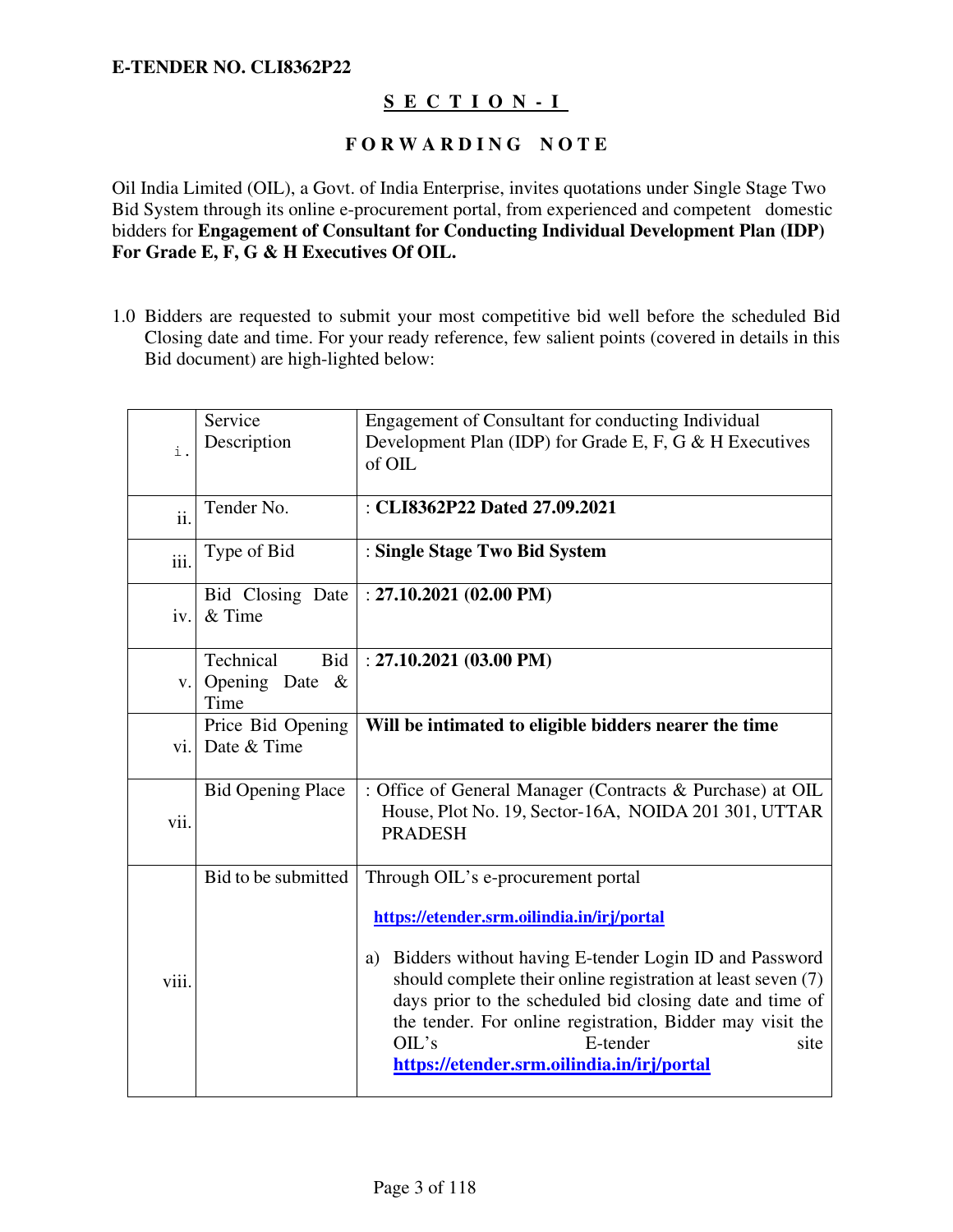**E-TENDER NO. CLI8362P22**

# S E C T I O N - I

## F O R W A R D I N G   N O T E

Oil India Limited (OIL), a Govt. of India Enterprise, invites quotations under Single Stage Two Bid System through its online e-procurement portal, from experienced and competent domestic bidders for **Engagement of Consultant for Conducting Individual Development Plan (IDP) For Grade E, F, G & H Executives Of OIL.**

1.0 Bidders are requested to submit your most competitive bid well before the scheduled Bid Closing date and time. For your ready reference, few salient points (covered in details in this Bid document) are high-lighted below:

| | | |
|---|---|---|
| i. | Service Description | Engagement of Consultant for conducting Individual Development Plan (IDP) for Grade E, F, G & H Executives of OIL |
| ii. | Tender No. | : **CLI8362P22 Dated 27.09.2021** |
| iii. | Type of Bid | : **Single Stage Two Bid System** |
| iv. | Bid Closing Date & Time | : **27.10.2021 (02.00 PM)** |
| v. | Technical Bid Opening Date & Time | : **27.10.2021 (03.00 PM)** |
| vi. | Price Bid Opening Date & Time | **Will be intimated to eligible bidders nearer the time** |
| vii. | Bid Opening Place | : Office of General Manager (Contracts & Purchase) at OIL House, Plot No. 19, Sector-16A, NOIDA 201 301, UTTAR PRADESH |
| viii. | Bid to be submitted | Through OIL's e-procurement portal<br>**https://etender.srm.oilindia.in/irj/portal**<br>a) Bidders without having E-tender Login ID and Password should complete their online registration at least seven (7) days prior to the scheduled bid closing date and time of the tender. For online registration, Bidder may visit the OIL's E-tender site **https://etender.srm.oilindia.in/irj/portal** |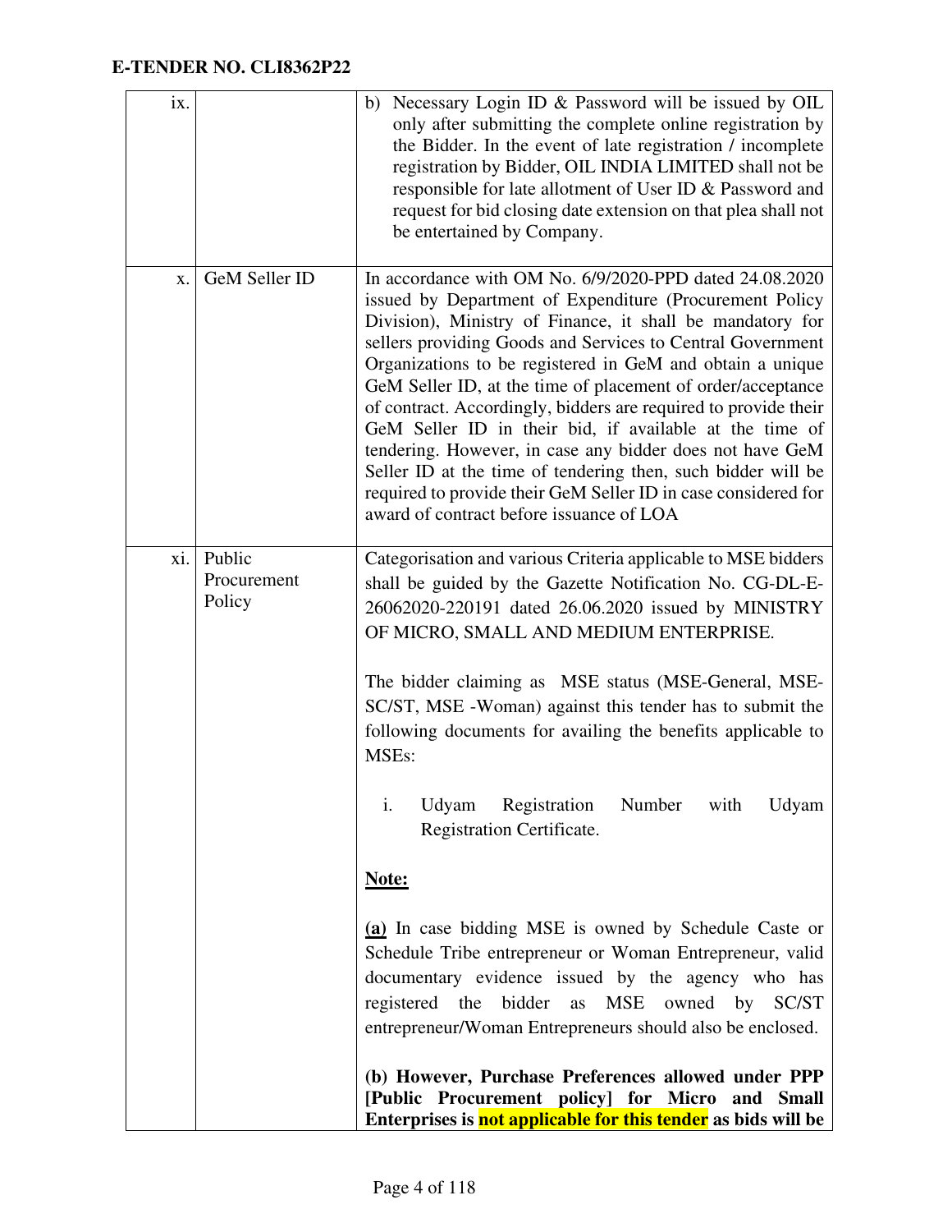| ix. | | b) Necessary Login ID & Password will be issued by OIL only after submitting the complete online registration by the Bidder. In the event of late registration / incomplete registration by Bidder, OIL INDIA LIMITED shall not be responsible for late allotment of User ID & Password and request for bid closing date extension on that plea shall not be entertained by Company. |
|---|---|---|
| x. | GeM Seller ID | In accordance with OM No. 6/9/2020-PPD dated 24.08.2020 issued by Department of Expenditure (Procurement Policy Division), Ministry of Finance, it shall be mandatory for sellers providing Goods and Services to Central Government Organizations to be registered in GeM and obtain a unique GeM Seller ID, at the time of placement of order/acceptance of contract. Accordingly, bidders are required to provide their GeM Seller ID in their bid, if available at the time of tendering. However, in case any bidder does not have GeM Seller ID at the time of tendering then, such bidder will be required to provide their GeM Seller ID in case considered for award of contract before issuance of LOA |
| xi. | Public Procurement Policy | Categorisation and various Criteria applicable to MSE bidders shall be guided by the Gazette Notification No. CG-DL-E-26062020-220191 dated 26.06.2020 issued by MINISTRY OF MICRO, SMALL AND MEDIUM ENTERPRISE.<br><br>The bidder claiming as MSE status (MSE-General, MSE-SC/ST, MSE -Woman) against this tender has to submit the following documents for availing the benefits applicable to MSEs:<br><br>i. Udyam Registration Number with Udyam Registration Certificate.<br><br>**Note:**<br><br>**(a)** In case bidding MSE is owned by Schedule Caste or Schedule Tribe entrepreneur or Woman Entrepreneur, valid documentary evidence issued by the agency who has registered the bidder as MSE owned by SC/ST entrepreneur/Woman Entrepreneurs should also be enclosed.<br><br>**(b) However, Purchase Preferences allowed under PPP [Public Procurement policy] for Micro and Small Enterprises is not applicable for this tender as bids will be** |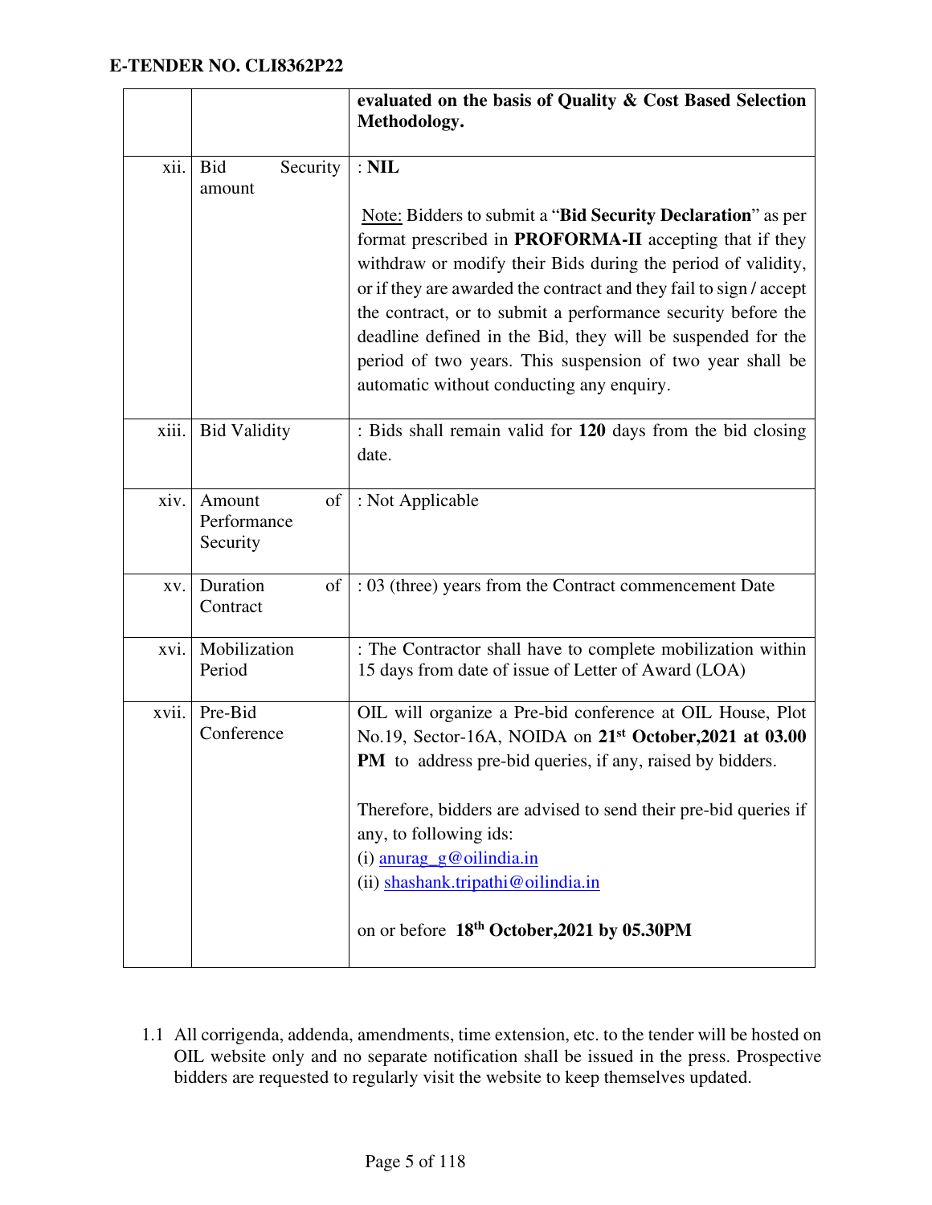| | | |
|---|---|---|
| | | **evaluated on the basis of Quality & Cost Based Selection Methodology.** |
| xii. | Bid Security amount | : **NIL**<br><br>Note: Bidders to submit a "**Bid Security Declaration**" as per format prescribed in **PROFORMA-II** accepting that if they withdraw or modify their Bids during the period of validity, or if they are awarded the contract and they fail to sign / accept the contract, or to submit a performance security before the deadline defined in the Bid, they will be suspended for the period of two years. This suspension of two year shall be automatic without conducting any enquiry. |
| xiii. | Bid Validity | : Bids shall remain valid for **120** days from the bid closing date. |
| xiv. | Amount of Performance Security | : Not Applicable |
| xv. | Duration of Contract | : 03 (three) years from the Contract commencement Date |
| xvi. | Mobilization Period | : The Contractor shall have to complete mobilization within 15 days from date of issue of Letter of Award (LOA) |
| xvii. | Pre-Bid Conference | OIL will organize a Pre-bid conference at OIL House, Plot No.19, Sector-16A, NOIDA on **21st October,2021 at 03.00 PM** to address pre-bid queries, if any, raised by bidders.<br><br>Therefore, bidders are advised to send their pre-bid queries if any, to following ids:<br>(i) anurag_g@oilindia.in<br>(ii) shashank.tripathi@oilindia.in<br><br>on or before **18th October,2021 by 05.30PM** |

1.1 All corrigenda, addenda, amendments, time extension, etc. to the tender will be hosted on OIL website only and no separate notification shall be issued in the press. Prospective bidders are requested to regularly visit the website to keep themselves updated.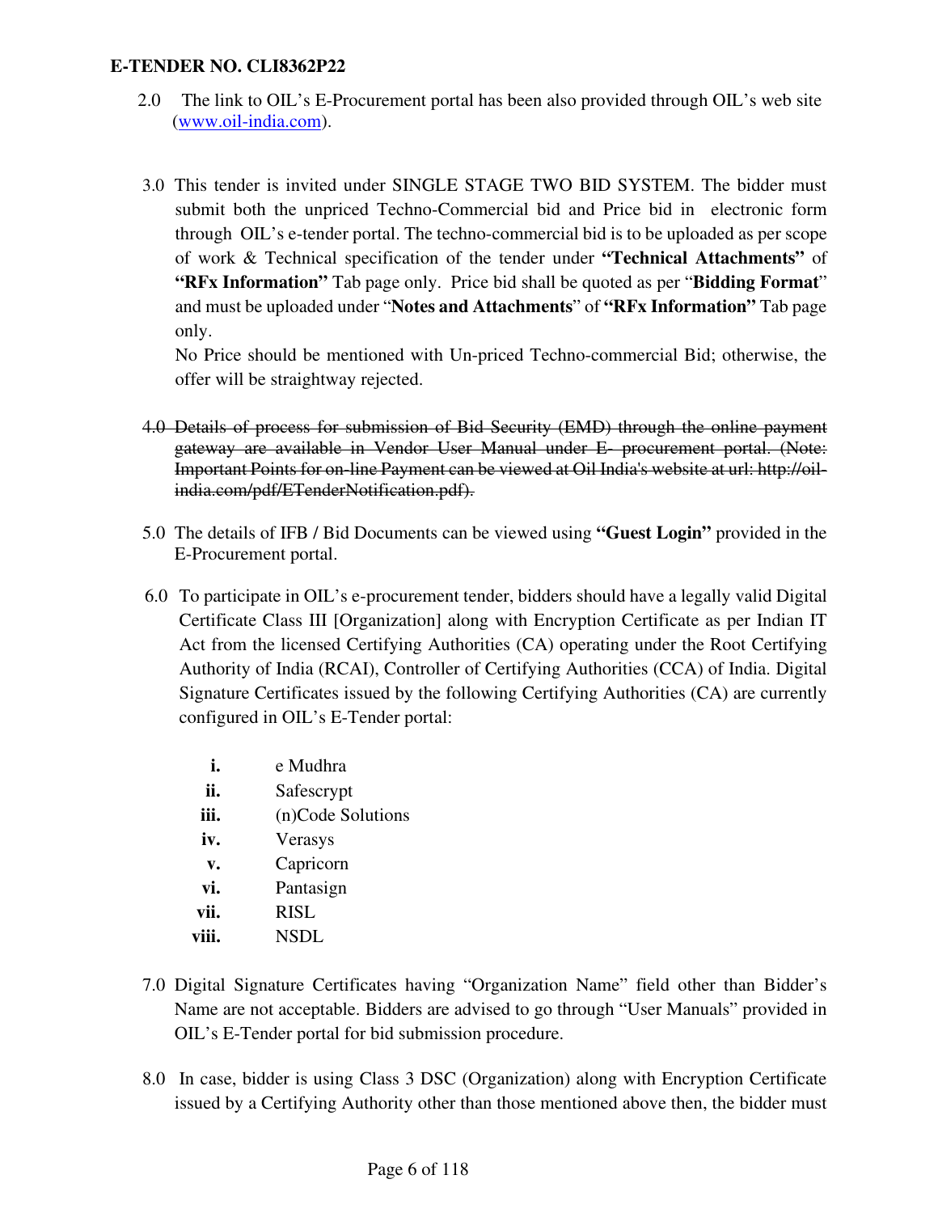2.0 The link to OIL's E-Procurement portal has been also provided through OIL's web site (www.oil-india.com).

3.0 This tender is invited under SINGLE STAGE TWO BID SYSTEM. The bidder must submit both the unpriced Techno-Commercial bid and Price bid in electronic form through OIL's e-tender portal. The techno-commercial bid is to be uploaded as per scope of work & Technical specification of the tender under **"Technical Attachments"** of **"RFx Information"** Tab page only. Price bid shall be quoted as per "**Bidding Format**" and must be uploaded under "**Notes and Attachments**" of **"RFx Information"** Tab page only.

No Price should be mentioned with Un-priced Techno-commercial Bid; otherwise, the offer will be straightway rejected.

~~4.0 Details of process for submission of Bid Security (EMD) through the online payment gateway are available in Vendor User Manual under E- procurement portal. (Note: Important Points for on-line Payment can be viewed at Oil India's website at url: http://oil-india.com/pdf/ETenderNotification.pdf).~~

5.0 The details of IFB / Bid Documents can be viewed using **"Guest Login"** provided in the E-Procurement portal.

6.0 To participate in OIL's e-procurement tender, bidders should have a legally valid Digital Certificate Class III [Organization] along with Encryption Certificate as per Indian IT Act from the licensed Certifying Authorities (CA) operating under the Root Certifying Authority of India (RCAI), Controller of Certifying Authorities (CCA) of India. Digital Signature Certificates issued by the following Certifying Authorities (CA) are currently configured in OIL's E-Tender portal:

- **i.** e Mudhra
- **ii.** Safescrypt
- **iii.** (n)Code Solutions
- **iv.** Verasys
- **v.** Capricorn
- **vi.** Pantasign
- **vii.** RISL
- **viii.** NSDL

7.0 Digital Signature Certificates having "Organization Name" field other than Bidder's Name are not acceptable. Bidders are advised to go through "User Manuals" provided in OIL's E-Tender portal for bid submission procedure.

8.0 In case, bidder is using Class 3 DSC (Organization) along with Encryption Certificate issued by a Certifying Authority other than those mentioned above then, the bidder must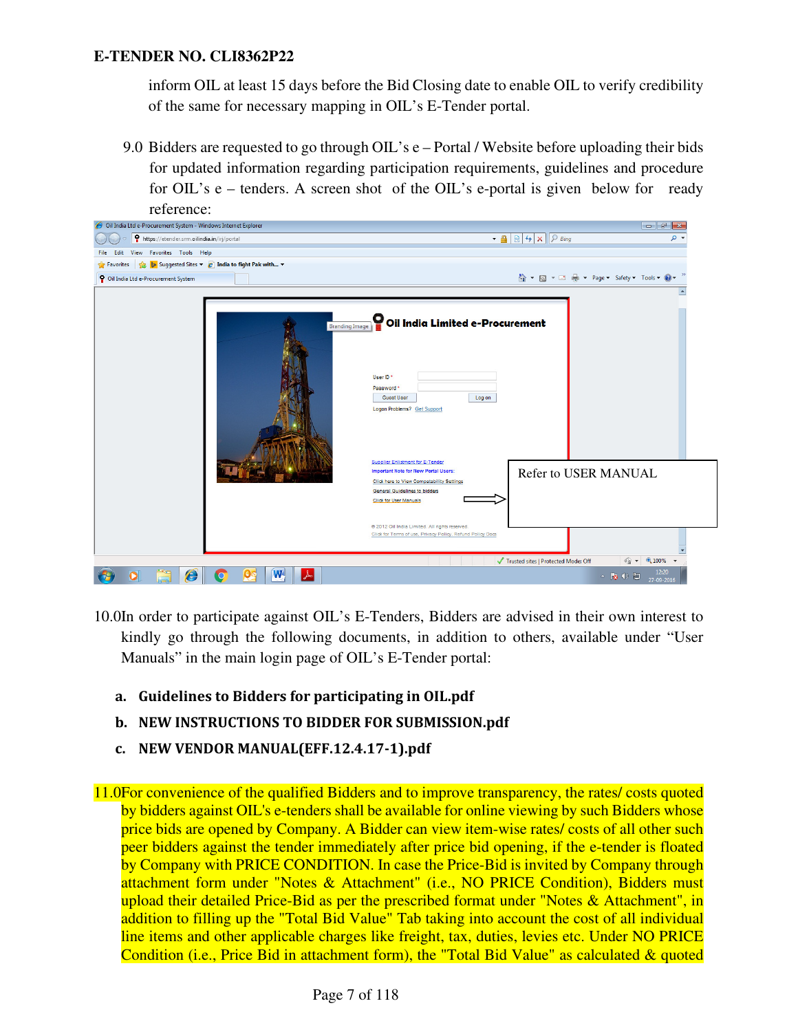inform OIL at least 15 days before the Bid Closing date to enable OIL to verify credibility of the same for necessary mapping in OIL's E-Tender portal.

9.0 Bidders are requested to go through OIL's e – Portal / Website before uploading their bids for updated information regarding participation requirements, guidelines and procedure for OIL's e – tenders. A screen shot of the OIL's e-portal is given below for ready reference:

Refer to USER MANUAL

10.0 In order to participate against OIL's E-Tenders, Bidders are advised in their own interest to kindly go through the following documents, in addition to others, available under "User Manuals" in the main login page of OIL's E-Tender portal:

a. **Guidelines to Bidders for participating in OIL.pdf**

b. **NEW INSTRUCTIONS TO BIDDER FOR SUBMISSION.pdf**

c. **NEW VENDOR MANUAL(EFF.12.4.17-1).pdf**

11.0 For convenience of the qualified Bidders and to improve transparency, the rates/ costs quoted by bidders against OIL's e-tenders shall be available for online viewing by such Bidders whose price bids are opened by Company. A Bidder can view item-wise rates/ costs of all other such peer bidders against the tender immediately after price bid opening, if the e-tender is floated by Company with PRICE CONDITION. In case the Price-Bid is invited by Company through attachment form under "Notes & Attachment" (i.e., NO PRICE Condition), Bidders must upload their detailed Price-Bid as per the prescribed format under "Notes & Attachment", in addition to filling up the "Total Bid Value" Tab taking into account the cost of all individual line items and other applicable charges like freight, tax, duties, levies etc. Under NO PRICE Condition (i.e., Price Bid in attachment form), the "Total Bid Value" as calculated & quoted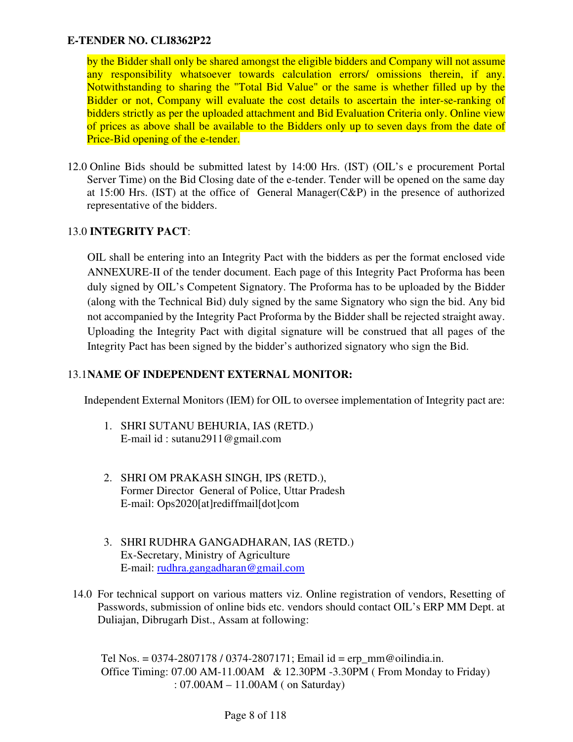by the Bidder shall only be shared amongst the eligible bidders and Company will not assume any responsibility whatsoever towards calculation errors/ omissions therein, if any. Notwithstanding to sharing the "Total Bid Value" or the same is whether filled up by the Bidder or not, Company will evaluate the cost details to ascertain the inter-se-ranking of bidders strictly as per the uploaded attachment and Bid Evaluation Criteria only. Online view of prices as above shall be available to the Bidders only up to seven days from the date of Price-Bid opening of the e-tender.

12.0 Online Bids should be submitted latest by 14:00 Hrs. (IST) (OIL's e procurement Portal Server Time) on the Bid Closing date of the e-tender. Tender will be opened on the same day at 15:00 Hrs. (IST) at the office of General Manager(C&P) in the presence of authorized representative of the bidders.

13.0 **INTEGRITY PACT**:

OIL shall be entering into an Integrity Pact with the bidders as per the format enclosed vide ANNEXURE-II of the tender document. Each page of this Integrity Pact Proforma has been duly signed by OIL's Competent Signatory. The Proforma has to be uploaded by the Bidder (along with the Technical Bid) duly signed by the same Signatory who sign the bid. Any bid not accompanied by the Integrity Pact Proforma by the Bidder shall be rejected straight away. Uploading the Integrity Pact with digital signature will be construed that all pages of the Integrity Pact has been signed by the bidder's authorized signatory who sign the Bid.

13.1 **NAME OF INDEPENDENT EXTERNAL MONITOR:**

Independent External Monitors (IEM) for OIL to oversee implementation of Integrity pact are:

1. SHRI SUTANU BEHURIA, IAS (RETD.)
   E-mail id : sutanu2911@gmail.com

2. SHRI OM PRAKASH SINGH, IPS (RETD.),
   Former Director General of Police, Uttar Pradesh
   E-mail: Ops2020[at]rediffmail[dot]com

3. SHRI RUDHRA GANGADHARAN, IAS (RETD.)
   Ex-Secretary, Ministry of Agriculture
   E-mail: rudhra.gangadharan@gmail.com

14.0 For technical support on various matters viz. Online registration of vendors, Resetting of Passwords, submission of online bids etc. vendors should contact OIL's ERP MM Dept. at Duliajan, Dibrugarh Dist., Assam at following:

Tel Nos. = 0374-2807178 / 0374-2807171; Email id = erp_mm@oilindia.in.
Office Timing: 07.00 AM-11.00AM & 12.30PM -3.30PM ( From Monday to Friday)
: 07.00AM – 11.00AM ( on Saturday)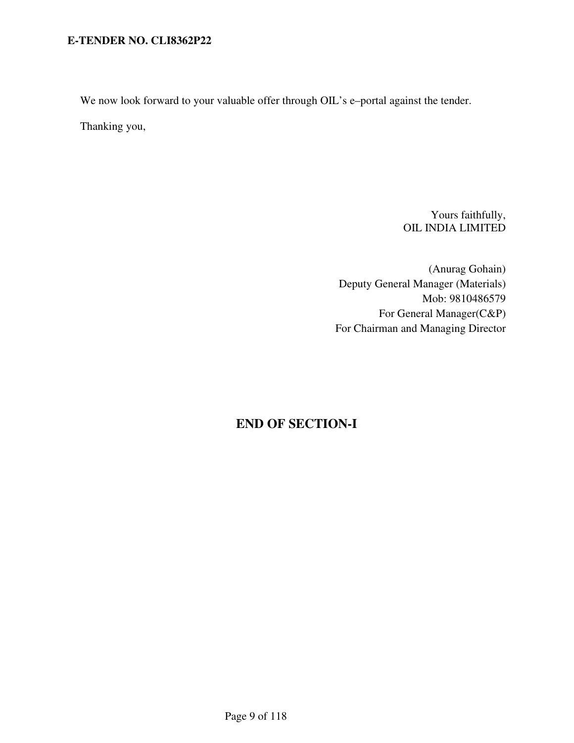We now look forward to your valuable offer through OIL's e–portal against the tender.

Thanking you,

Yours faithfully,
OIL INDIA LIMITED

(Anurag Gohain)
Deputy General Manager (Materials)
Mob: 9810486579
For General Manager(C&P)
For Chairman and Managing Director

## END OF SECTION-I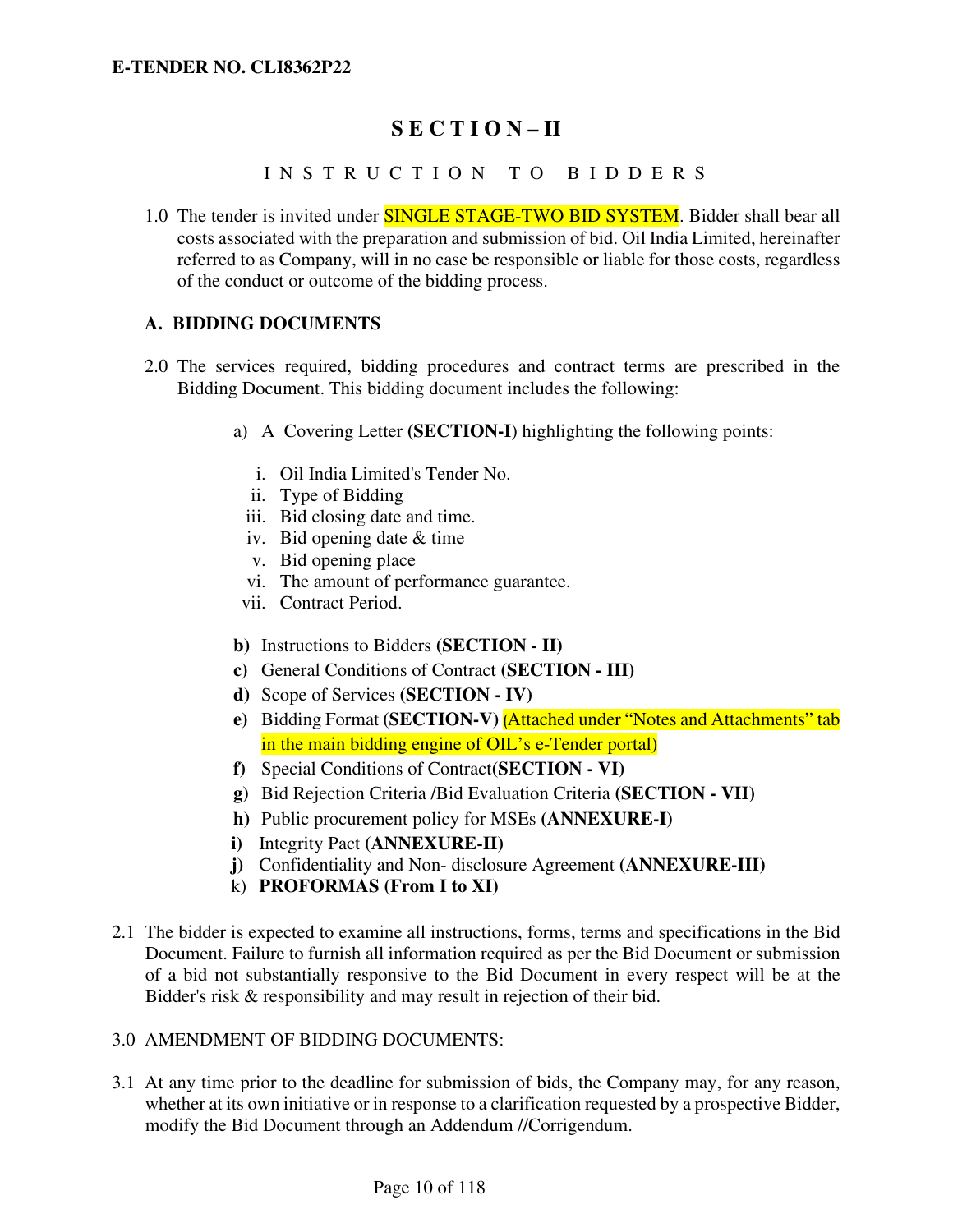**E-TENDER NO. CLI8362P22**

# S E C T I O N – II

## I N S T R U C T I O N   T O   B I D D E R S

1.0 The tender is invited under SINGLE STAGE-TWO BID SYSTEM. Bidder shall bear all costs associated with the preparation and submission of bid. Oil India Limited, hereinafter referred to as Company, will in no case be responsible or liable for those costs, regardless of the conduct or outcome of the bidding process.

### A. BIDDING DOCUMENTS

2.0 The services required, bidding procedures and contract terms are prescribed in the Bidding Document. This bidding document includes the following:

a) A Covering Letter **(SECTION-I)** highlighting the following points:

   i. Oil India Limited's Tender No.
   ii. Type of Bidding
   iii. Bid closing date and time.
   iv. Bid opening date & time
   v. Bid opening place
   vi. The amount of performance guarantee.
   vii. Contract Period.

**b)** Instructions to Bidders **(SECTION - II)**
**c)** General Conditions of Contract **(SECTION - III)**
**d)** Scope of Services **(SECTION - IV)**
**e)** Bidding Format **(SECTION-V)** (Attached under "Notes and Attachments" tab in the main bidding engine of OIL's e-Tender portal)
**f)** Special Conditions of Contract**(SECTION - VI)**
**g)** Bid Rejection Criteria /Bid Evaluation Criteria **(SECTION - VII)**
**h)** Public procurement policy for MSEs **(ANNEXURE-I)**
**i)** Integrity Pact **(ANNEXURE-II)**
**j)** Confidentiality and Non- disclosure Agreement **(ANNEXURE-III)**
k) **PROFORMAS (From I to XI)**

2.1 The bidder is expected to examine all instructions, forms, terms and specifications in the Bid Document. Failure to furnish all information required as per the Bid Document or submission of a bid not substantially responsive to the Bid Document in every respect will be at the Bidder's risk & responsibility and may result in rejection of their bid.

3.0 AMENDMENT OF BIDDING DOCUMENTS:

3.1 At any time prior to the deadline for submission of bids, the Company may, for any reason, whether at its own initiative or in response to a clarification requested by a prospective Bidder, modify the Bid Document through an Addendum //Corrigendum.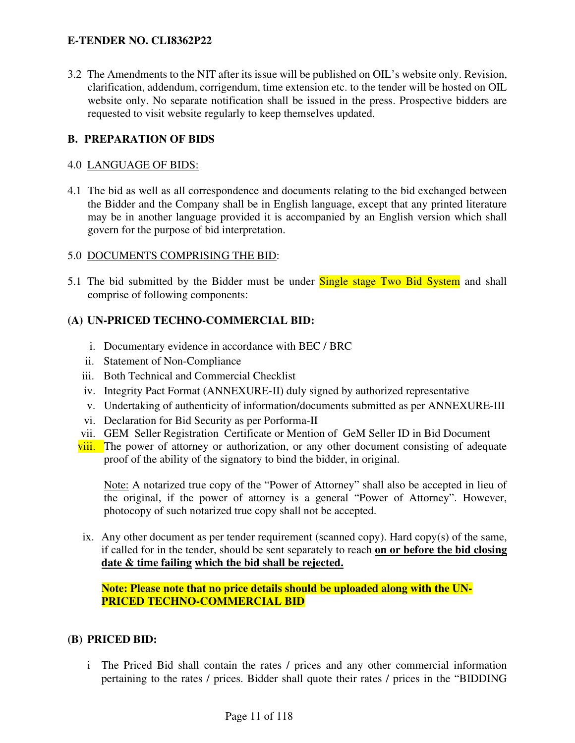3.2 The Amendments to the NIT after its issue will be published on OIL's website only. Revision, clarification, addendum, corrigendum, time extension etc. to the tender will be hosted on OIL website only. No separate notification shall be issued in the press. Prospective bidders are requested to visit website regularly to keep themselves updated.

## B. PREPARATION OF BIDS

4.0 LANGUAGE OF BIDS:

4.1 The bid as well as all correspondence and documents relating to the bid exchanged between the Bidder and the Company shall be in English language, except that any printed literature may be in another language provided it is accompanied by an English version which shall govern for the purpose of bid interpretation.

5.0 DOCUMENTS COMPRISING THE BID:

5.1 The bid submitted by the Bidder must be under Single stage Two Bid System and shall comprise of following components:

**(A) UN-PRICED TECHNO-COMMERCIAL BID:**

i. Documentary evidence in accordance with BEC / BRC
ii. Statement of Non-Compliance
iii. Both Technical and Commercial Checklist
iv. Integrity Pact Format (ANNEXURE-II) duly signed by authorized representative
v. Undertaking of authenticity of information/documents submitted as per ANNEXURE-III
vi. Declaration for Bid Security as per Porforma-II
vii. GEM Seller Registration Certificate or Mention of GeM Seller ID in Bid Document
viii. The power of attorney or authorization, or any other document consisting of adequate proof of the ability of the signatory to bind the bidder, in original.

Note: A notarized true copy of the "Power of Attorney" shall also be accepted in lieu of the original, if the power of attorney is a general "Power of Attorney". However, photocopy of such notarized true copy shall not be accepted.

ix. Any other document as per tender requirement (scanned copy). Hard copy(s) of the same, if called for in the tender, should be sent separately to reach **on or before the bid closing date & time failing which the bid shall be rejected.**

**Note: Please note that no price details should be uploaded along with the UN-PRICED TECHNO-COMMERCIAL BID**

**(B) PRICED BID:**

i The Priced Bid shall contain the rates / prices and any other commercial information pertaining to the rates / prices. Bidder shall quote their rates / prices in the "BIDDING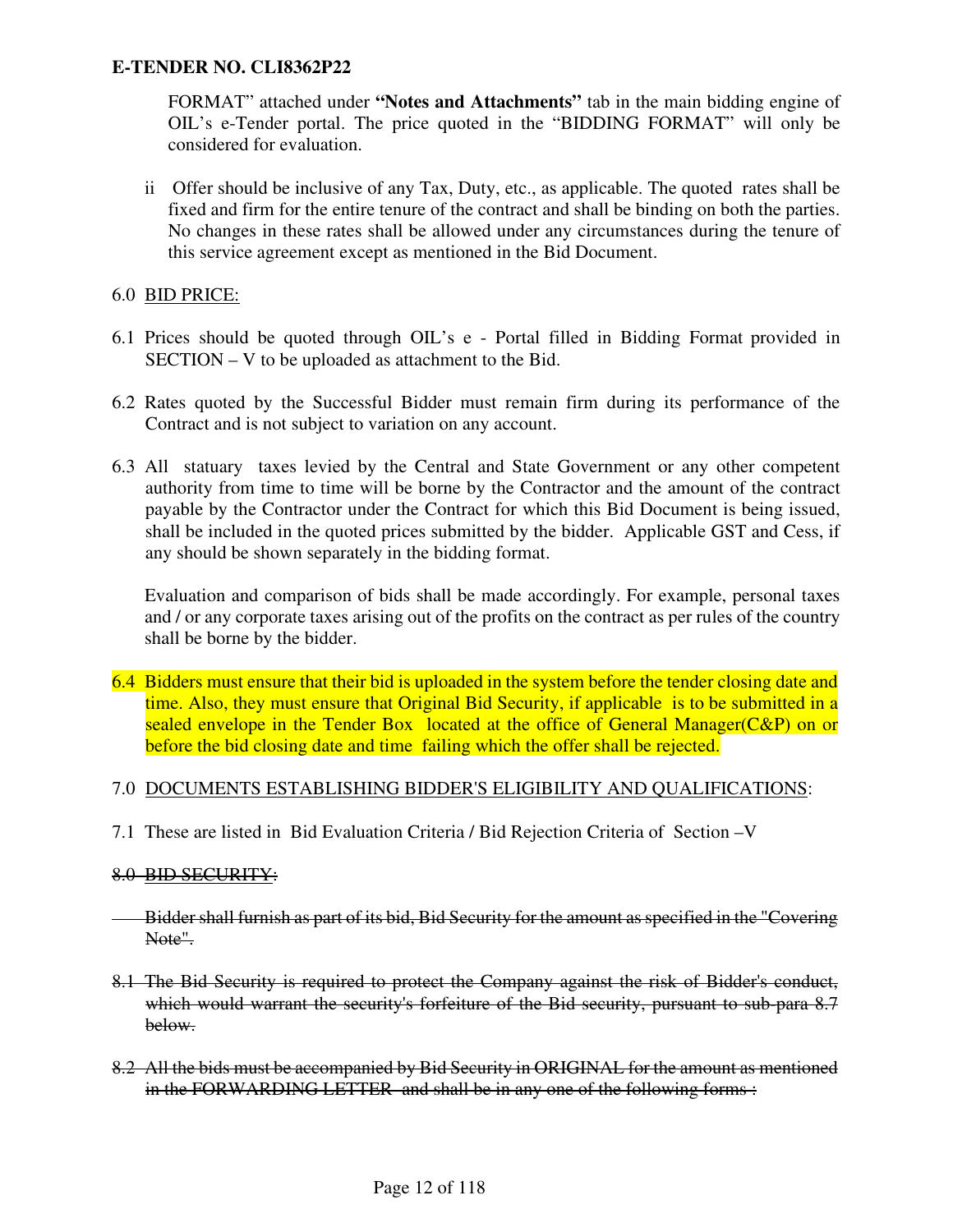FORMAT" attached under **"Notes and Attachments"** tab in the main bidding engine of OIL's e-Tender portal. The price quoted in the "BIDDING FORMAT" will only be considered for evaluation.

ii Offer should be inclusive of any Tax, Duty, etc., as applicable. The quoted rates shall be fixed and firm for the entire tenure of the contract and shall be binding on both the parties. No changes in these rates shall be allowed under any circumstances during the tenure of this service agreement except as mentioned in the Bid Document.

6.0 BID PRICE:

6.1 Prices should be quoted through OIL's e - Portal filled in Bidding Format provided in SECTION – V to be uploaded as attachment to the Bid.

6.2 Rates quoted by the Successful Bidder must remain firm during its performance of the Contract and is not subject to variation on any account.

6.3 All statuary taxes levied by the Central and State Government or any other competent authority from time to time will be borne by the Contractor and the amount of the contract payable by the Contractor under the Contract for which this Bid Document is being issued, shall be included in the quoted prices submitted by the bidder. Applicable GST and Cess, if any should be shown separately in the bidding format.

Evaluation and comparison of bids shall be made accordingly. For example, personal taxes and / or any corporate taxes arising out of the profits on the contract as per rules of the country shall be borne by the bidder.

6.4 Bidders must ensure that their bid is uploaded in the system before the tender closing date and time. Also, they must ensure that Original Bid Security, if applicable is to be submitted in a sealed envelope in the Tender Box located at the office of General Manager(C&P) on or before the bid closing date and time failing which the offer shall be rejected.

7.0 DOCUMENTS ESTABLISHING BIDDER'S ELIGIBILITY AND QUALIFICATIONS:

7.1 These are listed in Bid Evaluation Criteria / Bid Rejection Criteria of Section –V

~~8.0 BID SECURITY:~~

~~Bidder shall furnish as part of its bid, Bid Security for the amount as specified in the "Covering Note".~~

~~8.1 The Bid Security is required to protect the Company against the risk of Bidder's conduct, which would warrant the security's forfeiture of the Bid security, pursuant to sub-para 8.7 below.~~

~~8.2 All the bids must be accompanied by Bid Security in ORIGINAL for the amount as mentioned in the FORWARDING LETTER and shall be in any one of the following forms :~~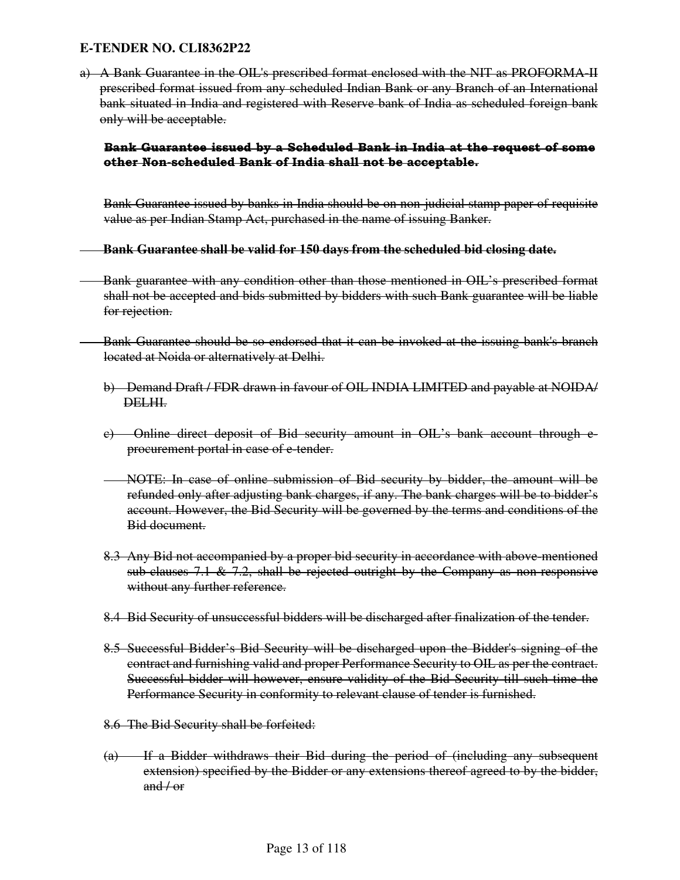**E-TENDER NO. CLI8362P22**

~~a) A Bank Guarantee in the OIL's prescribed format enclosed with the NIT as PROFORMA-II prescribed format issued from any scheduled Indian Bank or any Branch of an International bank situated in India and registered with Reserve bank of India as scheduled foreign bank only will be acceptable.~~

~~**Bank Guarantee issued by a Scheduled Bank in India at the request of some other Non-scheduled Bank of India shall not be acceptable.**~~

~~Bank Guarantee issued by banks in India should be on non-judicial stamp paper of requisite value as per Indian Stamp Act, purchased in the name of issuing Banker.~~

~~**Bank Guarantee shall be valid for 150 days from the scheduled bid closing date.**~~

~~Bank guarantee with any condition other than those mentioned in OIL's prescribed format shall not be accepted and bids submitted by bidders with such Bank guarantee will be liable for rejection.~~

~~Bank Guarantee should be so endorsed that it can be invoked at the issuing bank's branch located at Noida or alternatively at Delhi.~~

~~b) Demand Draft / FDR drawn in favour of OIL INDIA LIMITED and payable at NOIDA/ DELHI.~~

~~c) Online direct deposit of Bid security amount in OIL's bank account through e-procurement portal in case of e-tender.~~

~~NOTE: In case of online submission of Bid security by bidder, the amount will be refunded only after adjusting bank charges, if any. The bank charges will be to bidder's account. However, the Bid Security will be governed by the terms and conditions of the Bid document.~~

~~8.3 Any Bid not accompanied by a proper bid security in accordance with above-mentioned sub-clauses 7.1 & 7.2, shall be rejected outright by the Company as non-responsive without any further reference.~~

~~8.4 Bid Security of unsuccessful bidders will be discharged after finalization of the tender.~~

~~8.5 Successful Bidder's Bid Security will be discharged upon the Bidder's signing of the contract and furnishing valid and proper Performance Security to OIL as per the contract. Successful bidder will however, ensure validity of the Bid Security till such time the Performance Security in conformity to relevant clause of tender is furnished.~~

~~8.6 The Bid Security shall be forfeited:~~

~~(a) If a Bidder withdraws their Bid during the period of (including any subsequent extension) specified by the Bidder or any extensions thereof agreed to by the bidder, and / or~~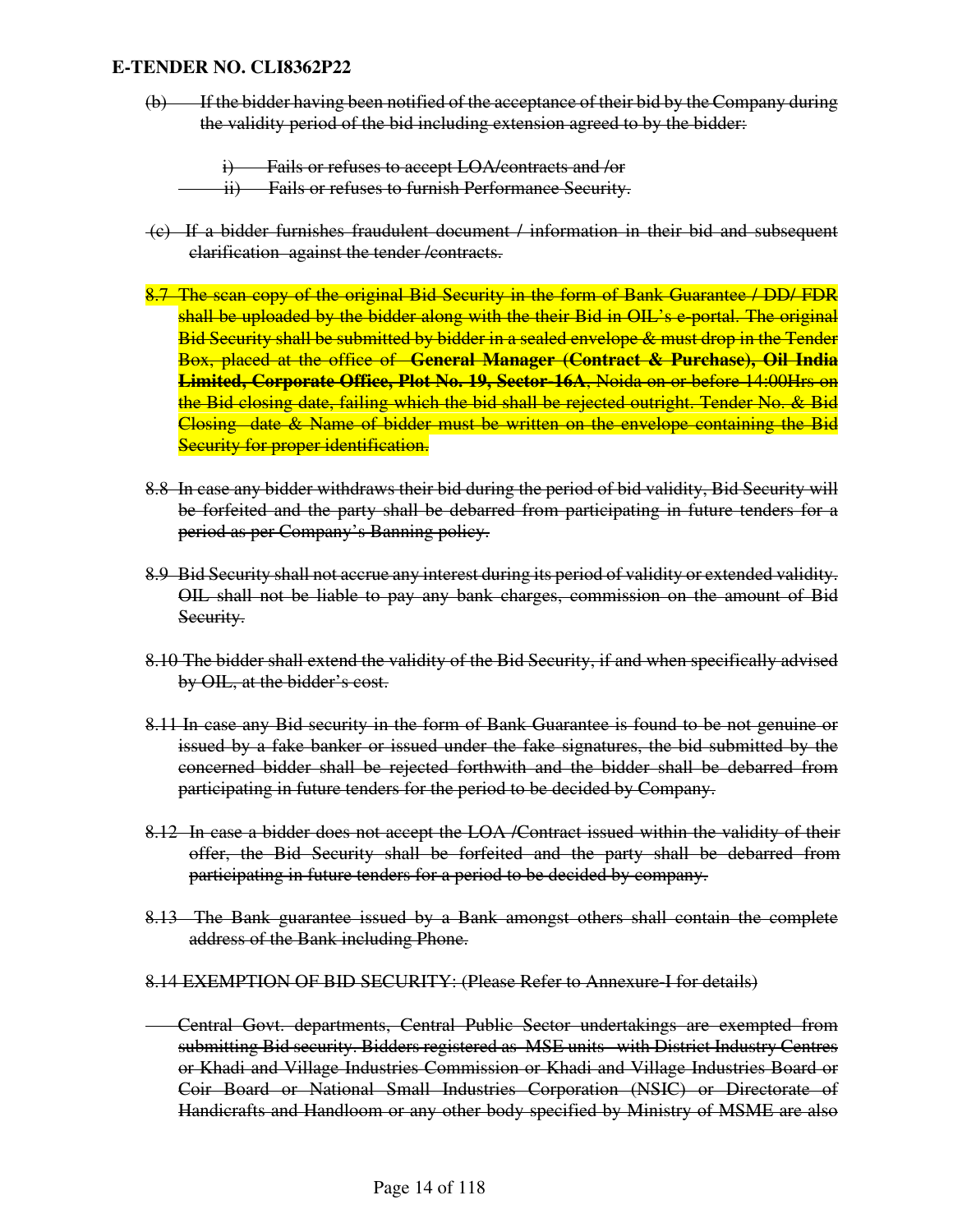~~(b) If the bidder having been notified of the acceptance of their bid by the Company during the validity period of the bid including extension agreed to by the bidder:~~

~~i) Fails or refuses to accept LOA/contracts and /or~~
~~ii) Fails or refuses to furnish Performance Security.~~

~~(c) If a bidder furnishes fraudulent document / information in their bid and subsequent clarification against the tender /contracts.~~

~~8.7 The scan copy of the original Bid Security in the form of Bank Guarantee / DD/ FDR shall be uploaded by the bidder along with the their Bid in OIL's e-portal. The original Bid Security shall be submitted by bidder in a sealed envelope & must drop in the Tender Box, placed at the office of **General Manager (Contract & Purchase), Oil India Limited, Corporate Office, Plot No. 19, Sector-16A**, Noida on or before 14:00Hrs on the Bid closing date, failing which the bid shall be rejected outright. Tender No. & Bid Closing date & Name of bidder must be written on the envelope containing the Bid Security for proper identification.~~

~~8.8 In case any bidder withdraws their bid during the period of bid validity, Bid Security will be forfeited and the party shall be debarred from participating in future tenders for a period as per Company's Banning policy.~~

~~8.9 Bid Security shall not accrue any interest during its period of validity or extended validity. OIL shall not be liable to pay any bank charges, commission on the amount of Bid Security.~~

~~8.10 The bidder shall extend the validity of the Bid Security, if and when specifically advised by OIL, at the bidder's cost.~~

~~8.11 In case any Bid security in the form of Bank Guarantee is found to be not genuine or issued by a fake banker or issued under the fake signatures, the bid submitted by the concerned bidder shall be rejected forthwith and the bidder shall be debarred from participating in future tenders for the period to be decided by Company.~~

~~8.12 In case a bidder does not accept the LOA /Contract issued within the validity of their offer, the Bid Security shall be forfeited and the party shall be debarred from participating in future tenders for a period to be decided by company.~~

~~8.13 The Bank guarantee issued by a Bank amongst others shall contain the complete address of the Bank including Phone.~~

~~8.14 EXEMPTION OF BID SECURITY: (Please Refer to Annexure-I for details)~~

~~Central Govt. departments, Central Public Sector undertakings are exempted from submitting Bid security. Bidders registered as MSE units with District Industry Centres or Khadi and Village Industries Commission or Khadi and Village Industries Board or Coir Board or National Small Industries Corporation (NSIC) or Directorate of Handicrafts and Handloom or any other body specified by Ministry of MSME are also~~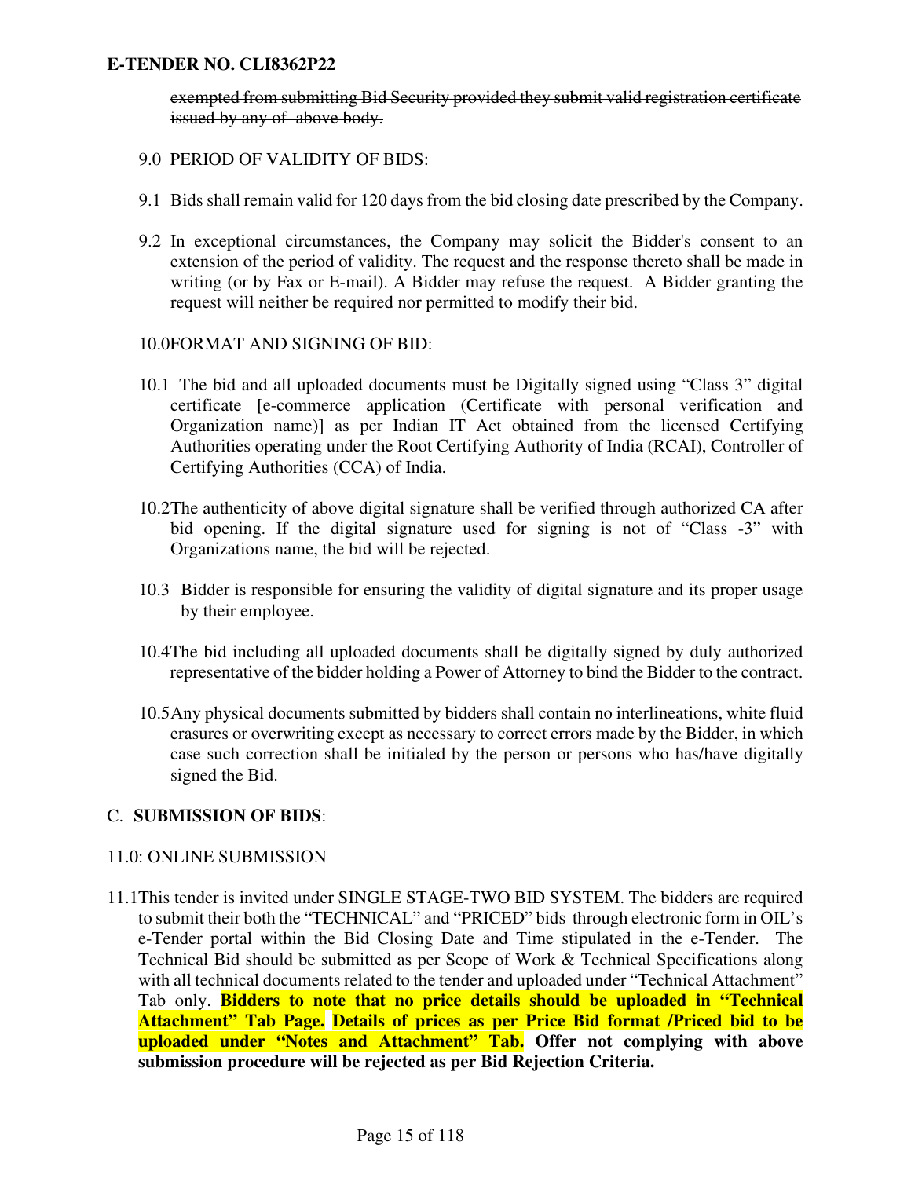~~exempted from submitting Bid Security provided they submit valid registration certificate issued by any of above body.~~

9.0 PERIOD OF VALIDITY OF BIDS:

9.1 Bids shall remain valid for 120 days from the bid closing date prescribed by the Company.

9.2 In exceptional circumstances, the Company may solicit the Bidder's consent to an extension of the period of validity. The request and the response thereto shall be made in writing (or by Fax or E-mail). A Bidder may refuse the request. A Bidder granting the request will neither be required nor permitted to modify their bid.

10.0FORMAT AND SIGNING OF BID:

10.1 The bid and all uploaded documents must be Digitally signed using "Class 3" digital certificate [e-commerce application (Certificate with personal verification and Organization name)] as per Indian IT Act obtained from the licensed Certifying Authorities operating under the Root Certifying Authority of India (RCAI), Controller of Certifying Authorities (CCA) of India.

10.2The authenticity of above digital signature shall be verified through authorized CA after bid opening. If the digital signature used for signing is not of "Class -3" with Organizations name, the bid will be rejected.

10.3 Bidder is responsible for ensuring the validity of digital signature and its proper usage by their employee.

10.4The bid including all uploaded documents shall be digitally signed by duly authorized representative of the bidder holding a Power of Attorney to bind the Bidder to the contract.

10.5Any physical documents submitted by bidders shall contain no interlineations, white fluid erasures or overwriting except as necessary to correct errors made by the Bidder, in which case such correction shall be initialed by the person or persons who has/have digitally signed the Bid.

## C. **SUBMISSION OF BIDS**:

11.0: ONLINE SUBMISSION

11.1This tender is invited under SINGLE STAGE-TWO BID SYSTEM. The bidders are required to submit their both the "TECHNICAL" and "PRICED" bids through electronic form in OIL's e-Tender portal within the Bid Closing Date and Time stipulated in the e-Tender. The Technical Bid should be submitted as per Scope of Work & Technical Specifications along with all technical documents related to the tender and uploaded under "Technical Attachment" Tab only. **Bidders to note that no price details should be uploaded in "Technical Attachment" Tab Page. Details of prices as per Price Bid format /Priced bid to be uploaded under "Notes and Attachment" Tab. Offer not complying with above submission procedure will be rejected as per Bid Rejection Criteria.**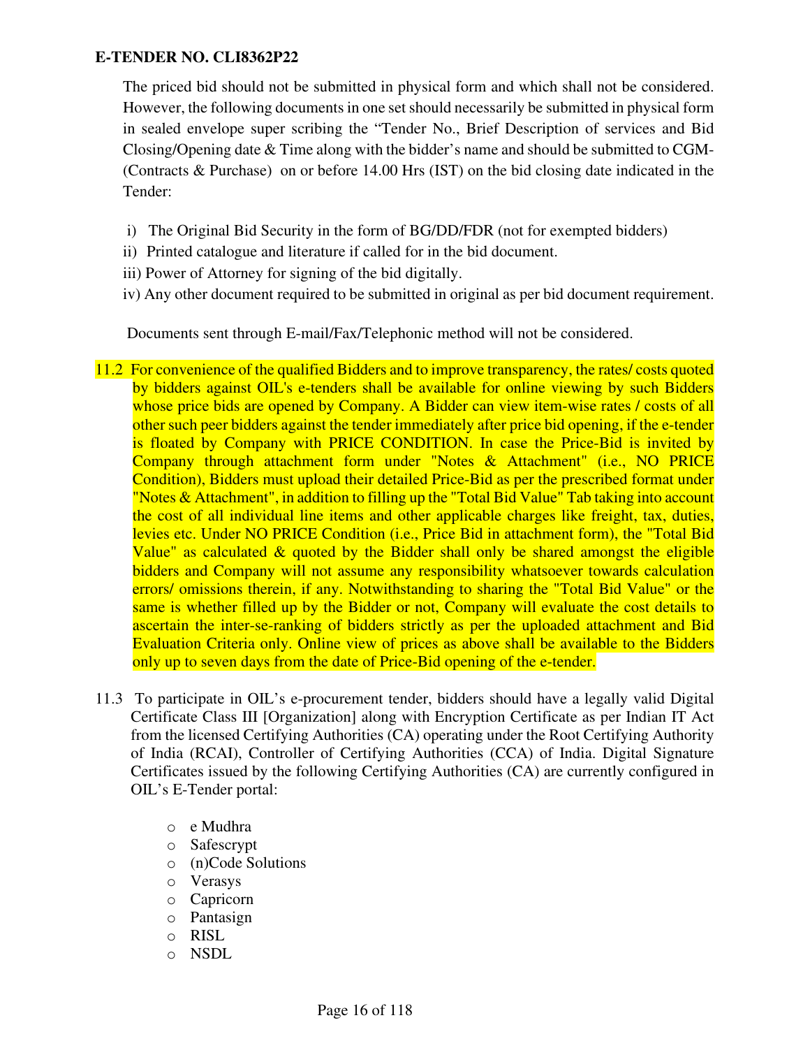**E-TENDER NO. CLI8362P22**

The priced bid should not be submitted in physical form and which shall not be considered. However, the following documents in one set should necessarily be submitted in physical form in sealed envelope super scribing the "Tender No., Brief Description of services and Bid Closing/Opening date & Time along with the bidder's name and should be submitted to CGM-(Contracts & Purchase) on or before 14.00 Hrs (IST) on the bid closing date indicated in the Tender:

i) The Original Bid Security in the form of BG/DD/FDR (not for exempted bidders)
ii) Printed catalogue and literature if called for in the bid document.
iii) Power of Attorney for signing of the bid digitally.
iv) Any other document required to be submitted in original as per bid document requirement.

Documents sent through E-mail/Fax/Telephonic method will not be considered.

11.2 For convenience of the qualified Bidders and to improve transparency, the rates/ costs quoted by bidders against OIL's e-tenders shall be available for online viewing by such Bidders whose price bids are opened by Company. A Bidder can view item-wise rates / costs of all other such peer bidders against the tender immediately after price bid opening, if the e-tender is floated by Company with PRICE CONDITION. In case the Price-Bid is invited by Company through attachment form under "Notes & Attachment" (i.e., NO PRICE Condition), Bidders must upload their detailed Price-Bid as per the prescribed format under "Notes & Attachment", in addition to filling up the "Total Bid Value" Tab taking into account the cost of all individual line items and other applicable charges like freight, tax, duties, levies etc. Under NO PRICE Condition (i.e., Price Bid in attachment form), the "Total Bid Value" as calculated & quoted by the Bidder shall only be shared amongst the eligible bidders and Company will not assume any responsibility whatsoever towards calculation errors/ omissions therein, if any. Notwithstanding to sharing the "Total Bid Value" or the same is whether filled up by the Bidder or not, Company will evaluate the cost details to ascertain the inter-se-ranking of bidders strictly as per the uploaded attachment and Bid Evaluation Criteria only. Online view of prices as above shall be available to the Bidders only up to seven days from the date of Price-Bid opening of the e-tender.

11.3 To participate in OIL's e-procurement tender, bidders should have a legally valid Digital Certificate Class III [Organization] along with Encryption Certificate as per Indian IT Act from the licensed Certifying Authorities (CA) operating under the Root Certifying Authority of India (RCAI), Controller of Certifying Authorities (CCA) of India. Digital Signature Certificates issued by the following Certifying Authorities (CA) are currently configured in OIL's E-Tender portal:

- e Mudhra
- Safescrypt
- (n)Code Solutions
- Verasys
- Capricorn
- Pantasign
- RISL
- NSDL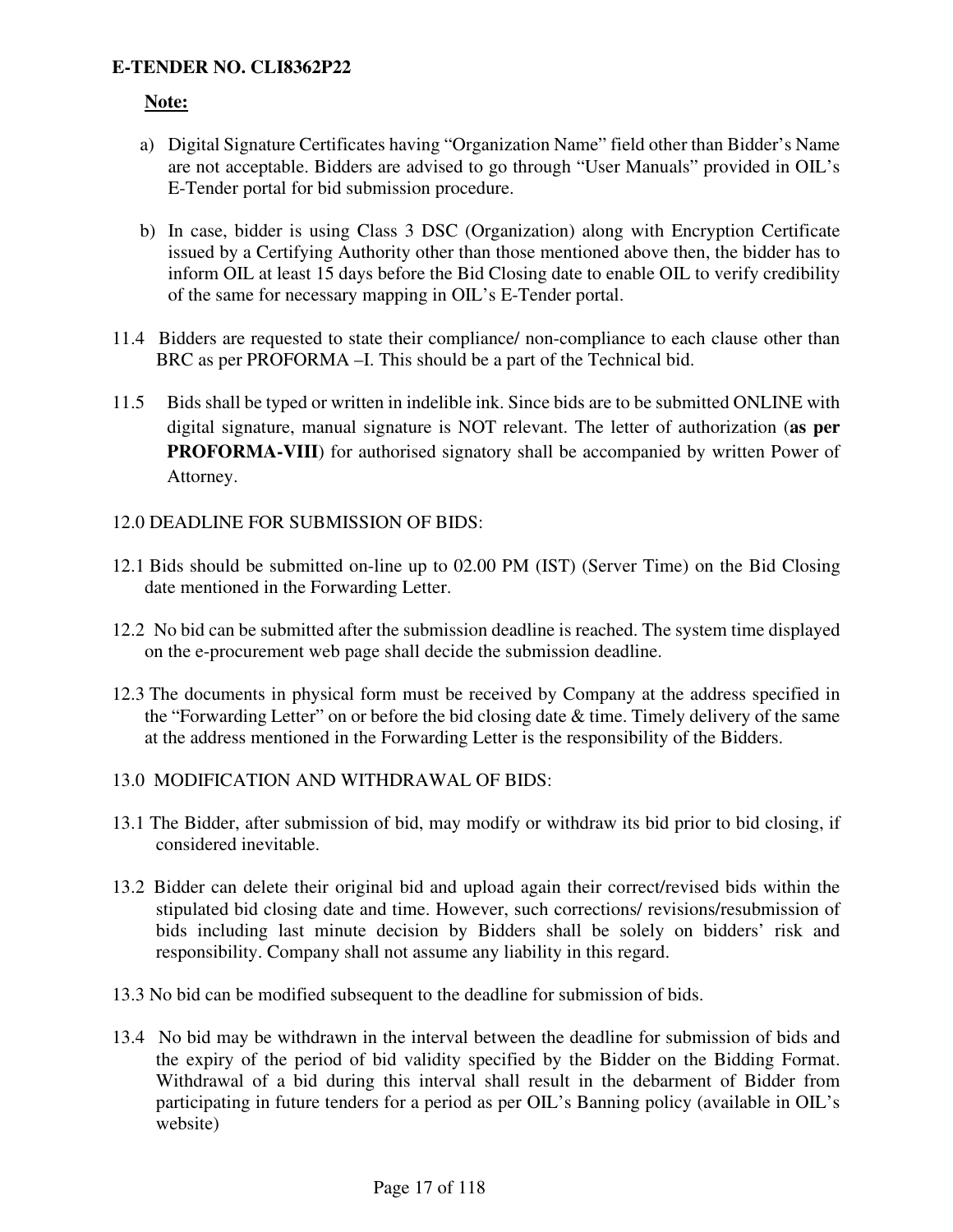**Note:**

a) Digital Signature Certificates having "Organization Name" field other than Bidder's Name are not acceptable. Bidders are advised to go through "User Manuals" provided in OIL's E-Tender portal for bid submission procedure.

b) In case, bidder is using Class 3 DSC (Organization) along with Encryption Certificate issued by a Certifying Authority other than those mentioned above then, the bidder has to inform OIL at least 15 days before the Bid Closing date to enable OIL to verify credibility of the same for necessary mapping in OIL's E-Tender portal.

11.4 Bidders are requested to state their compliance/ non-compliance to each clause other than BRC as per PROFORMA –I. This should be a part of the Technical bid.

11.5 Bids shall be typed or written in indelible ink. Since bids are to be submitted ONLINE with digital signature, manual signature is NOT relevant. The letter of authorization (**as per PROFORMA-VIII**) for authorised signatory shall be accompanied by written Power of Attorney.

12.0 DEADLINE FOR SUBMISSION OF BIDS:

12.1 Bids should be submitted on-line up to 02.00 PM (IST) (Server Time) on the Bid Closing date mentioned in the Forwarding Letter.

12.2 No bid can be submitted after the submission deadline is reached. The system time displayed on the e-procurement web page shall decide the submission deadline.

12.3 The documents in physical form must be received by Company at the address specified in the "Forwarding Letter" on or before the bid closing date & time. Timely delivery of the same at the address mentioned in the Forwarding Letter is the responsibility of the Bidders.

13.0 MODIFICATION AND WITHDRAWAL OF BIDS:

13.1 The Bidder, after submission of bid, may modify or withdraw its bid prior to bid closing, if considered inevitable.

13.2 Bidder can delete their original bid and upload again their correct/revised bids within the stipulated bid closing date and time. However, such corrections/ revisions/resubmission of bids including last minute decision by Bidders shall be solely on bidders' risk and responsibility. Company shall not assume any liability in this regard.

13.3 No bid can be modified subsequent to the deadline for submission of bids.

13.4 No bid may be withdrawn in the interval between the deadline for submission of bids and the expiry of the period of bid validity specified by the Bidder on the Bidding Format. Withdrawal of a bid during this interval shall result in the debarment of Bidder from participating in future tenders for a period as per OIL's Banning policy (available in OIL's website)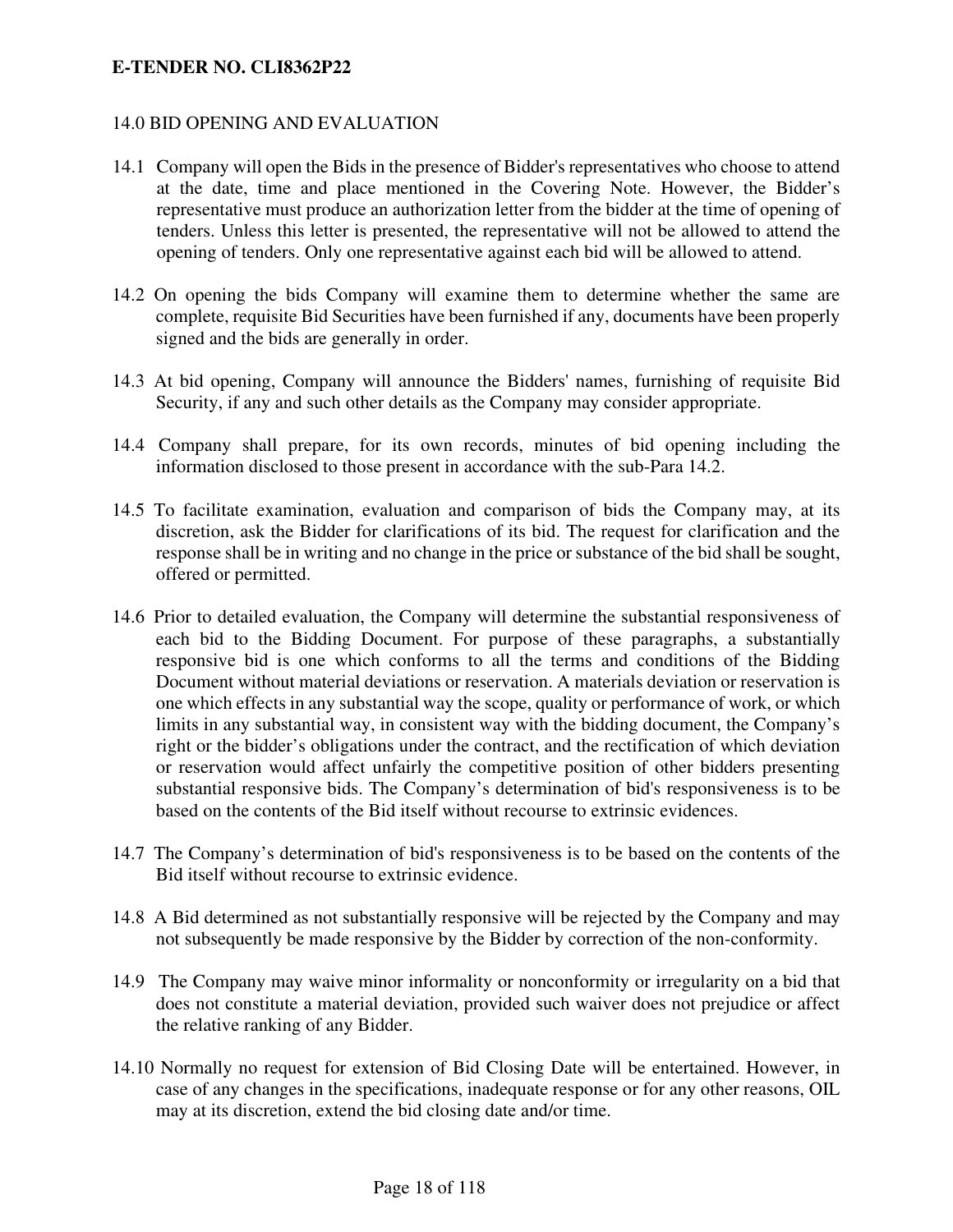## 14.0 BID OPENING AND EVALUATION

14.1 Company will open the Bids in the presence of Bidder's representatives who choose to attend at the date, time and place mentioned in the Covering Note. However, the Bidder's representative must produce an authorization letter from the bidder at the time of opening of tenders. Unless this letter is presented, the representative will not be allowed to attend the opening of tenders. Only one representative against each bid will be allowed to attend.

14.2 On opening the bids Company will examine them to determine whether the same are complete, requisite Bid Securities have been furnished if any, documents have been properly signed and the bids are generally in order.

14.3 At bid opening, Company will announce the Bidders' names, furnishing of requisite Bid Security, if any and such other details as the Company may consider appropriate.

14.4 Company shall prepare, for its own records, minutes of bid opening including the information disclosed to those present in accordance with the sub-Para 14.2.

14.5 To facilitate examination, evaluation and comparison of bids the Company may, at its discretion, ask the Bidder for clarifications of its bid. The request for clarification and the response shall be in writing and no change in the price or substance of the bid shall be sought, offered or permitted.

14.6 Prior to detailed evaluation, the Company will determine the substantial responsiveness of each bid to the Bidding Document. For purpose of these paragraphs, a substantially responsive bid is one which conforms to all the terms and conditions of the Bidding Document without material deviations or reservation. A materials deviation or reservation is one which effects in any substantial way the scope, quality or performance of work, or which limits in any substantial way, in consistent way with the bidding document, the Company's right or the bidder's obligations under the contract, and the rectification of which deviation or reservation would affect unfairly the competitive position of other bidders presenting substantial responsive bids. The Company's determination of bid's responsiveness is to be based on the contents of the Bid itself without recourse to extrinsic evidences.

14.7 The Company's determination of bid's responsiveness is to be based on the contents of the Bid itself without recourse to extrinsic evidence.

14.8 A Bid determined as not substantially responsive will be rejected by the Company and may not subsequently be made responsive by the Bidder by correction of the non-conformity.

14.9 The Company may waive minor informality or nonconformity or irregularity on a bid that does not constitute a material deviation, provided such waiver does not prejudice or affect the relative ranking of any Bidder.

14.10 Normally no request for extension of Bid Closing Date will be entertained. However, in case of any changes in the specifications, inadequate response or for any other reasons, OIL may at its discretion, extend the bid closing date and/or time.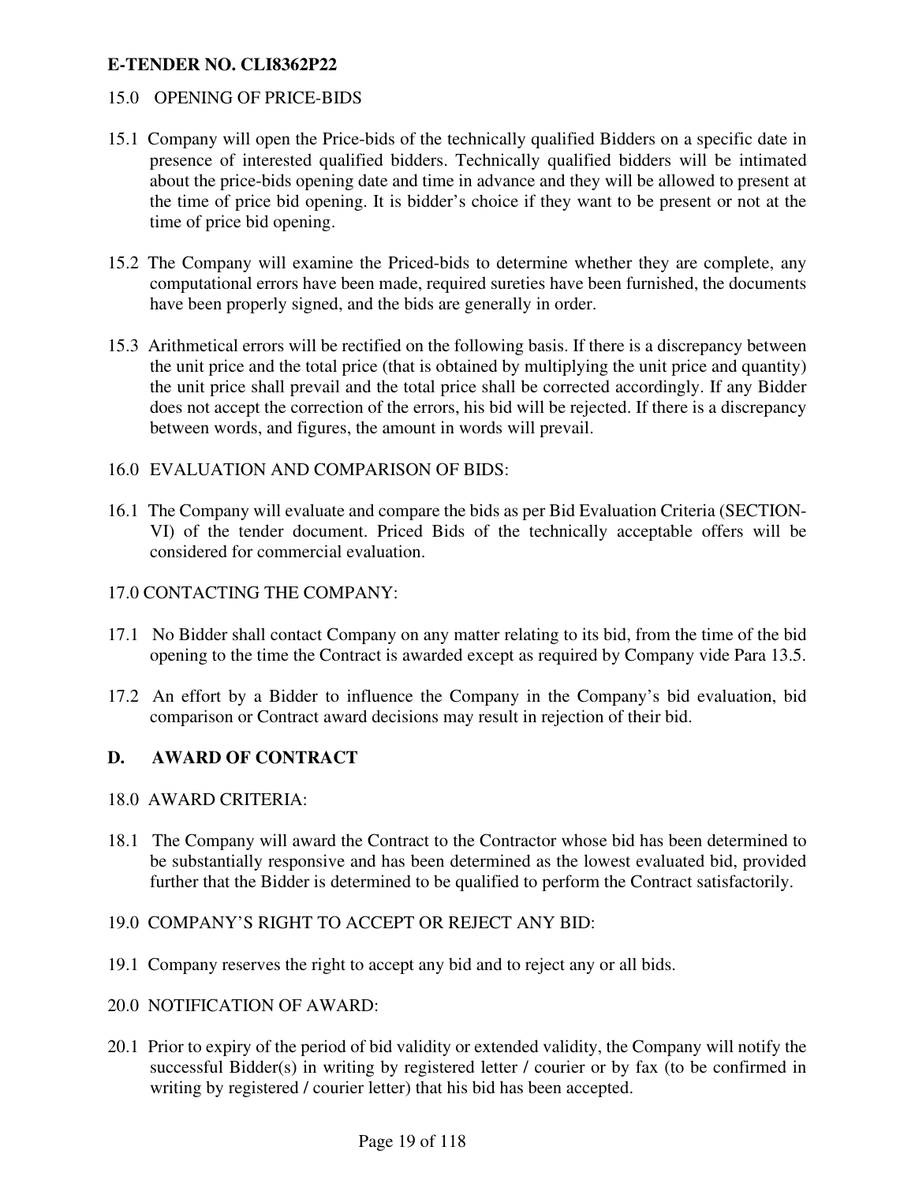15.0 OPENING OF PRICE-BIDS

15.1 Company will open the Price-bids of the technically qualified Bidders on a specific date in presence of interested qualified bidders. Technically qualified bidders will be intimated about the price-bids opening date and time in advance and they will be allowed to present at the time of price bid opening. It is bidder's choice if they want to be present or not at the time of price bid opening.

15.2 The Company will examine the Priced-bids to determine whether they are complete, any computational errors have been made, required sureties have been furnished, the documents have been properly signed, and the bids are generally in order.

15.3 Arithmetical errors will be rectified on the following basis. If there is a discrepancy between the unit price and the total price (that is obtained by multiplying the unit price and quantity) the unit price shall prevail and the total price shall be corrected accordingly. If any Bidder does not accept the correction of the errors, his bid will be rejected. If there is a discrepancy between words, and figures, the amount in words will prevail.

16.0 EVALUATION AND COMPARISON OF BIDS:

16.1 The Company will evaluate and compare the bids as per Bid Evaluation Criteria (SECTION-VI) of the tender document. Priced Bids of the technically acceptable offers will be considered for commercial evaluation.

17.0 CONTACTING THE COMPANY:

17.1 No Bidder shall contact Company on any matter relating to its bid, from the time of the bid opening to the time the Contract is awarded except as required by Company vide Para 13.5.

17.2 An effort by a Bidder to influence the Company in the Company's bid evaluation, bid comparison or Contract award decisions may result in rejection of their bid.

## D. AWARD OF CONTRACT

18.0 AWARD CRITERIA:

18.1 The Company will award the Contract to the Contractor whose bid has been determined to be substantially responsive and has been determined as the lowest evaluated bid, provided further that the Bidder is determined to be qualified to perform the Contract satisfactorily.

19.0 COMPANY'S RIGHT TO ACCEPT OR REJECT ANY BID:

19.1 Company reserves the right to accept any bid and to reject any or all bids.

20.0 NOTIFICATION OF AWARD:

20.1 Prior to expiry of the period of bid validity or extended validity, the Company will notify the successful Bidder(s) in writing by registered letter / courier or by fax (to be confirmed in writing by registered / courier letter) that his bid has been accepted.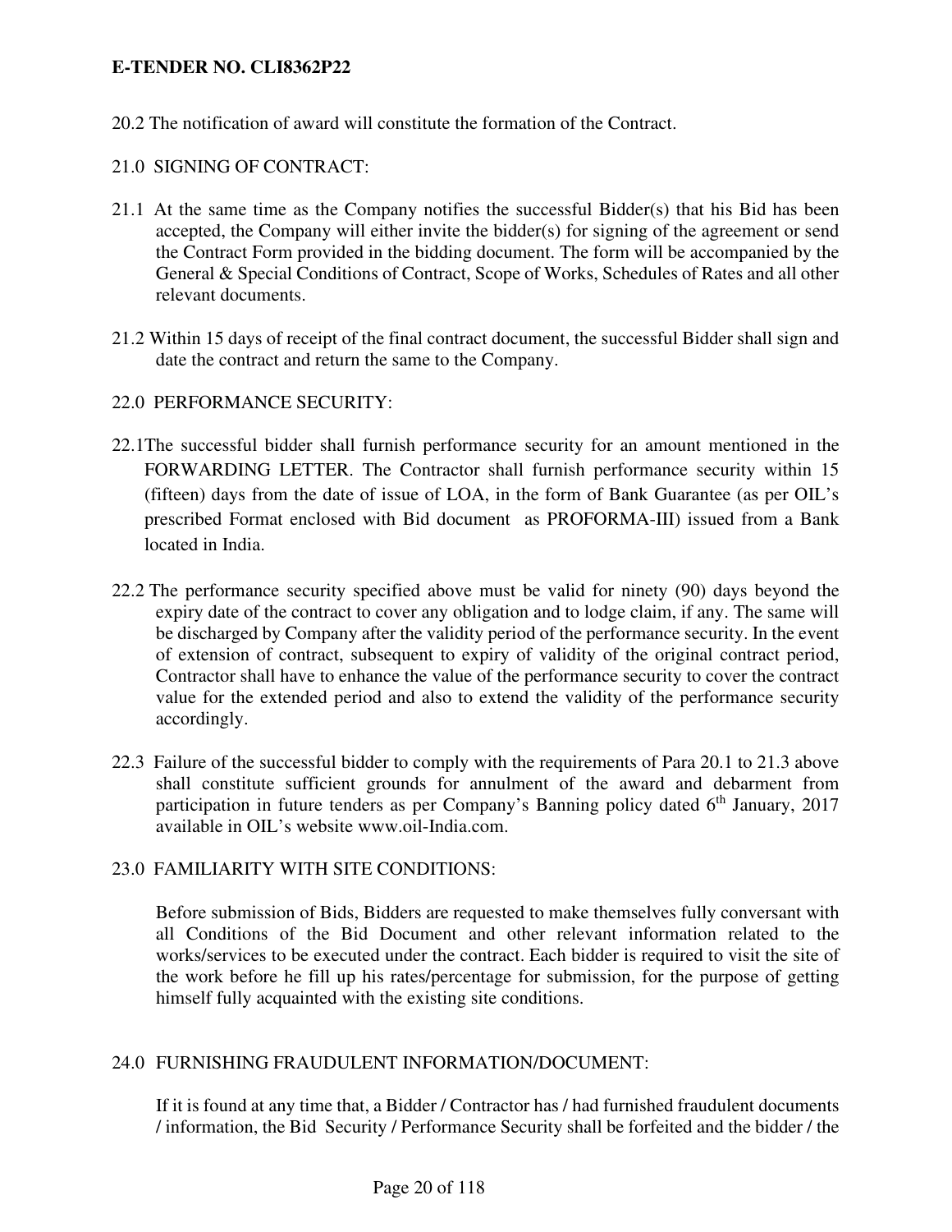20.2 The notification of award will constitute the formation of the Contract.

21.0 SIGNING OF CONTRACT:

21.1 At the same time as the Company notifies the successful Bidder(s) that his Bid has been accepted, the Company will either invite the bidder(s) for signing of the agreement or send the Contract Form provided in the bidding document. The form will be accompanied by the General & Special Conditions of Contract, Scope of Works, Schedules of Rates and all other relevant documents.

21.2 Within 15 days of receipt of the final contract document, the successful Bidder shall sign and date the contract and return the same to the Company.

22.0 PERFORMANCE SECURITY:

22.1The successful bidder shall furnish performance security for an amount mentioned in the FORWARDING LETTER. The Contractor shall furnish performance security within 15 (fifteen) days from the date of issue of LOA, in the form of Bank Guarantee (as per OIL's prescribed Format enclosed with Bid document as PROFORMA-III) issued from a Bank located in India.

22.2 The performance security specified above must be valid for ninety (90) days beyond the expiry date of the contract to cover any obligation and to lodge claim, if any. The same will be discharged by Company after the validity period of the performance security. In the event of extension of contract, subsequent to expiry of validity of the original contract period, Contractor shall have to enhance the value of the performance security to cover the contract value for the extended period and also to extend the validity of the performance security accordingly.

22.3 Failure of the successful bidder to comply with the requirements of Para 20.1 to 21.3 above shall constitute sufficient grounds for annulment of the award and debarment from participation in future tenders as per Company's Banning policy dated 6th January, 2017 available in OIL's website www.oil-India.com.

23.0 FAMILIARITY WITH SITE CONDITIONS:

Before submission of Bids, Bidders are requested to make themselves fully conversant with all Conditions of the Bid Document and other relevant information related to the works/services to be executed under the contract. Each bidder is required to visit the site of the work before he fill up his rates/percentage for submission, for the purpose of getting himself fully acquainted with the existing site conditions.

24.0 FURNISHING FRAUDULENT INFORMATION/DOCUMENT:

If it is found at any time that, a Bidder / Contractor has / had furnished fraudulent documents / information, the Bid Security / Performance Security shall be forfeited and the bidder / the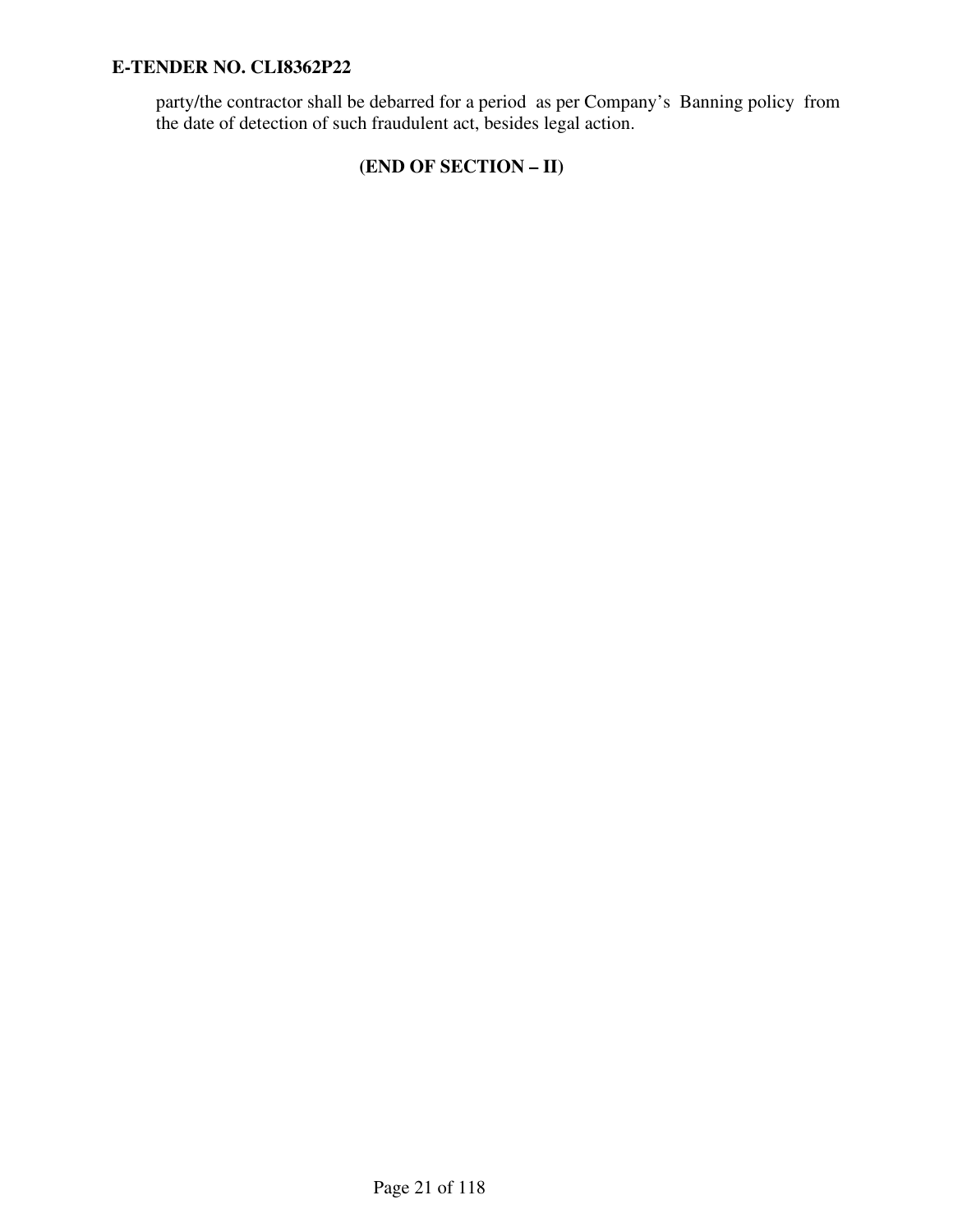party/the contractor shall be debarred for a period as per Company's Banning policy from the date of detection of such fraudulent act, besides legal action.

**(END OF SECTION – II)**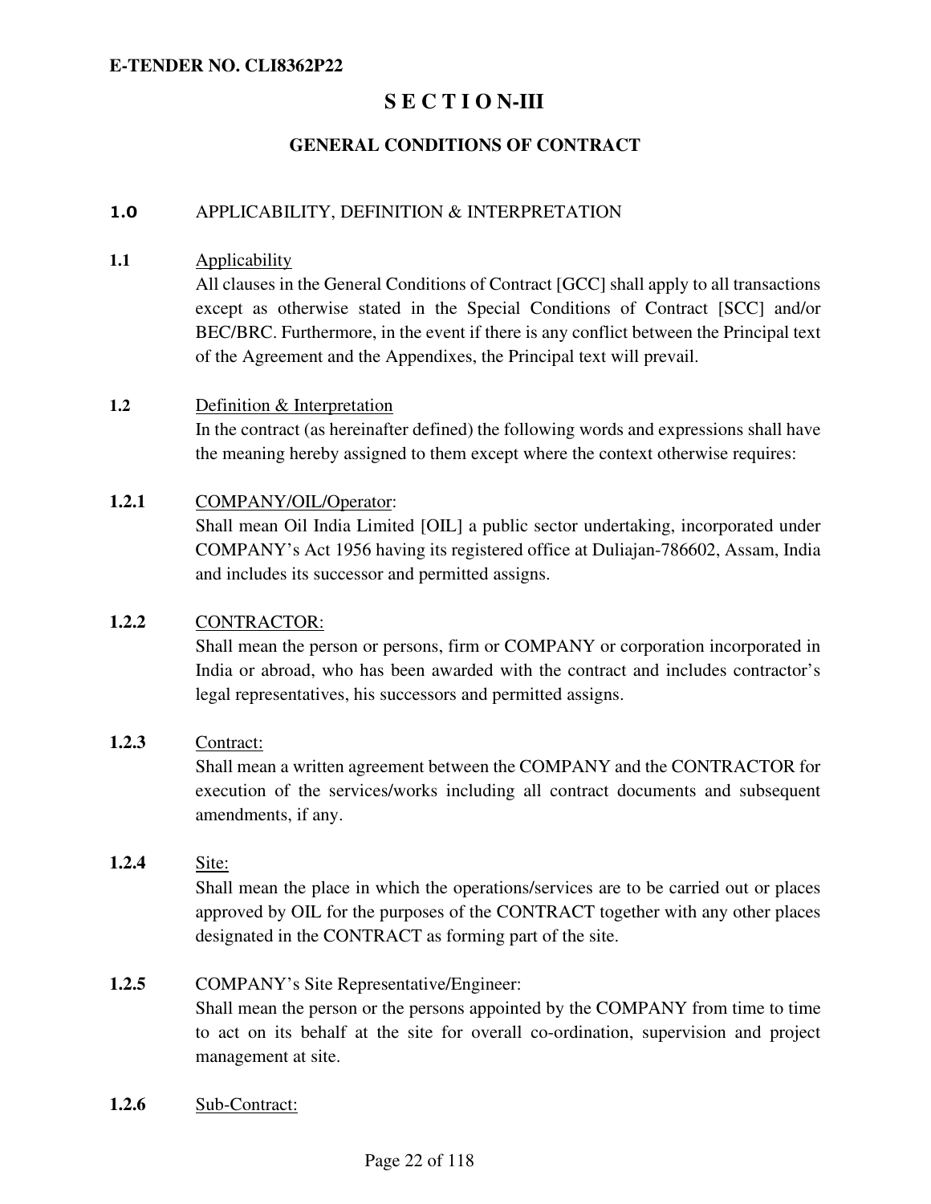# S E C T I O N-III

## GENERAL CONDITIONS OF CONTRACT

**1.0** APPLICABILITY, DEFINITION & INTERPRETATION

**1.1** Applicability

All clauses in the General Conditions of Contract [GCC] shall apply to all transactions except as otherwise stated in the Special Conditions of Contract [SCC] and/or BEC/BRC. Furthermore, in the event if there is any conflict between the Principal text of the Agreement and the Appendixes, the Principal text will prevail.

**1.2** Definition & Interpretation

In the contract (as hereinafter defined) the following words and expressions shall have the meaning hereby assigned to them except where the context otherwise requires:

**1.2.1** COMPANY/OIL/Operator:

Shall mean Oil India Limited [OIL] a public sector undertaking, incorporated under COMPANY's Act 1956 having its registered office at Duliajan-786602, Assam, India and includes its successor and permitted assigns.

**1.2.2** CONTRACTOR:

Shall mean the person or persons, firm or COMPANY or corporation incorporated in India or abroad, who has been awarded with the contract and includes contractor's legal representatives, his successors and permitted assigns.

**1.2.3** Contract:

Shall mean a written agreement between the COMPANY and the CONTRACTOR for execution of the services/works including all contract documents and subsequent amendments, if any.

**1.2.4** Site:

Shall mean the place in which the operations/services are to be carried out or places approved by OIL for the purposes of the CONTRACT together with any other places designated in the CONTRACT as forming part of the site.

**1.2.5** COMPANY's Site Representative/Engineer:

Shall mean the person or the persons appointed by the COMPANY from time to time to act on its behalf at the site for overall co-ordination, supervision and project management at site.

**1.2.6** Sub-Contract: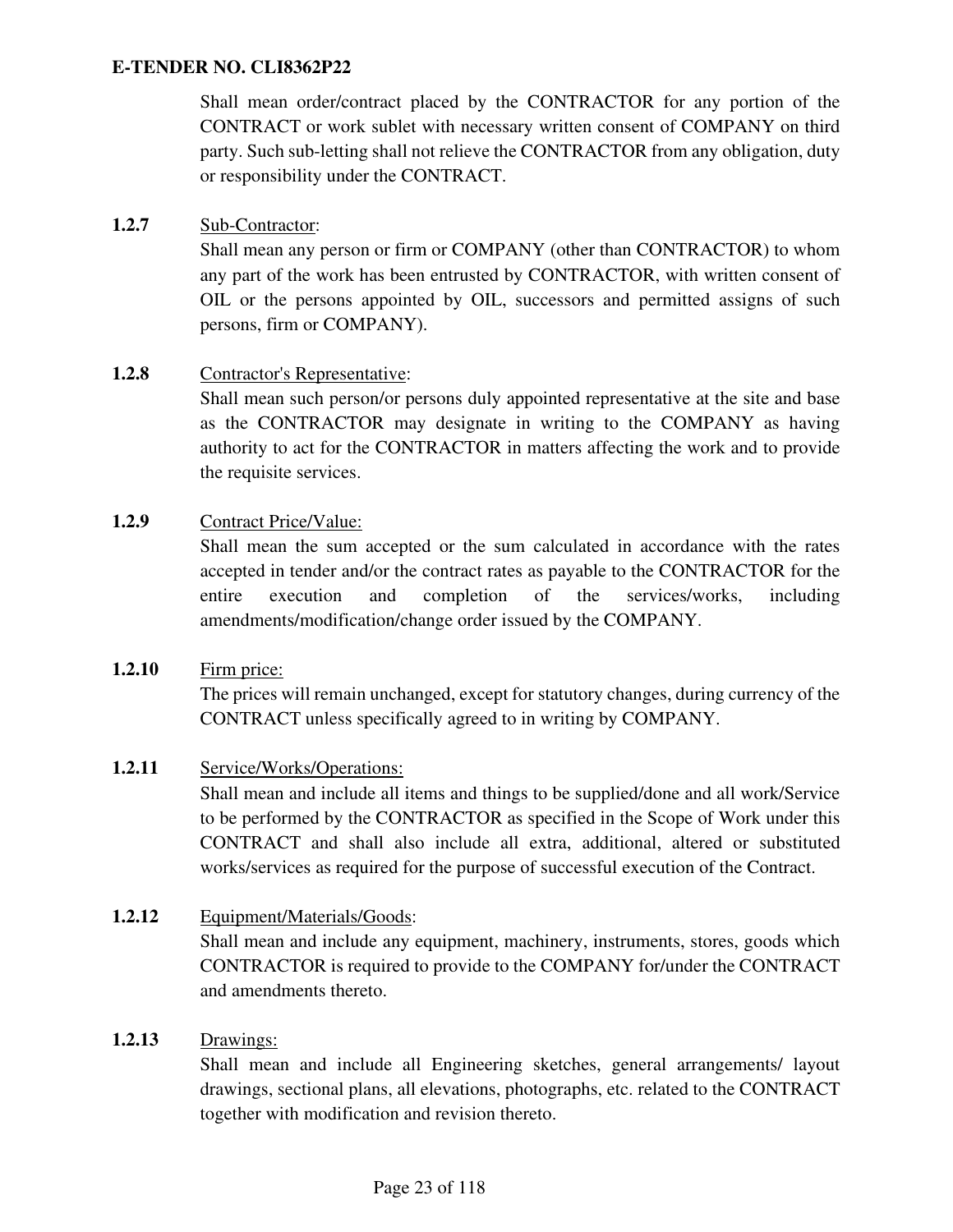Shall mean order/contract placed by the CONTRACTOR for any portion of the CONTRACT or work sublet with necessary written consent of COMPANY on third party. Such sub-letting shall not relieve the CONTRACTOR from any obligation, duty or responsibility under the CONTRACT.

**1.2.7** Sub-Contractor:

Shall mean any person or firm or COMPANY (other than CONTRACTOR) to whom any part of the work has been entrusted by CONTRACTOR, with written consent of OIL or the persons appointed by OIL, successors and permitted assigns of such persons, firm or COMPANY).

**1.2.8** Contractor's Representative:

Shall mean such person/or persons duly appointed representative at the site and base as the CONTRACTOR may designate in writing to the COMPANY as having authority to act for the CONTRACTOR in matters affecting the work and to provide the requisite services.

**1.2.9** Contract Price/Value:

Shall mean the sum accepted or the sum calculated in accordance with the rates accepted in tender and/or the contract rates as payable to the CONTRACTOR for the entire execution and completion of the services/works, including amendments/modification/change order issued by the COMPANY.

**1.2.10** Firm price:

The prices will remain unchanged, except for statutory changes, during currency of the CONTRACT unless specifically agreed to in writing by COMPANY.

**1.2.11** Service/Works/Operations:

Shall mean and include all items and things to be supplied/done and all work/Service to be performed by the CONTRACTOR as specified in the Scope of Work under this CONTRACT and shall also include all extra, additional, altered or substituted works/services as required for the purpose of successful execution of the Contract.

**1.2.12** Equipment/Materials/Goods:

Shall mean and include any equipment, machinery, instruments, stores, goods which CONTRACTOR is required to provide to the COMPANY for/under the CONTRACT and amendments thereto.

**1.2.13** Drawings:

Shall mean and include all Engineering sketches, general arrangements/ layout drawings, sectional plans, all elevations, photographs, etc. related to the CONTRACT together with modification and revision thereto.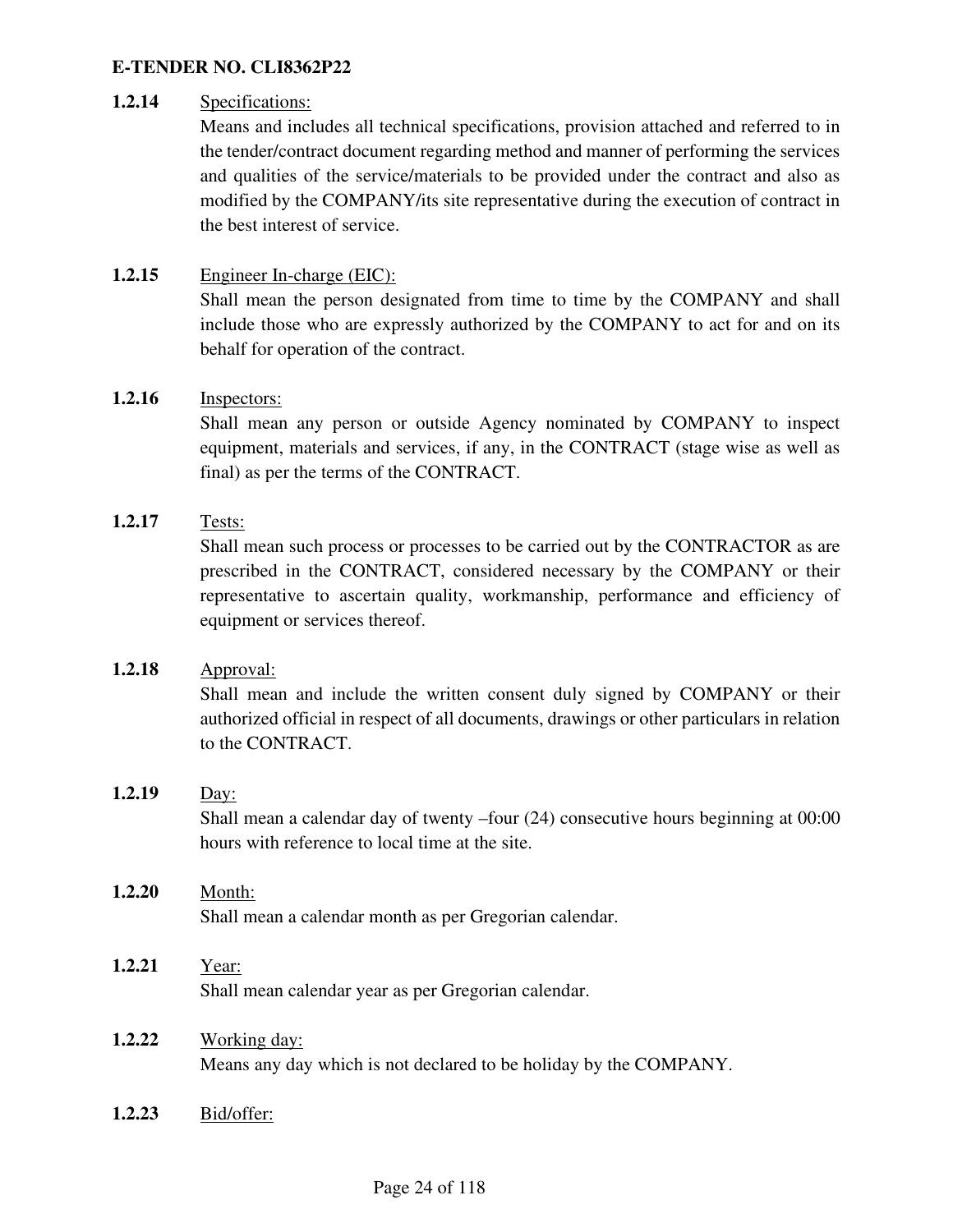**1.2.14** Specifications:

Means and includes all technical specifications, provision attached and referred to in the tender/contract document regarding method and manner of performing the services and qualities of the service/materials to be provided under the contract and also as modified by the COMPANY/its site representative during the execution of contract in the best interest of service.

**1.2.15** Engineer In-charge (EIC):

Shall mean the person designated from time to time by the COMPANY and shall include those who are expressly authorized by the COMPANY to act for and on its behalf for operation of the contract.

**1.2.16** Inspectors:

Shall mean any person or outside Agency nominated by COMPANY to inspect equipment, materials and services, if any, in the CONTRACT (stage wise as well as final) as per the terms of the CONTRACT.

**1.2.17** Tests:

Shall mean such process or processes to be carried out by the CONTRACTOR as are prescribed in the CONTRACT, considered necessary by the COMPANY or their representative to ascertain quality, workmanship, performance and efficiency of equipment or services thereof.

**1.2.18** Approval:

Shall mean and include the written consent duly signed by COMPANY or their authorized official in respect of all documents, drawings or other particulars in relation to the CONTRACT.

**1.2.19** Day:

Shall mean a calendar day of twenty –four (24) consecutive hours beginning at 00:00 hours with reference to local time at the site.

**1.2.20** Month:

Shall mean a calendar month as per Gregorian calendar.

**1.2.21** Year:

Shall mean calendar year as per Gregorian calendar.

**1.2.22** Working day:

Means any day which is not declared to be holiday by the COMPANY.

**1.2.23** Bid/offer: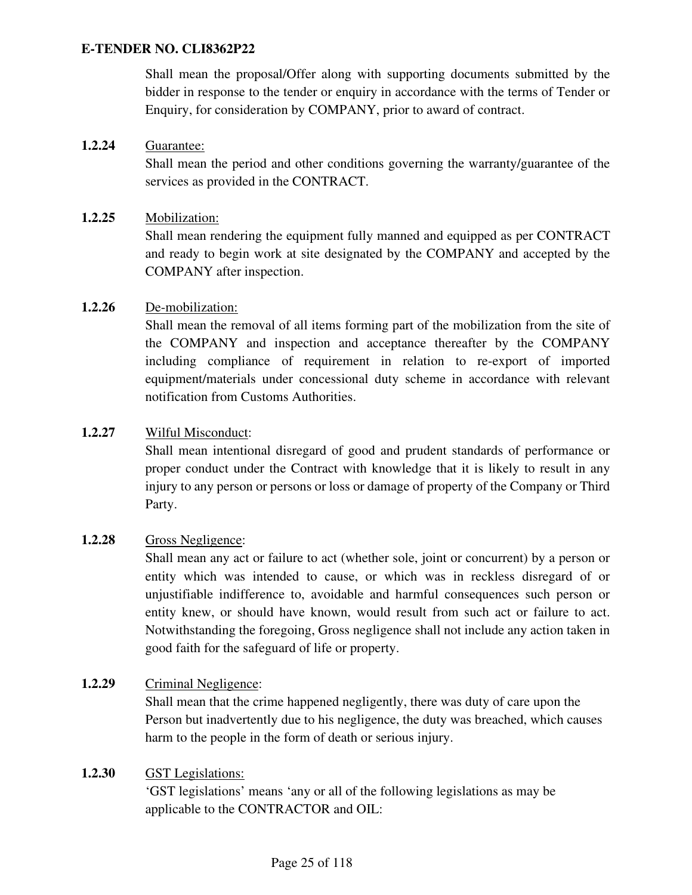Shall mean the proposal/Offer along with supporting documents submitted by the bidder in response to the tender or enquiry in accordance with the terms of Tender or Enquiry, for consideration by COMPANY, prior to award of contract.

**1.2.24** Guarantee:

Shall mean the period and other conditions governing the warranty/guarantee of the services as provided in the CONTRACT.

**1.2.25** Mobilization:

Shall mean rendering the equipment fully manned and equipped as per CONTRACT and ready to begin work at site designated by the COMPANY and accepted by the COMPANY after inspection.

**1.2.26** De-mobilization:

Shall mean the removal of all items forming part of the mobilization from the site of the COMPANY and inspection and acceptance thereafter by the COMPANY including compliance of requirement in relation to re-export of imported equipment/materials under concessional duty scheme in accordance with relevant notification from Customs Authorities.

**1.2.27** Wilful Misconduct:

Shall mean intentional disregard of good and prudent standards of performance or proper conduct under the Contract with knowledge that it is likely to result in any injury to any person or persons or loss or damage of property of the Company or Third Party.

**1.2.28** Gross Negligence:

Shall mean any act or failure to act (whether sole, joint or concurrent) by a person or entity which was intended to cause, or which was in reckless disregard of or unjustifiable indifference to, avoidable and harmful consequences such person or entity knew, or should have known, would result from such act or failure to act. Notwithstanding the foregoing, Gross negligence shall not include any action taken in good faith for the safeguard of life or property.

**1.2.29** Criminal Negligence:

Shall mean that the crime happened negligently, there was duty of care upon the Person but inadvertently due to his negligence, the duty was breached, which causes harm to the people in the form of death or serious injury.

**1.2.30** GST Legislations:

'GST legislations' means 'any or all of the following legislations as may be applicable to the CONTRACTOR and OIL: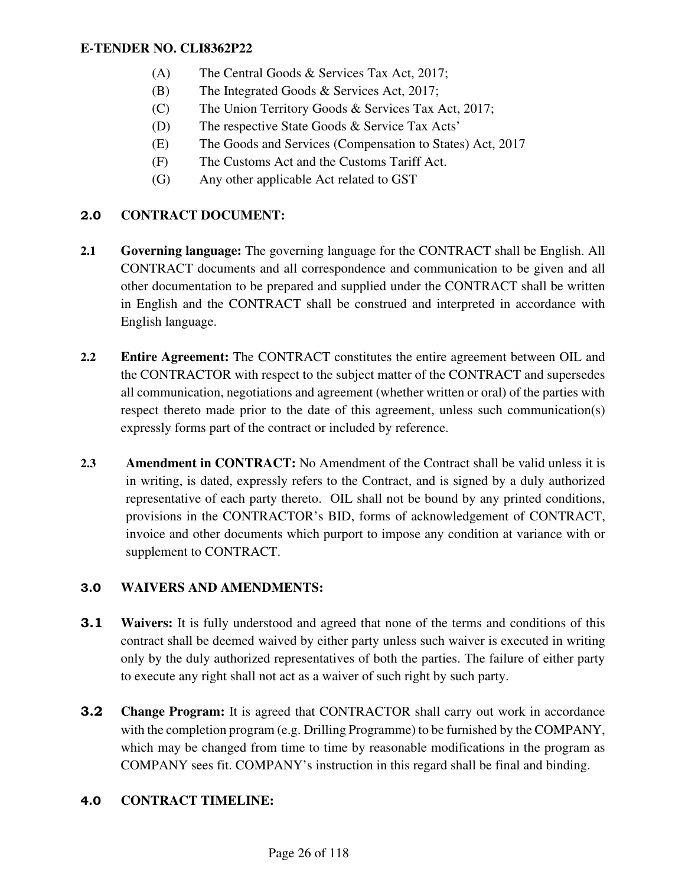(A) The Central Goods & Services Tax Act, 2017;
(B) The Integrated Goods & Services Act, 2017;
(C) The Union Territory Goods & Services Tax Act, 2017;
(D) The respective State Goods & Service Tax Acts'
(E) The Goods and Services (Compensation to States) Act, 2017
(F) The Customs Act and the Customs Tariff Act.
(G) Any other applicable Act related to GST

## 2.0 CONTRACT DOCUMENT:

**2.1 Governing language:** The governing language for the CONTRACT shall be English. All CONTRACT documents and all correspondence and communication to be given and all other documentation to be prepared and supplied under the CONTRACT shall be written in English and the CONTRACT shall be construed and interpreted in accordance with English language.

**2.2 Entire Agreement:** The CONTRACT constitutes the entire agreement between OIL and the CONTRACTOR with respect to the subject matter of the CONTRACT and supersedes all communication, negotiations and agreement (whether written or oral) of the parties with respect thereto made prior to the date of this agreement, unless such communication(s) expressly forms part of the contract or included by reference.

**2.3 Amendment in CONTRACT:** No Amendment of the Contract shall be valid unless it is in writing, is dated, expressly refers to the Contract, and is signed by a duly authorized representative of each party thereto. OIL shall not be bound by any printed conditions, provisions in the CONTRACTOR's BID, forms of acknowledgement of CONTRACT, invoice and other documents which purport to impose any condition at variance with or supplement to CONTRACT.

## 3.0 WAIVERS AND AMENDMENTS:

**3.1 Waivers:** It is fully understood and agreed that none of the terms and conditions of this contract shall be deemed waived by either party unless such waiver is executed in writing only by the duly authorized representatives of both the parties. The failure of either party to execute any right shall not act as a waiver of such right by such party.

**3.2 Change Program:** It is agreed that CONTRACTOR shall carry out work in accordance with the completion program (e.g. Drilling Programme) to be furnished by the COMPANY, which may be changed from time to time by reasonable modifications in the program as COMPANY sees fit. COMPANY's instruction in this regard shall be final and binding.

## 4.0 CONTRACT TIMELINE: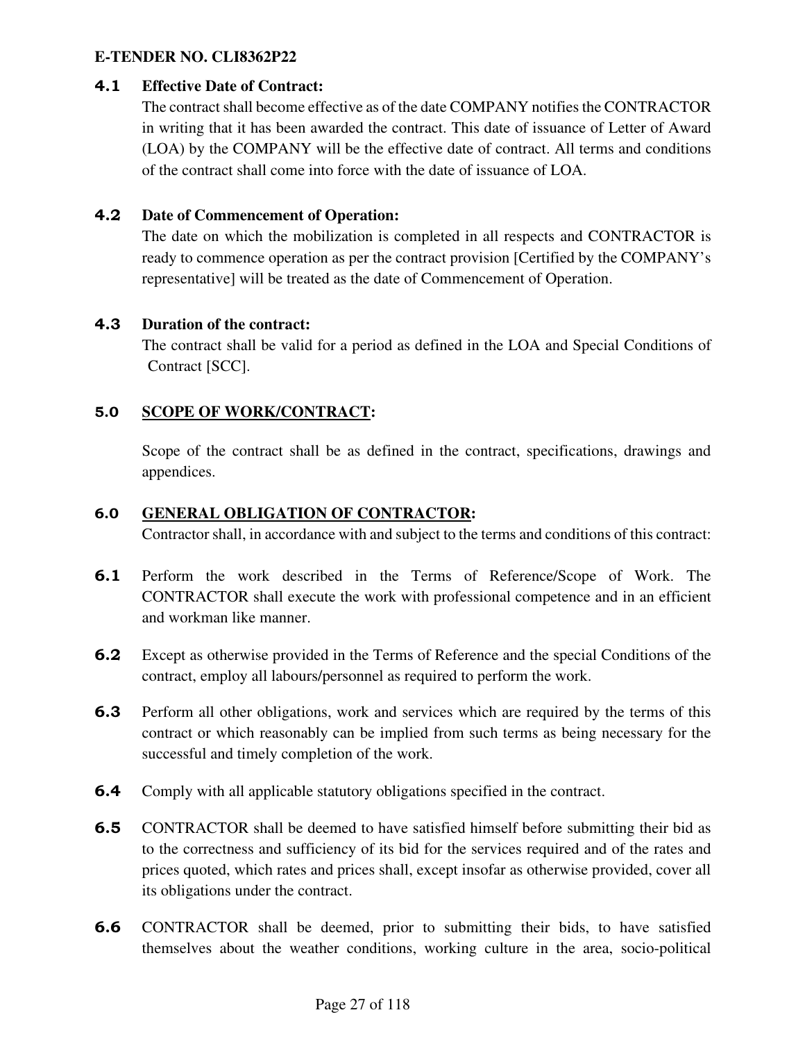### 4.1 Effective Date of Contract:

The contract shall become effective as of the date COMPANY notifies the CONTRACTOR in writing that it has been awarded the contract. This date of issuance of Letter of Award (LOA) by the COMPANY will be the effective date of contract. All terms and conditions of the contract shall come into force with the date of issuance of LOA.

### 4.2 Date of Commencement of Operation:

The date on which the mobilization is completed in all respects and CONTRACTOR is ready to commence operation as per the contract provision [Certified by the COMPANY's representative] will be treated as the date of Commencement of Operation.

### 4.3 Duration of the contract:

The contract shall be valid for a period as defined in the LOA and Special Conditions of Contract [SCC].

## 5.0 SCOPE OF WORK/CONTRACT:

Scope of the contract shall be as defined in the contract, specifications, drawings and appendices.

## 6.0 GENERAL OBLIGATION OF CONTRACTOR:

Contractor shall, in accordance with and subject to the terms and conditions of this contract:

**6.1** Perform the work described in the Terms of Reference/Scope of Work. The CONTRACTOR shall execute the work with professional competence and in an efficient and workman like manner.

**6.2** Except as otherwise provided in the Terms of Reference and the special Conditions of the contract, employ all labours/personnel as required to perform the work.

**6.3** Perform all other obligations, work and services which are required by the terms of this contract or which reasonably can be implied from such terms as being necessary for the successful and timely completion of the work.

**6.4** Comply with all applicable statutory obligations specified in the contract.

**6.5** CONTRACTOR shall be deemed to have satisfied himself before submitting their bid as to the correctness and sufficiency of its bid for the services required and of the rates and prices quoted, which rates and prices shall, except insofar as otherwise provided, cover all its obligations under the contract.

**6.6** CONTRACTOR shall be deemed, prior to submitting their bids, to have satisfied themselves about the weather conditions, working culture in the area, socio-political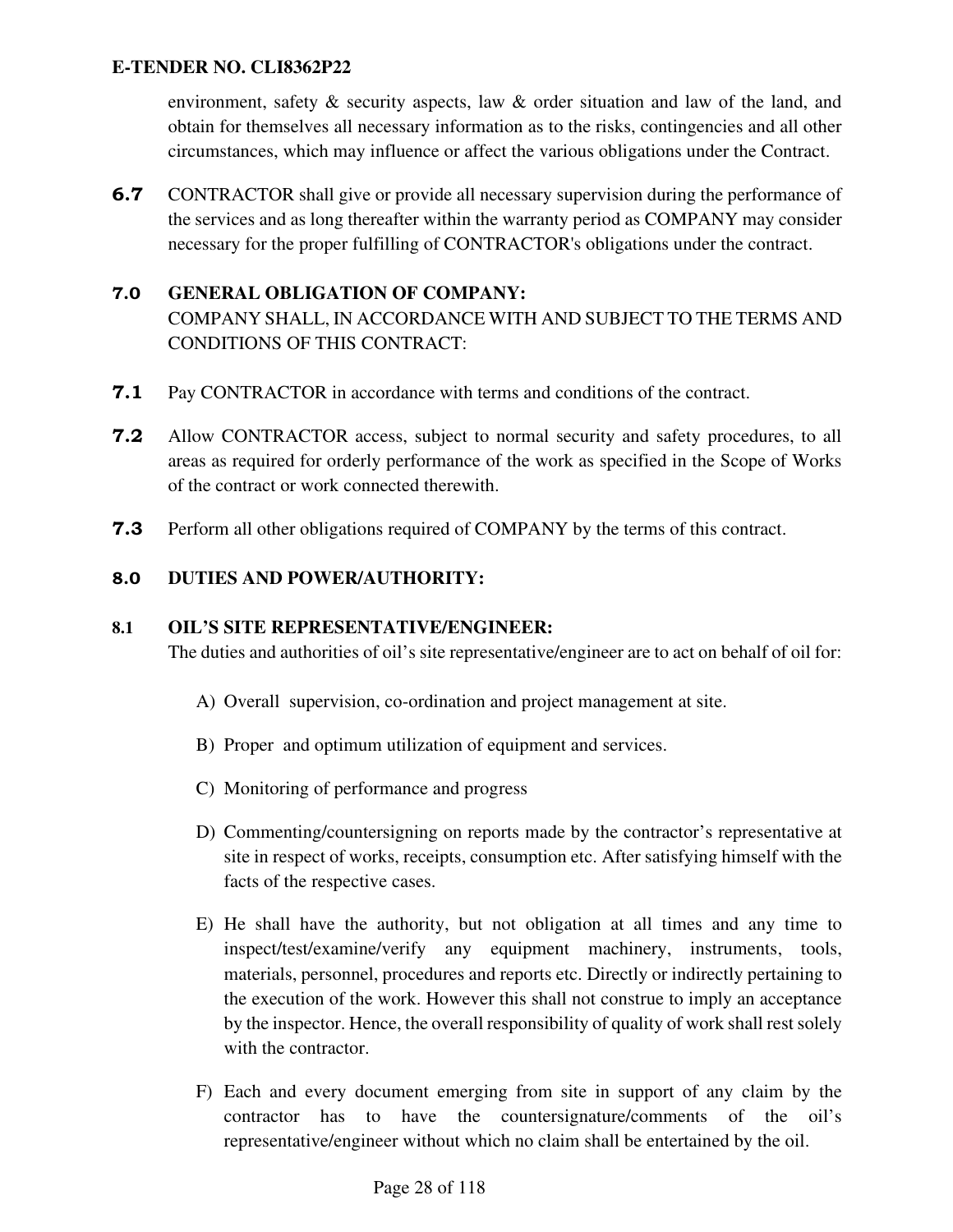environment, safety & security aspects, law & order situation and law of the land, and obtain for themselves all necessary information as to the risks, contingencies and all other circumstances, which may influence or affect the various obligations under the Contract.

**6.7** CONTRACTOR shall give or provide all necessary supervision during the performance of the services and as long thereafter within the warranty period as COMPANY may consider necessary for the proper fulfilling of CONTRACTOR's obligations under the contract.

## 7.0 GENERAL OBLIGATION OF COMPANY:

COMPANY SHALL, IN ACCORDANCE WITH AND SUBJECT TO THE TERMS AND CONDITIONS OF THIS CONTRACT:

**7.1** Pay CONTRACTOR in accordance with terms and conditions of the contract.

**7.2** Allow CONTRACTOR access, subject to normal security and safety procedures, to all areas as required for orderly performance of the work as specified in the Scope of Works of the contract or work connected therewith.

**7.3** Perform all other obligations required of COMPANY by the terms of this contract.

## 8.0 DUTIES AND POWER/AUTHORITY:

### 8.1 OIL'S SITE REPRESENTATIVE/ENGINEER:

The duties and authorities of oil's site representative/engineer are to act on behalf of oil for:

A) Overall supervision, co-ordination and project management at site.

B) Proper and optimum utilization of equipment and services.

C) Monitoring of performance and progress

D) Commenting/countersigning on reports made by the contractor's representative at site in respect of works, receipts, consumption etc. After satisfying himself with the facts of the respective cases.

E) He shall have the authority, but not obligation at all times and any time to inspect/test/examine/verify any equipment machinery, instruments, tools, materials, personnel, procedures and reports etc. Directly or indirectly pertaining to the execution of the work. However this shall not construe to imply an acceptance by the inspector. Hence, the overall responsibility of quality of work shall rest solely with the contractor.

F) Each and every document emerging from site in support of any claim by the contractor has to have the countersignature/comments of the oil's representative/engineer without which no claim shall be entertained by the oil.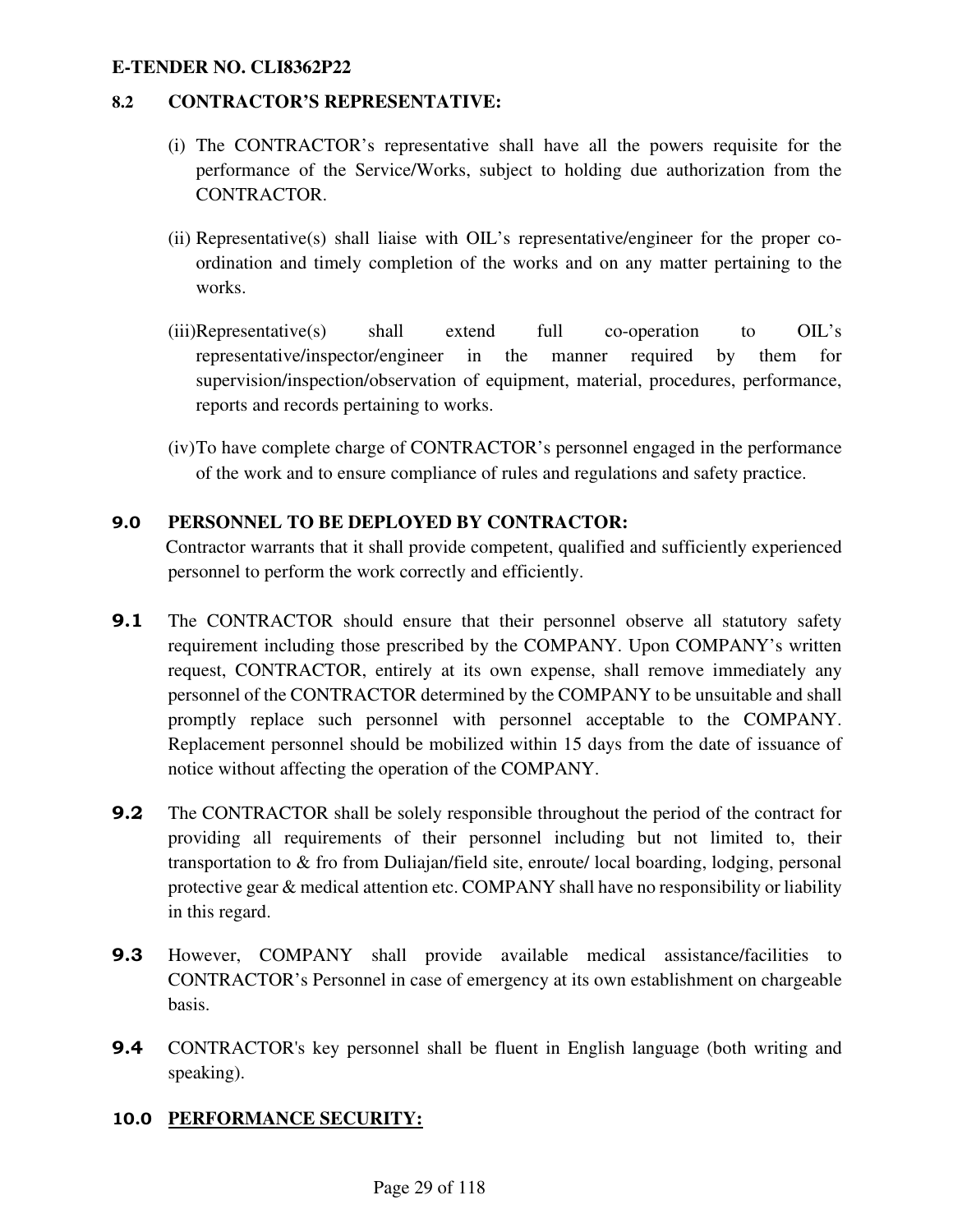**8.2 CONTRACTOR'S REPRESENTATIVE:**

(i) The CONTRACTOR's representative shall have all the powers requisite for the performance of the Service/Works, subject to holding due authorization from the CONTRACTOR.

(ii) Representative(s) shall liaise with OIL's representative/engineer for the proper co-ordination and timely completion of the works and on any matter pertaining to the works.

(iii) Representative(s) shall extend full co-operation to OIL's representative/inspector/engineer in the manner required by them for supervision/inspection/observation of equipment, material, procedures, performance, reports and records pertaining to works.

(iv) To have complete charge of CONTRACTOR's personnel engaged in the performance of the work and to ensure compliance of rules and regulations and safety practice.

**9.0 PERSONNEL TO BE DEPLOYED BY CONTRACTOR:**

Contractor warrants that it shall provide competent, qualified and sufficiently experienced personnel to perform the work correctly and efficiently.

**9.1** The CONTRACTOR should ensure that their personnel observe all statutory safety requirement including those prescribed by the COMPANY. Upon COMPANY's written request, CONTRACTOR, entirely at its own expense, shall remove immediately any personnel of the CONTRACTOR determined by the COMPANY to be unsuitable and shall promptly replace such personnel with personnel acceptable to the COMPANY. Replacement personnel should be mobilized within 15 days from the date of issuance of notice without affecting the operation of the COMPANY.

**9.2** The CONTRACTOR shall be solely responsible throughout the period of the contract for providing all requirements of their personnel including but not limited to, their transportation to & fro from Duliajan/field site, enroute/ local boarding, lodging, personal protective gear & medical attention etc. COMPANY shall have no responsibility or liability in this regard.

**9.3** However, COMPANY shall provide available medical assistance/facilities to CONTRACTOR's Personnel in case of emergency at its own establishment on chargeable basis.

**9.4** CONTRACTOR's key personnel shall be fluent in English language (both writing and speaking).

**10.0 <u>PERFORMANCE SECURITY:</u>**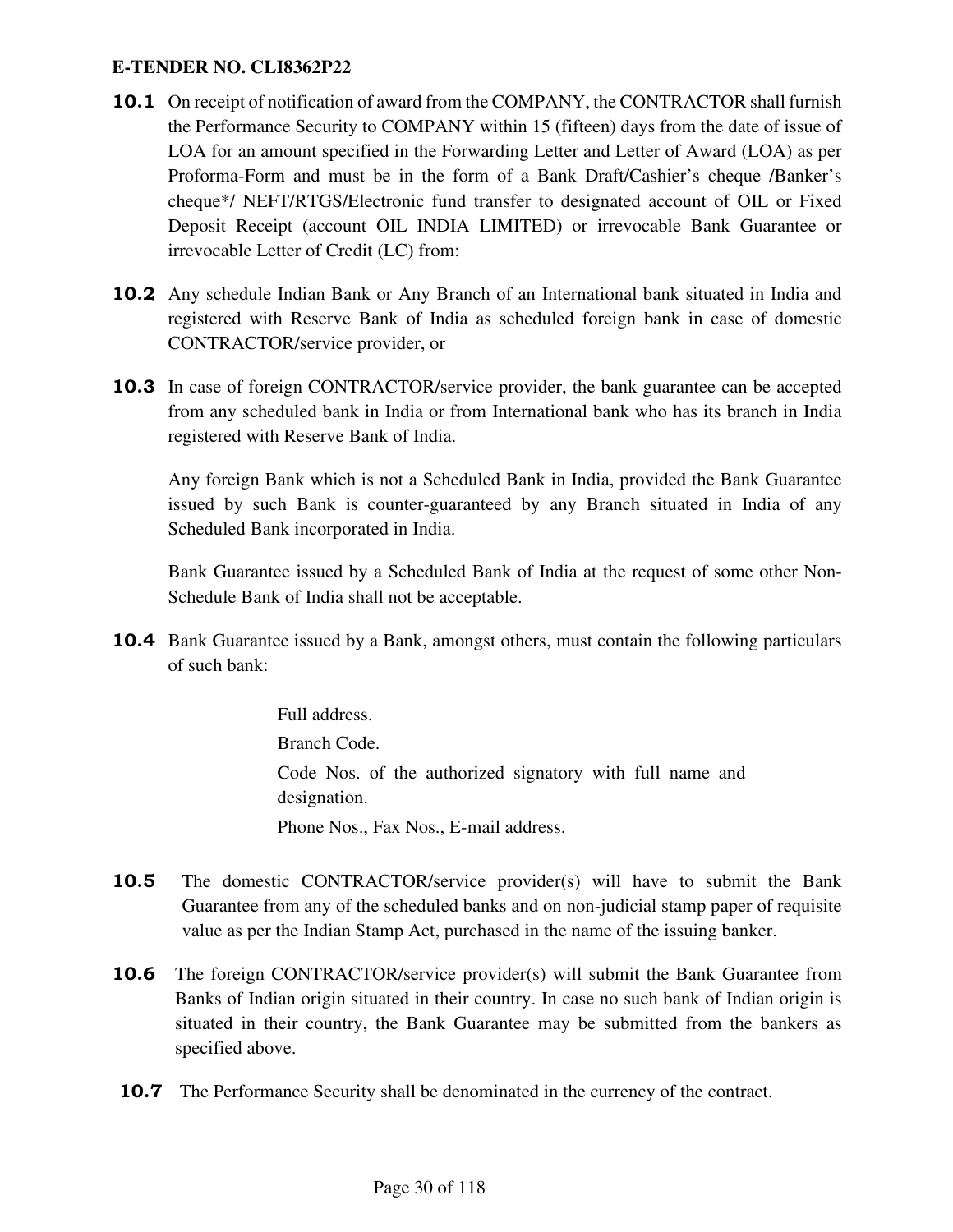**E-TENDER NO. CLI8362P22**

**10.1** On receipt of notification of award from the COMPANY, the CONTRACTOR shall furnish the Performance Security to COMPANY within 15 (fifteen) days from the date of issue of LOA for an amount specified in the Forwarding Letter and Letter of Award (LOA) as per Proforma-Form and must be in the form of a Bank Draft/Cashier's cheque /Banker's cheque*/ NEFT/RTGS/Electronic fund transfer to designated account of OIL or Fixed Deposit Receipt (account OIL INDIA LIMITED) or irrevocable Bank Guarantee or irrevocable Letter of Credit (LC) from:

**10.2** Any schedule Indian Bank or Any Branch of an International bank situated in India and registered with Reserve Bank of India as scheduled foreign bank in case of domestic CONTRACTOR/service provider, or

**10.3** In case of foreign CONTRACTOR/service provider, the bank guarantee can be accepted from any scheduled bank in India or from International bank who has its branch in India registered with Reserve Bank of India.

Any foreign Bank which is not a Scheduled Bank in India, provided the Bank Guarantee issued by such Bank is counter-guaranteed by any Branch situated in India of any Scheduled Bank incorporated in India.

Bank Guarantee issued by a Scheduled Bank of India at the request of some other Non-Schedule Bank of India shall not be acceptable.

**10.4** Bank Guarantee issued by a Bank, amongst others, must contain the following particulars of such bank:

Full address.

Branch Code.

Code Nos. of the authorized signatory with full name and designation.

Phone Nos., Fax Nos., E-mail address.

**10.5** The domestic CONTRACTOR/service provider(s) will have to submit the Bank Guarantee from any of the scheduled banks and on non-judicial stamp paper of requisite value as per the Indian Stamp Act, purchased in the name of the issuing banker.

**10.6** The foreign CONTRACTOR/service provider(s) will submit the Bank Guarantee from Banks of Indian origin situated in their country. In case no such bank of Indian origin is situated in their country, the Bank Guarantee may be submitted from the bankers as specified above.

**10.7** The Performance Security shall be denominated in the currency of the contract.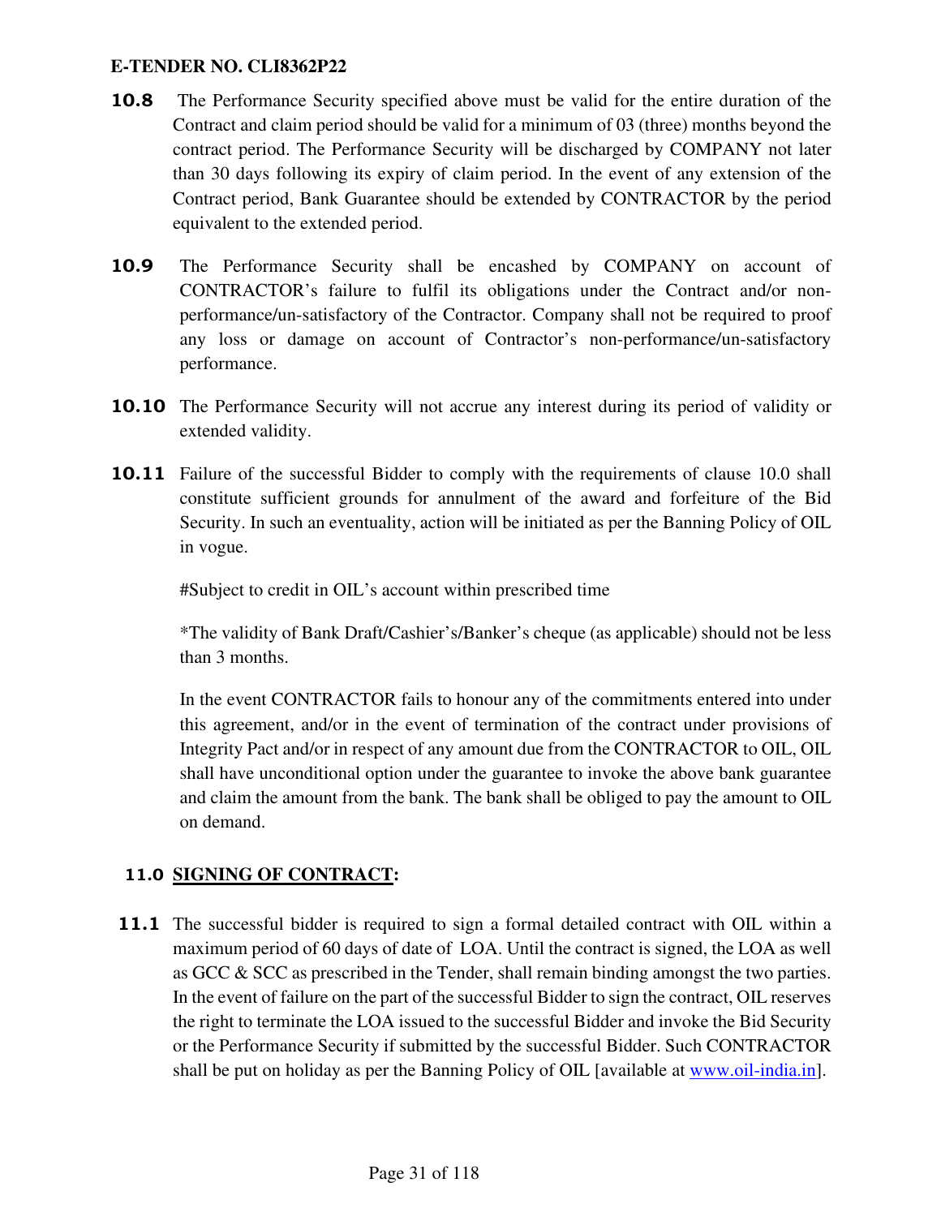**10.8** The Performance Security specified above must be valid for the entire duration of the Contract and claim period should be valid for a minimum of 03 (three) months beyond the contract period. The Performance Security will be discharged by COMPANY not later than 30 days following its expiry of claim period. In the event of any extension of the Contract period, Bank Guarantee should be extended by CONTRACTOR by the period equivalent to the extended period.

**10.9** The Performance Security shall be encashed by COMPANY on account of CONTRACTOR's failure to fulfil its obligations under the Contract and/or non-performance/un-satisfactory of the Contractor. Company shall not be required to proof any loss or damage on account of Contractor's non-performance/un-satisfactory performance.

**10.10** The Performance Security will not accrue any interest during its period of validity or extended validity.

**10.11** Failure of the successful Bidder to comply with the requirements of clause 10.0 shall constitute sufficient grounds for annulment of the award and forfeiture of the Bid Security. In such an eventuality, action will be initiated as per the Banning Policy of OIL in vogue.

#Subject to credit in OIL's account within prescribed time

*The validity of Bank Draft/Cashier's/Banker's cheque (as applicable) should not be less than 3 months.

In the event CONTRACTOR fails to honour any of the commitments entered into under this agreement, and/or in the event of termination of the contract under provisions of Integrity Pact and/or in respect of any amount due from the CONTRACTOR to OIL, OIL shall have unconditional option under the guarantee to invoke the above bank guarantee and claim the amount from the bank. The bank shall be obliged to pay the amount to OIL on demand.

## 11.0 SIGNING OF CONTRACT:

**11.1** The successful bidder is required to sign a formal detailed contract with OIL within a maximum period of 60 days of date of LOA. Until the contract is signed, the LOA as well as GCC & SCC as prescribed in the Tender, shall remain binding amongst the two parties. In the event of failure on the part of the successful Bidder to sign the contract, OIL reserves the right to terminate the LOA issued to the successful Bidder and invoke the Bid Security or the Performance Security if submitted by the successful Bidder. Such CONTRACTOR shall be put on holiday as per the Banning Policy of OIL [available at www.oil-india.in].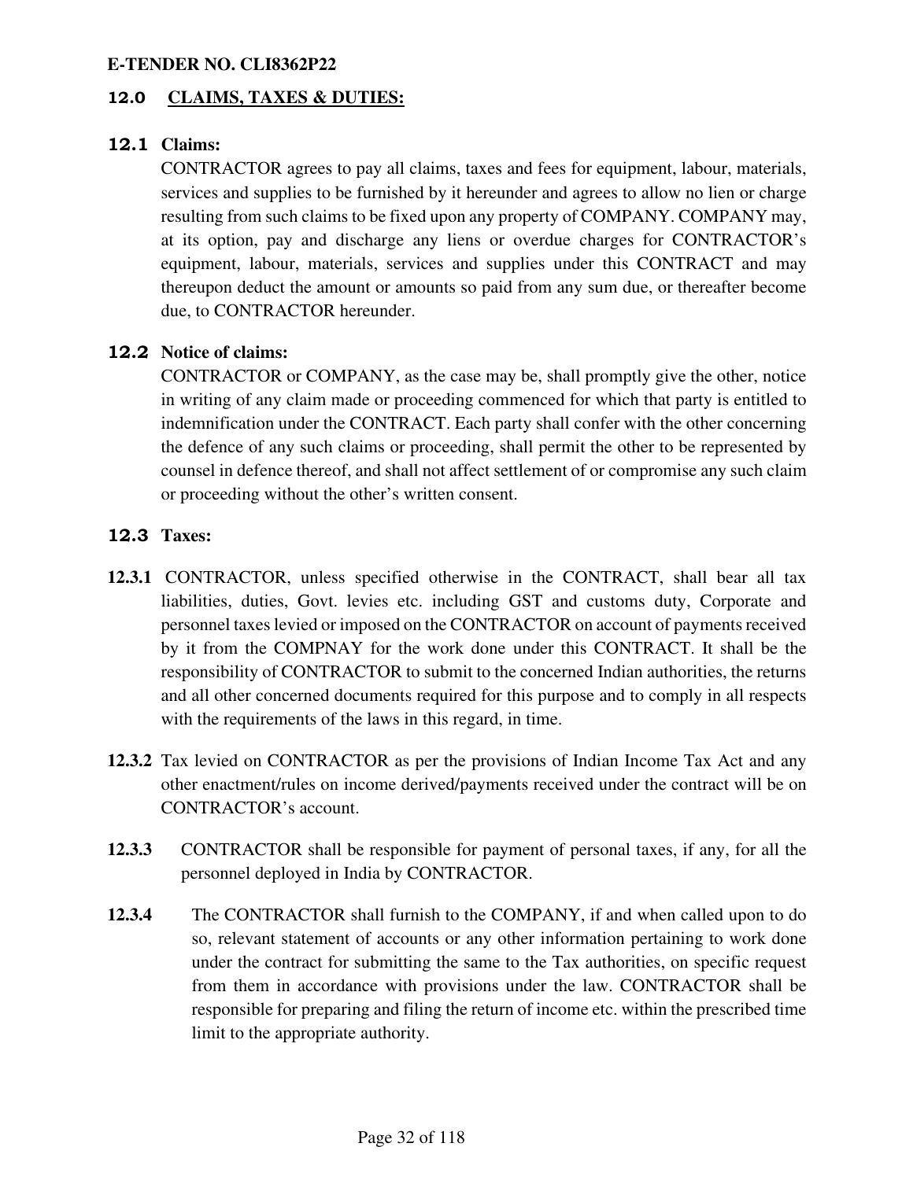**E-TENDER NO. CLI8362P22**

## 12.0 CLAIMS, TAXES & DUTIES:

### 12.1 Claims:

CONTRACTOR agrees to pay all claims, taxes and fees for equipment, labour, materials, services and supplies to be furnished by it hereunder and agrees to allow no lien or charge resulting from such claims to be fixed upon any property of COMPANY. COMPANY may, at its option, pay and discharge any liens or overdue charges for CONTRACTOR's equipment, labour, materials, services and supplies under this CONTRACT and may thereupon deduct the amount or amounts so paid from any sum due, or thereafter become due, to CONTRACTOR hereunder.

### 12.2 Notice of claims:

CONTRACTOR or COMPANY, as the case may be, shall promptly give the other, notice in writing of any claim made or proceeding commenced for which that party is entitled to indemnification under the CONTRACT. Each party shall confer with the other concerning the defence of any such claims or proceeding, shall permit the other to be represented by counsel in defence thereof, and shall not affect settlement of or compromise any such claim or proceeding without the other's written consent.

### 12.3 Taxes:

**12.3.1** CONTRACTOR, unless specified otherwise in the CONTRACT, shall bear all tax liabilities, duties, Govt. levies etc. including GST and customs duty, Corporate and personnel taxes levied or imposed on the CONTRACTOR on account of payments received by it from the COMPNAY for the work done under this CONTRACT. It shall be the responsibility of CONTRACTOR to submit to the concerned Indian authorities, the returns and all other concerned documents required for this purpose and to comply in all respects with the requirements of the laws in this regard, in time.

**12.3.2** Tax levied on CONTRACTOR as per the provisions of Indian Income Tax Act and any other enactment/rules on income derived/payments received under the contract will be on CONTRACTOR's account.

**12.3.3** CONTRACTOR shall be responsible for payment of personal taxes, if any, for all the personnel deployed in India by CONTRACTOR.

**12.3.4** The CONTRACTOR shall furnish to the COMPANY, if and when called upon to do so, relevant statement of accounts or any other information pertaining to work done under the contract for submitting the same to the Tax authorities, on specific request from them in accordance with provisions under the law. CONTRACTOR shall be responsible for preparing and filing the return of income etc. within the prescribed time limit to the appropriate authority.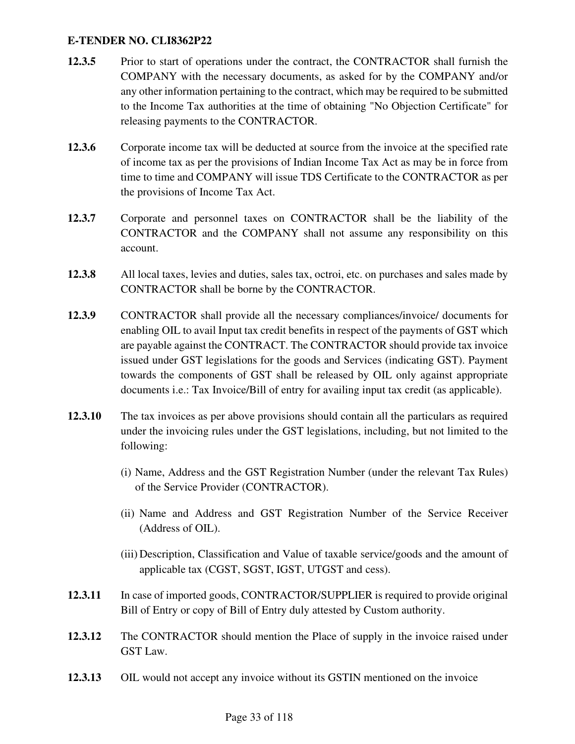**12.3.5** Prior to start of operations under the contract, the CONTRACTOR shall furnish the COMPANY with the necessary documents, as asked for by the COMPANY and/or any other information pertaining to the contract, which may be required to be submitted to the Income Tax authorities at the time of obtaining "No Objection Certificate" for releasing payments to the CONTRACTOR.

**12.3.6** Corporate income tax will be deducted at source from the invoice at the specified rate of income tax as per the provisions of Indian Income Tax Act as may be in force from time to time and COMPANY will issue TDS Certificate to the CONTRACTOR as per the provisions of Income Tax Act.

**12.3.7** Corporate and personnel taxes on CONTRACTOR shall be the liability of the CONTRACTOR and the COMPANY shall not assume any responsibility on this account.

**12.3.8** All local taxes, levies and duties, sales tax, octroi, etc. on purchases and sales made by CONTRACTOR shall be borne by the CONTRACTOR.

**12.3.9** CONTRACTOR shall provide all the necessary compliances/invoice/ documents for enabling OIL to avail Input tax credit benefits in respect of the payments of GST which are payable against the CONTRACT. The CONTRACTOR should provide tax invoice issued under GST legislations for the goods and Services (indicating GST). Payment towards the components of GST shall be released by OIL only against appropriate documents i.e.: Tax Invoice/Bill of entry for availing input tax credit (as applicable).

**12.3.10** The tax invoices as per above provisions should contain all the particulars as required under the invoicing rules under the GST legislations, including, but not limited to the following:

(i) Name, Address and the GST Registration Number (under the relevant Tax Rules) of the Service Provider (CONTRACTOR).

(ii) Name and Address and GST Registration Number of the Service Receiver (Address of OIL).

(iii) Description, Classification and Value of taxable service/goods and the amount of applicable tax (CGST, SGST, IGST, UTGST and cess).

**12.3.11** In case of imported goods, CONTRACTOR/SUPPLIER is required to provide original Bill of Entry or copy of Bill of Entry duly attested by Custom authority.

**12.3.12** The CONTRACTOR should mention the Place of supply in the invoice raised under GST Law.

**12.3.13** OIL would not accept any invoice without its GSTIN mentioned on the invoice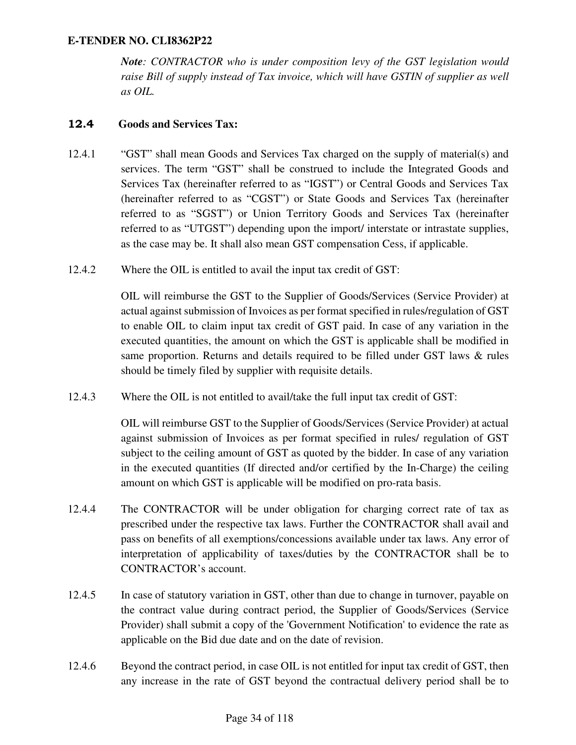*__Note__: CONTRACTOR who is under composition levy of the GST legislation would raise Bill of supply instead of Tax invoice, which will have GSTIN of supplier as well as OIL.*

## 12.4 Goods and Services Tax:

12.4.1 "GST" shall mean Goods and Services Tax charged on the supply of material(s) and services. The term "GST" shall be construed to include the Integrated Goods and Services Tax (hereinafter referred to as "IGST") or Central Goods and Services Tax (hereinafter referred to as "CGST") or State Goods and Services Tax (hereinafter referred to as "SGST") or Union Territory Goods and Services Tax (hereinafter referred to as "UTGST") depending upon the import/ interstate or intrastate supplies, as the case may be. It shall also mean GST compensation Cess, if applicable.

12.4.2 Where the OIL is entitled to avail the input tax credit of GST:

OIL will reimburse the GST to the Supplier of Goods/Services (Service Provider) at actual against submission of Invoices as per format specified in rules/regulation of GST to enable OIL to claim input tax credit of GST paid. In case of any variation in the executed quantities, the amount on which the GST is applicable shall be modified in same proportion. Returns and details required to be filled under GST laws & rules should be timely filed by supplier with requisite details.

12.4.3 Where the OIL is not entitled to avail/take the full input tax credit of GST:

OIL will reimburse GST to the Supplier of Goods/Services (Service Provider) at actual against submission of Invoices as per format specified in rules/ regulation of GST subject to the ceiling amount of GST as quoted by the bidder. In case of any variation in the executed quantities (If directed and/or certified by the In-Charge) the ceiling amount on which GST is applicable will be modified on pro-rata basis.

12.4.4 The CONTRACTOR will be under obligation for charging correct rate of tax as prescribed under the respective tax laws. Further the CONTRACTOR shall avail and pass on benefits of all exemptions/concessions available under tax laws. Any error of interpretation of applicability of taxes/duties by the CONTRACTOR shall be to CONTRACTOR's account.

12.4.5 In case of statutory variation in GST, other than due to change in turnover, payable on the contract value during contract period, the Supplier of Goods/Services (Service Provider) shall submit a copy of the 'Government Notification' to evidence the rate as applicable on the Bid due date and on the date of revision.

12.4.6 Beyond the contract period, in case OIL is not entitled for input tax credit of GST, then any increase in the rate of GST beyond the contractual delivery period shall be to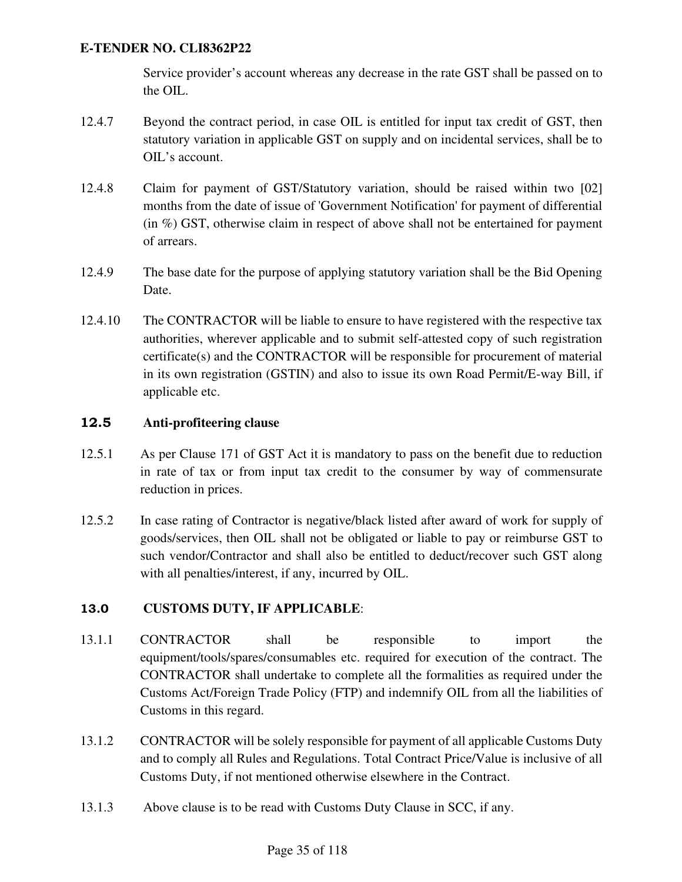Service provider's account whereas any decrease in the rate GST shall be passed on to the OIL.

12.4.7 Beyond the contract period, in case OIL is entitled for input tax credit of GST, then statutory variation in applicable GST on supply and on incidental services, shall be to OIL's account.

12.4.8 Claim for payment of GST/Statutory variation, should be raised within two [02] months from the date of issue of 'Government Notification' for payment of differential (in %) GST, otherwise claim in respect of above shall not be entertained for payment of arrears.

12.4.9 The base date for the purpose of applying statutory variation shall be the Bid Opening Date.

12.4.10 The CONTRACTOR will be liable to ensure to have registered with the respective tax authorities, wherever applicable and to submit self-attested copy of such registration certificate(s) and the CONTRACTOR will be responsible for procurement of material in its own registration (GSTIN) and also to issue its own Road Permit/E-way Bill, if applicable etc.

### 12.5 Anti-profiteering clause

12.5.1 As per Clause 171 of GST Act it is mandatory to pass on the benefit due to reduction in rate of tax or from input tax credit to the consumer by way of commensurate reduction in prices.

12.5.2 In case rating of Contractor is negative/black listed after award of work for supply of goods/services, then OIL shall not be obligated or liable to pay or reimburse GST to such vendor/Contractor and shall also be entitled to deduct/recover such GST along with all penalties/interest, if any, incurred by OIL.

## 13.0 CUSTOMS DUTY, IF APPLICABLE:

13.1.1 CONTRACTOR shall be responsible to import the equipment/tools/spares/consumables etc. required for execution of the contract. The CONTRACTOR shall undertake to complete all the formalities as required under the Customs Act/Foreign Trade Policy (FTP) and indemnify OIL from all the liabilities of Customs in this regard.

13.1.2 CONTRACTOR will be solely responsible for payment of all applicable Customs Duty and to comply all Rules and Regulations. Total Contract Price/Value is inclusive of all Customs Duty, if not mentioned otherwise elsewhere in the Contract.

13.1.3 Above clause is to be read with Customs Duty Clause in SCC, if any.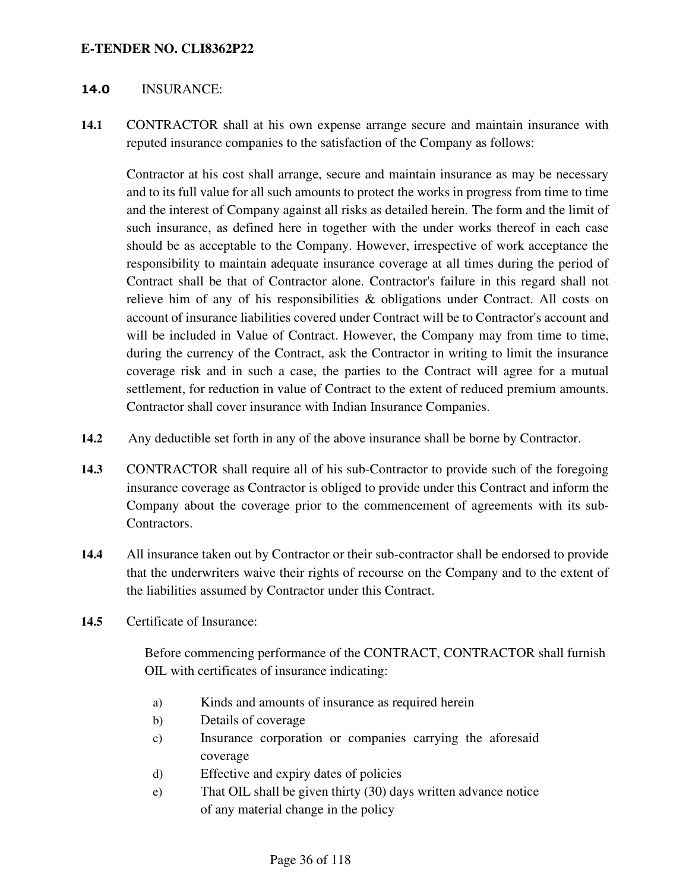**14.0** INSURANCE:

**14.1** CONTRACTOR shall at his own expense arrange secure and maintain insurance with reputed insurance companies to the satisfaction of the Company as follows:

Contractor at his cost shall arrange, secure and maintain insurance as may be necessary and to its full value for all such amounts to protect the works in progress from time to time and the interest of Company against all risks as detailed herein. The form and the limit of such insurance, as defined here in together with the under works thereof in each case should be as acceptable to the Company. However, irrespective of work acceptance the responsibility to maintain adequate insurance coverage at all times during the period of Contract shall be that of Contractor alone. Contractor's failure in this regard shall not relieve him of any of his responsibilities & obligations under Contract. All costs on account of insurance liabilities covered under Contract will be to Contractor's account and will be included in Value of Contract. However, the Company may from time to time, during the currency of the Contract, ask the Contractor in writing to limit the insurance coverage risk and in such a case, the parties to the Contract will agree for a mutual settlement, for reduction in value of Contract to the extent of reduced premium amounts. Contractor shall cover insurance with Indian Insurance Companies.

**14.2** Any deductible set forth in any of the above insurance shall be borne by Contractor.

**14.3** CONTRACTOR shall require all of his sub-Contractor to provide such of the foregoing insurance coverage as Contractor is obliged to provide under this Contract and inform the Company about the coverage prior to the commencement of agreements with its sub-Contractors.

**14.4** All insurance taken out by Contractor or their sub-contractor shall be endorsed to provide that the underwriters waive their rights of recourse on the Company and to the extent of the liabilities assumed by Contractor under this Contract.

**14.5** Certificate of Insurance:

Before commencing performance of the CONTRACT, CONTRACTOR shall furnish OIL with certificates of insurance indicating:

a) Kinds and amounts of insurance as required herein
b) Details of coverage
c) Insurance corporation or companies carrying the aforesaid coverage
d) Effective and expiry dates of policies
e) That OIL shall be given thirty (30) days written advance notice of any material change in the policy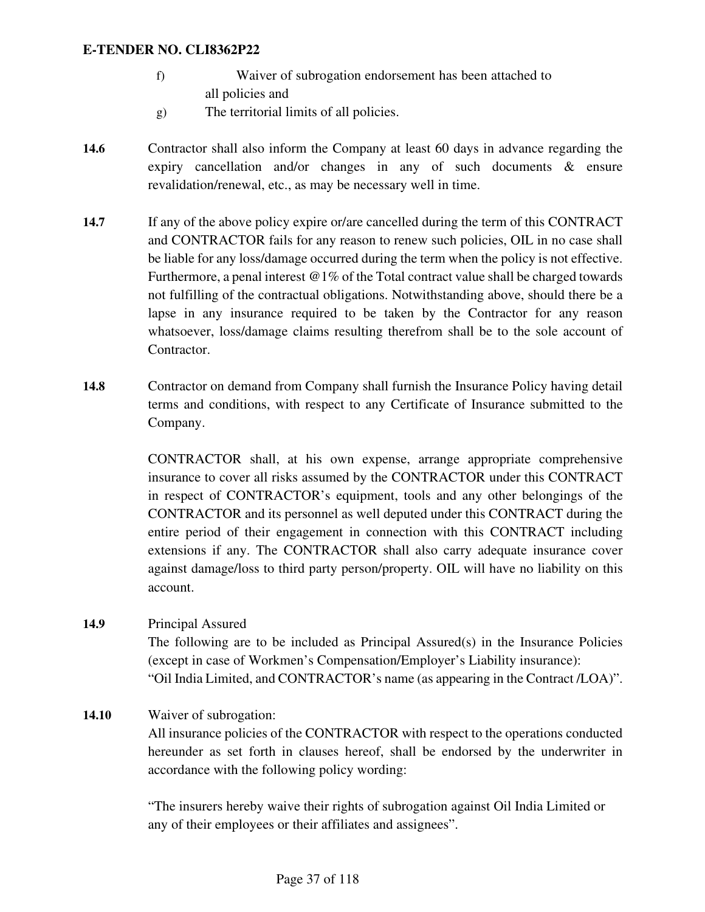f) Waiver of subrogation endorsement has been attached to all policies and

g) The territorial limits of all policies.

**14.6** Contractor shall also inform the Company at least 60 days in advance regarding the expiry cancellation and/or changes in any of such documents & ensure revalidation/renewal, etc., as may be necessary well in time.

**14.7** If any of the above policy expire or/are cancelled during the term of this CONTRACT and CONTRACTOR fails for any reason to renew such policies, OIL in no case shall be liable for any loss/damage occurred during the term when the policy is not effective. Furthermore, a penal interest @1% of the Total contract value shall be charged towards not fulfilling of the contractual obligations. Notwithstanding above, should there be a lapse in any insurance required to be taken by the Contractor for any reason whatsoever, loss/damage claims resulting therefrom shall be to the sole account of Contractor.

**14.8** Contractor on demand from Company shall furnish the Insurance Policy having detail terms and conditions, with respect to any Certificate of Insurance submitted to the Company.

CONTRACTOR shall, at his own expense, arrange appropriate comprehensive insurance to cover all risks assumed by the CONTRACTOR under this CONTRACT in respect of CONTRACTOR's equipment, tools and any other belongings of the CONTRACTOR and its personnel as well deputed under this CONTRACT during the entire period of their engagement in connection with this CONTRACT including extensions if any. The CONTRACTOR shall also carry adequate insurance cover against damage/loss to third party person/property. OIL will have no liability on this account.

**14.9** Principal Assured

The following are to be included as Principal Assured(s) in the Insurance Policies (except in case of Workmen's Compensation/Employer's Liability insurance):

"Oil India Limited, and CONTRACTOR's name (as appearing in the Contract /LOA)".

**14.10** Waiver of subrogation:

All insurance policies of the CONTRACTOR with respect to the operations conducted hereunder as set forth in clauses hereof, shall be endorsed by the underwriter in accordance with the following policy wording:

"The insurers hereby waive their rights of subrogation against Oil India Limited or any of their employees or their affiliates and assignees".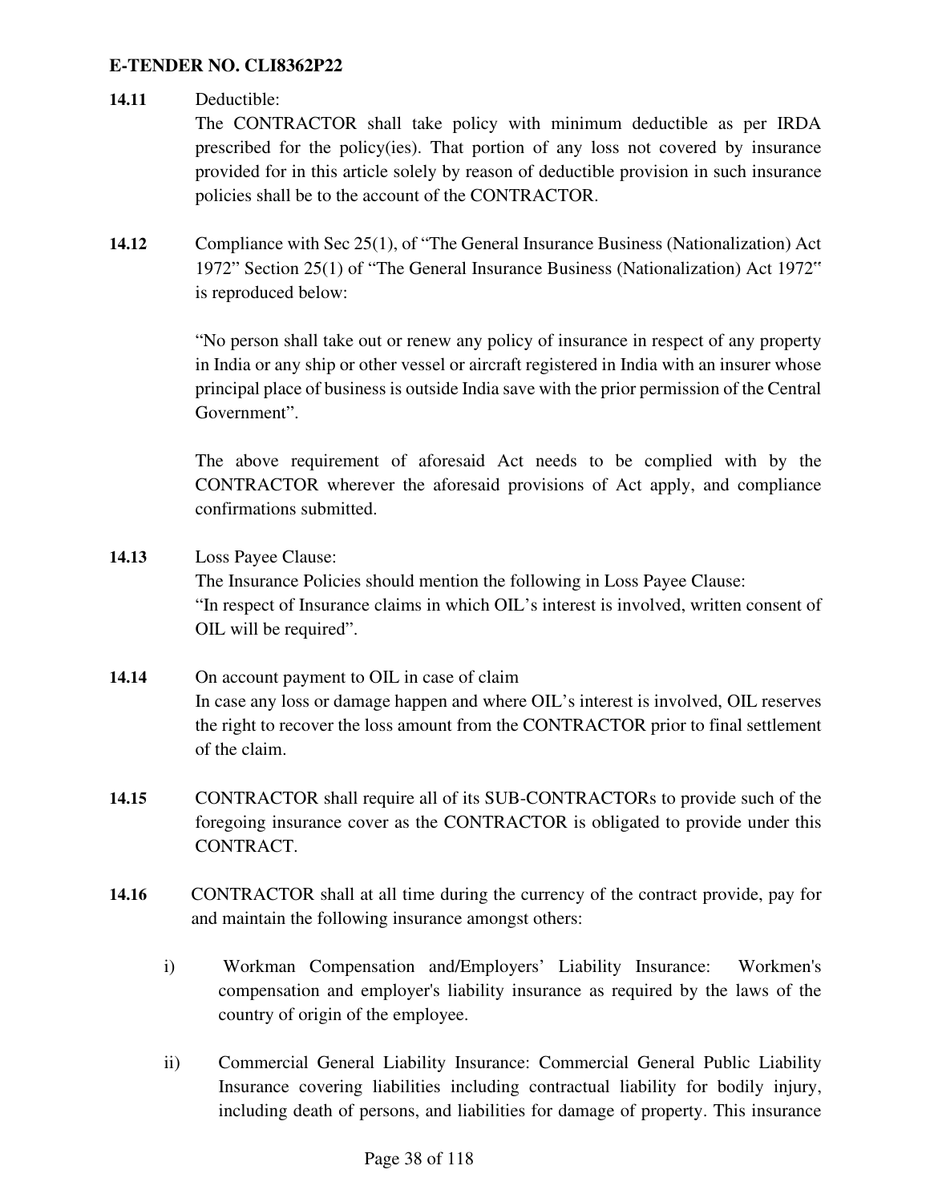**14.11** Deductible:
The CONTRACTOR shall take policy with minimum deductible as per IRDA prescribed for the policy(ies). That portion of any loss not covered by insurance provided for in this article solely by reason of deductible provision in such insurance policies shall be to the account of the CONTRACTOR.

**14.12** Compliance with Sec 25(1), of "The General Insurance Business (Nationalization) Act 1972" Section 25(1) of "The General Insurance Business (Nationalization) Act 1972" is reproduced below:

"No person shall take out or renew any policy of insurance in respect of any property in India or any ship or other vessel or aircraft registered in India with an insurer whose principal place of business is outside India save with the prior permission of the Central Government".

The above requirement of aforesaid Act needs to be complied with by the CONTRACTOR wherever the aforesaid provisions of Act apply, and compliance confirmations submitted.

**14.13** Loss Payee Clause:
The Insurance Policies should mention the following in Loss Payee Clause:
"In respect of Insurance claims in which OIL's interest is involved, written consent of OIL will be required".

**14.14** On account payment to OIL in case of claim
In case any loss or damage happen and where OIL's interest is involved, OIL reserves the right to recover the loss amount from the CONTRACTOR prior to final settlement of the claim.

**14.15** CONTRACTOR shall require all of its SUB-CONTRACTORs to provide such of the foregoing insurance cover as the CONTRACTOR is obligated to provide under this CONTRACT.

**14.16** CONTRACTOR shall at all time during the currency of the contract provide, pay for and maintain the following insurance amongst others:

i) Workman Compensation and/Employers' Liability Insurance: Workmen's compensation and employer's liability insurance as required by the laws of the country of origin of the employee.

ii) Commercial General Liability Insurance: Commercial General Public Liability Insurance covering liabilities including contractual liability for bodily injury, including death of persons, and liabilities for damage of property. This insurance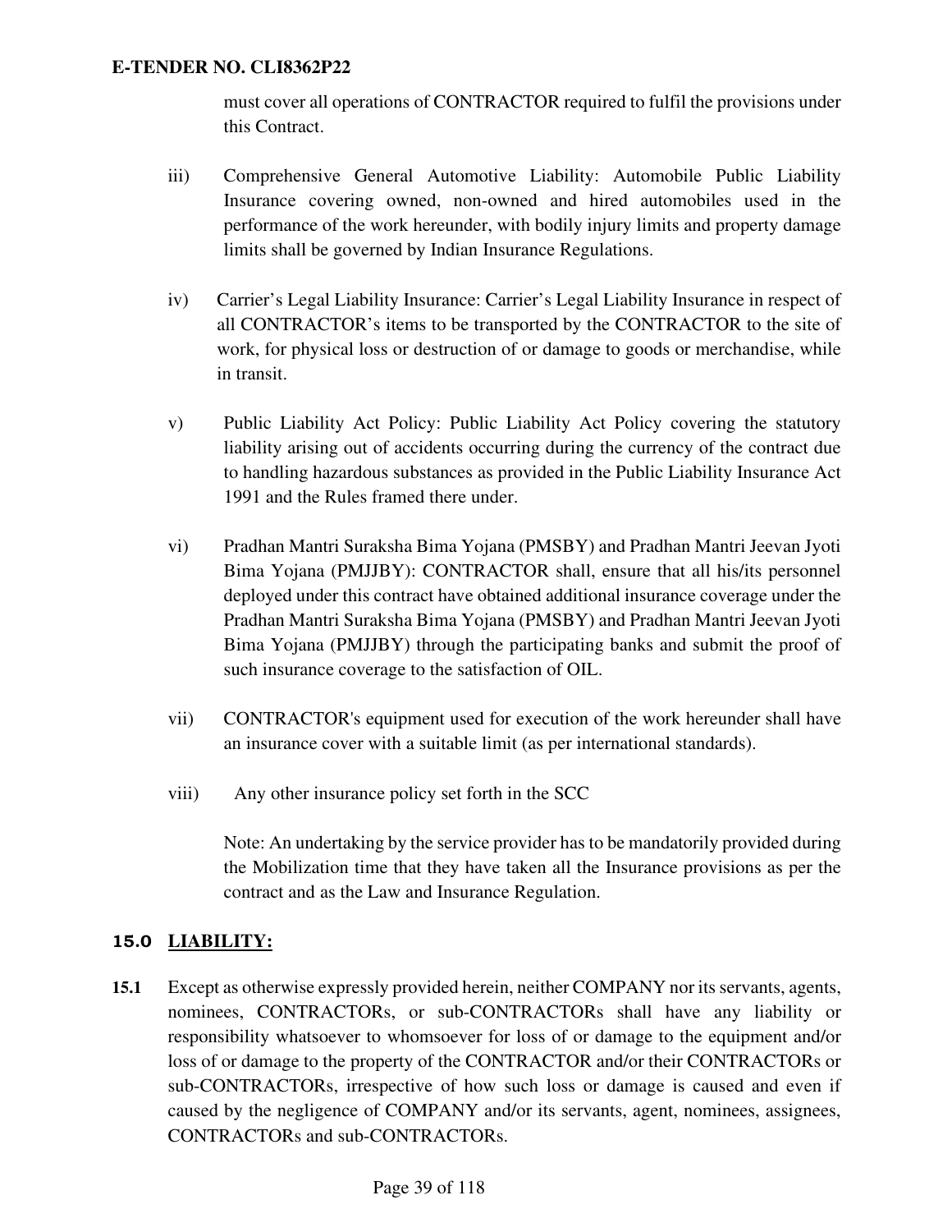must cover all operations of CONTRACTOR required to fulfil the provisions under this Contract.

iii) Comprehensive General Automotive Liability: Automobile Public Liability Insurance covering owned, non-owned and hired automobiles used in the performance of the work hereunder, with bodily injury limits and property damage limits shall be governed by Indian Insurance Regulations.

iv) Carrier's Legal Liability Insurance: Carrier's Legal Liability Insurance in respect of all CONTRACTOR's items to be transported by the CONTRACTOR to the site of work, for physical loss or destruction of or damage to goods or merchandise, while in transit.

v) Public Liability Act Policy: Public Liability Act Policy covering the statutory liability arising out of accidents occurring during the currency of the contract due to handling hazardous substances as provided in the Public Liability Insurance Act 1991 and the Rules framed there under.

vi) Pradhan Mantri Suraksha Bima Yojana (PMSBY) and Pradhan Mantri Jeevan Jyoti Bima Yojana (PMJJBY): CONTRACTOR shall, ensure that all his/its personnel deployed under this contract have obtained additional insurance coverage under the Pradhan Mantri Suraksha Bima Yojana (PMSBY) and Pradhan Mantri Jeevan Jyoti Bima Yojana (PMJJBY) through the participating banks and submit the proof of such insurance coverage to the satisfaction of OIL.

vii) CONTRACTOR's equipment used for execution of the work hereunder shall have an insurance cover with a suitable limit (as per international standards).

viii) Any other insurance policy set forth in the SCC

Note: An undertaking by the service provider has to be mandatorily provided during the Mobilization time that they have taken all the Insurance provisions as per the contract and as the Law and Insurance Regulation.

## 15.0 LIABILITY:

**15.1** Except as otherwise expressly provided herein, neither COMPANY nor its servants, agents, nominees, CONTRACTORs, or sub-CONTRACTORs shall have any liability or responsibility whatsoever to whomsoever for loss of or damage to the equipment and/or loss of or damage to the property of the CONTRACTOR and/or their CONTRACTORs or sub-CONTRACTORs, irrespective of how such loss or damage is caused and even if caused by the negligence of COMPANY and/or its servants, agent, nominees, assignees, CONTRACTORs and sub-CONTRACTORs.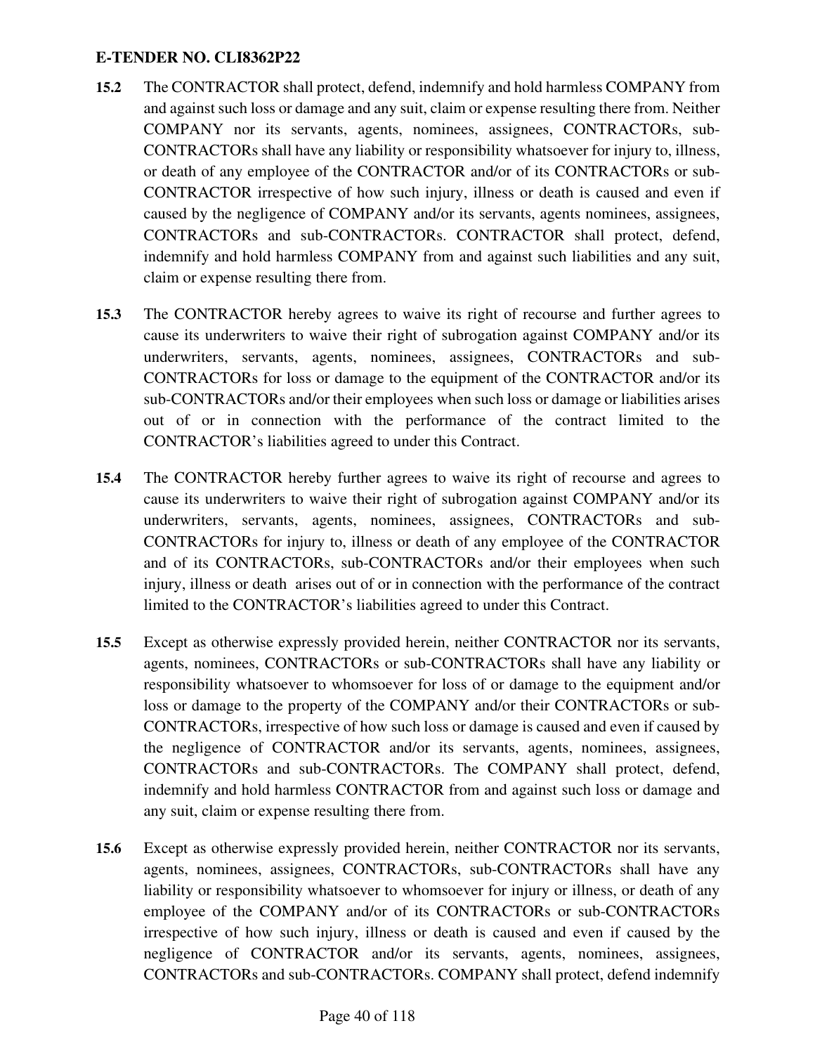**15.2** The CONTRACTOR shall protect, defend, indemnify and hold harmless COMPANY from and against such loss or damage and any suit, claim or expense resulting there from. Neither COMPANY nor its servants, agents, nominees, assignees, CONTRACTORs, sub-CONTRACTORs shall have any liability or responsibility whatsoever for injury to, illness, or death of any employee of the CONTRACTOR and/or of its CONTRACTORs or sub-CONTRACTOR irrespective of how such injury, illness or death is caused and even if caused by the negligence of COMPANY and/or its servants, agents nominees, assignees, CONTRACTORs and sub-CONTRACTORs. CONTRACTOR shall protect, defend, indemnify and hold harmless COMPANY from and against such liabilities and any suit, claim or expense resulting there from.

**15.3** The CONTRACTOR hereby agrees to waive its right of recourse and further agrees to cause its underwriters to waive their right of subrogation against COMPANY and/or its underwriters, servants, agents, nominees, assignees, CONTRACTORs and sub-CONTRACTORs for loss or damage to the equipment of the CONTRACTOR and/or its sub-CONTRACTORs and/or their employees when such loss or damage or liabilities arises out of or in connection with the performance of the contract limited to the CONTRACTOR's liabilities agreed to under this Contract.

**15.4** The CONTRACTOR hereby further agrees to waive its right of recourse and agrees to cause its underwriters to waive their right of subrogation against COMPANY and/or its underwriters, servants, agents, nominees, assignees, CONTRACTORs and sub-CONTRACTORs for injury to, illness or death of any employee of the CONTRACTOR and of its CONTRACTORs, sub-CONTRACTORs and/or their employees when such injury, illness or death arises out of or in connection with the performance of the contract limited to the CONTRACTOR's liabilities agreed to under this Contract.

**15.5** Except as otherwise expressly provided herein, neither CONTRACTOR nor its servants, agents, nominees, CONTRACTORs or sub-CONTRACTORs shall have any liability or responsibility whatsoever to whomsoever for loss of or damage to the equipment and/or loss or damage to the property of the COMPANY and/or their CONTRACTORs or sub-CONTRACTORs, irrespective of how such loss or damage is caused and even if caused by the negligence of CONTRACTOR and/or its servants, agents, nominees, assignees, CONTRACTORs and sub-CONTRACTORs. The COMPANY shall protect, defend, indemnify and hold harmless CONTRACTOR from and against such loss or damage and any suit, claim or expense resulting there from.

**15.6** Except as otherwise expressly provided herein, neither CONTRACTOR nor its servants, agents, nominees, assignees, CONTRACTORs, sub-CONTRACTORs shall have any liability or responsibility whatsoever to whomsoever for injury or illness, or death of any employee of the COMPANY and/or of its CONTRACTORs or sub-CONTRACTORs irrespective of how such injury, illness or death is caused and even if caused by the negligence of CONTRACTOR and/or its servants, agents, nominees, assignees, CONTRACTORs and sub-CONTRACTORs. COMPANY shall protect, defend indemnify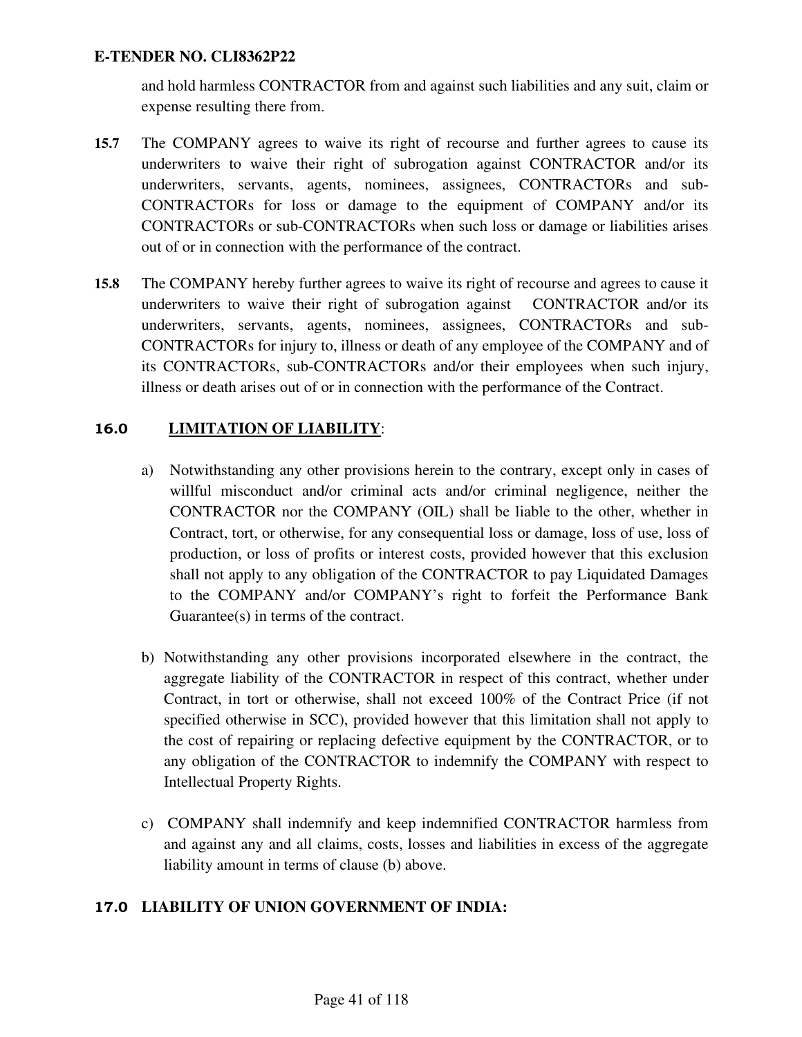and hold harmless CONTRACTOR from and against such liabilities and any suit, claim or expense resulting there from.

**15.7** The COMPANY agrees to waive its right of recourse and further agrees to cause its underwriters to waive their right of subrogation against CONTRACTOR and/or its underwriters, servants, agents, nominees, assignees, CONTRACTORs and sub-CONTRACTORs for loss or damage to the equipment of COMPANY and/or its CONTRACTORs or sub-CONTRACTORs when such loss or damage or liabilities arises out of or in connection with the performance of the contract.

**15.8** The COMPANY hereby further agrees to waive its right of recourse and agrees to cause it underwriters to waive their right of subrogation against CONTRACTOR and/or its underwriters, servants, agents, nominees, assignees, CONTRACTORs and sub-CONTRACTORs for injury to, illness or death of any employee of the COMPANY and of its CONTRACTORs, sub-CONTRACTORs and/or their employees when such injury, illness or death arises out of or in connection with the performance of the Contract.

## 16.0 LIMITATION OF LIABILITY:

a) Notwithstanding any other provisions herein to the contrary, except only in cases of willful misconduct and/or criminal acts and/or criminal negligence, neither the CONTRACTOR nor the COMPANY (OIL) shall be liable to the other, whether in Contract, tort, or otherwise, for any consequential loss or damage, loss of use, loss of production, or loss of profits or interest costs, provided however that this exclusion shall not apply to any obligation of the CONTRACTOR to pay Liquidated Damages to the COMPANY and/or COMPANY's right to forfeit the Performance Bank Guarantee(s) in terms of the contract.

b) Notwithstanding any other provisions incorporated elsewhere in the contract, the aggregate liability of the CONTRACTOR in respect of this contract, whether under Contract, in tort or otherwise, shall not exceed 100% of the Contract Price (if not specified otherwise in SCC), provided however that this limitation shall not apply to the cost of repairing or replacing defective equipment by the CONTRACTOR, or to any obligation of the CONTRACTOR to indemnify the COMPANY with respect to Intellectual Property Rights.

c) COMPANY shall indemnify and keep indemnified CONTRACTOR harmless from and against any and all claims, costs, losses and liabilities in excess of the aggregate liability amount in terms of clause (b) above.

## 17.0 LIABILITY OF UNION GOVERNMENT OF INDIA: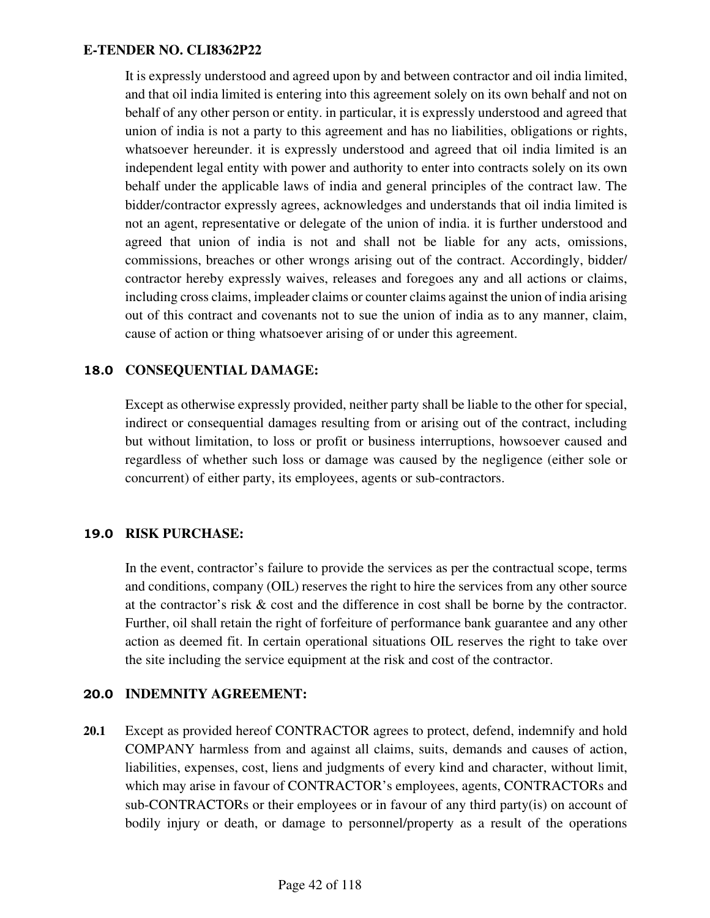It is expressly understood and agreed upon by and between contractor and oil india limited, and that oil india limited is entering into this agreement solely on its own behalf and not on behalf of any other person or entity. in particular, it is expressly understood and agreed that union of india is not a party to this agreement and has no liabilities, obligations or rights, whatsoever hereunder. it is expressly understood and agreed that oil india limited is an independent legal entity with power and authority to enter into contracts solely on its own behalf under the applicable laws of india and general principles of the contract law. The bidder/contractor expressly agrees, acknowledges and understands that oil india limited is not an agent, representative or delegate of the union of india. it is further understood and agreed that union of india is not and shall not be liable for any acts, omissions, commissions, breaches or other wrongs arising out of the contract. Accordingly, bidder/ contractor hereby expressly waives, releases and foregoes any and all actions or claims, including cross claims, impleader claims or counter claims against the union of india arising out of this contract and covenants not to sue the union of india as to any manner, claim, cause of action or thing whatsoever arising of or under this agreement.

## 18.0 CONSEQUENTIAL DAMAGE:

Except as otherwise expressly provided, neither party shall be liable to the other for special, indirect or consequential damages resulting from or arising out of the contract, including but without limitation, to loss or profit or business interruptions, howsoever caused and regardless of whether such loss or damage was caused by the negligence (either sole or concurrent) of either party, its employees, agents or sub-contractors.

## 19.0 RISK PURCHASE:

In the event, contractor's failure to provide the services as per the contractual scope, terms and conditions, company (OIL) reserves the right to hire the services from any other source at the contractor's risk & cost and the difference in cost shall be borne by the contractor. Further, oil shall retain the right of forfeiture of performance bank guarantee and any other action as deemed fit. In certain operational situations OIL reserves the right to take over the site including the service equipment at the risk and cost of the contractor.

## 20.0 INDEMNITY AGREEMENT:

**20.1** Except as provided hereof CONTRACTOR agrees to protect, defend, indemnify and hold COMPANY harmless from and against all claims, suits, demands and causes of action, liabilities, expenses, cost, liens and judgments of every kind and character, without limit, which may arise in favour of CONTRACTOR's employees, agents, CONTRACTORs and sub-CONTRACTORs or their employees or in favour of any third party(is) on account of bodily injury or death, or damage to personnel/property as a result of the operations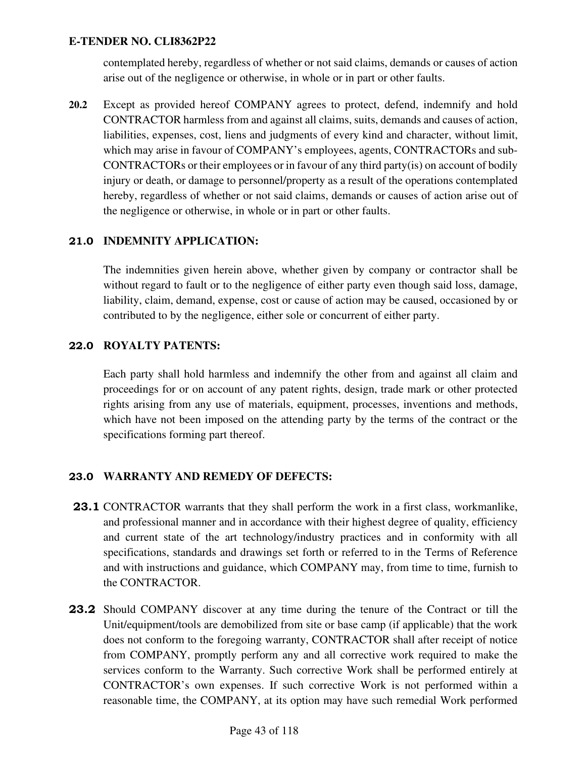contemplated hereby, regardless of whether or not said claims, demands or causes of action arise out of the negligence or otherwise, in whole or in part or other faults.

**20.2** Except as provided hereof COMPANY agrees to protect, defend, indemnify and hold CONTRACTOR harmless from and against all claims, suits, demands and causes of action, liabilities, expenses, cost, liens and judgments of every kind and character, without limit, which may arise in favour of COMPANY's employees, agents, CONTRACTORs and sub-CONTRACTORs or their employees or in favour of any third party(is) on account of bodily injury or death, or damage to personnel/property as a result of the operations contemplated hereby, regardless of whether or not said claims, demands or causes of action arise out of the negligence or otherwise, in whole or in part or other faults.

## 21.0 INDEMNITY APPLICATION:

The indemnities given herein above, whether given by company or contractor shall be without regard to fault or to the negligence of either party even though said loss, damage, liability, claim, demand, expense, cost or cause of action may be caused, occasioned by or contributed to by the negligence, either sole or concurrent of either party.

## 22.0 ROYALTY PATENTS:

Each party shall hold harmless and indemnify the other from and against all claim and proceedings for or on account of any patent rights, design, trade mark or other protected rights arising from any use of materials, equipment, processes, inventions and methods, which have not been imposed on the attending party by the terms of the contract or the specifications forming part thereof.

## 23.0 WARRANTY AND REMEDY OF DEFECTS:

**23.1** CONTRACTOR warrants that they shall perform the work in a first class, workmanlike, and professional manner and in accordance with their highest degree of quality, efficiency and current state of the art technology/industry practices and in conformity with all specifications, standards and drawings set forth or referred to in the Terms of Reference and with instructions and guidance, which COMPANY may, from time to time, furnish to the CONTRACTOR.

**23.2** Should COMPANY discover at any time during the tenure of the Contract or till the Unit/equipment/tools are demobilized from site or base camp (if applicable) that the work does not conform to the foregoing warranty, CONTRACTOR shall after receipt of notice from COMPANY, promptly perform any and all corrective work required to make the services conform to the Warranty. Such corrective Work shall be performed entirely at CONTRACTOR's own expenses. If such corrective Work is not performed within a reasonable time, the COMPANY, at its option may have such remedial Work performed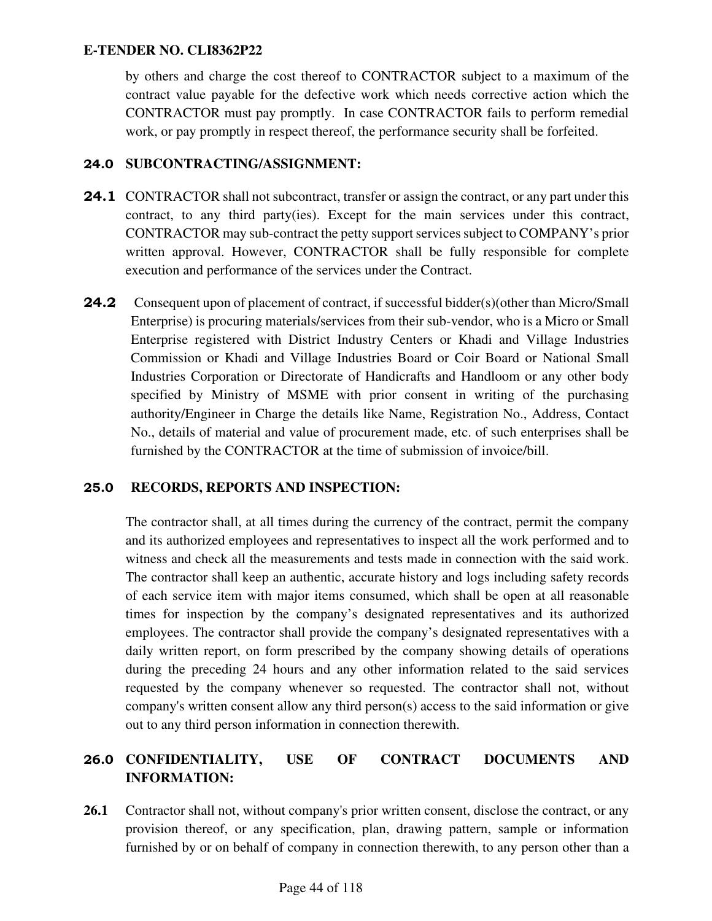by others and charge the cost thereof to CONTRACTOR subject to a maximum of the contract value payable for the defective work which needs corrective action which the CONTRACTOR must pay promptly. In case CONTRACTOR fails to perform remedial work, or pay promptly in respect thereof, the performance security shall be forfeited.

## 24.0 SUBCONTRACTING/ASSIGNMENT:

**24.1** CONTRACTOR shall not subcontract, transfer or assign the contract, or any part under this contract, to any third party(ies). Except for the main services under this contract, CONTRACTOR may sub-contract the petty support services subject to COMPANY's prior written approval. However, CONTRACTOR shall be fully responsible for complete execution and performance of the services under the Contract.

**24.2** Consequent upon of placement of contract, if successful bidder(s)(other than Micro/Small Enterprise) is procuring materials/services from their sub-vendor, who is a Micro or Small Enterprise registered with District Industry Centers or Khadi and Village Industries Commission or Khadi and Village Industries Board or Coir Board or National Small Industries Corporation or Directorate of Handicrafts and Handloom or any other body specified by Ministry of MSME with prior consent in writing of the purchasing authority/Engineer in Charge the details like Name, Registration No., Address, Contact No., details of material and value of procurement made, etc. of such enterprises shall be furnished by the CONTRACTOR at the time of submission of invoice/bill.

## 25.0 RECORDS, REPORTS AND INSPECTION:

The contractor shall, at all times during the currency of the contract, permit the company and its authorized employees and representatives to inspect all the work performed and to witness and check all the measurements and tests made in connection with the said work. The contractor shall keep an authentic, accurate history and logs including safety records of each service item with major items consumed, which shall be open at all reasonable times for inspection by the company's designated representatives and its authorized employees. The contractor shall provide the company's designated representatives with a daily written report, on form prescribed by the company showing details of operations during the preceding 24 hours and any other information related to the said services requested by the company whenever so requested. The contractor shall not, without company's written consent allow any third person(s) access to the said information or give out to any third person information in connection therewith.

## 26.0 CONFIDENTIALITY, USE OF CONTRACT DOCUMENTS AND INFORMATION:

**26.1** Contractor shall not, without company's prior written consent, disclose the contract, or any provision thereof, or any specification, plan, drawing pattern, sample or information furnished by or on behalf of company in connection therewith, to any person other than a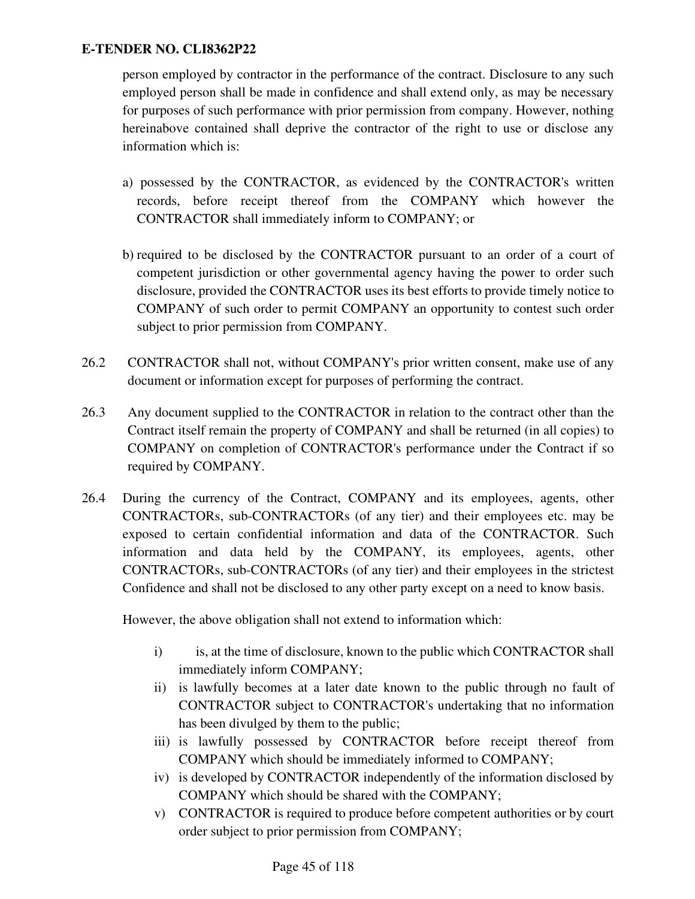person employed by contractor in the performance of the contract. Disclosure to any such employed person shall be made in confidence and shall extend only, as may be necessary for purposes of such performance with prior permission from company. However, nothing hereinabove contained shall deprive the contractor of the right to use or disclose any information which is:

a) possessed by the CONTRACTOR, as evidenced by the CONTRACTOR's written records, before receipt thereof from the COMPANY which however the CONTRACTOR shall immediately inform to COMPANY; or

b) required to be disclosed by the CONTRACTOR pursuant to an order of a court of competent jurisdiction or other governmental agency having the power to order such disclosure, provided the CONTRACTOR uses its best efforts to provide timely notice to COMPANY of such order to permit COMPANY an opportunity to contest such order subject to prior permission from COMPANY.

26.2 CONTRACTOR shall not, without COMPANY's prior written consent, make use of any document or information except for purposes of performing the contract.

26.3 Any document supplied to the CONTRACTOR in relation to the contract other than the Contract itself remain the property of COMPANY and shall be returned (in all copies) to COMPANY on completion of CONTRACTOR's performance under the Contract if so required by COMPANY.

26.4 During the currency of the Contract, COMPANY and its employees, agents, other CONTRACTORs, sub-CONTRACTORs (of any tier) and their employees etc. may be exposed to certain confidential information and data of the CONTRACTOR. Such information and data held by the COMPANY, its employees, agents, other CONTRACTORs, sub-CONTRACTORs (of any tier) and their employees in the strictest Confidence and shall not be disclosed to any other party except on a need to know basis.

However, the above obligation shall not extend to information which:

i) is, at the time of disclosure, known to the public which CONTRACTOR shall immediately inform COMPANY;
ii) is lawfully becomes at a later date known to the public through no fault of CONTRACTOR subject to CONTRACTOR's undertaking that no information has been divulged by them to the public;
iii) is lawfully possessed by CONTRACTOR before receipt thereof from COMPANY which should be immediately informed to COMPANY;
iv) is developed by CONTRACTOR independently of the information disclosed by COMPANY which should be shared with the COMPANY;
v) CONTRACTOR is required to produce before competent authorities or by court order subject to prior permission from COMPANY;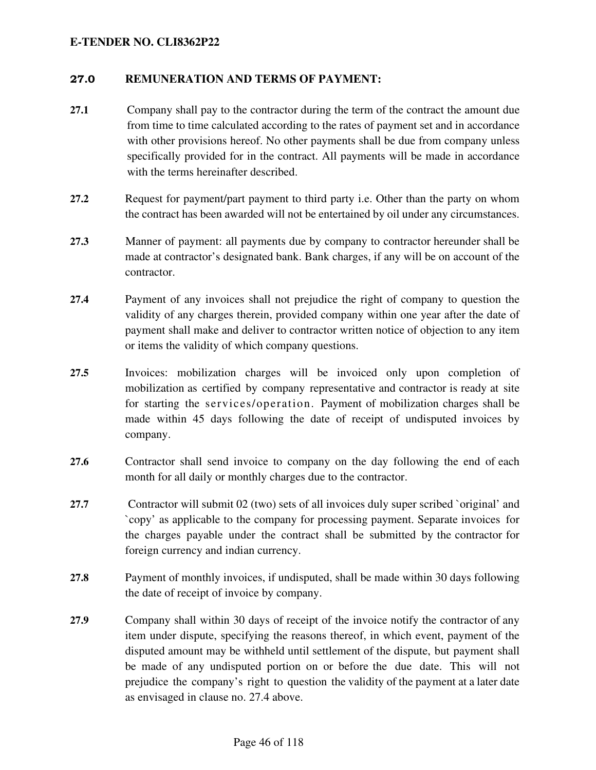## 27.0 REMUNERATION AND TERMS OF PAYMENT:

**27.1** Company shall pay to the contractor during the term of the contract the amount due from time to time calculated according to the rates of payment set and in accordance with other provisions hereof. No other payments shall be due from company unless specifically provided for in the contract. All payments will be made in accordance with the terms hereinafter described.

**27.2** Request for payment/part payment to third party i.e. Other than the party on whom the contract has been awarded will not be entertained by oil under any circumstances.

**27.3** Manner of payment: all payments due by company to contractor hereunder shall be made at contractor's designated bank. Bank charges, if any will be on account of the contractor.

**27.4** Payment of any invoices shall not prejudice the right of company to question the validity of any charges therein, provided company within one year after the date of payment shall make and deliver to contractor written notice of objection to any item or items the validity of which company questions.

**27.5** Invoices: mobilization charges will be invoiced only upon completion of mobilization as certified by company representative and contractor is ready at site for starting the services/operation. Payment of mobilization charges shall be made within 45 days following the date of receipt of undisputed invoices by company.

**27.6** Contractor shall send invoice to company on the day following the end of each month for all daily or monthly charges due to the contractor.

**27.7** Contractor will submit 02 (two) sets of all invoices duly super scribed `original' and `copy' as applicable to the company for processing payment. Separate invoices for the charges payable under the contract shall be submitted by the contractor for foreign currency and indian currency.

**27.8** Payment of monthly invoices, if undisputed, shall be made within 30 days following the date of receipt of invoice by company.

**27.9** Company shall within 30 days of receipt of the invoice notify the contractor of any item under dispute, specifying the reasons thereof, in which event, payment of the disputed amount may be withheld until settlement of the dispute, but payment shall be made of any undisputed portion on or before the due date. This will not prejudice the company's right to question the validity of the payment at a later date as envisaged in clause no. 27.4 above.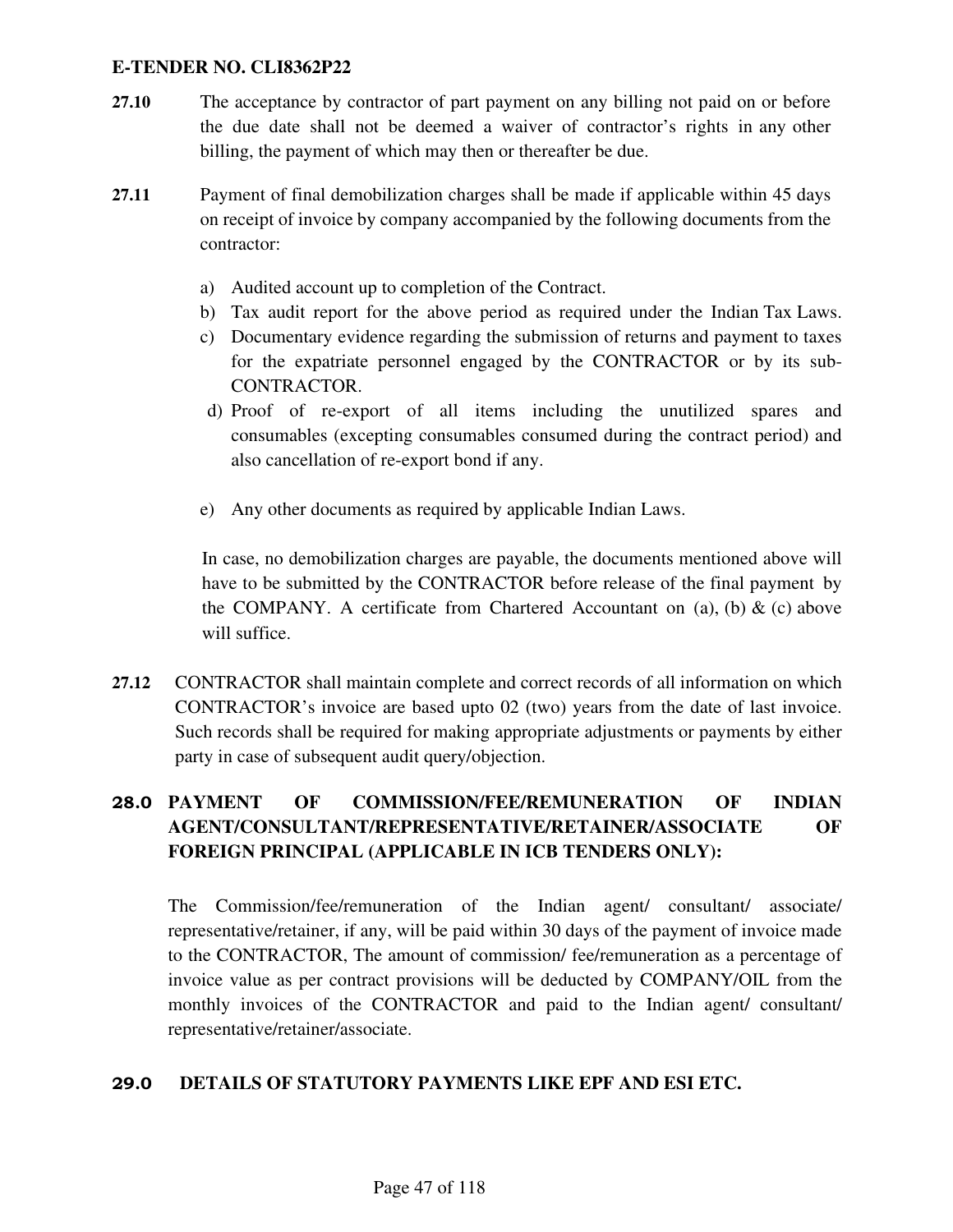**27.10** The acceptance by contractor of part payment on any billing not paid on or before the due date shall not be deemed a waiver of contractor's rights in any other billing, the payment of which may then or thereafter be due.

**27.11** Payment of final demobilization charges shall be made if applicable within 45 days on receipt of invoice by company accompanied by the following documents from the contractor:

a) Audited account up to completion of the Contract.
b) Tax audit report for the above period as required under the Indian Tax Laws.
c) Documentary evidence regarding the submission of returns and payment to taxes for the expatriate personnel engaged by the CONTRACTOR or by its sub-CONTRACTOR.
d) Proof of re-export of all items including the unutilized spares and consumables (excepting consumables consumed during the contract period) and also cancellation of re-export bond if any.
e) Any other documents as required by applicable Indian Laws.

In case, no demobilization charges are payable, the documents mentioned above will have to be submitted by the CONTRACTOR before release of the final payment by the COMPANY. A certificate from Chartered Accountant on (a), (b) & (c) above will suffice.

**27.12** CONTRACTOR shall maintain complete and correct records of all information on which CONTRACTOR's invoice are based upto 02 (two) years from the date of last invoice. Such records shall be required for making appropriate adjustments or payments by either party in case of subsequent audit query/objection.

## 28.0 PAYMENT OF COMMISSION/FEE/REMUNERATION OF INDIAN AGENT/CONSULTANT/REPRESENTATIVE/RETAINER/ASSOCIATE OF FOREIGN PRINCIPAL (APPLICABLE IN ICB TENDERS ONLY):

The Commission/fee/remuneration of the Indian agent/ consultant/ associate/ representative/retainer, if any, will be paid within 30 days of the payment of invoice made to the CONTRACTOR, The amount of commission/ fee/remuneration as a percentage of invoice value as per contract provisions will be deducted by COMPANY/OIL from the monthly invoices of the CONTRACTOR and paid to the Indian agent/ consultant/ representative/retainer/associate.

## 29.0 DETAILS OF STATUTORY PAYMENTS LIKE EPF AND ESI ETC.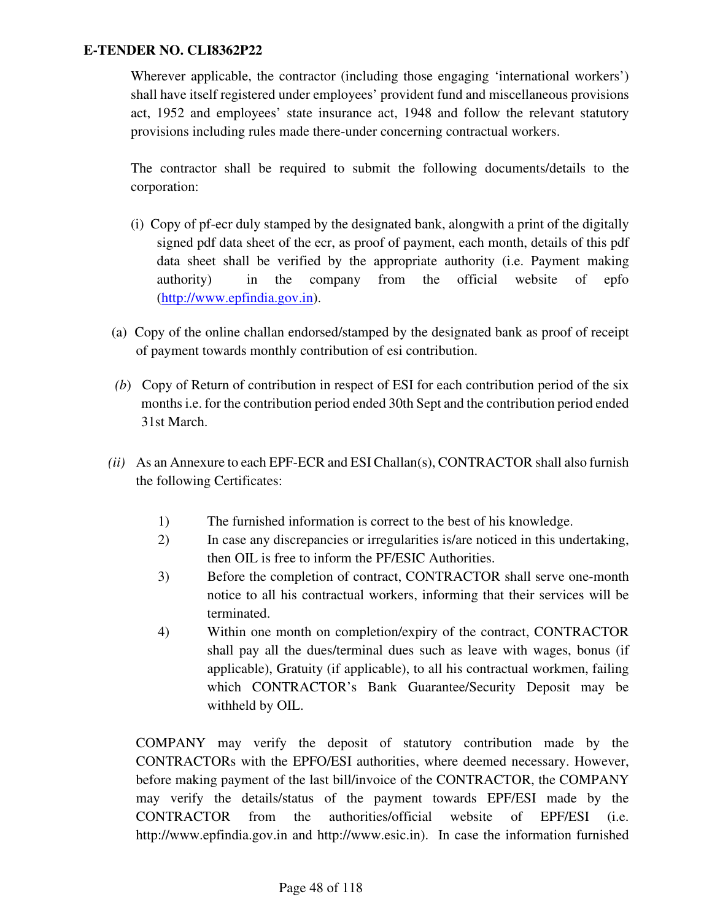Wherever applicable, the contractor (including those engaging 'international workers') shall have itself registered under employees' provident fund and miscellaneous provisions act, 1952 and employees' state insurance act, 1948 and follow the relevant statutory provisions including rules made there-under concerning contractual workers.

The contractor shall be required to submit the following documents/details to the corporation:

(i) Copy of pf-ecr duly stamped by the designated bank, alongwith a print of the digitally signed pdf data sheet of the ecr, as proof of payment, each month, details of this pdf data sheet shall be verified by the appropriate authority (i.e. Payment making authority) in the company from the official website of epfo (http://www.epfindia.gov.in).

(a) Copy of the online challan endorsed/stamped by the designated bank as proof of receipt of payment towards monthly contribution of esi contribution.

*(b)* Copy of Return of contribution in respect of ESI for each contribution period of the six months i.e. for the contribution period ended 30th Sept and the contribution period ended 31st March.

*(ii)* As an Annexure to each EPF-ECR and ESI Challan(s), CONTRACTOR shall also furnish the following Certificates:

1) The furnished information is correct to the best of his knowledge.
2) In case any discrepancies or irregularities is/are noticed in this undertaking, then OIL is free to inform the PF/ESIC Authorities.
3) Before the completion of contract, CONTRACTOR shall serve one-month notice to all his contractual workers, informing that their services will be terminated.
4) Within one month on completion/expiry of the contract, CONTRACTOR shall pay all the dues/terminal dues such as leave with wages, bonus (if applicable), Gratuity (if applicable), to all his contractual workmen, failing which CONTRACTOR's Bank Guarantee/Security Deposit may be withheld by OIL.

COMPANY may verify the deposit of statutory contribution made by the CONTRACTORs with the EPFO/ESI authorities, where deemed necessary. However, before making payment of the last bill/invoice of the CONTRACTOR, the COMPANY may verify the details/status of the payment towards EPF/ESI made by the CONTRACTOR from the authorities/official website of EPF/ESI (i.e. http://www.epfindia.gov.in and http://www.esic.in). In case the information furnished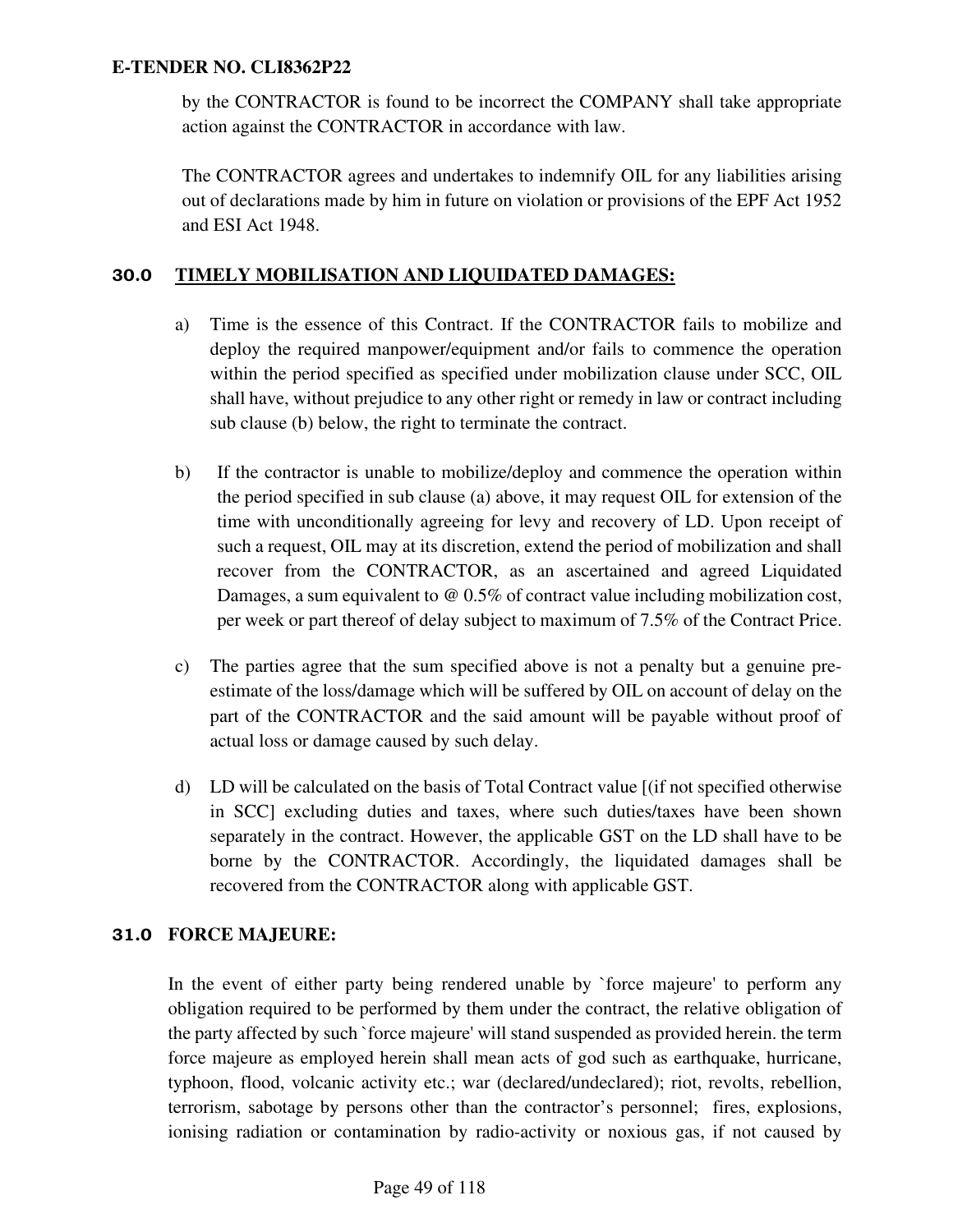by the CONTRACTOR is found to be incorrect the COMPANY shall take appropriate action against the CONTRACTOR in accordance with law.

The CONTRACTOR agrees and undertakes to indemnify OIL for any liabilities arising out of declarations made by him in future on violation or provisions of the EPF Act 1952 and ESI Act 1948.

## 30.0 TIMELY MOBILISATION AND LIQUIDATED DAMAGES:

a) Time is the essence of this Contract. If the CONTRACTOR fails to mobilize and deploy the required manpower/equipment and/or fails to commence the operation within the period specified as specified under mobilization clause under SCC, OIL shall have, without prejudice to any other right or remedy in law or contract including sub clause (b) below, the right to terminate the contract.

b) If the contractor is unable to mobilize/deploy and commence the operation within the period specified in sub clause (a) above, it may request OIL for extension of the time with unconditionally agreeing for levy and recovery of LD. Upon receipt of such a request, OIL may at its discretion, extend the period of mobilization and shall recover from the CONTRACTOR, as an ascertained and agreed Liquidated Damages, a sum equivalent to @ 0.5% of contract value including mobilization cost, per week or part thereof of delay subject to maximum of 7.5% of the Contract Price.

c) The parties agree that the sum specified above is not a penalty but a genuine pre-estimate of the loss/damage which will be suffered by OIL on account of delay on the part of the CONTRACTOR and the said amount will be payable without proof of actual loss or damage caused by such delay.

d) LD will be calculated on the basis of Total Contract value [(if not specified otherwise in SCC] excluding duties and taxes, where such duties/taxes have been shown separately in the contract. However, the applicable GST on the LD shall have to be borne by the CONTRACTOR. Accordingly, the liquidated damages shall be recovered from the CONTRACTOR along with applicable GST.

## 31.0 FORCE MAJEURE:

In the event of either party being rendered unable by `force majeure' to perform any obligation required to be performed by them under the contract, the relative obligation of the party affected by such `force majeure' will stand suspended as provided herein. the term force majeure as employed herein shall mean acts of god such as earthquake, hurricane, typhoon, flood, volcanic activity etc.; war (declared/undeclared); riot, revolts, rebellion, terrorism, sabotage by persons other than the contractor's personnel; fires, explosions, ionising radiation or contamination by radio-activity or noxious gas, if not caused by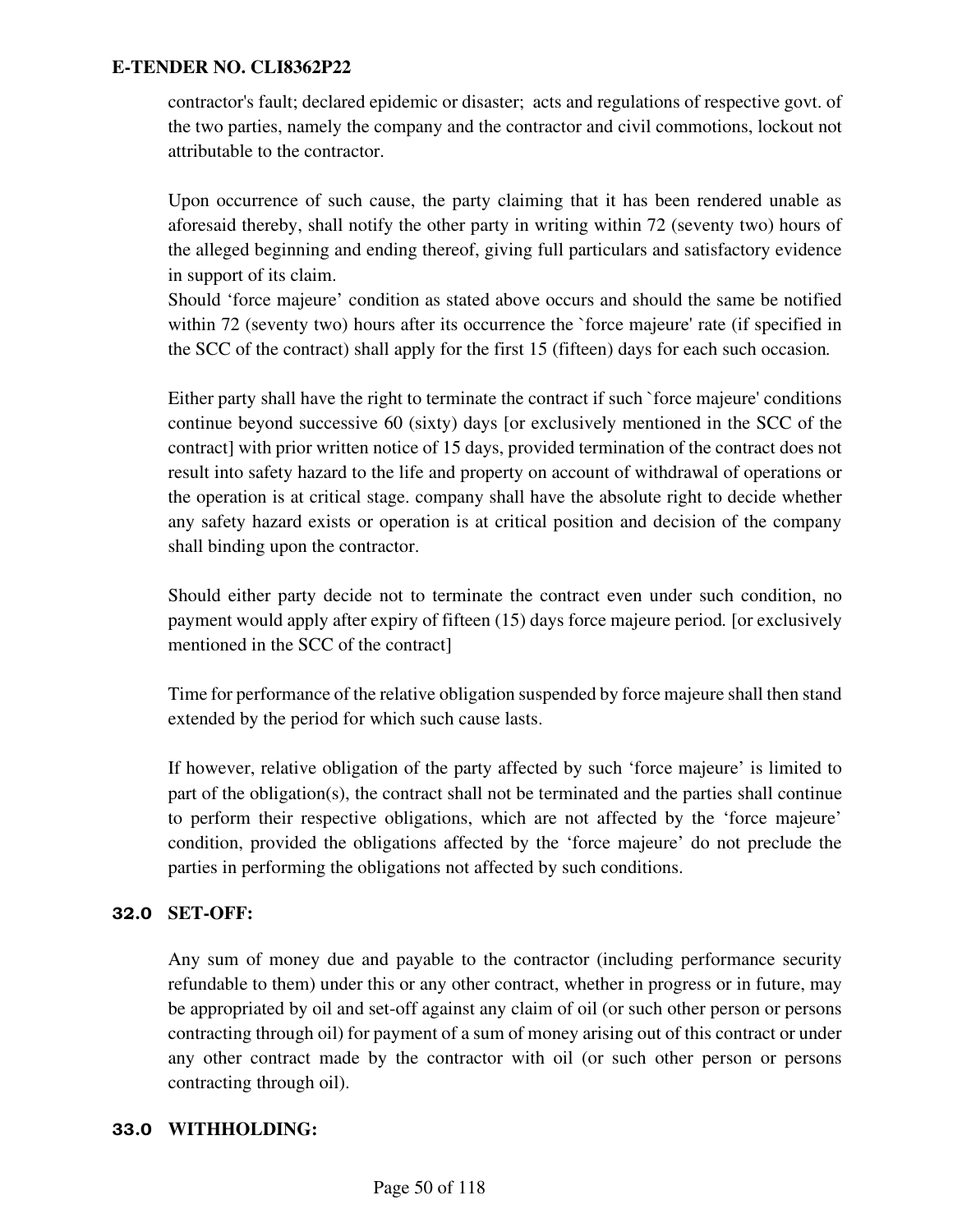contractor's fault; declared epidemic or disaster; acts and regulations of respective govt. of the two parties, namely the company and the contractor and civil commotions, lockout not attributable to the contractor.

Upon occurrence of such cause, the party claiming that it has been rendered unable as aforesaid thereby, shall notify the other party in writing within 72 (seventy two) hours of the alleged beginning and ending thereof, giving full particulars and satisfactory evidence in support of its claim.

Should 'force majeure' condition as stated above occurs and should the same be notified within 72 (seventy two) hours after its occurrence the `force majeure' rate (if specified in the SCC of the contract) shall apply for the first 15 (fifteen) days for each such occasion.

Either party shall have the right to terminate the contract if such `force majeure' conditions continue beyond successive 60 (sixty) days [or exclusively mentioned in the SCC of the contract] with prior written notice of 15 days, provided termination of the contract does not result into safety hazard to the life and property on account of withdrawal of operations or the operation is at critical stage. company shall have the absolute right to decide whether any safety hazard exists or operation is at critical position and decision of the company shall binding upon the contractor.

Should either party decide not to terminate the contract even under such condition, no payment would apply after expiry of fifteen (15) days force majeure period. [or exclusively mentioned in the SCC of the contract]

Time for performance of the relative obligation suspended by force majeure shall then stand extended by the period for which such cause lasts.

If however, relative obligation of the party affected by such 'force majeure' is limited to part of the obligation(s), the contract shall not be terminated and the parties shall continue to perform their respective obligations, which are not affected by the 'force majeure' condition, provided the obligations affected by the 'force majeure' do not preclude the parties in performing the obligations not affected by such conditions.

## 32.0 SET-OFF:

Any sum of money due and payable to the contractor (including performance security refundable to them) under this or any other contract, whether in progress or in future, may be appropriated by oil and set-off against any claim of oil (or such other person or persons contracting through oil) for payment of a sum of money arising out of this contract or under any other contract made by the contractor with oil (or such other person or persons contracting through oil).

## 33.0 WITHHOLDING: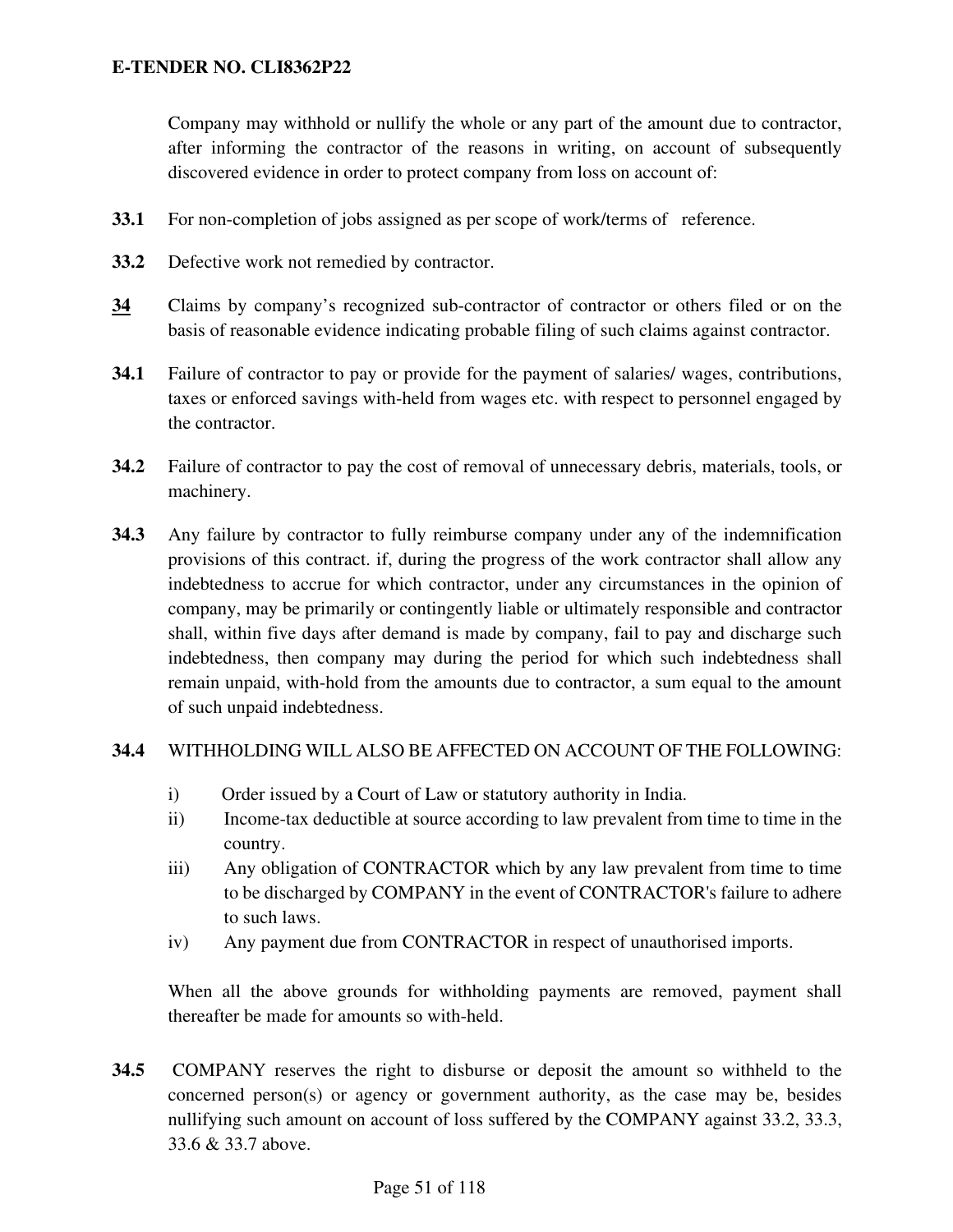Company may withhold or nullify the whole or any part of the amount due to contractor, after informing the contractor of the reasons in writing, on account of subsequently discovered evidence in order to protect company from loss on account of:

**33.1** For non-completion of jobs assigned as per scope of work/terms of reference.

**33.2** Defective work not remedied by contractor.

**34** Claims by company's recognized sub-contractor of contractor or others filed or on the basis of reasonable evidence indicating probable filing of such claims against contractor.

**34.1** Failure of contractor to pay or provide for the payment of salaries/ wages, contributions, taxes or enforced savings with-held from wages etc. with respect to personnel engaged by the contractor.

**34.2** Failure of contractor to pay the cost of removal of unnecessary debris, materials, tools, or machinery.

**34.3** Any failure by contractor to fully reimburse company under any of the indemnification provisions of this contract. if, during the progress of the work contractor shall allow any indebtedness to accrue for which contractor, under any circumstances in the opinion of company, may be primarily or contingently liable or ultimately responsible and contractor shall, within five days after demand is made by company, fail to pay and discharge such indebtedness, then company may during the period for which such indebtedness shall remain unpaid, with-hold from the amounts due to contractor, a sum equal to the amount of such unpaid indebtedness.

**34.4** WITHHOLDING WILL ALSO BE AFFECTED ON ACCOUNT OF THE FOLLOWING:

i) Order issued by a Court of Law or statutory authority in India.

ii) Income-tax deductible at source according to law prevalent from time to time in the country.

iii) Any obligation of CONTRACTOR which by any law prevalent from time to time to be discharged by COMPANY in the event of CONTRACTOR's failure to adhere to such laws.

iv) Any payment due from CONTRACTOR in respect of unauthorised imports.

When all the above grounds for withholding payments are removed, payment shall thereafter be made for amounts so with-held.

**34.5** COMPANY reserves the right to disburse or deposit the amount so withheld to the concerned person(s) or agency or government authority, as the case may be, besides nullifying such amount on account of loss suffered by the COMPANY against 33.2, 33.3, 33.6 & 33.7 above.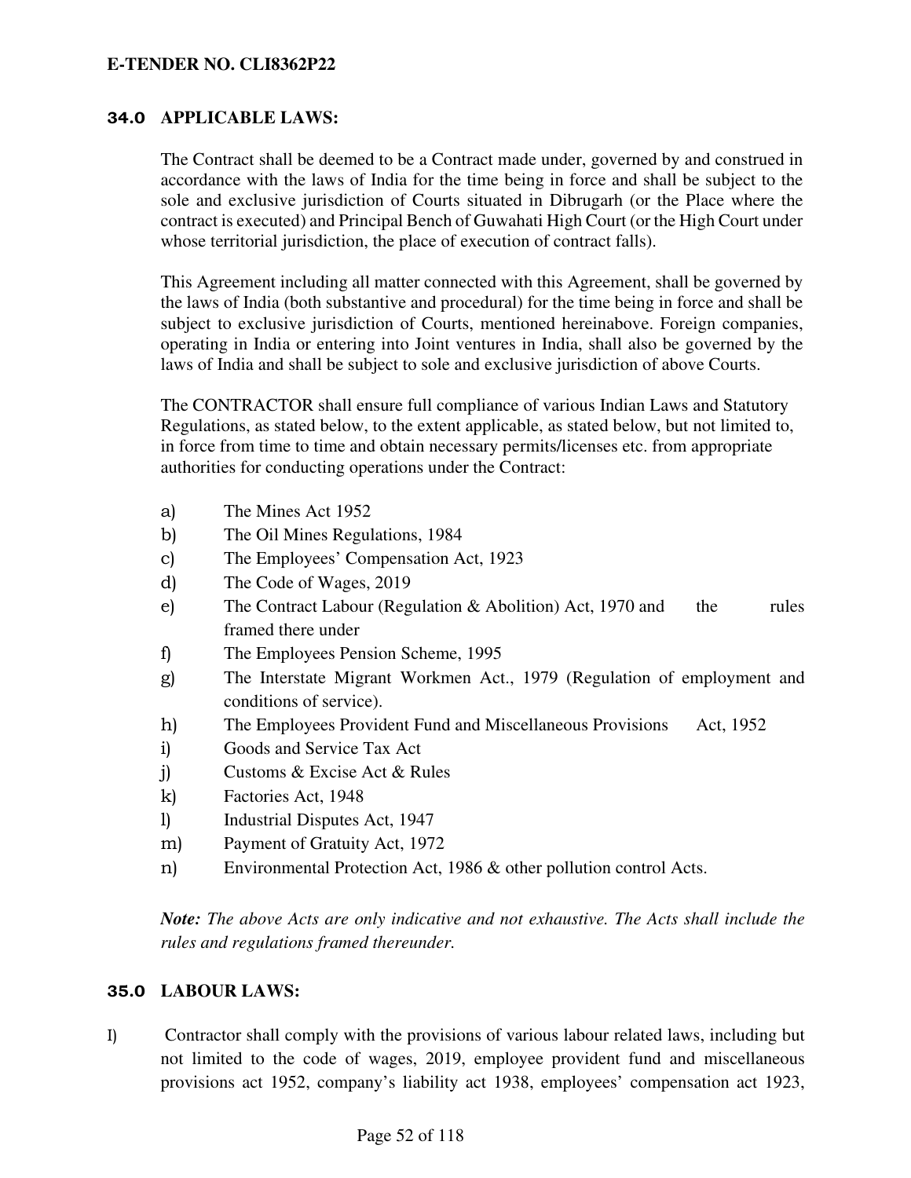## 34.0 APPLICABLE LAWS:

The Contract shall be deemed to be a Contract made under, governed by and construed in accordance with the laws of India for the time being in force and shall be subject to the sole and exclusive jurisdiction of Courts situated in Dibrugarh (or the Place where the contract is executed) and Principal Bench of Guwahati High Court (or the High Court under whose territorial jurisdiction, the place of execution of contract falls).

This Agreement including all matter connected with this Agreement, shall be governed by the laws of India (both substantive and procedural) for the time being in force and shall be subject to exclusive jurisdiction of Courts, mentioned hereinabove. Foreign companies, operating in India or entering into Joint ventures in India, shall also be governed by the laws of India and shall be subject to sole and exclusive jurisdiction of above Courts.

The CONTRACTOR shall ensure full compliance of various Indian Laws and Statutory Regulations, as stated below, to the extent applicable, as stated below, but not limited to, in force from time to time and obtain necessary permits/licenses etc. from appropriate authorities for conducting operations under the Contract:

a) The Mines Act 1952
b) The Oil Mines Regulations, 1984
c) The Employees' Compensation Act, 1923
d) The Code of Wages, 2019
e) The Contract Labour (Regulation & Abolition) Act, 1970 and the rules framed there under
f) The Employees Pension Scheme, 1995
g) The Interstate Migrant Workmen Act., 1979 (Regulation of employment and conditions of service).
h) The Employees Provident Fund and Miscellaneous Provisions Act, 1952
i) Goods and Service Tax Act
j) Customs & Excise Act & Rules
k) Factories Act, 1948
l) Industrial Disputes Act, 1947
m) Payment of Gratuity Act, 1972
n) Environmental Protection Act, 1986 & other pollution control Acts.

***Note:*** *The above Acts are only indicative and not exhaustive. The Acts shall include the rules and regulations framed thereunder.*

## 35.0 LABOUR LAWS:

I) Contractor shall comply with the provisions of various labour related laws, including but not limited to the code of wages, 2019, employee provident fund and miscellaneous provisions act 1952, company's liability act 1938, employees' compensation act 1923,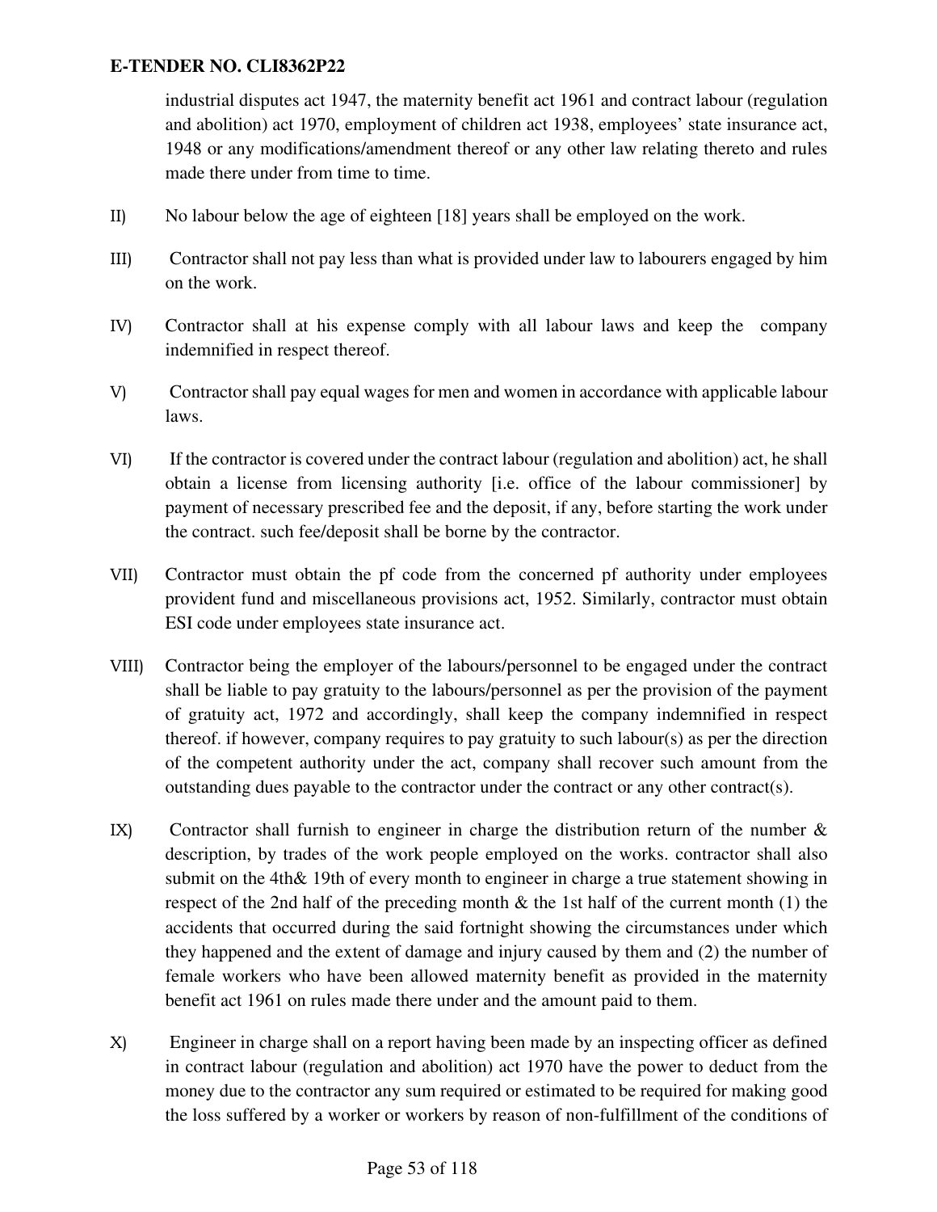industrial disputes act 1947, the maternity benefit act 1961 and contract labour (regulation and abolition) act 1970, employment of children act 1938, employees' state insurance act, 1948 or any modifications/amendment thereof or any other law relating thereto and rules made there under from time to time.

II) No labour below the age of eighteen [18] years shall be employed on the work.

III) Contractor shall not pay less than what is provided under law to labourers engaged by him on the work.

IV) Contractor shall at his expense comply with all labour laws and keep the company indemnified in respect thereof.

V) Contractor shall pay equal wages for men and women in accordance with applicable labour laws.

VI) If the contractor is covered under the contract labour (regulation and abolition) act, he shall obtain a license from licensing authority [i.e. office of the labour commissioner] by payment of necessary prescribed fee and the deposit, if any, before starting the work under the contract. such fee/deposit shall be borne by the contractor.

VII) Contractor must obtain the pf code from the concerned pf authority under employees provident fund and miscellaneous provisions act, 1952. Similarly, contractor must obtain ESI code under employees state insurance act.

VIII) Contractor being the employer of the labours/personnel to be engaged under the contract shall be liable to pay gratuity to the labours/personnel as per the provision of the payment of gratuity act, 1972 and accordingly, shall keep the company indemnified in respect thereof. if however, company requires to pay gratuity to such labour(s) as per the direction of the competent authority under the act, company shall recover such amount from the outstanding dues payable to the contractor under the contract or any other contract(s).

IX) Contractor shall furnish to engineer in charge the distribution return of the number & description, by trades of the work people employed on the works. contractor shall also submit on the 4th& 19th of every month to engineer in charge a true statement showing in respect of the 2nd half of the preceding month & the 1st half of the current month (1) the accidents that occurred during the said fortnight showing the circumstances under which they happened and the extent of damage and injury caused by them and (2) the number of female workers who have been allowed maternity benefit as provided in the maternity benefit act 1961 on rules made there under and the amount paid to them.

X) Engineer in charge shall on a report having been made by an inspecting officer as defined in contract labour (regulation and abolition) act 1970 have the power to deduct from the money due to the contractor any sum required or estimated to be required for making good the loss suffered by a worker or workers by reason of non-fulfillment of the conditions of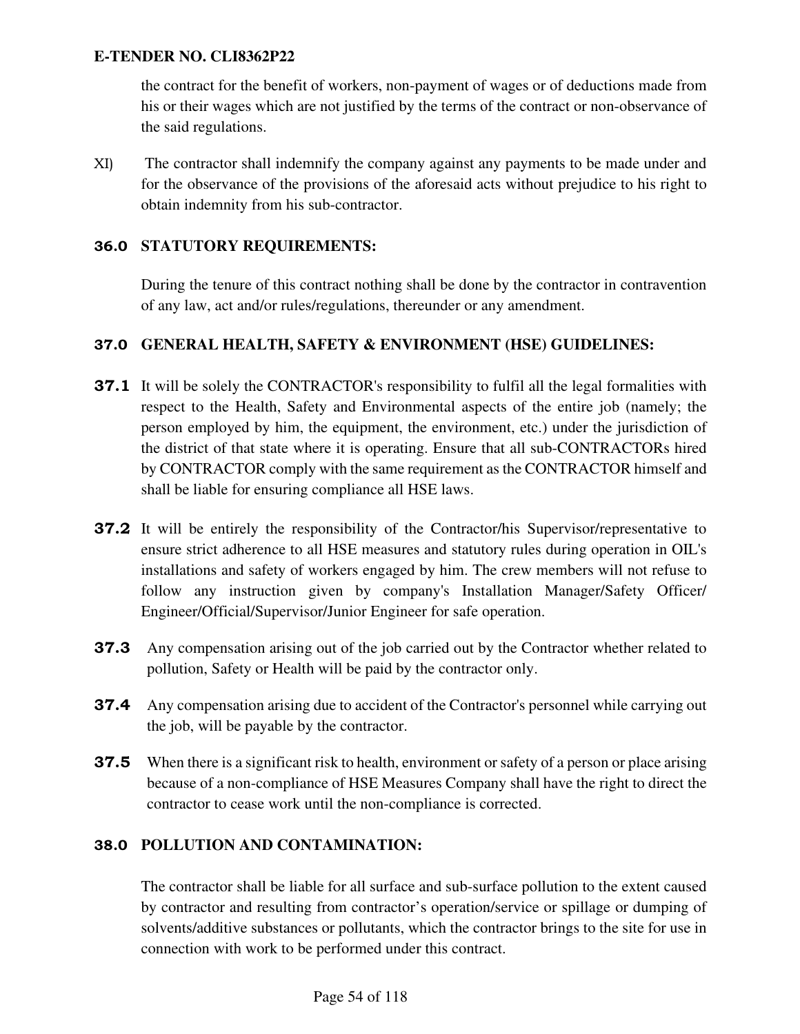the contract for the benefit of workers, non-payment of wages or of deductions made from his or their wages which are not justified by the terms of the contract or non-observance of the said regulations.

XI) The contractor shall indemnify the company against any payments to be made under and for the observance of the provisions of the aforesaid acts without prejudice to his right to obtain indemnity from his sub-contractor.

## 36.0 STATUTORY REQUIREMENTS:

During the tenure of this contract nothing shall be done by the contractor in contravention of any law, act and/or rules/regulations, thereunder or any amendment.

## 37.0 GENERAL HEALTH, SAFETY & ENVIRONMENT (HSE) GUIDELINES:

**37.1** It will be solely the CONTRACTOR's responsibility to fulfil all the legal formalities with respect to the Health, Safety and Environmental aspects of the entire job (namely; the person employed by him, the equipment, the environment, etc.) under the jurisdiction of the district of that state where it is operating. Ensure that all sub-CONTRACTORs hired by CONTRACTOR comply with the same requirement as the CONTRACTOR himself and shall be liable for ensuring compliance all HSE laws.

**37.2** It will be entirely the responsibility of the Contractor/his Supervisor/representative to ensure strict adherence to all HSE measures and statutory rules during operation in OIL's installations and safety of workers engaged by him. The crew members will not refuse to follow any instruction given by company's Installation Manager/Safety Officer/ Engineer/Official/Supervisor/Junior Engineer for safe operation.

**37.3** Any compensation arising out of the job carried out by the Contractor whether related to pollution, Safety or Health will be paid by the contractor only.

**37.4** Any compensation arising due to accident of the Contractor's personnel while carrying out the job, will be payable by the contractor.

**37.5** When there is a significant risk to health, environment or safety of a person or place arising because of a non-compliance of HSE Measures Company shall have the right to direct the contractor to cease work until the non-compliance is corrected.

## 38.0 POLLUTION AND CONTAMINATION:

The contractor shall be liable for all surface and sub-surface pollution to the extent caused by contractor and resulting from contractor’s operation/service or spillage or dumping of solvents/additive substances or pollutants, which the contractor brings to the site for use in connection with work to be performed under this contract.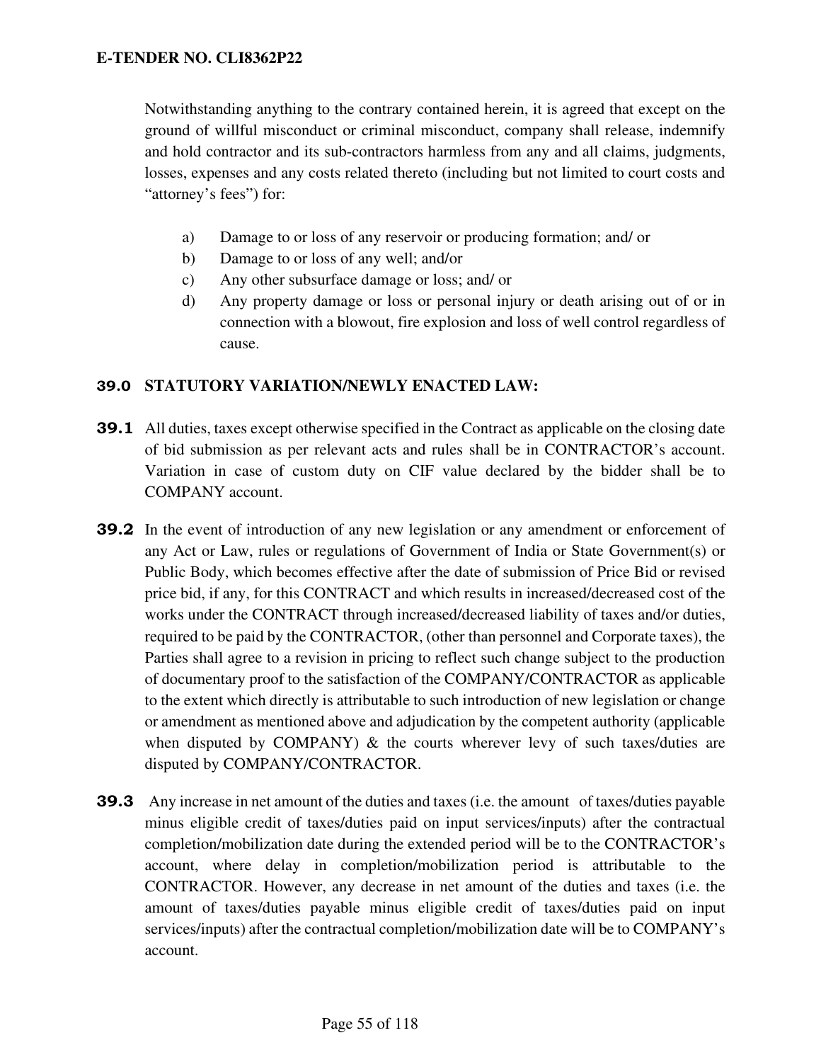Notwithstanding anything to the contrary contained herein, it is agreed that except on the ground of willful misconduct or criminal misconduct, company shall release, indemnify and hold contractor and its sub-contractors harmless from any and all claims, judgments, losses, expenses and any costs related thereto (including but not limited to court costs and "attorney's fees") for:

a) Damage to or loss of any reservoir or producing formation; and/ or
b) Damage to or loss of any well; and/or
c) Any other subsurface damage or loss; and/ or
d) Any property damage or loss or personal injury or death arising out of or in connection with a blowout, fire explosion and loss of well control regardless of cause.

## 39.0 STATUTORY VARIATION/NEWLY ENACTED LAW:

**39.1** All duties, taxes except otherwise specified in the Contract as applicable on the closing date of bid submission as per relevant acts and rules shall be in CONTRACTOR's account. Variation in case of custom duty on CIF value declared by the bidder shall be to COMPANY account.

**39.2** In the event of introduction of any new legislation or any amendment or enforcement of any Act or Law, rules or regulations of Government of India or State Government(s) or Public Body, which becomes effective after the date of submission of Price Bid or revised price bid, if any, for this CONTRACT and which results in increased/decreased cost of the works under the CONTRACT through increased/decreased liability of taxes and/or duties, required to be paid by the CONTRACTOR, (other than personnel and Corporate taxes), the Parties shall agree to a revision in pricing to reflect such change subject to the production of documentary proof to the satisfaction of the COMPANY/CONTRACTOR as applicable to the extent which directly is attributable to such introduction of new legislation or change or amendment as mentioned above and adjudication by the competent authority (applicable when disputed by COMPANY) & the courts wherever levy of such taxes/duties are disputed by COMPANY/CONTRACTOR.

**39.3** Any increase in net amount of the duties and taxes (i.e. the amount of taxes/duties payable minus eligible credit of taxes/duties paid on input services/inputs) after the contractual completion/mobilization date during the extended period will be to the CONTRACTOR's account, where delay in completion/mobilization period is attributable to the CONTRACTOR. However, any decrease in net amount of the duties and taxes (i.e. the amount of taxes/duties payable minus eligible credit of taxes/duties paid on input services/inputs) after the contractual completion/mobilization date will be to COMPANY's account.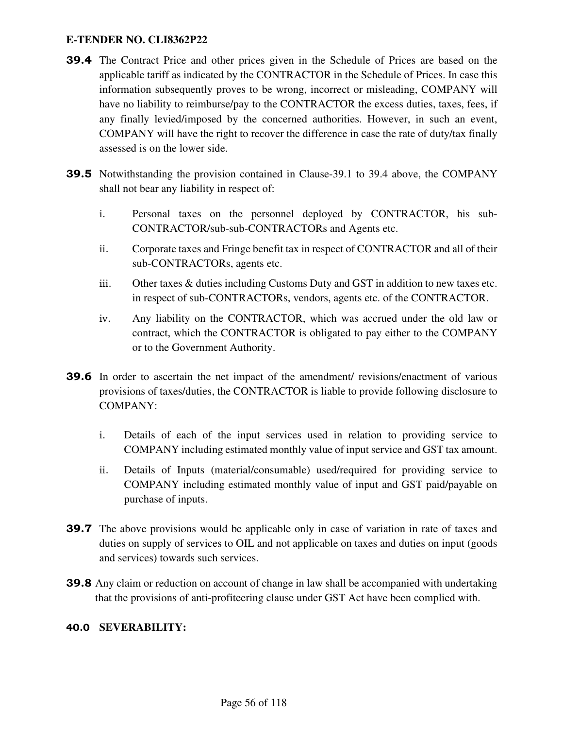**E-TENDER NO. CLI8362P22**

**39.4** The Contract Price and other prices given in the Schedule of Prices are based on the applicable tariff as indicated by the CONTRACTOR in the Schedule of Prices. In case this information subsequently proves to be wrong, incorrect or misleading, COMPANY will have no liability to reimburse/pay to the CONTRACTOR the excess duties, taxes, fees, if any finally levied/imposed by the concerned authorities. However, in such an event, COMPANY will have the right to recover the difference in case the rate of duty/tax finally assessed is on the lower side.

**39.5** Notwithstanding the provision contained in Clause-39.1 to 39.4 above, the COMPANY shall not bear any liability in respect of:

- i. Personal taxes on the personnel deployed by CONTRACTOR, his sub-CONTRACTOR/sub-sub-CONTRACTORs and Agents etc.
- ii. Corporate taxes and Fringe benefit tax in respect of CONTRACTOR and all of their sub-CONTRACTORs, agents etc.
- iii. Other taxes & duties including Customs Duty and GST in addition to new taxes etc. in respect of sub-CONTRACTORs, vendors, agents etc. of the CONTRACTOR.
- iv. Any liability on the CONTRACTOR, which was accrued under the old law or contract, which the CONTRACTOR is obligated to pay either to the COMPANY or to the Government Authority.

**39.6** In order to ascertain the net impact of the amendment/ revisions/enactment of various provisions of taxes/duties, the CONTRACTOR is liable to provide following disclosure to COMPANY:

- i. Details of each of the input services used in relation to providing service to COMPANY including estimated monthly value of input service and GST tax amount.
- ii. Details of Inputs (material/consumable) used/required for providing service to COMPANY including estimated monthly value of input and GST paid/payable on purchase of inputs.

**39.7** The above provisions would be applicable only in case of variation in rate of taxes and duties on supply of services to OIL and not applicable on taxes and duties on input (goods and services) towards such services.

**39.8** Any claim or reduction on account of change in law shall be accompanied with undertaking that the provisions of anti-profiteering clause under GST Act have been complied with.

## 40.0 SEVERABILITY: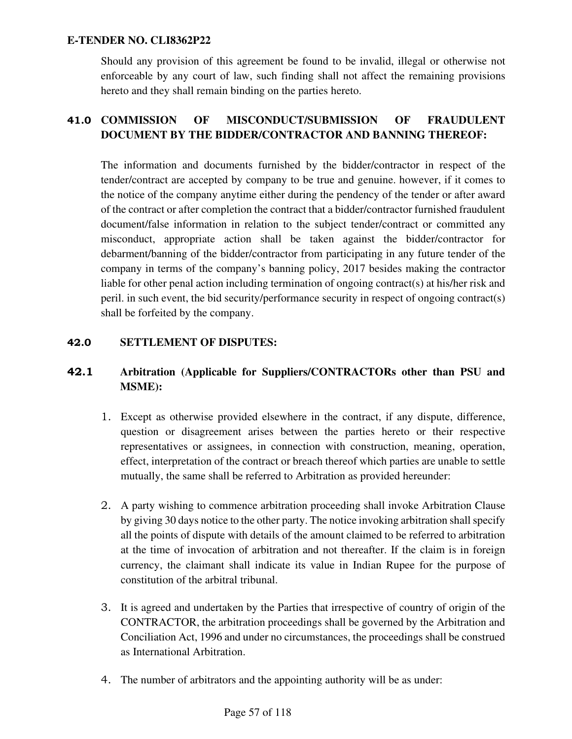Should any provision of this agreement be found to be invalid, illegal or otherwise not enforceable by any court of law, such finding shall not affect the remaining provisions hereto and they shall remain binding on the parties hereto.

## 41.0 COMMISSION OF MISCONDUCT/SUBMISSION OF FRAUDULENT DOCUMENT BY THE BIDDER/CONTRACTOR AND BANNING THEREOF:

The information and documents furnished by the bidder/contractor in respect of the tender/contract are accepted by company to be true and genuine. however, if it comes to the notice of the company anytime either during the pendency of the tender or after award of the contract or after completion the contract that a bidder/contractor furnished fraudulent document/false information in relation to the subject tender/contract or committed any misconduct, appropriate action shall be taken against the bidder/contractor for debarment/banning of the bidder/contractor from participating in any future tender of the company in terms of the company's banning policy, 2017 besides making the contractor liable for other penal action including termination of ongoing contract(s) at his/her risk and peril. in such event, the bid security/performance security in respect of ongoing contract(s) shall be forfeited by the company.

## 42.0 SETTLEMENT OF DISPUTES:

### 42.1 Arbitration (Applicable for Suppliers/CONTRACTORs other than PSU and MSME):

1. Except as otherwise provided elsewhere in the contract, if any dispute, difference, question or disagreement arises between the parties hereto or their respective representatives or assignees, in connection with construction, meaning, operation, effect, interpretation of the contract or breach thereof which parties are unable to settle mutually, the same shall be referred to Arbitration as provided hereunder:

2. A party wishing to commence arbitration proceeding shall invoke Arbitration Clause by giving 30 days notice to the other party. The notice invoking arbitration shall specify all the points of dispute with details of the amount claimed to be referred to arbitration at the time of invocation of arbitration and not thereafter. If the claim is in foreign currency, the claimant shall indicate its value in Indian Rupee for the purpose of constitution of the arbitral tribunal.

3. It is agreed and undertaken by the Parties that irrespective of country of origin of the CONTRACTOR, the arbitration proceedings shall be governed by the Arbitration and Conciliation Act, 1996 and under no circumstances, the proceedings shall be construed as International Arbitration.

4. The number of arbitrators and the appointing authority will be as under: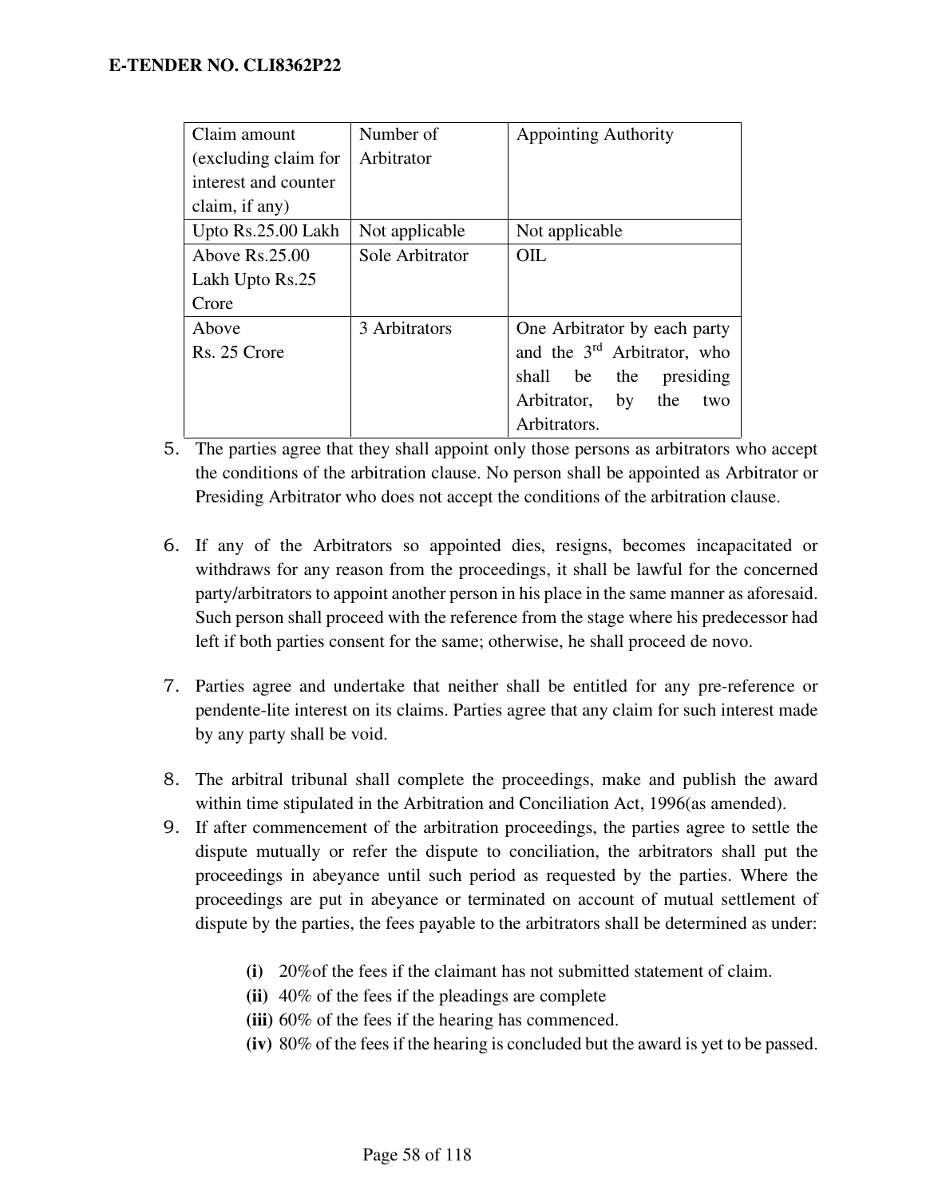| Claim amount (excluding claim for interest and counter claim, if any) | Number of Arbitrator | Appointing Authority |
|---|---|---|
| Upto Rs.25.00 Lakh | Not applicable | Not applicable |
| Above Rs.25.00 Lakh Upto Rs.25 Crore | Sole Arbitrator | OIL |
| Above Rs. 25 Crore | 3 Arbitrators | One Arbitrator by each party and the 3rd Arbitrator, who shall be the presiding Arbitrator, by the two Arbitrators. |

5. The parties agree that they shall appoint only those persons as arbitrators who accept the conditions of the arbitration clause. No person shall be appointed as Arbitrator or Presiding Arbitrator who does not accept the conditions of the arbitration clause.

6. If any of the Arbitrators so appointed dies, resigns, becomes incapacitated or withdraws for any reason from the proceedings, it shall be lawful for the concerned party/arbitrators to appoint another person in his place in the same manner as aforesaid. Such person shall proceed with the reference from the stage where his predecessor had left if both parties consent for the same; otherwise, he shall proceed de novo.

7. Parties agree and undertake that neither shall be entitled for any pre-reference or pendente-lite interest on its claims. Parties agree that any claim for such interest made by any party shall be void.

8. The arbitral tribunal shall complete the proceedings, make and publish the award within time stipulated in the Arbitration and Conciliation Act, 1996(as amended).

9. If after commencement of the arbitration proceedings, the parties agree to settle the dispute mutually or refer the dispute to conciliation, the arbitrators shall put the proceedings in abeyance until such period as requested by the parties. Where the proceedings are put in abeyance or terminated on account of mutual settlement of dispute by the parties, the fees payable to the arbitrators shall be determined as under:

   **(i)** 20%of the fees if the claimant has not submitted statement of claim.
   **(ii)** 40% of the fees if the pleadings are complete
   **(iii)** 60% of the fees if the hearing has commenced.
   **(iv)** 80% of the fees if the hearing is concluded but the award is yet to be passed.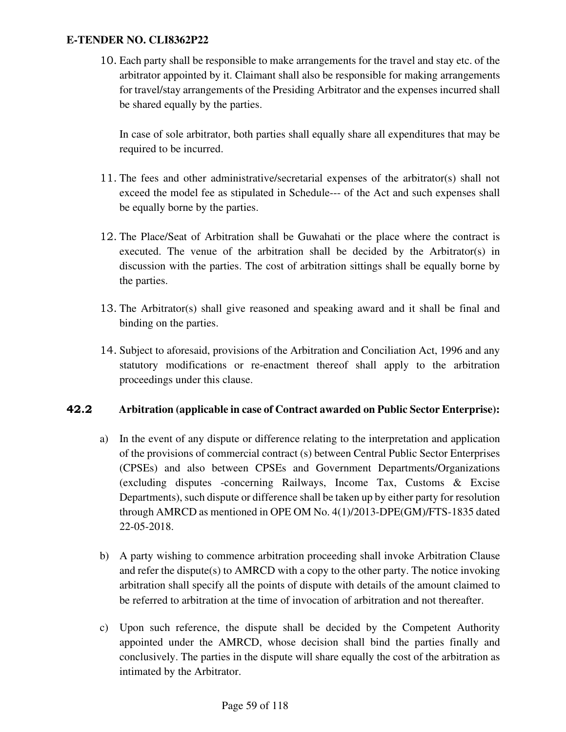10. Each party shall be responsible to make arrangements for the travel and stay etc. of the arbitrator appointed by it. Claimant shall also be responsible for making arrangements for travel/stay arrangements of the Presiding Arbitrator and the expenses incurred shall be shared equally by the parties.

    In case of sole arbitrator, both parties shall equally share all expenditures that may be required to be incurred.

11. The fees and other administrative/secretarial expenses of the arbitrator(s) shall not exceed the model fee as stipulated in Schedule--- of the Act and such expenses shall be equally borne by the parties.

12. The Place/Seat of Arbitration shall be Guwahati or the place where the contract is executed. The venue of the arbitration shall be decided by the Arbitrator(s) in discussion with the parties. The cost of arbitration sittings shall be equally borne by the parties.

13. The Arbitrator(s) shall give reasoned and speaking award and it shall be final and binding on the parties.

14. Subject to aforesaid, provisions of the Arbitration and Conciliation Act, 1996 and any statutory modifications or re-enactment thereof shall apply to the arbitration proceedings under this clause.

### 42.2 Arbitration (applicable in case of Contract awarded on Public Sector Enterprise):

a) In the event of any dispute or difference relating to the interpretation and application of the provisions of commercial contract (s) between Central Public Sector Enterprises (CPSEs) and also between CPSEs and Government Departments/Organizations (excluding disputes -concerning Railways, Income Tax, Customs & Excise Departments), such dispute or difference shall be taken up by either party for resolution through AMRCD as mentioned in OPE OM No. 4(1)/2013-DPE(GM)/FTS-1835 dated 22-05-2018.

b) A party wishing to commence arbitration proceeding shall invoke Arbitration Clause and refer the dispute(s) to AMRCD with a copy to the other party. The notice invoking arbitration shall specify all the points of dispute with details of the amount claimed to be referred to arbitration at the time of invocation of arbitration and not thereafter.

c) Upon such reference, the dispute shall be decided by the Competent Authority appointed under the AMRCD, whose decision shall bind the parties finally and conclusively. The parties in the dispute will share equally the cost of the arbitration as intimated by the Arbitrator.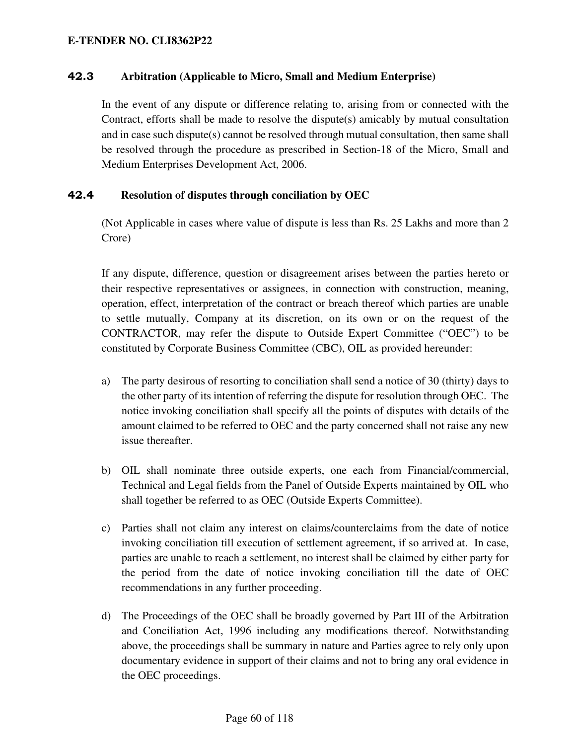### 42.3 Arbitration (Applicable to Micro, Small and Medium Enterprise)

In the event of any dispute or difference relating to, arising from or connected with the Contract, efforts shall be made to resolve the dispute(s) amicably by mutual consultation and in case such dispute(s) cannot be resolved through mutual consultation, then same shall be resolved through the procedure as prescribed in Section-18 of the Micro, Small and Medium Enterprises Development Act, 2006.

### 42.4 Resolution of disputes through conciliation by OEC

(Not Applicable in cases where value of dispute is less than Rs. 25 Lakhs and more than 2 Crore)

If any dispute, difference, question or disagreement arises between the parties hereto or their respective representatives or assignees, in connection with construction, meaning, operation, effect, interpretation of the contract or breach thereof which parties are unable to settle mutually, Company at its discretion, on its own or on the request of the CONTRACTOR, may refer the dispute to Outside Expert Committee ("OEC") to be constituted by Corporate Business Committee (CBC), OIL as provided hereunder:

a) The party desirous of resorting to conciliation shall send a notice of 30 (thirty) days to the other party of its intention of referring the dispute for resolution through OEC. The notice invoking conciliation shall specify all the points of disputes with details of the amount claimed to be referred to OEC and the party concerned shall not raise any new issue thereafter.

b) OIL shall nominate three outside experts, one each from Financial/commercial, Technical and Legal fields from the Panel of Outside Experts maintained by OIL who shall together be referred to as OEC (Outside Experts Committee).

c) Parties shall not claim any interest on claims/counterclaims from the date of notice invoking conciliation till execution of settlement agreement, if so arrived at. In case, parties are unable to reach a settlement, no interest shall be claimed by either party for the period from the date of notice invoking conciliation till the date of OEC recommendations in any further proceeding.

d) The Proceedings of the OEC shall be broadly governed by Part III of the Arbitration and Conciliation Act, 1996 including any modifications thereof. Notwithstanding above, the proceedings shall be summary in nature and Parties agree to rely only upon documentary evidence in support of their claims and not to bring any oral evidence in the OEC proceedings.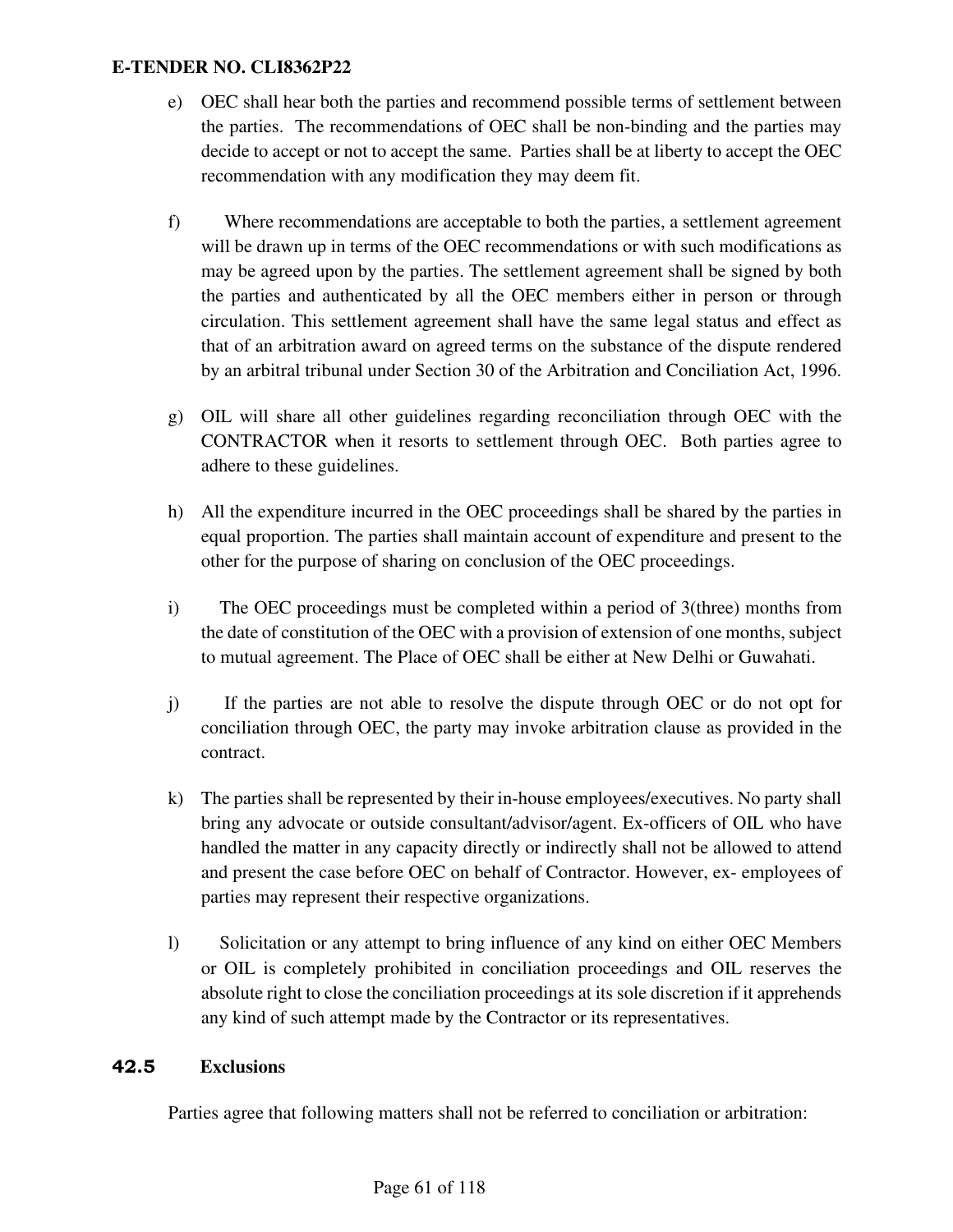e) OEC shall hear both the parties and recommend possible terms of settlement between the parties. The recommendations of OEC shall be non-binding and the parties may decide to accept or not to accept the same. Parties shall be at liberty to accept the OEC recommendation with any modification they may deem fit.

f) Where recommendations are acceptable to both the parties, a settlement agreement will be drawn up in terms of the OEC recommendations or with such modifications as may be agreed upon by the parties. The settlement agreement shall be signed by both the parties and authenticated by all the OEC members either in person or through circulation. This settlement agreement shall have the same legal status and effect as that of an arbitration award on agreed terms on the substance of the dispute rendered by an arbitral tribunal under Section 30 of the Arbitration and Conciliation Act, 1996.

g) OIL will share all other guidelines regarding reconciliation through OEC with the CONTRACTOR when it resorts to settlement through OEC. Both parties agree to adhere to these guidelines.

h) All the expenditure incurred in the OEC proceedings shall be shared by the parties in equal proportion. The parties shall maintain account of expenditure and present to the other for the purpose of sharing on conclusion of the OEC proceedings.

i) The OEC proceedings must be completed within a period of 3(three) months from the date of constitution of the OEC with a provision of extension of one months, subject to mutual agreement. The Place of OEC shall be either at New Delhi or Guwahati.

j) If the parties are not able to resolve the dispute through OEC or do not opt for conciliation through OEC, the party may invoke arbitration clause as provided in the contract.

k) The parties shall be represented by their in-house employees/executives. No party shall bring any advocate or outside consultant/advisor/agent. Ex-officers of OIL who have handled the matter in any capacity directly or indirectly shall not be allowed to attend and present the case before OEC on behalf of Contractor. However, ex- employees of parties may represent their respective organizations.

l) Solicitation or any attempt to bring influence of any kind on either OEC Members or OIL is completely prohibited in conciliation proceedings and OIL reserves the absolute right to close the conciliation proceedings at its sole discretion if it apprehends any kind of such attempt made by the Contractor or its representatives.

### 42.5 Exclusions

Parties agree that following matters shall not be referred to conciliation or arbitration: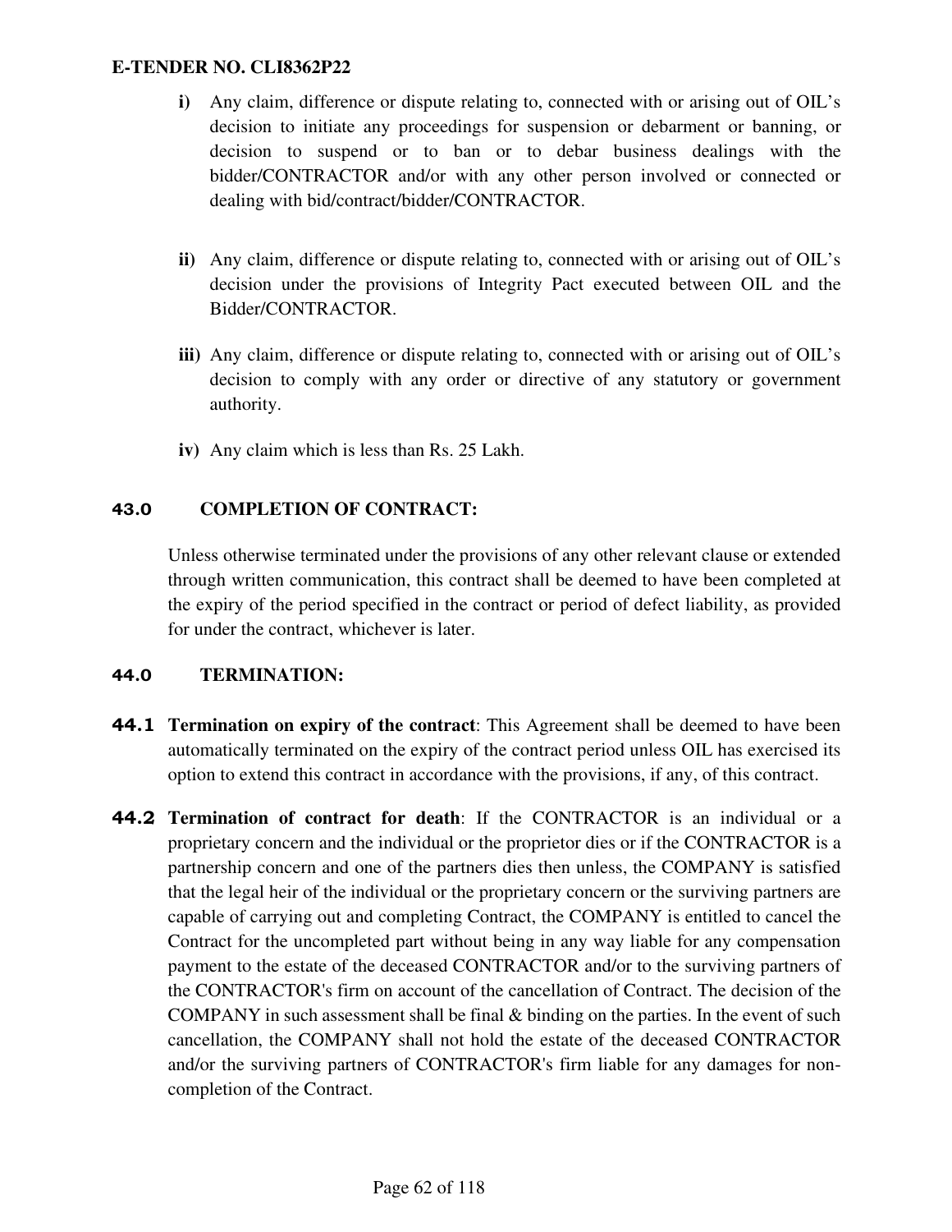i) Any claim, difference or dispute relating to, connected with or arising out of OIL's decision to initiate any proceedings for suspension or debarment or banning, or decision to suspend or to ban or to debar business dealings with the bidder/CONTRACTOR and/or with any other person involved or connected or dealing with bid/contract/bidder/CONTRACTOR.

ii) Any claim, difference or dispute relating to, connected with or arising out of OIL's decision under the provisions of Integrity Pact executed between OIL and the Bidder/CONTRACTOR.

iii) Any claim, difference or dispute relating to, connected with or arising out of OIL's decision to comply with any order or directive of any statutory or government authority.

iv) Any claim which is less than Rs. 25 Lakh.

## 43.0 COMPLETION OF CONTRACT:

Unless otherwise terminated under the provisions of any other relevant clause or extended through written communication, this contract shall be deemed to have been completed at the expiry of the period specified in the contract or period of defect liability, as provided for under the contract, whichever is later.

## 44.0 TERMINATION:

**44.1 Termination on expiry of the contract**: This Agreement shall be deemed to have been automatically terminated on the expiry of the contract period unless OIL has exercised its option to extend this contract in accordance with the provisions, if any, of this contract.

**44.2 Termination of contract for death**: If the CONTRACTOR is an individual or a proprietary concern and the individual or the proprietor dies or if the CONTRACTOR is a partnership concern and one of the partners dies then unless, the COMPANY is satisfied that the legal heir of the individual or the proprietary concern or the surviving partners are capable of carrying out and completing Contract, the COMPANY is entitled to cancel the Contract for the uncompleted part without being in any way liable for any compensation payment to the estate of the deceased CONTRACTOR and/or to the surviving partners of the CONTRACTOR's firm on account of the cancellation of Contract. The decision of the COMPANY in such assessment shall be final & binding on the parties. In the event of such cancellation, the COMPANY shall not hold the estate of the deceased CONTRACTOR and/or the surviving partners of CONTRACTOR's firm liable for any damages for non-completion of the Contract.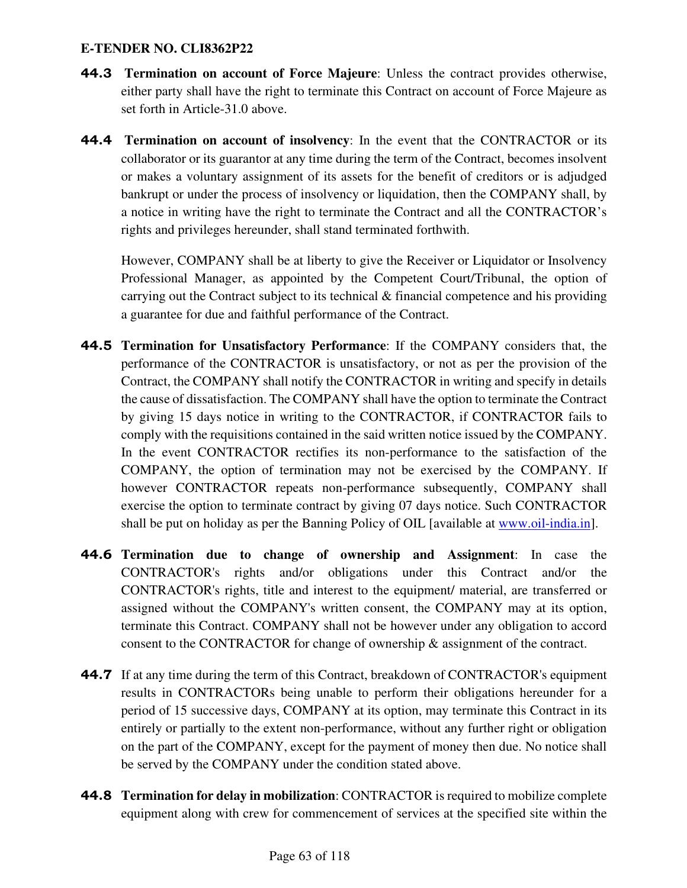**44.3 Termination on account of Force Majeure**: Unless the contract provides otherwise, either party shall have the right to terminate this Contract on account of Force Majeure as set forth in Article-31.0 above.

**44.4 Termination on account of insolvency**: In the event that the CONTRACTOR or its collaborator or its guarantor at any time during the term of the Contract, becomes insolvent or makes a voluntary assignment of its assets for the benefit of creditors or is adjudged bankrupt or under the process of insolvency or liquidation, then the COMPANY shall, by a notice in writing have the right to terminate the Contract and all the CONTRACTOR's rights and privileges hereunder, shall stand terminated forthwith.

However, COMPANY shall be at liberty to give the Receiver or Liquidator or Insolvency Professional Manager, as appointed by the Competent Court/Tribunal, the option of carrying out the Contract subject to its technical & financial competence and his providing a guarantee for due and faithful performance of the Contract.

**44.5 Termination for Unsatisfactory Performance**: If the COMPANY considers that, the performance of the CONTRACTOR is unsatisfactory, or not as per the provision of the Contract, the COMPANY shall notify the CONTRACTOR in writing and specify in details the cause of dissatisfaction. The COMPANY shall have the option to terminate the Contract by giving 15 days notice in writing to the CONTRACTOR, if CONTRACTOR fails to comply with the requisitions contained in the said written notice issued by the COMPANY. In the event CONTRACTOR rectifies its non-performance to the satisfaction of the COMPANY, the option of termination may not be exercised by the COMPANY. If however CONTRACTOR repeats non-performance subsequently, COMPANY shall exercise the option to terminate contract by giving 07 days notice. Such CONTRACTOR shall be put on holiday as per the Banning Policy of OIL [available at www.oil-india.in].

**44.6 Termination due to change of ownership and Assignment**: In case the CONTRACTOR's rights and/or obligations under this Contract and/or the CONTRACTOR's rights, title and interest to the equipment/ material, are transferred or assigned without the COMPANY's written consent, the COMPANY may at its option, terminate this Contract. COMPANY shall not be however under any obligation to accord consent to the CONTRACTOR for change of ownership & assignment of the contract.

**44.7** If at any time during the term of this Contract, breakdown of CONTRACTOR's equipment results in CONTRACTORs being unable to perform their obligations hereunder for a period of 15 successive days, COMPANY at its option, may terminate this Contract in its entirely or partially to the extent non-performance, without any further right or obligation on the part of the COMPANY, except for the payment of money then due. No notice shall be served by the COMPANY under the condition stated above.

**44.8 Termination for delay in mobilization**: CONTRACTOR is required to mobilize complete equipment along with crew for commencement of services at the specified site within the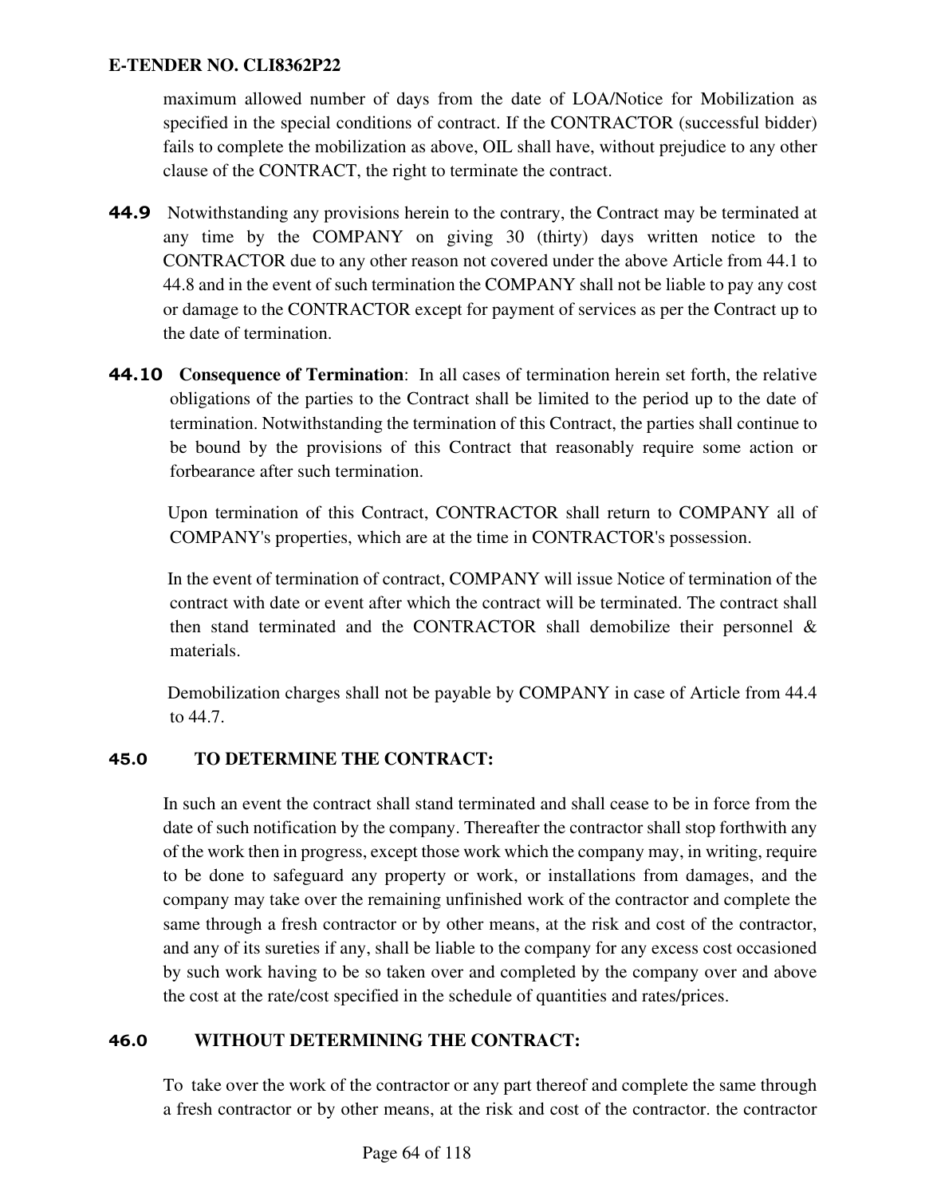maximum allowed number of days from the date of LOA/Notice for Mobilization as specified in the special conditions of contract. If the CONTRACTOR (successful bidder) fails to complete the mobilization as above, OIL shall have, without prejudice to any other clause of the CONTRACT, the right to terminate the contract.

**44.9** Notwithstanding any provisions herein to the contrary, the Contract may be terminated at any time by the COMPANY on giving 30 (thirty) days written notice to the CONTRACTOR due to any other reason not covered under the above Article from 44.1 to 44.8 and in the event of such termination the COMPANY shall not be liable to pay any cost or damage to the CONTRACTOR except for payment of services as per the Contract up to the date of termination.

**44.10** **Consequence of Termination**: In all cases of termination herein set forth, the relative obligations of the parties to the Contract shall be limited to the period up to the date of termination. Notwithstanding the termination of this Contract, the parties shall continue to be bound by the provisions of this Contract that reasonably require some action or forbearance after such termination.

Upon termination of this Contract, CONTRACTOR shall return to COMPANY all of COMPANY's properties, which are at the time in CONTRACTOR's possession.

In the event of termination of contract, COMPANY will issue Notice of termination of the contract with date or event after which the contract will be terminated. The contract shall then stand terminated and the CONTRACTOR shall demobilize their personnel & materials.

Demobilization charges shall not be payable by COMPANY in case of Article from 44.4 to 44.7.

## 45.0 TO DETERMINE THE CONTRACT:

In such an event the contract shall stand terminated and shall cease to be in force from the date of such notification by the company. Thereafter the contractor shall stop forthwith any of the work then in progress, except those work which the company may, in writing, require to be done to safeguard any property or work, or installations from damages, and the company may take over the remaining unfinished work of the contractor and complete the same through a fresh contractor or by other means, at the risk and cost of the contractor, and any of its sureties if any, shall be liable to the company for any excess cost occasioned by such work having to be so taken over and completed by the company over and above the cost at the rate/cost specified in the schedule of quantities and rates/prices.

## 46.0 WITHOUT DETERMINING THE CONTRACT:

To take over the work of the contractor or any part thereof and complete the same through a fresh contractor or by other means, at the risk and cost of the contractor. the contractor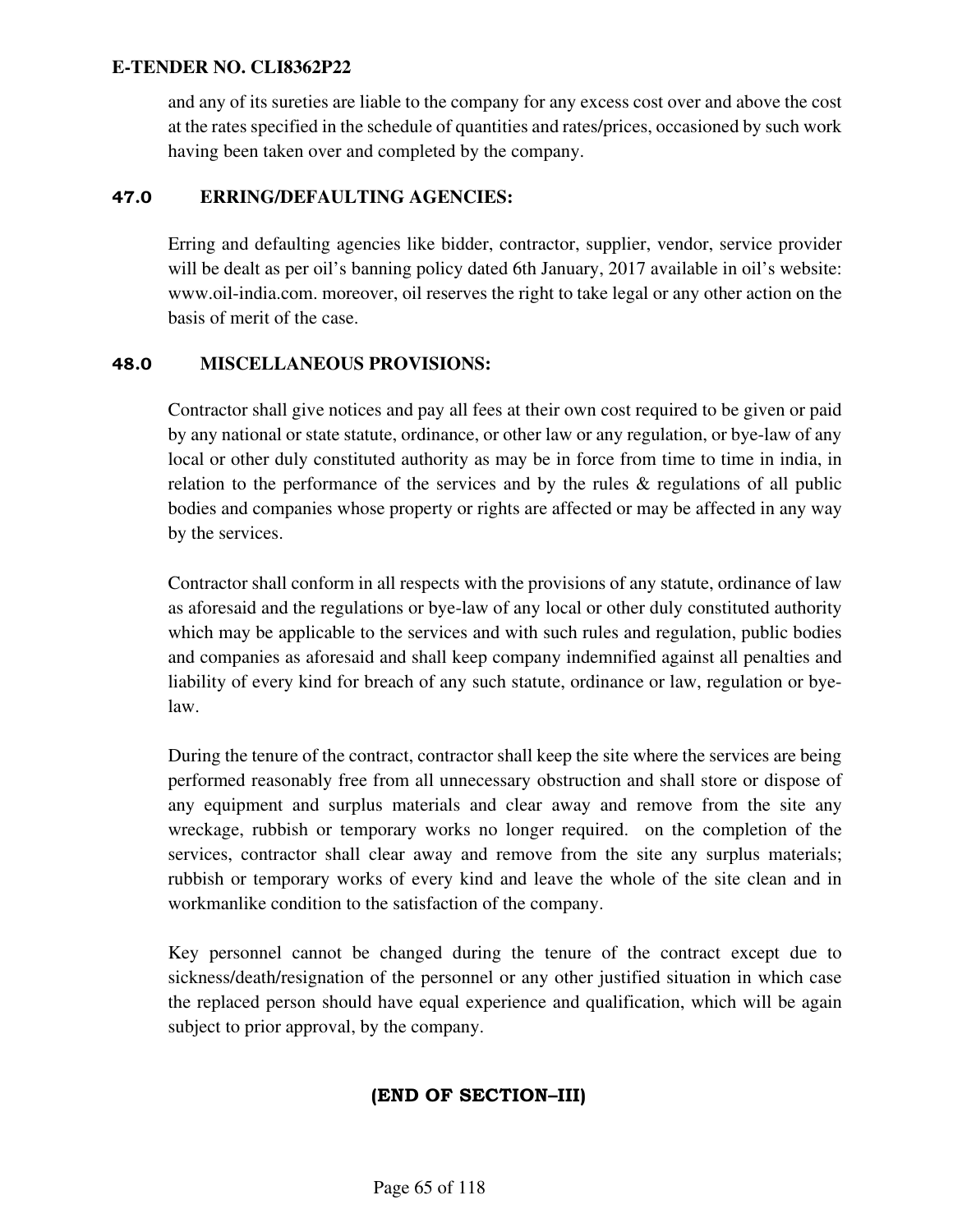and any of its sureties are liable to the company for any excess cost over and above the cost at the rates specified in the schedule of quantities and rates/prices, occasioned by such work having been taken over and completed by the company.

## 47.0 ERRING/DEFAULTING AGENCIES:

Erring and defaulting agencies like bidder, contractor, supplier, vendor, service provider will be dealt as per oil's banning policy dated 6th January, 2017 available in oil's website: www.oil-india.com. moreover, oil reserves the right to take legal or any other action on the basis of merit of the case.

## 48.0 MISCELLANEOUS PROVISIONS:

Contractor shall give notices and pay all fees at their own cost required to be given or paid by any national or state statute, ordinance, or other law or any regulation, or bye-law of any local or other duly constituted authority as may be in force from time to time in india, in relation to the performance of the services and by the rules & regulations of all public bodies and companies whose property or rights are affected or may be affected in any way by the services.

Contractor shall conform in all respects with the provisions of any statute, ordinance of law as aforesaid and the regulations or bye-law of any local or other duly constituted authority which may be applicable to the services and with such rules and regulation, public bodies and companies as aforesaid and shall keep company indemnified against all penalties and liability of every kind for breach of any such statute, ordinance or law, regulation or bye-law.

During the tenure of the contract, contractor shall keep the site where the services are being performed reasonably free from all unnecessary obstruction and shall store or dispose of any equipment and surplus materials and clear away and remove from the site any wreckage, rubbish or temporary works no longer required. on the completion of the services, contractor shall clear away and remove from the site any surplus materials; rubbish or temporary works of every kind and leave the whole of the site clean and in workmanlike condition to the satisfaction of the company.

Key personnel cannot be changed during the tenure of the contract except due to sickness/death/resignation of the personnel or any other justified situation in which case the replaced person should have equal experience and qualification, which will be again subject to prior approval, by the company.

**(END OF SECTION–III)**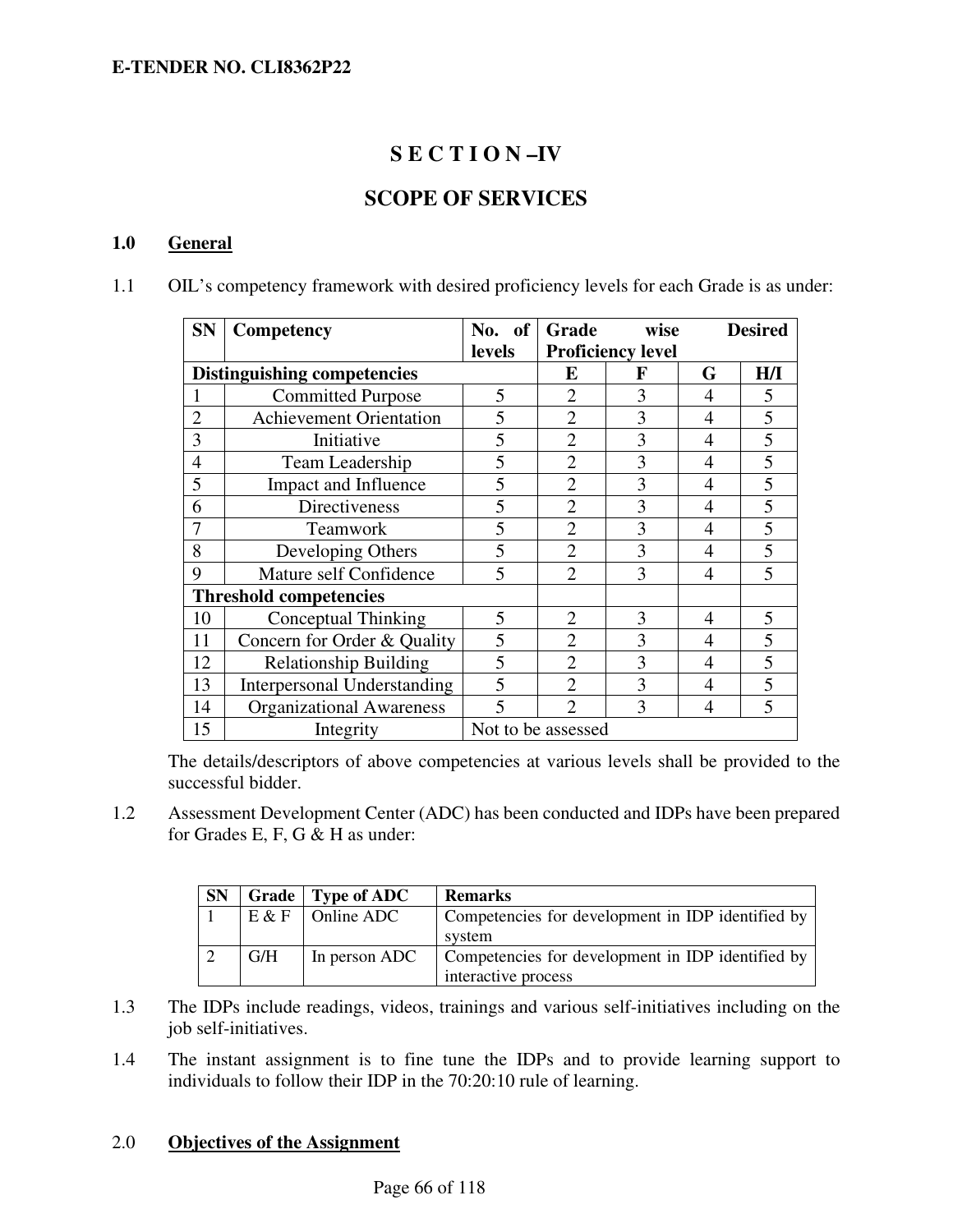# S E C T I O N –IV

# SCOPE OF SERVICES

## 1.0 General

1.1 OIL's competency framework with desired proficiency levels for each Grade is as under:

| SN | Competency | No. of levels | Grade wise Desired Proficiency level | | | |
|---|---|---|---|---|---|---|
| **Distinguishing competencies** | | | **E** | **F** | **G** | **H/I** |
| 1 | Committed Purpose | 5 | 2 | 3 | 4 | 5 |
| 2 | Achievement Orientation | 5 | 2 | 3 | 4 | 5 |
| 3 | Initiative | 5 | 2 | 3 | 4 | 5 |
| 4 | Team Leadership | 5 | 2 | 3 | 4 | 5 |
| 5 | Impact and Influence | 5 | 2 | 3 | 4 | 5 |
| 6 | Directiveness | 5 | 2 | 3 | 4 | 5 |
| 7 | Teamwork | 5 | 2 | 3 | 4 | 5 |
| 8 | Developing Others | 5 | 2 | 3 | 4 | 5 |
| 9 | Mature self Confidence | 5 | 2 | 3 | 4 | 5 |
| **Threshold competencies** | | | | | | |
| 10 | Conceptual Thinking | 5 | 2 | 3 | 4 | 5 |
| 11 | Concern for Order & Quality | 5 | 2 | 3 | 4 | 5 |
| 12 | Relationship Building | 5 | 2 | 3 | 4 | 5 |
| 13 | Interpersonal Understanding | 5 | 2 | 3 | 4 | 5 |
| 14 | Organizational Awareness | 5 | 2 | 3 | 4 | 5 |
| 15 | Integrity | Not to be assessed | | | | |

The details/descriptors of above competencies at various levels shall be provided to the successful bidder.

1.2 Assessment Development Center (ADC) has been conducted and IDPs have been prepared for Grades E, F, G & H as under:

| SN | Grade | Type of ADC | Remarks |
|---|---|---|---|
| 1 | E & F | Online ADC | Competencies for development in IDP identified by system |
| 2 | G/H | In person ADC | Competencies for development in IDP identified by interactive process |

1.3 The IDPs include readings, videos, trainings and various self-initiatives including on the job self-initiatives.

1.4 The instant assignment is to fine tune the IDPs and to provide learning support to individuals to follow their IDP in the 70:20:10 rule of learning.

## 2.0 Objectives of the Assignment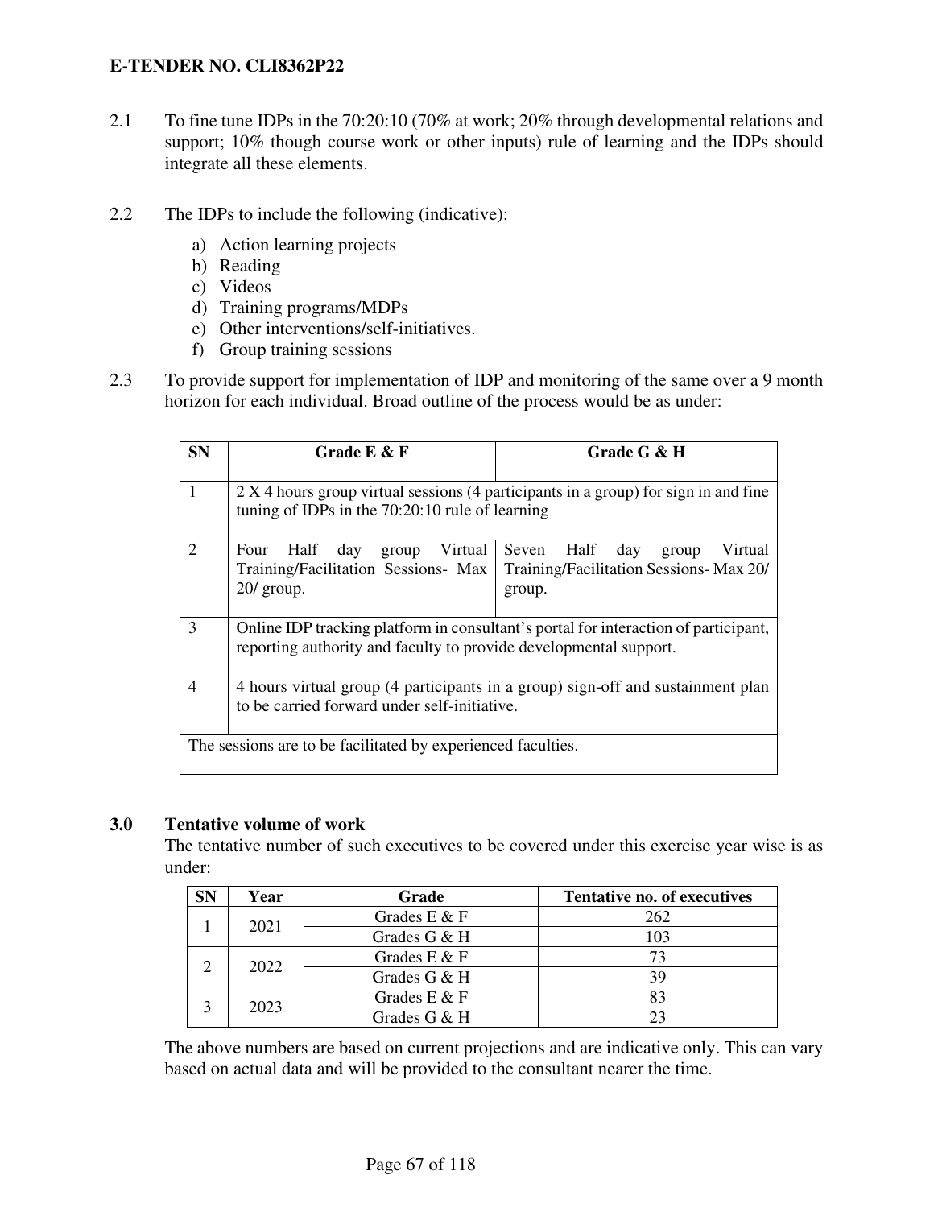2.1 To fine tune IDPs in the 70:20:10 (70% at work; 20% through developmental relations and support; 10% though course work or other inputs) rule of learning and the IDPs should integrate all these elements.

2.2 The IDPs to include the following (indicative):

a) Action learning projects
b) Reading
c) Videos
d) Training programs/MDPs
e) Other interventions/self-initiatives.
f) Group training sessions

2.3 To provide support for implementation of IDP and monitoring of the same over a 9 month horizon for each individual. Broad outline of the process would be as under:

| SN | Grade E & F | Grade G & H |
|---|---|---|
| 1 | 2 X 4 hours group virtual sessions (4 participants in a group) for sign in and fine tuning of IDPs in the 70:20:10 rule of learning | |
| 2 | Four Half day group Virtual Training/Facilitation Sessions- Max 20/ group. | Seven Half day group Virtual Training/Facilitation Sessions- Max 20/ group. |
| 3 | Online IDP tracking platform in consultant's portal for interaction of participant, reporting authority and faculty to provide developmental support. | |
| 4 | 4 hours virtual group (4 participants in a group) sign-off and sustainment plan to be carried forward under self-initiative. | |
| The sessions are to be facilitated by experienced faculties. | | |

### 3.0 Tentative volume of work

The tentative number of such executives to be covered under this exercise year wise is as under:

| SN | Year | Grade | Tentative no. of executives |
|---|---|---|---|
| 1 | 2021 | Grades E & F | 262 |
| | | Grades G & H | 103 |
| 2 | 2022 | Grades E & F | 73 |
| | | Grades G & H | 39 |
| 3 | 2023 | Grades E & F | 83 |
| | | Grades G & H | 23 |

The above numbers are based on current projections and are indicative only. This can vary based on actual data and will be provided to the consultant nearer the time.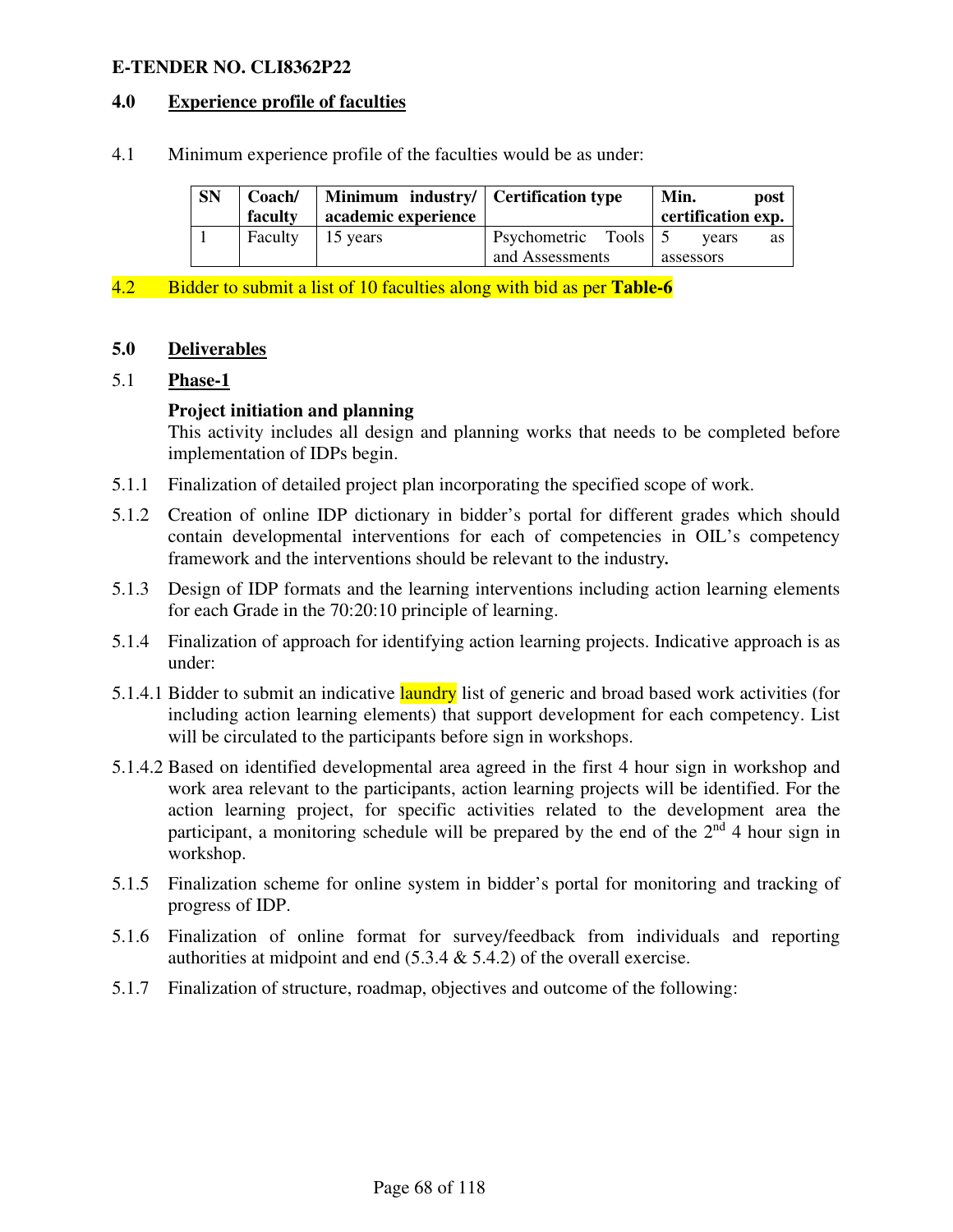**E-TENDER NO. CLI8362P22**

## 4.0 Experience profile of faculties

4.1 Minimum experience profile of the faculties would be as under:

| SN | Coach/ faculty | Minimum industry/ academic experience | Certification type | Min. post certification exp. |
|---|---|---|---|---|
| 1 | Faculty | 15 years | Psychometric Tools and Assessments | 5 years as assessors |

4.2 Bidder to submit a list of 10 faculties along with bid as per **Table-6**

## 5.0 Deliverables

### 5.1 Phase-1

**Project initiation and planning**

This activity includes all design and planning works that needs to be completed before implementation of IDPs begin.

5.1.1 Finalization of detailed project plan incorporating the specified scope of work.

5.1.2 Creation of online IDP dictionary in bidder's portal for different grades which should contain developmental interventions for each of competencies in OIL's competency framework and the interventions should be relevant to the industry**.**

5.1.3 Design of IDP formats and the learning interventions including action learning elements for each Grade in the 70:20:10 principle of learning.

5.1.4 Finalization of approach for identifying action learning projects. Indicative approach is as under:

5.1.4.1 Bidder to submit an indicative laundry list of generic and broad based work activities (for including action learning elements) that support development for each competency. List will be circulated to the participants before sign in workshops.

5.1.4.2 Based on identified developmental area agreed in the first 4 hour sign in workshop and work area relevant to the participants, action learning projects will be identified. For the action learning project, for specific activities related to the development area the participant, a monitoring schedule will be prepared by the end of the 2nd 4 hour sign in workshop.

5.1.5 Finalization scheme for online system in bidder's portal for monitoring and tracking of progress of IDP.

5.1.6 Finalization of online format for survey/feedback from individuals and reporting authorities at midpoint and end (5.3.4 & 5.4.2) of the overall exercise.

5.1.7 Finalization of structure, roadmap, objectives and outcome of the following: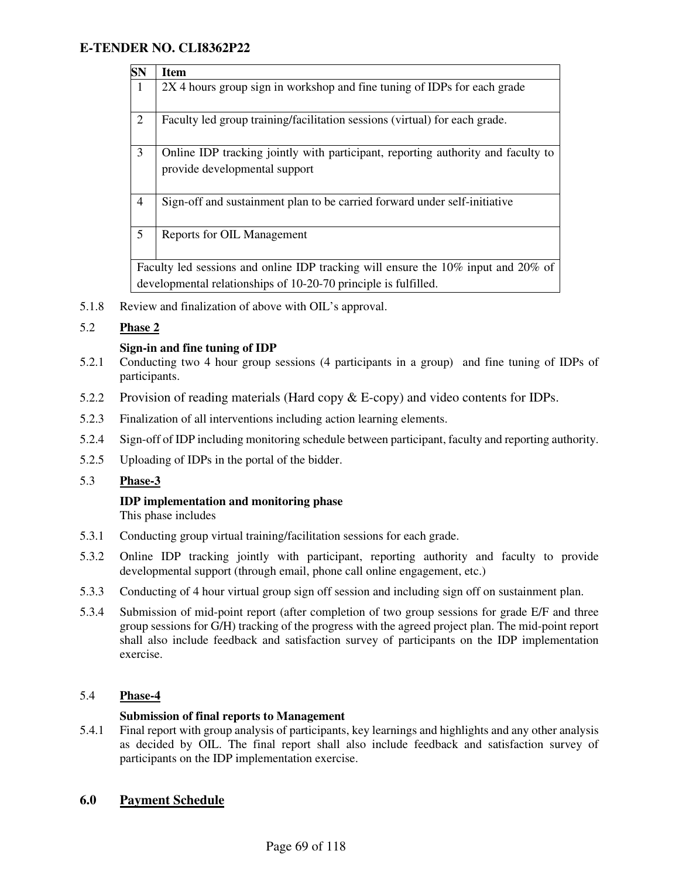| SN | Item |
|---|---|
| 1 | 2X 4 hours group sign in workshop and fine tuning of IDPs for each grade |
| 2 | Faculty led group training/facilitation sessions (virtual) for each grade. |
| 3 | Online IDP tracking jointly with participant, reporting authority and faculty to provide developmental support |
| 4 | Sign-off and sustainment plan to be carried forward under self-initiative |
| 5 | Reports for OIL Management |
| Faculty led sessions and online IDP tracking will ensure the 10% input and 20% of developmental relationships of 10-20-70 principle is fulfilled. | |

5.1.8 Review and finalization of above with OIL's approval.

5.2 **Phase 2**

**Sign-in and fine tuning of IDP**

5.2.1 Conducting two 4 hour group sessions (4 participants in a group) and fine tuning of IDPs of participants.

5.2.2 Provision of reading materials (Hard copy & E-copy) and video contents for IDPs.

5.2.3 Finalization of all interventions including action learning elements.

5.2.4 Sign-off of IDP including monitoring schedule between participant, faculty and reporting authority.

5.2.5 Uploading of IDPs in the portal of the bidder.

5.3 **Phase-3**

**IDP implementation and monitoring phase**
This phase includes

5.3.1 Conducting group virtual training/facilitation sessions for each grade.

5.3.2 Online IDP tracking jointly with participant, reporting authority and faculty to provide developmental support (through email, phone call online engagement, etc.)

5.3.3 Conducting of 4 hour virtual group sign off session and including sign off on sustainment plan.

5.3.4 Submission of mid-point report (after completion of two group sessions for grade E/F and three group sessions for G/H) tracking of the progress with the agreed project plan. The mid-point report shall also include feedback and satisfaction survey of participants on the IDP implementation exercise.

5.4 **Phase-4**

**Submission of final reports to Management**

5.4.1 Final report with group analysis of participants, key learnings and highlights and any other analysis as decided by OIL. The final report shall also include feedback and satisfaction survey of participants on the IDP implementation exercise.

## 6.0 Payment Schedule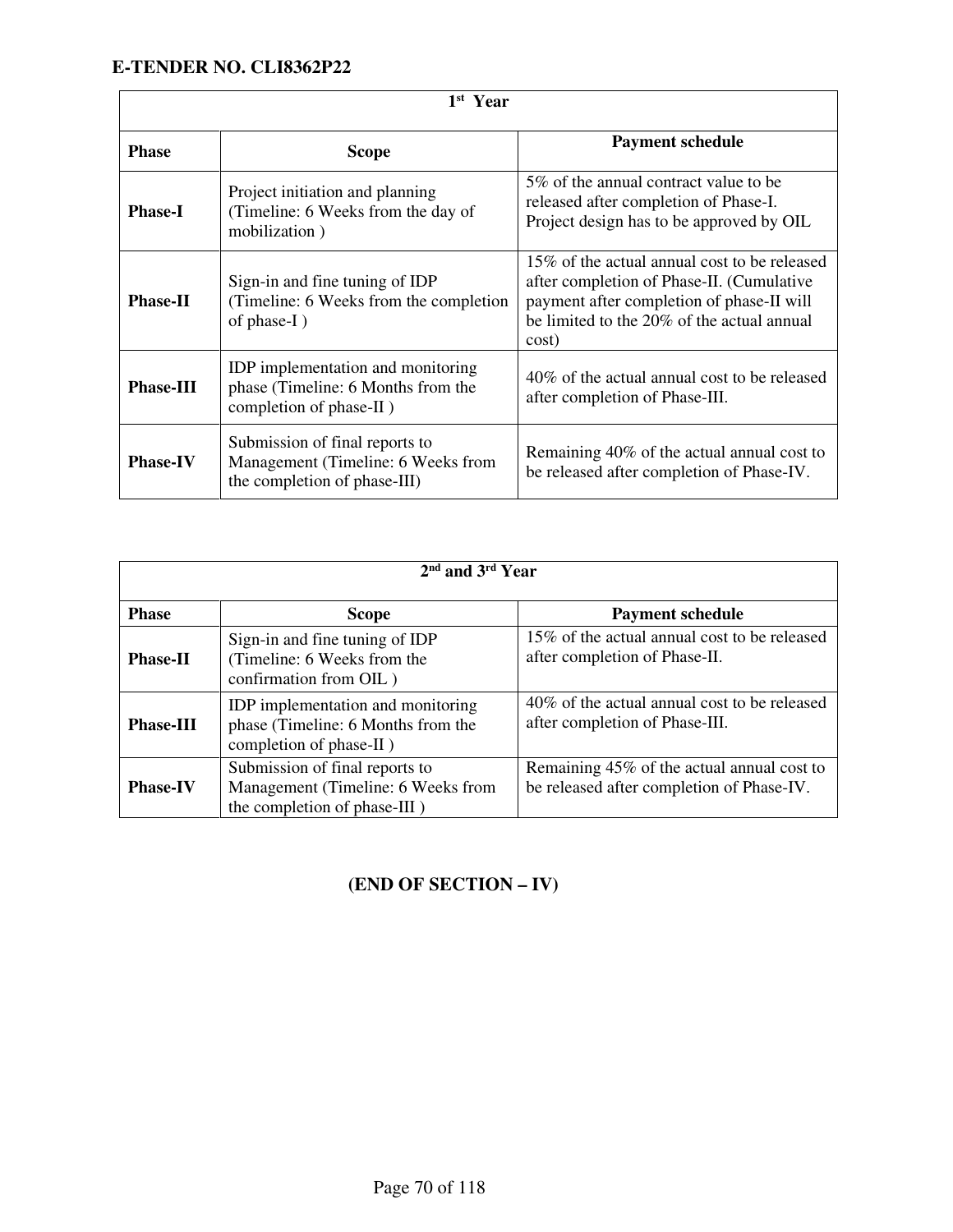**E-TENDER NO. CLI8362P22**

| 1st Year | | |
|---|---|---|
| **Phase** | **Scope** | **Payment schedule** |
| **Phase-I** | Project initiation and planning (Timeline: 6 Weeks from the day of mobilization ) | 5% of the annual contract value to be released after completion of Phase-I. Project design has to be approved by OIL |
| **Phase-II** | Sign-in and fine tuning of IDP (Timeline: 6 Weeks from the completion of phase-I ) | 15% of the actual annual cost to be released after completion of Phase-II. (Cumulative payment after completion of phase-II will be limited to the 20% of the actual annual cost) |
| **Phase-III** | IDP implementation and monitoring phase (Timeline: 6 Months from the completion of phase-II ) | 40% of the actual annual cost to be released after completion of Phase-III. |
| **Phase-IV** | Submission of final reports to Management (Timeline: 6 Weeks from the completion of phase-III) | Remaining 40% of the actual annual cost to be released after completion of Phase-IV. |

| 2nd and 3rd Year | | |
|---|---|---|
| **Phase** | **Scope** | **Payment schedule** |
| **Phase-II** | Sign-in and fine tuning of IDP (Timeline: 6 Weeks from the confirmation from OIL ) | 15% of the actual annual cost to be released after completion of Phase-II. |
| **Phase-III** | IDP implementation and monitoring phase (Timeline: 6 Months from the completion of phase-II ) | 40% of the actual annual cost to be released after completion of Phase-III. |
| **Phase-IV** | Submission of final reports to Management (Timeline: 6 Weeks from the completion of phase-III ) | Remaining 45% of the actual annual cost to be released after completion of Phase-IV. |

**(END OF SECTION – IV)**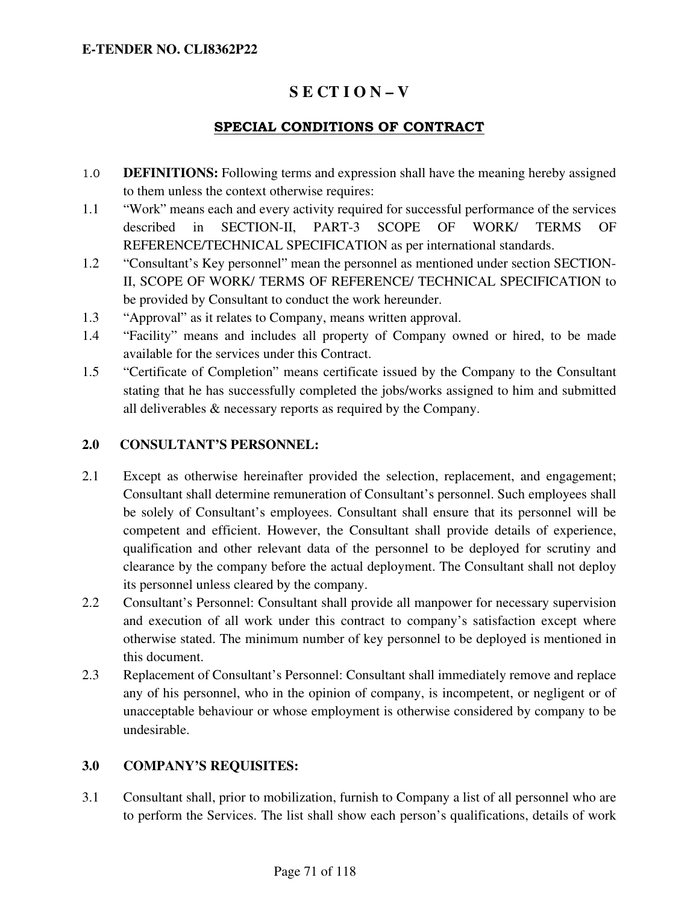# SECTION – V

## SPECIAL CONDITIONS OF CONTRACT

1.0 **DEFINITIONS:** Following terms and expression shall have the meaning hereby assigned to them unless the context otherwise requires:

1.1 "Work" means each and every activity required for successful performance of the services described in SECTION-II, PART-3 SCOPE OF WORK/ TERMS OF REFERENCE/TECHNICAL SPECIFICATION as per international standards.

1.2 "Consultant's Key personnel" mean the personnel as mentioned under section SECTION-II, SCOPE OF WORK/ TERMS OF REFERENCE/ TECHNICAL SPECIFICATION to be provided by Consultant to conduct the work hereunder.

1.3 "Approval" as it relates to Company, means written approval.

1.4 "Facility" means and includes all property of Company owned or hired, to be made available for the services under this Contract.

1.5 "Certificate of Completion" means certificate issued by the Company to the Consultant stating that he has successfully completed the jobs/works assigned to him and submitted all deliverables & necessary reports as required by the Company.

### 2.0 CONSULTANT'S PERSONNEL:

2.1 Except as otherwise hereinafter provided the selection, replacement, and engagement; Consultant shall determine remuneration of Consultant's personnel. Such employees shall be solely of Consultant's employees. Consultant shall ensure that its personnel will be competent and efficient. However, the Consultant shall provide details of experience, qualification and other relevant data of the personnel to be deployed for scrutiny and clearance by the company before the actual deployment. The Consultant shall not deploy its personnel unless cleared by the company.

2.2 Consultant's Personnel: Consultant shall provide all manpower for necessary supervision and execution of all work under this contract to company's satisfaction except where otherwise stated. The minimum number of key personnel to be deployed is mentioned in this document.

2.3 Replacement of Consultant's Personnel: Consultant shall immediately remove and replace any of his personnel, who in the opinion of company, is incompetent, or negligent or of unacceptable behaviour or whose employment is otherwise considered by company to be undesirable.

### 3.0 COMPANY'S REQUISITES:

3.1 Consultant shall, prior to mobilization, furnish to Company a list of all personnel who are to perform the Services. The list shall show each person's qualifications, details of work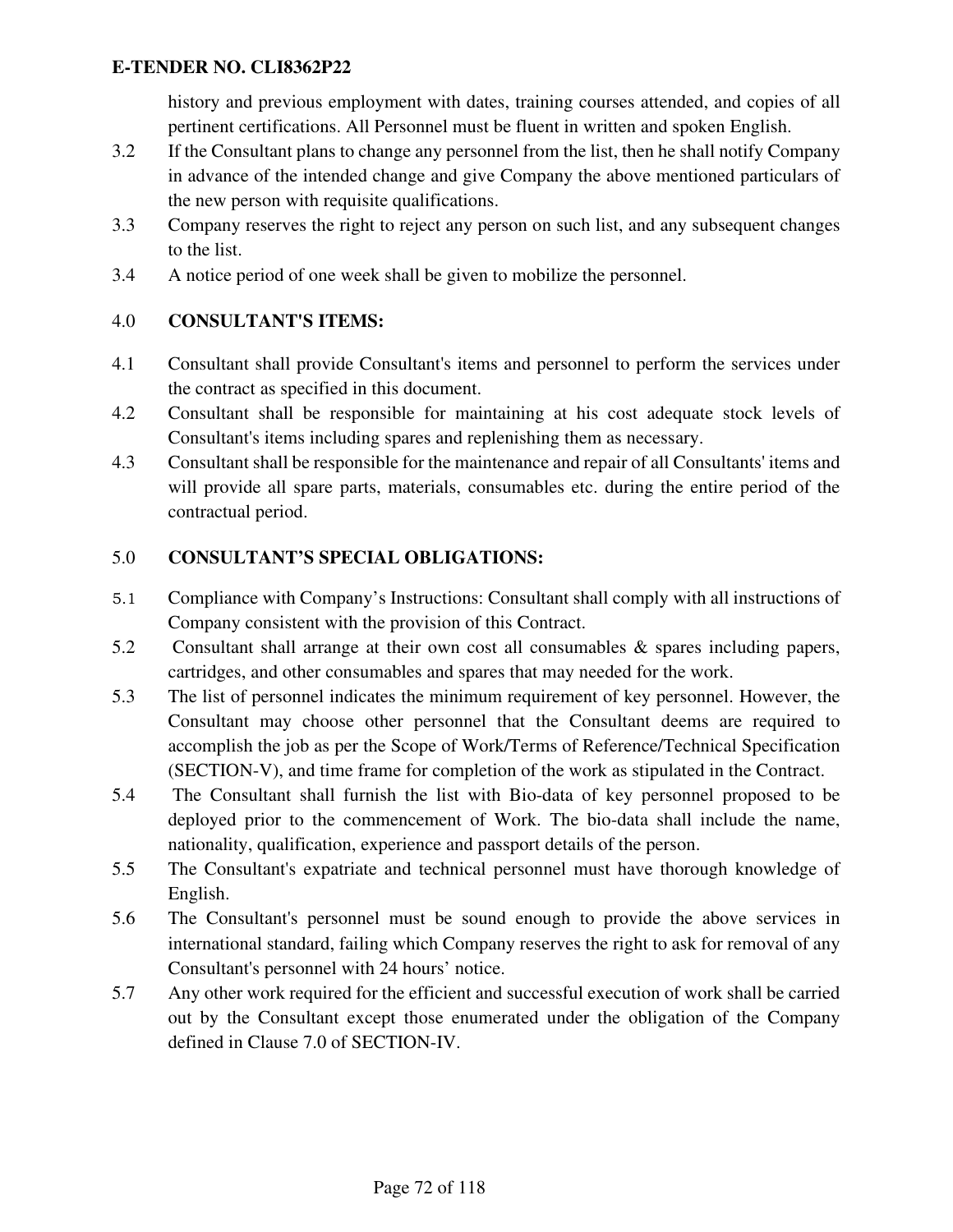history and previous employment with dates, training courses attended, and copies of all pertinent certifications. All Personnel must be fluent in written and spoken English.

3.2 If the Consultant plans to change any personnel from the list, then he shall notify Company in advance of the intended change and give Company the above mentioned particulars of the new person with requisite qualifications.

3.3 Company reserves the right to reject any person on such list, and any subsequent changes to the list.

3.4 A notice period of one week shall be given to mobilize the personnel.

## 4.0 CONSULTANT'S ITEMS:

4.1 Consultant shall provide Consultant's items and personnel to perform the services under the contract as specified in this document.

4.2 Consultant shall be responsible for maintaining at his cost adequate stock levels of Consultant's items including spares and replenishing them as necessary.

4.3 Consultant shall be responsible for the maintenance and repair of all Consultants' items and will provide all spare parts, materials, consumables etc. during the entire period of the contractual period.

## 5.0 CONSULTANT'S SPECIAL OBLIGATIONS:

5.1 Compliance with Company's Instructions: Consultant shall comply with all instructions of Company consistent with the provision of this Contract.

5.2 Consultant shall arrange at their own cost all consumables & spares including papers, cartridges, and other consumables and spares that may needed for the work.

5.3 The list of personnel indicates the minimum requirement of key personnel. However, the Consultant may choose other personnel that the Consultant deems are required to accomplish the job as per the Scope of Work/Terms of Reference/Technical Specification (SECTION-V), and time frame for completion of the work as stipulated in the Contract.

5.4 The Consultant shall furnish the list with Bio-data of key personnel proposed to be deployed prior to the commencement of Work. The bio-data shall include the name, nationality, qualification, experience and passport details of the person.

5.5 The Consultant's expatriate and technical personnel must have thorough knowledge of English.

5.6 The Consultant's personnel must be sound enough to provide the above services in international standard, failing which Company reserves the right to ask for removal of any Consultant's personnel with 24 hours' notice.

5.7 Any other work required for the efficient and successful execution of work shall be carried out by the Consultant except those enumerated under the obligation of the Company defined in Clause 7.0 of SECTION-IV.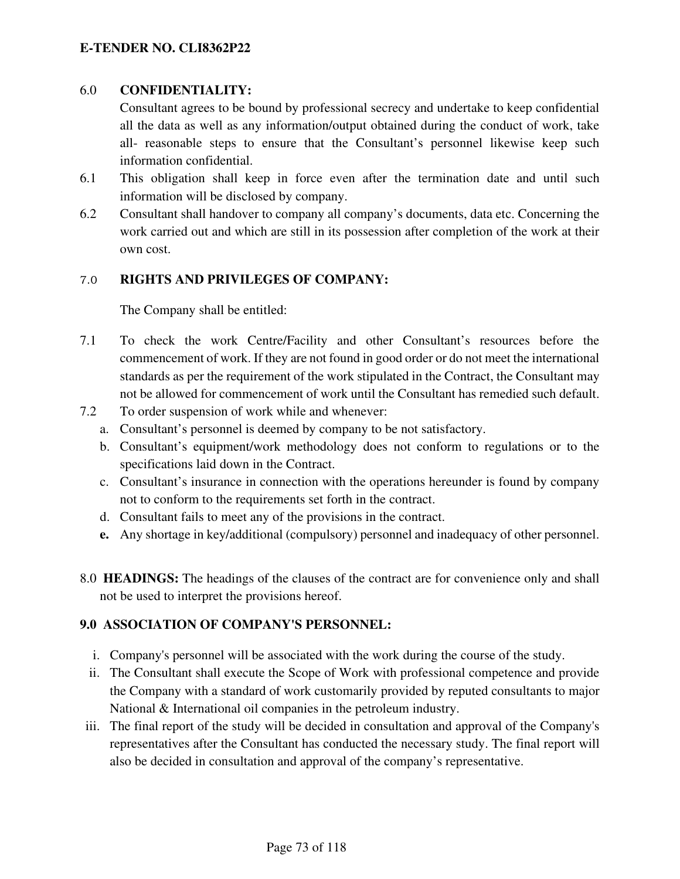### 6.0 CONFIDENTIALITY:

Consultant agrees to be bound by professional secrecy and undertake to keep confidential all the data as well as any information/output obtained during the conduct of work, take all- reasonable steps to ensure that the Consultant's personnel likewise keep such information confidential.

6.1 This obligation shall keep in force even after the termination date and until such information will be disclosed by company.

6.2 Consultant shall handover to company all company's documents, data etc. Concerning the work carried out and which are still in its possession after completion of the work at their own cost.

### 7.0 RIGHTS AND PRIVILEGES OF COMPANY:

The Company shall be entitled:

7.1 To check the work Centre/Facility and other Consultant's resources before the commencement of work. If they are not found in good order or do not meet the international standards as per the requirement of the work stipulated in the Contract, the Consultant may not be allowed for commencement of work until the Consultant has remedied such default.

7.2 To order suspension of work while and whenever:

a. Consultant's personnel is deemed by company to be not satisfactory.
b. Consultant's equipment/work methodology does not conform to regulations or to the specifications laid down in the Contract.
c. Consultant's insurance in connection with the operations hereunder is found by company not to conform to the requirements set forth in the contract.
d. Consultant fails to meet any of the provisions in the contract.
**e.** Any shortage in key/additional (compulsory) personnel and inadequacy of other personnel.

8.0 **HEADINGS:** The headings of the clauses of the contract are for convenience only and shall not be used to interpret the provisions hereof.

### 9.0 ASSOCIATION OF COMPANY'S PERSONNEL:

i. Company's personnel will be associated with the work during the course of the study.
ii. The Consultant shall execute the Scope of Work with professional competence and provide the Company with a standard of work customarily provided by reputed consultants to major National & International oil companies in the petroleum industry.
iii. The final report of the study will be decided in consultation and approval of the Company's representatives after the Consultant has conducted the necessary study. The final report will also be decided in consultation and approval of the company's representative.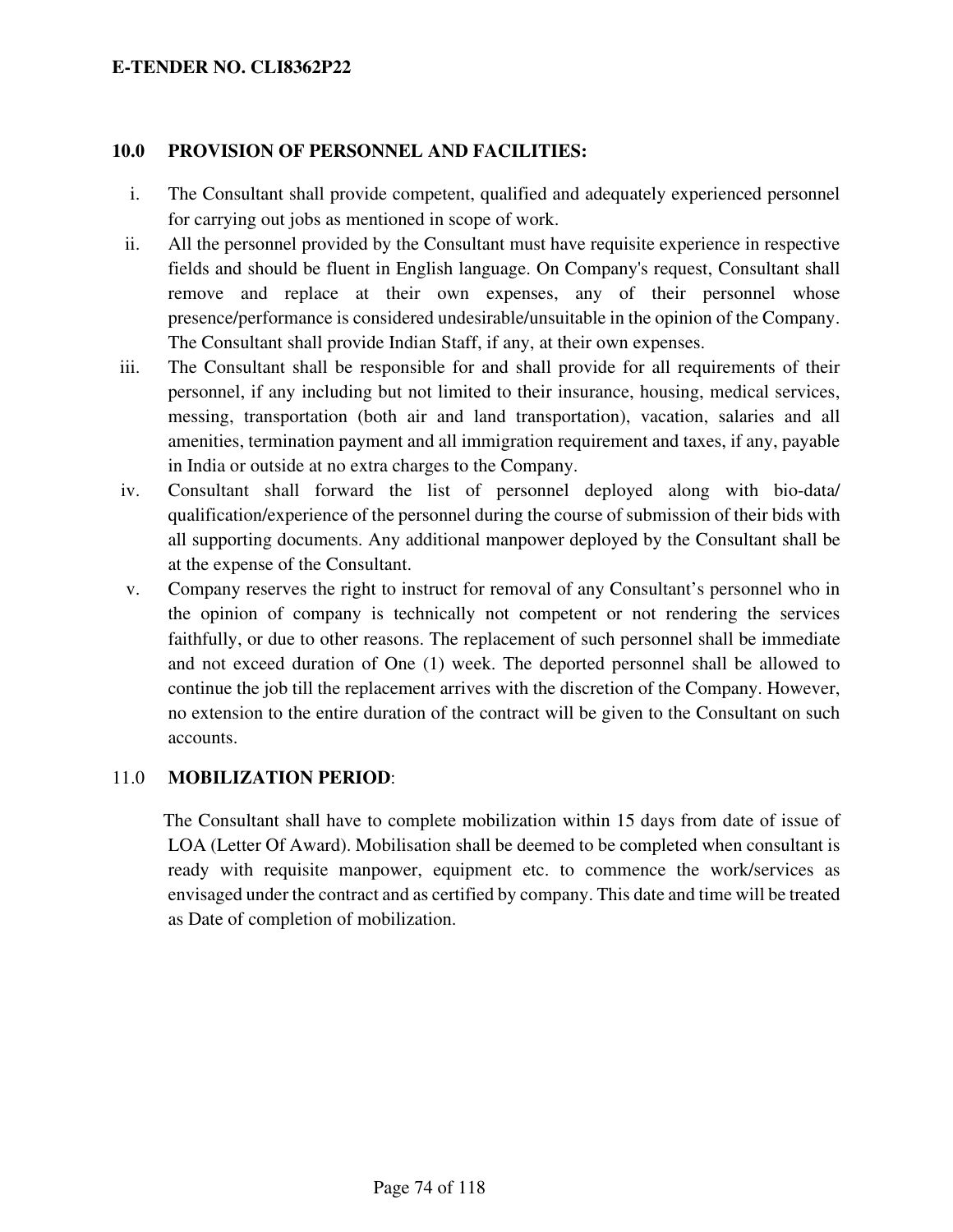## 10.0 PROVISION OF PERSONNEL AND FACILITIES:

i. The Consultant shall provide competent, qualified and adequately experienced personnel for carrying out jobs as mentioned in scope of work.

ii. All the personnel provided by the Consultant must have requisite experience in respective fields and should be fluent in English language. On Company's request, Consultant shall remove and replace at their own expenses, any of their personnel whose presence/performance is considered undesirable/unsuitable in the opinion of the Company. The Consultant shall provide Indian Staff, if any, at their own expenses.

iii. The Consultant shall be responsible for and shall provide for all requirements of their personnel, if any including but not limited to their insurance, housing, medical services, messing, transportation (both air and land transportation), vacation, salaries and all amenities, termination payment and all immigration requirement and taxes, if any, payable in India or outside at no extra charges to the Company.

iv. Consultant shall forward the list of personnel deployed along with bio-data/ qualification/experience of the personnel during the course of submission of their bids with all supporting documents. Any additional manpower deployed by the Consultant shall be at the expense of the Consultant.

v. Company reserves the right to instruct for removal of any Consultant's personnel who in the opinion of company is technically not competent or not rendering the services faithfully, or due to other reasons. The replacement of such personnel shall be immediate and not exceed duration of One (1) week. The deported personnel shall be allowed to continue the job till the replacement arrives with the discretion of the Company. However, no extension to the entire duration of the contract will be given to the Consultant on such accounts.

## 11.0 MOBILIZATION PERIOD:

The Consultant shall have to complete mobilization within 15 days from date of issue of LOA (Letter Of Award). Mobilisation shall be deemed to be completed when consultant is ready with requisite manpower, equipment etc. to commence the work/services as envisaged under the contract and as certified by company. This date and time will be treated as Date of completion of mobilization.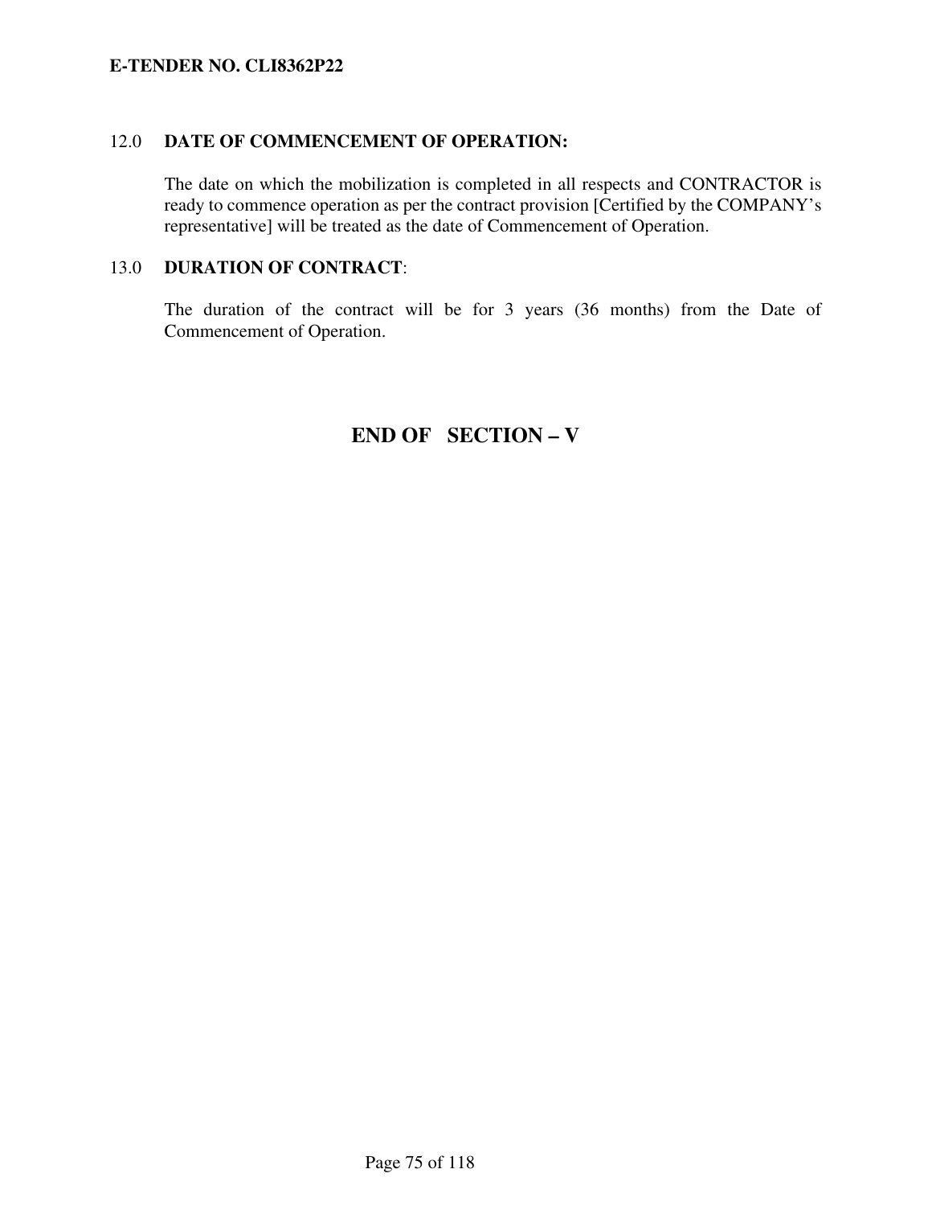**12.0 DATE OF COMMENCEMENT OF OPERATION:**

The date on which the mobilization is completed in all respects and CONTRACTOR is ready to commence operation as per the contract provision [Certified by the COMPANY's representative] will be treated as the date of Commencement of Operation.

**13.0 DURATION OF CONTRACT:**

The duration of the contract will be for 3 years (36 months) from the Date of Commencement of Operation.

## END OF SECTION – V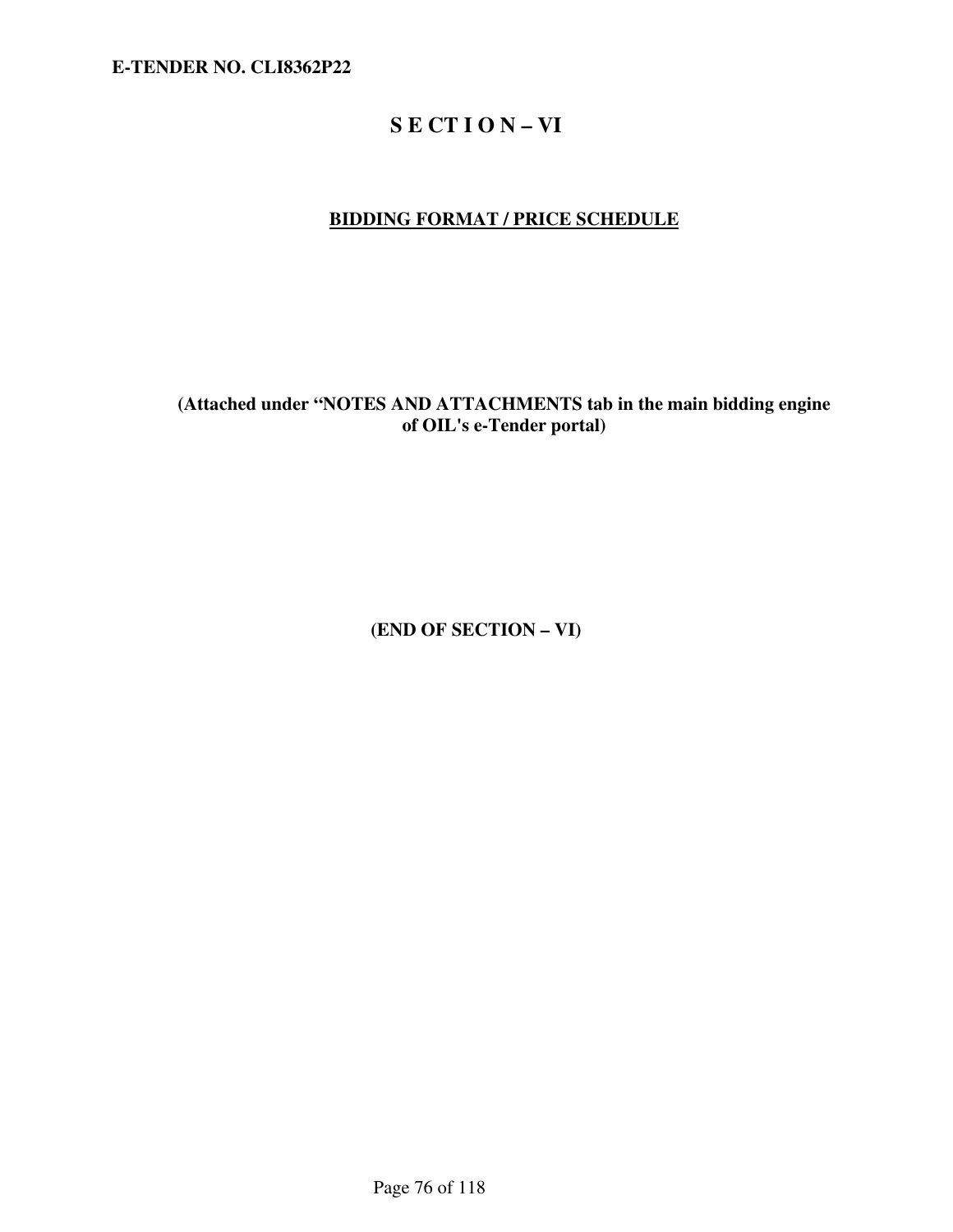# S E CT I O N – VI

## BIDDING FORMAT / PRICE SCHEDULE

**(Attached under "NOTES AND ATTACHMENTS tab in the main bidding engine of OIL's e-Tender portal)**

**(END OF SECTION – VI)**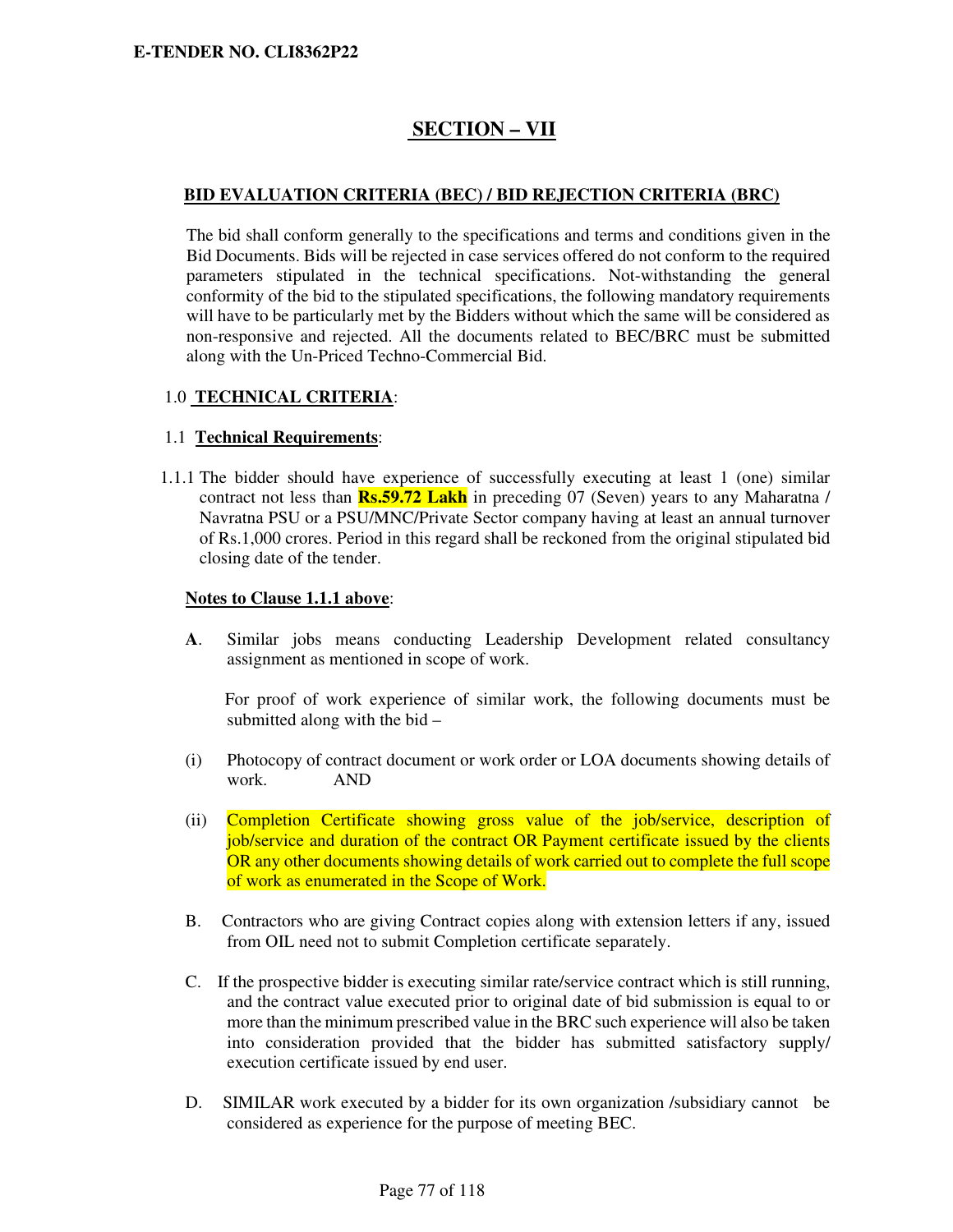## SECTION – VII

### BID EVALUATION CRITERIA (BEC) / BID REJECTION CRITERIA (BRC)

The bid shall conform generally to the specifications and terms and conditions given in the Bid Documents. Bids will be rejected in case services offered do not conform to the required parameters stipulated in the technical specifications. Not-withstanding the general conformity of the bid to the stipulated specifications, the following mandatory requirements will have to be particularly met by the Bidders without which the same will be considered as non-responsive and rejected. All the documents related to BEC/BRC must be submitted along with the Un-Priced Techno-Commercial Bid.

1.0 **TECHNICAL CRITERIA**:

1.1 **Technical Requirements**:

1.1.1 The bidder should have experience of successfully executing at least 1 (one) similar contract not less than **Rs.59.72 Lakh** in preceding 07 (Seven) years to any Maharatna / Navratna PSU or a PSU/MNC/Private Sector company having at least an annual turnover of Rs.1,000 crores. Period in this regard shall be reckoned from the original stipulated bid closing date of the tender.

**Notes to Clause 1.1.1 above**:

**A**. Similar jobs means conducting Leadership Development related consultancy assignment as mentioned in scope of work.

For proof of work experience of similar work, the following documents must be submitted along with the bid –

(i) Photocopy of contract document or work order or LOA documents showing details of work. AND

(ii) Completion Certificate showing gross value of the job/service, description of job/service and duration of the contract OR Payment certificate issued by the clients OR any other documents showing details of work carried out to complete the full scope of work as enumerated in the Scope of Work.

B. Contractors who are giving Contract copies along with extension letters if any, issued from OIL need not to submit Completion certificate separately.

C. If the prospective bidder is executing similar rate/service contract which is still running, and the contract value executed prior to original date of bid submission is equal to or more than the minimum prescribed value in the BRC such experience will also be taken into consideration provided that the bidder has submitted satisfactory supply/ execution certificate issued by end user.

D. SIMILAR work executed by a bidder for its own organization /subsidiary cannot be considered as experience for the purpose of meeting BEC.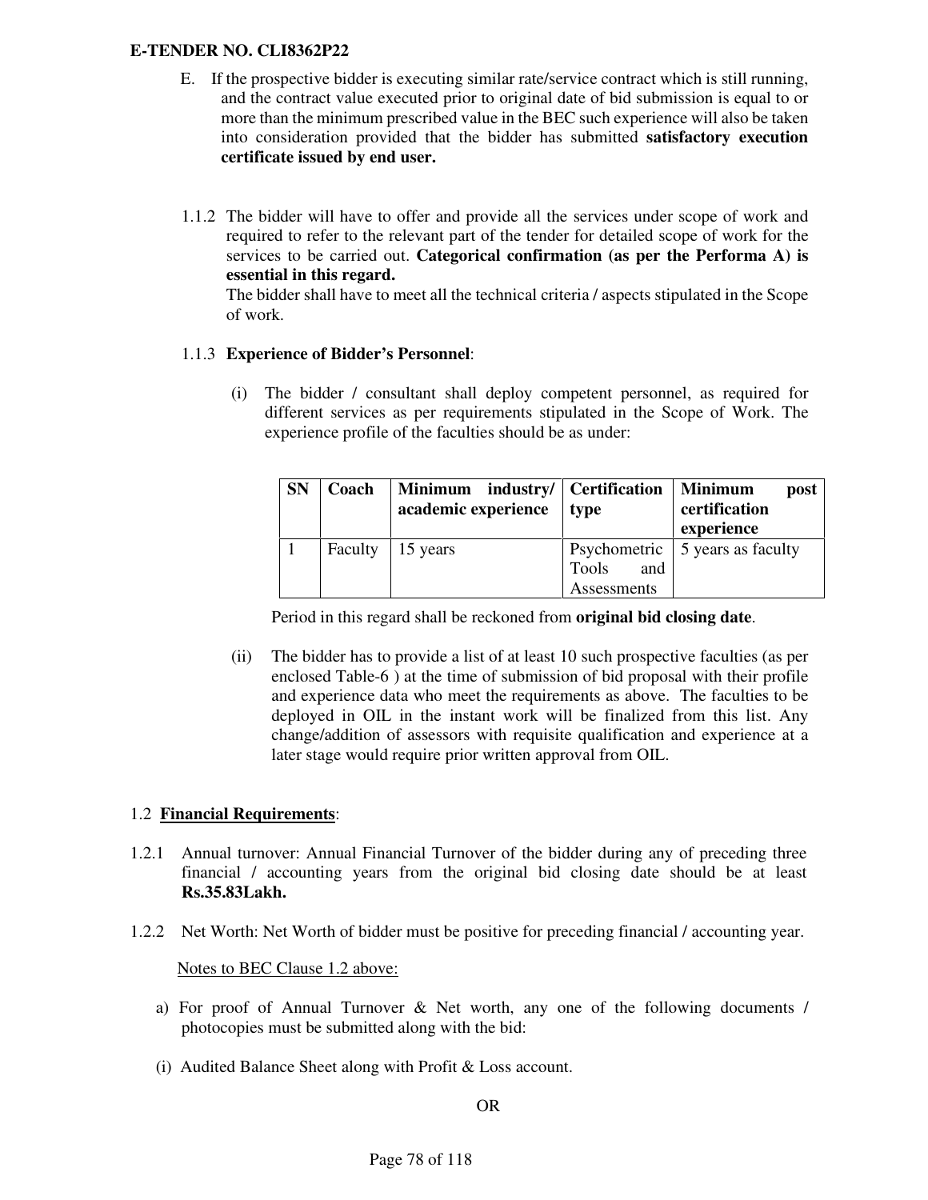E. If the prospective bidder is executing similar rate/service contract which is still running, and the contract value executed prior to original date of bid submission is equal to or more than the minimum prescribed value in the BEC such experience will also be taken into consideration provided that the bidder has submitted **satisfactory execution certificate issued by end user.**

1.1.2 The bidder will have to offer and provide all the services under scope of work and required to refer to the relevant part of the tender for detailed scope of work for the services to be carried out. **Categorical confirmation (as per the Performa A) is essential in this regard.**

The bidder shall have to meet all the technical criteria / aspects stipulated in the Scope of work.

1.1.3 **Experience of Bidder's Personnel**:

(i) The bidder / consultant shall deploy competent personnel, as required for different services as per requirements stipulated in the Scope of Work. The experience profile of the faculties should be as under:

| SN | Coach | Minimum industry/ academic experience | Certification type | Minimum post certification experience |
|---|---|---|---|---|
| 1 | Faculty | 15 years | Psychometric Tools and Assessments | 5 years as faculty |

Period in this regard shall be reckoned from **original bid closing date**.

(ii) The bidder has to provide a list of at least 10 such prospective faculties (as per enclosed Table-6 ) at the time of submission of bid proposal with their profile and experience data who meet the requirements as above. The faculties to be deployed in OIL in the instant work will be finalized from this list. Any change/addition of assessors with requisite qualification and experience at a later stage would require prior written approval from OIL.

1.2 <u>**Financial Requirements**</u>:

1.2.1 Annual turnover: Annual Financial Turnover of the bidder during any of preceding three financial / accounting years from the original bid closing date should be at least **Rs.35.83Lakh.**

1.2.2 Net Worth: Net Worth of bidder must be positive for preceding financial / accounting year.

<u>Notes to BEC Clause 1.2 above:</u>

a) For proof of Annual Turnover & Net worth, any one of the following documents / photocopies must be submitted along with the bid:

(i) Audited Balance Sheet along with Profit & Loss account.

OR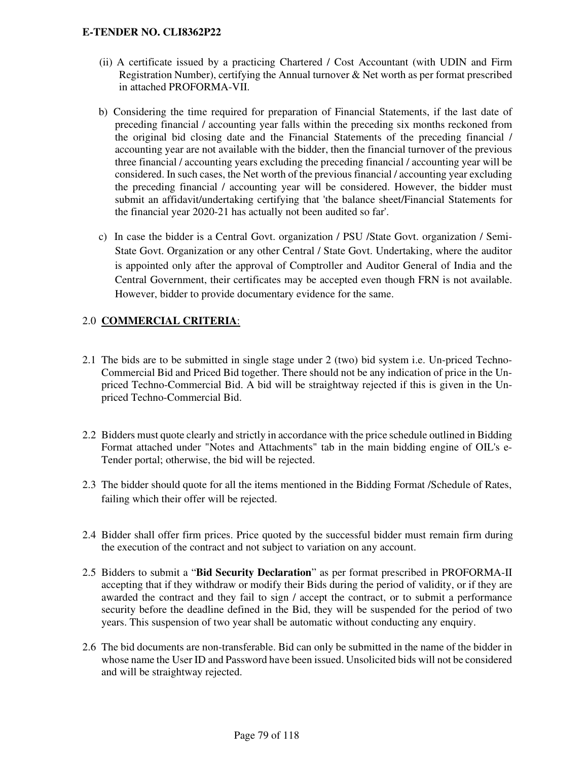(ii) A certificate issued by a practicing Chartered / Cost Accountant (with UDIN and Firm Registration Number), certifying the Annual turnover & Net worth as per format prescribed in attached PROFORMA-VII.

b) Considering the time required for preparation of Financial Statements, if the last date of preceding financial / accounting year falls within the preceding six months reckoned from the original bid closing date and the Financial Statements of the preceding financial / accounting year are not available with the bidder, then the financial turnover of the previous three financial / accounting years excluding the preceding financial / accounting year will be considered. In such cases, the Net worth of the previous financial / accounting year excluding the preceding financial / accounting year will be considered. However, the bidder must submit an affidavit/undertaking certifying that 'the balance sheet/Financial Statements for the financial year 2020-21 has actually not been audited so far'.

c) In case the bidder is a Central Govt. organization / PSU /State Govt. organization / Semi-State Govt. Organization or any other Central / State Govt. Undertaking, where the auditor is appointed only after the approval of Comptroller and Auditor General of India and the Central Government, their certificates may be accepted even though FRN is not available. However, bidder to provide documentary evidence for the same.

## 2.0 **COMMERCIAL CRITERIA**:

2.1 The bids are to be submitted in single stage under 2 (two) bid system i.e. Un-priced Techno-Commercial Bid and Priced Bid together. There should not be any indication of price in the Un-priced Techno-Commercial Bid. A bid will be straightway rejected if this is given in the Un-priced Techno-Commercial Bid.

2.2 Bidders must quote clearly and strictly in accordance with the price schedule outlined in Bidding Format attached under "Notes and Attachments" tab in the main bidding engine of OIL's e-Tender portal; otherwise, the bid will be rejected.

2.3 The bidder should quote for all the items mentioned in the Bidding Format /Schedule of Rates, failing which their offer will be rejected.

2.4 Bidder shall offer firm prices. Price quoted by the successful bidder must remain firm during the execution of the contract and not subject to variation on any account.

2.5 Bidders to submit a "**Bid Security Declaration**" as per format prescribed in PROFORMA-II accepting that if they withdraw or modify their Bids during the period of validity, or if they are awarded the contract and they fail to sign / accept the contract, or to submit a performance security before the deadline defined in the Bid, they will be suspended for the period of two years. This suspension of two year shall be automatic without conducting any enquiry.

2.6 The bid documents are non-transferable. Bid can only be submitted in the name of the bidder in whose name the User ID and Password have been issued. Unsolicited bids will not be considered and will be straightway rejected.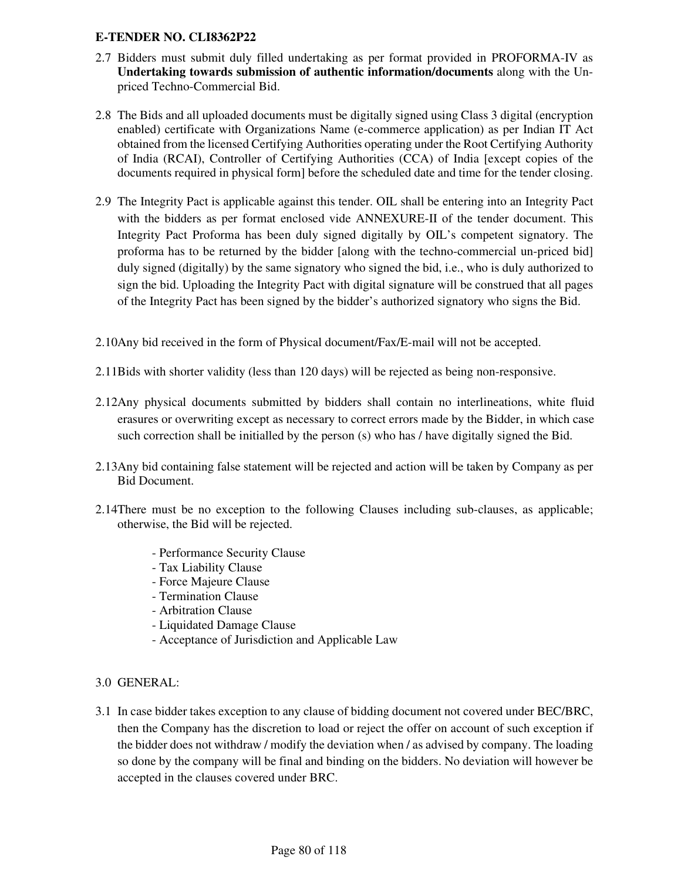2.7 Bidders must submit duly filled undertaking as per format provided in PROFORMA-IV as **Undertaking towards submission of authentic information/documents** along with the Un-priced Techno-Commercial Bid.

2.8 The Bids and all uploaded documents must be digitally signed using Class 3 digital (encryption enabled) certificate with Organizations Name (e-commerce application) as per Indian IT Act obtained from the licensed Certifying Authorities operating under the Root Certifying Authority of India (RCAI), Controller of Certifying Authorities (CCA) of India [except copies of the documents required in physical form] before the scheduled date and time for the tender closing.

2.9 The Integrity Pact is applicable against this tender. OIL shall be entering into an Integrity Pact with the bidders as per format enclosed vide ANNEXURE-II of the tender document. This Integrity Pact Proforma has been duly signed digitally by OIL's competent signatory. The proforma has to be returned by the bidder [along with the techno-commercial un-priced bid] duly signed (digitally) by the same signatory who signed the bid, i.e., who is duly authorized to sign the bid. Uploading the Integrity Pact with digital signature will be construed that all pages of the Integrity Pact has been signed by the bidder's authorized signatory who signs the Bid.

2.10 Any bid received in the form of Physical document/Fax/E-mail will not be accepted.

2.11 Bids with shorter validity (less than 120 days) will be rejected as being non-responsive.

2.12 Any physical documents submitted by bidders shall contain no interlineations, white fluid erasures or overwriting except as necessary to correct errors made by the Bidder, in which case such correction shall be initialled by the person (s) who has / have digitally signed the Bid.

2.13 Any bid containing false statement will be rejected and action will be taken by Company as per Bid Document.

2.14 There must be no exception to the following Clauses including sub-clauses, as applicable; otherwise, the Bid will be rejected.

- Performance Security Clause
- Tax Liability Clause
- Force Majeure Clause
- Termination Clause
- Arbitration Clause
- Liquidated Damage Clause
- Acceptance of Jurisdiction and Applicable Law

3.0 GENERAL:

3.1 In case bidder takes exception to any clause of bidding document not covered under BEC/BRC, then the Company has the discretion to load or reject the offer on account of such exception if the bidder does not withdraw / modify the deviation when / as advised by company. The loading so done by the company will be final and binding on the bidders. No deviation will however be accepted in the clauses covered under BRC.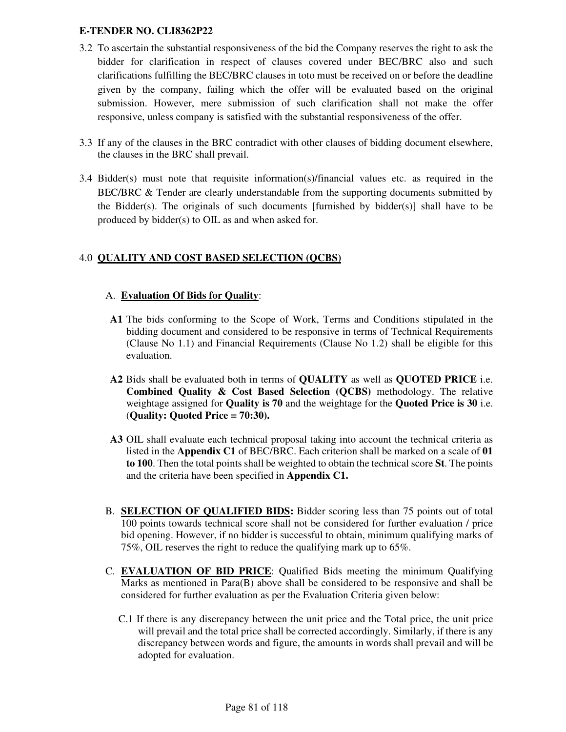3.2 To ascertain the substantial responsiveness of the bid the Company reserves the right to ask the bidder for clarification in respect of clauses covered under BEC/BRC also and such clarifications fulfilling the BEC/BRC clauses in toto must be received on or before the deadline given by the company, failing which the offer will be evaluated based on the original submission. However, mere submission of such clarification shall not make the offer responsive, unless company is satisfied with the substantial responsiveness of the offer.

3.3 If any of the clauses in the BRC contradict with other clauses of bidding document elsewhere, the clauses in the BRC shall prevail.

3.4 Bidder(s) must note that requisite information(s)/financial values etc. as required in the BEC/BRC & Tender are clearly understandable from the supporting documents submitted by the Bidder(s). The originals of such documents [furnished by bidder(s)] shall have to be produced by bidder(s) to OIL as and when asked for.

## 4.0 QUALITY AND COST BASED SELECTION (QCBS)

### A. Evaluation Of Bids for Quality:

**A1** The bids conforming to the Scope of Work, Terms and Conditions stipulated in the bidding document and considered to be responsive in terms of Technical Requirements (Clause No 1.1) and Financial Requirements (Clause No 1.2) shall be eligible for this evaluation.

**A2** Bids shall be evaluated both in terms of **QUALITY** as well as **QUOTED PRICE** i.e. **Combined Quality & Cost Based Selection (QCBS)** methodology. The relative weightage assigned for **Quality is 70** and the weightage for the **Quoted Price is 30** i.e. (**Quality: Quoted Price = 70:30).**

**A3** OIL shall evaluate each technical proposal taking into account the technical criteria as listed in the **Appendix C1** of BEC/BRC. Each criterion shall be marked on a scale of **01 to 100**. Then the total points shall be weighted to obtain the technical score **St**. The points and the criteria have been specified in **Appendix C1.**

B. **SELECTION OF QUALIFIED BIDS:** Bidder scoring less than 75 points out of total 100 points towards technical score shall not be considered for further evaluation / price bid opening. However, if no bidder is successful to obtain, minimum qualifying marks of 75%, OIL reserves the right to reduce the qualifying mark up to 65%.

C. **EVALUATION OF BID PRICE**: Qualified Bids meeting the minimum Qualifying Marks as mentioned in Para(B) above shall be considered to be responsive and shall be considered for further evaluation as per the Evaluation Criteria given below:

C.1 If there is any discrepancy between the unit price and the Total price, the unit price will prevail and the total price shall be corrected accordingly. Similarly, if there is any discrepancy between words and figure, the amounts in words shall prevail and will be adopted for evaluation.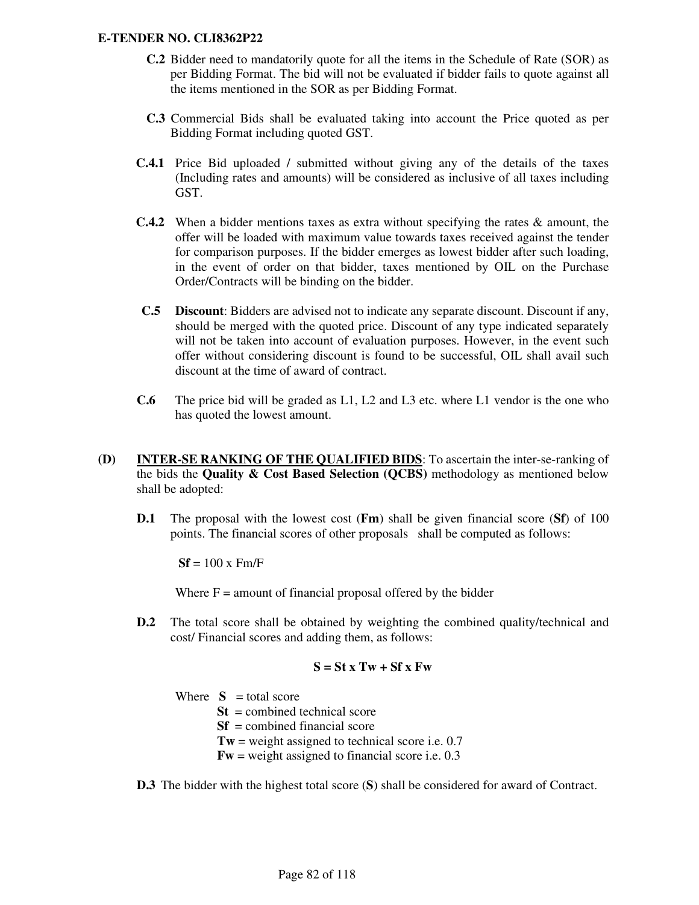**C.2** Bidder need to mandatorily quote for all the items in the Schedule of Rate (SOR) as per Bidding Format. The bid will not be evaluated if bidder fails to quote against all the items mentioned in the SOR as per Bidding Format.

**C.3** Commercial Bids shall be evaluated taking into account the Price quoted as per Bidding Format including quoted GST.

**C.4.1** Price Bid uploaded / submitted without giving any of the details of the taxes (Including rates and amounts) will be considered as inclusive of all taxes including GST.

**C.4.2** When a bidder mentions taxes as extra without specifying the rates & amount, the offer will be loaded with maximum value towards taxes received against the tender for comparison purposes. If the bidder emerges as lowest bidder after such loading, in the event of order on that bidder, taxes mentioned by OIL on the Purchase Order/Contracts will be binding on the bidder.

**C.5** **Discount**: Bidders are advised not to indicate any separate discount. Discount if any, should be merged with the quoted price. Discount of any type indicated separately will not be taken into account of evaluation purposes. However, in the event such offer without considering discount is found to be successful, OIL shall avail such discount at the time of award of contract.

**C.6** The price bid will be graded as L1, L2 and L3 etc. where L1 vendor is the one who has quoted the lowest amount.

**(D)** **<u>INTER-SE RANKING OF THE QUALIFIED BIDS</u>**: To ascertain the inter-se-ranking of the bids the **Quality & Cost Based Selection (QCBS)** methodology as mentioned below shall be adopted:

**D.1** The proposal with the lowest cost (**Fm**) shall be given financial score (**Sf**) of 100 points. The financial scores of other proposals shall be computed as follows:

**Sf** = 100 x Fm/F

Where F = amount of financial proposal offered by the bidder

**D.2** The total score shall be obtained by weighting the combined quality/technical and cost/ Financial scores and adding them, as follows:

**S = St x Tw + Sf x Fw**

Where **S** = total score
**St** = combined technical score
**Sf** = combined financial score
**Tw** = weight assigned to technical score i.e. 0.7
**Fw** = weight assigned to financial score i.e. 0.3

**D.3** The bidder with the highest total score (**S**) shall be considered for award of Contract.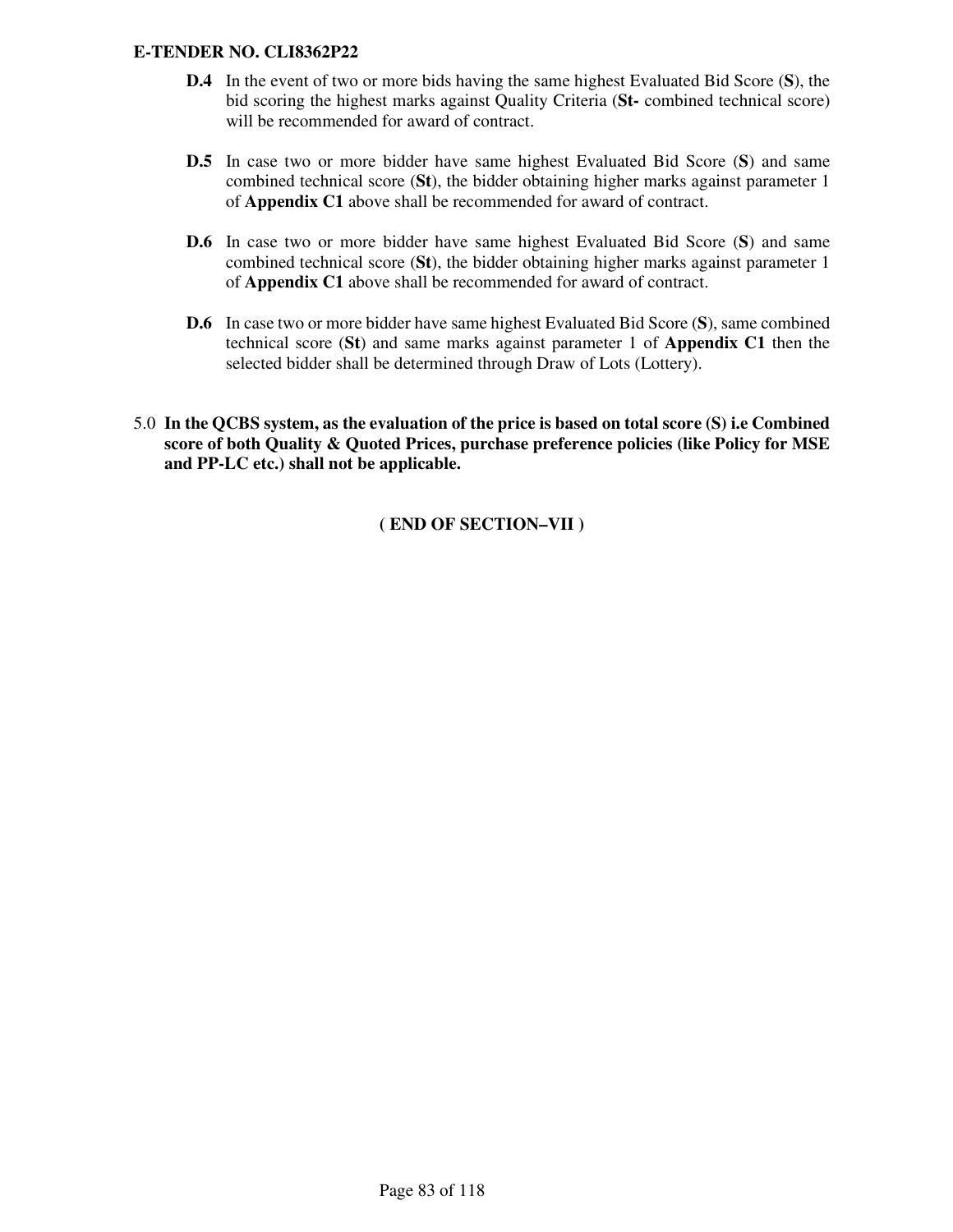**D.4** In the event of two or more bids having the same highest Evaluated Bid Score (**S**), the bid scoring the highest marks against Quality Criteria (**St-** combined technical score) will be recommended for award of contract.

**D.5** In case two or more bidder have same highest Evaluated Bid Score (**S**) and same combined technical score (**St**), the bidder obtaining higher marks against parameter 1 of **Appendix C1** above shall be recommended for award of contract.

**D.6** In case two or more bidder have same highest Evaluated Bid Score (**S**) and same combined technical score (**St**), the bidder obtaining higher marks against parameter 1 of **Appendix C1** above shall be recommended for award of contract.

**D.6** In case two or more bidder have same highest Evaluated Bid Score (**S**), same combined technical score (**St**) and same marks against parameter 1 of **Appendix C1** then the selected bidder shall be determined through Draw of Lots (Lottery).

5.0 **In the QCBS system, as the evaluation of the price is based on total score (S) i.e Combined score of both Quality & Quoted Prices, purchase preference policies (like Policy for MSE and PP-LC etc.) shall not be applicable.**

**( END OF SECTION–VII )**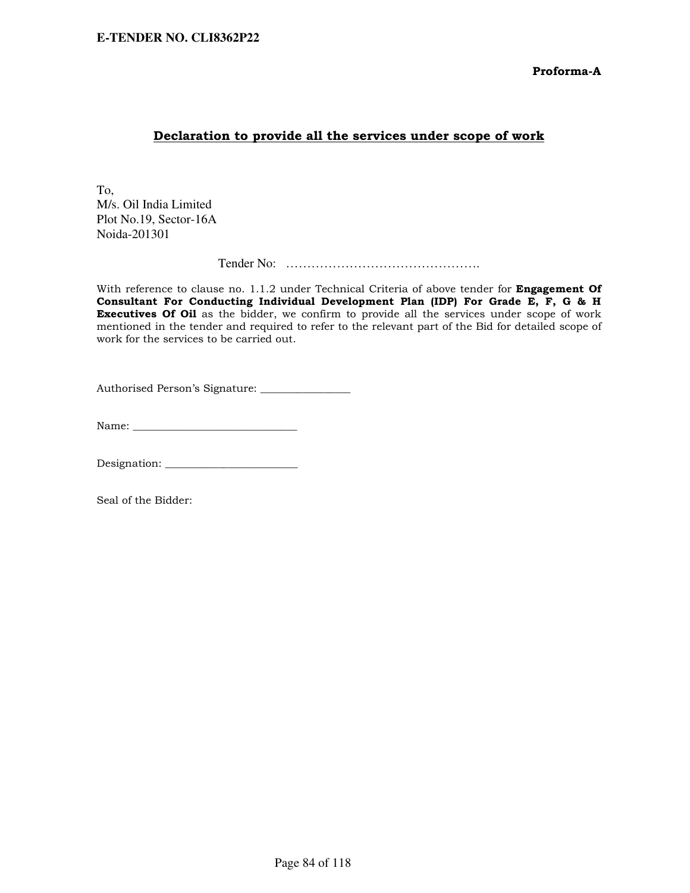**Proforma-A**

## Declaration to provide all the services under scope of work

To,
M/s. Oil India Limited
Plot No.19, Sector-16A
Noida-201301

Tender No: ……………………………………….

With reference to clause no. 1.1.2 under Technical Criteria of above tender for **Engagement Of Consultant For Conducting Individual Development Plan (IDP) For Grade E, F, G & H Executives Of Oil** as the bidder, we confirm to provide all the services under scope of work mentioned in the tender and required to refer to the relevant part of the Bid for detailed scope of work for the services to be carried out.

Authorised Person's Signature: ________________

Name: ______________________________

Designation: ________________________

Seal of the Bidder: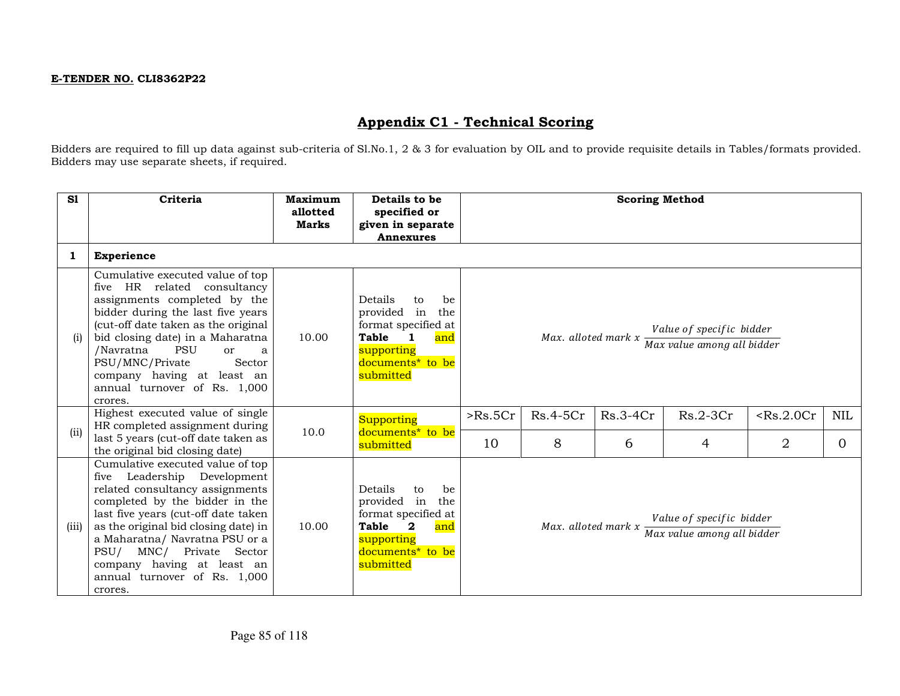**E-TENDER NO. CLI8362P22**

## Appendix C1 - Technical Scoring

Bidders are required to fill up data against sub-criteria of Sl.No.1, 2 & 3 for evaluation by OIL and to provide requisite details in Tables/formats provided. Bidders may use separate sheets, if required.

| Sl | Criteria | Maximum allotted Marks | Details to be specified or given in separate Annexures | Scoring Method | | | | | |
|---|---|---|---|---|---|---|---|---|---|
| **1** | **Experience** | | | | | | | | |
| (i) | Cumulative executed value of top five HR related consultancy assignments completed by the bidder during the last five years (cut-off date taken as the original bid closing date) in a Maharatna /Navratna PSU or a PSU/MNC/Private Sector company having at least an annual turnover of Rs. 1,000 crores. | 10.00 | Details to be provided in the format specified at **Table 1** and supporting documents* to be submitted | $Max.\ alloted\ mark\ x\ \frac{Value\ of\ specific\ bidder}{Max\ value\ among\ all\ bidder}$ | | | | | |
| (ii) | Highest executed value of single HR completed assignment during last 5 years (cut-off date taken as the original bid closing date) | 10.0 | Supporting documents* to be submitted | >Rs.5Cr | Rs.4-5Cr | Rs.3-4Cr | Rs.2-3Cr | <Rs.2.0Cr | NIL |
| | | | | 10 | 8 | 6 | 4 | 2 | 0 |
| (iii) | Cumulative executed value of top five Leadership Development related consultancy assignments completed by the bidder in the last five years (cut-off date taken as the original bid closing date) in a Maharatna/ Navratna PSU or a PSU/ MNC/ Private Sector company having at least an annual turnover of Rs. 1,000 crores. | 10.00 | Details to be provided in the format specified at **Table 2** and supporting documents* to be submitted | $Max.\ alloted\ mark\ x\ \frac{Value\ of\ specific\ bidder}{Max\ value\ among\ all\ bidder}$ | | | | | |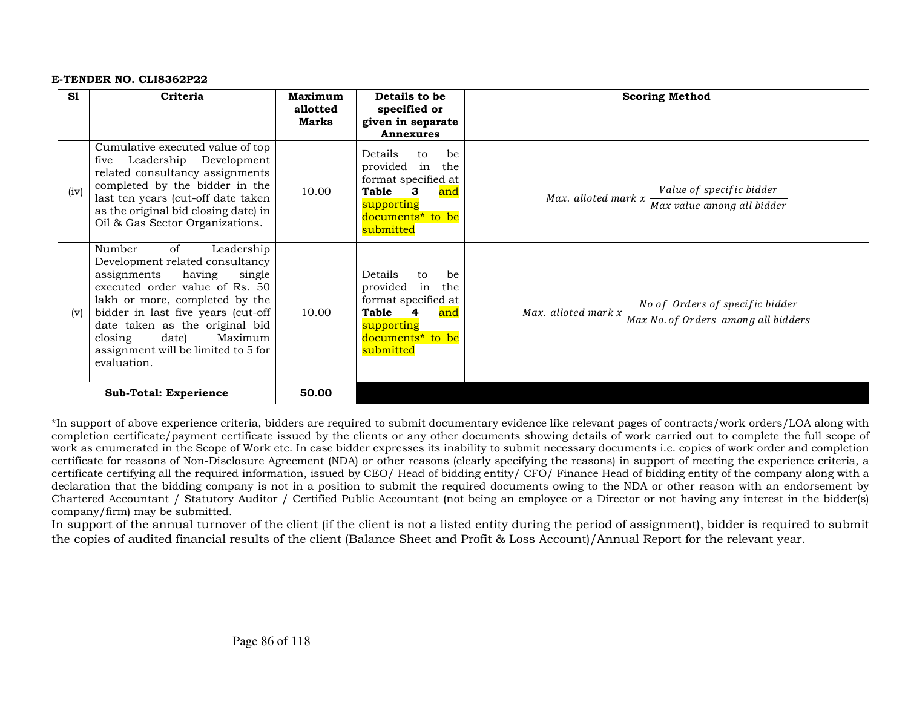**E-TENDER NO. CLI8362P22**

| Sl | Criteria | Maximum allotted Marks | Details to be specified or given in separate Annexures | Scoring Method |
|---|---|---|---|---|
| (iv) | Cumulative executed value of top five Leadership Development related consultancy assignments completed by the bidder in the last ten years (cut-off date taken as the original bid closing date) in Oil & Gas Sector Organizations. | 10.00 | Details to be provided in the format specified at **Table 3** and supporting documents* to be submitted | $Max.\ alloted\ mark\ x\ \frac{Value\ of\ specific\ bidder}{Max\ value\ among\ all\ bidder}$ |
| (v) | Number of Leadership Development related consultancy assignments having single executed order value of Rs. 50 lakh or more, completed by the bidder in last five years (cut-off date taken as the original bid closing date) Maximum assignment will be limited to 5 for evaluation. | 10.00 | Details to be provided in the format specified at **Table 4** and supporting documents* to be submitted | $Max.\ alloted\ mark\ x\ \frac{No\ of\ \ Orders\ of\ specific\ bidder}{Max\ No.of\ Orders\ \ among\ all\ bidders}$ |
| **Sub-Total: Experience** | | **50.00** | | |

*In support of above experience criteria, bidders are required to submit documentary evidence like relevant pages of contracts/work orders/LOA along with completion certificate/payment certificate issued by the clients or any other documents showing details of work carried out to complete the full scope of work as enumerated in the Scope of Work etc. In case bidder expresses its inability to submit necessary documents i.e. copies of work order and completion certificate for reasons of Non-Disclosure Agreement (NDA) or other reasons (clearly specifying the reasons) in support of meeting the experience criteria, a certificate certifying all the required information, issued by CEO/ Head of bidding entity/ CFO/ Finance Head of bidding entity of the company along with a declaration that the bidding company is not in a position to submit the required documents owing to the NDA or other reason with an endorsement by Chartered Accountant / Statutory Auditor / Certified Public Accountant (not being an employee or a Director or not having any interest in the bidder(s) company/firm) may be submitted.

In support of the annual turnover of the client (if the client is not a listed entity during the period of assignment), bidder is required to submit the copies of audited financial results of the client (Balance Sheet and Profit & Loss Account)/Annual Report for the relevant year.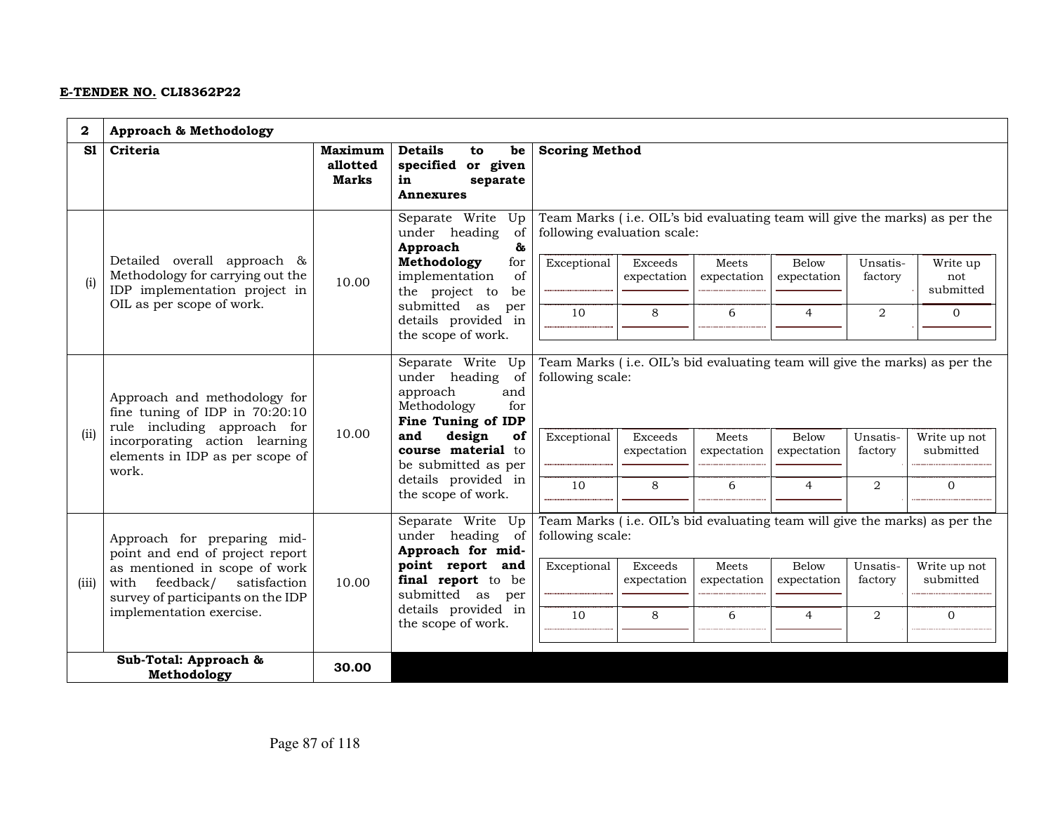**E-TENDER NO. CLI8362P22**

| 2 | **Approach & Methodology** | | | |
|---|---|---|---|---|
| **Sl** | **Criteria** | **Maximum allotted Marks** | **Details to be specified or given in separate Annexures** | **Scoring Method** |
| (i) | Detailed overall approach & Methodology for carrying out the IDP implementation project in OIL as per scope of work. | 10.00 | Separate Write Up under heading of **Approach & Methodology** for implementation of the project to be submitted as per details provided in the scope of work. | Team Marks ( i.e. OIL's bid evaluating team will give the marks) as per the following evaluation scale:<br>Exceptional: 10; Exceeds expectation: 8; Meets expectation: 6; Below expectation: 4; Unsatis-factory: 2; Write up not submitted: 0 |
| (ii) | Approach and methodology for fine tuning of IDP in 70:20:10 rule including approach for incorporating action learning elements in IDP as per scope of work. | 10.00 | Separate Write Up under heading of approach and Methodology for **Fine Tuning of IDP and design of course material** to be submitted as per details provided in the scope of work. | Team Marks ( i.e. OIL's bid evaluating team will give the marks) as per the following scale:<br>Exceptional: 10; Exceeds expectation: 8; Meets expectation: 6; Below expectation: 4; Unsatis-factory: 2; Write up not submitted: 0 |
| (iii) | Approach for preparing mid-point and end of project report as mentioned in scope of work with feedback/ satisfaction survey of participants on the IDP implementation exercise. | 10.00 | Separate Write Up under heading of **Approach for mid-point report and final report** to be submitted as per details provided in the scope of work. | Team Marks ( i.e. OIL's bid evaluating team will give the marks) as per the following scale:<br>Exceptional: 10; Exceeds expectation: 8; Meets expectation: 6; Below expectation: 4; Unsatis-factory: 2; Write up not submitted: 0 |
| | **Sub-Total: Approach & Methodology** | **30.00** | | |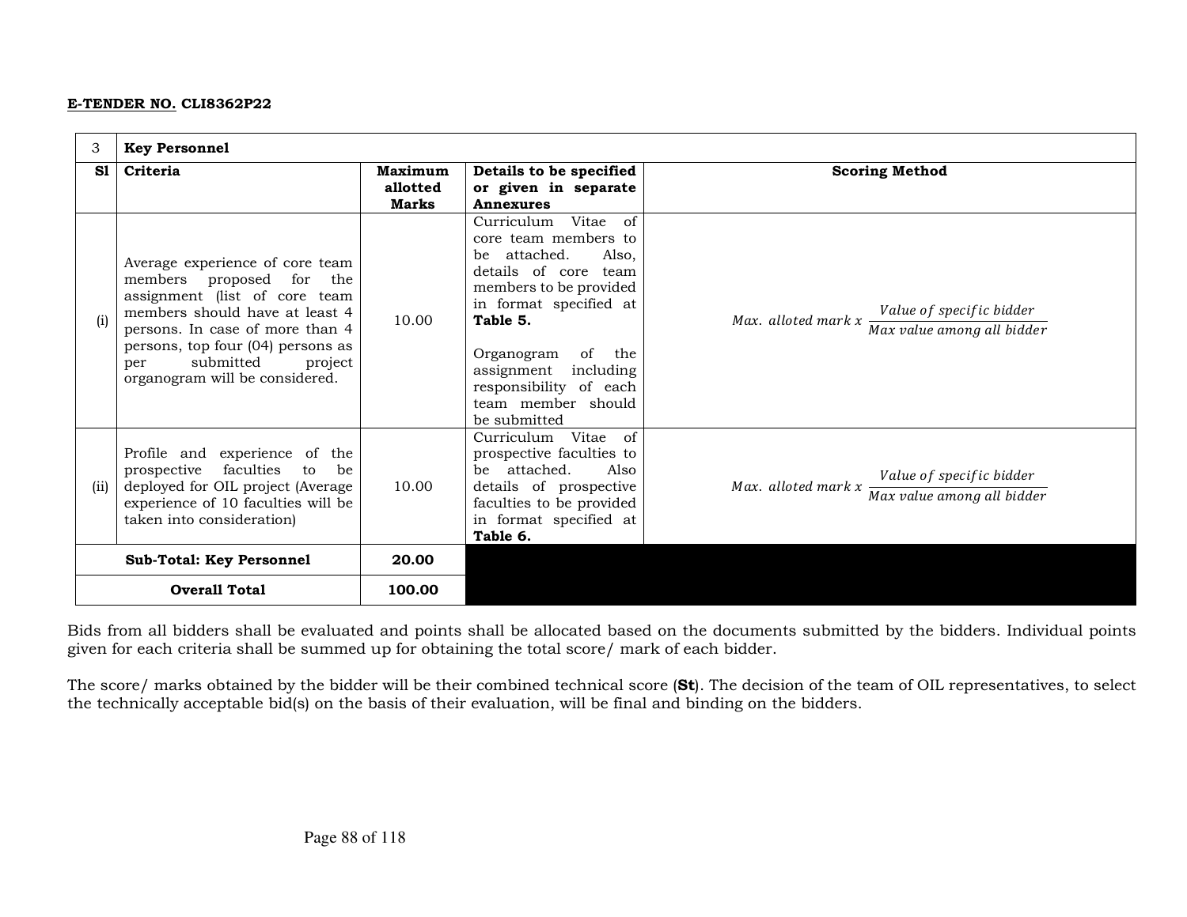**E-TENDER NO. CLI8362P22**

| 3 | **Key Personnel** | | | |
|---|---|---|---|---|
| **Sl** | **Criteria** | **Maximum allotted Marks** | **Details to be specified or given in separate Annexures** | **Scoring Method** |
| (i) | Average experience of core team members proposed for the assignment (list of core team members should have at least 4 persons. In case of more than 4 persons, top four (04) persons as per submitted project organogram will be considered. | 10.00 | Curriculum Vitae of core team members to be attached. Also, details of core team members to be provided in format specified at **Table 5.** <br><br> Organogram of the assignment including responsibility of each team member should be submitted | $Max.\ alloted\ mark\ x\ \frac{Value\ of\ specific\ bidder}{Max\ value\ among\ all\ bidder}$ |
| (ii) | Profile and experience of the prospective faculties to be deployed for OIL project (Average experience of 10 faculties will be taken into consideration) | 10.00 | Curriculum Vitae of prospective faculties to be attached. Also details of prospective faculties to be provided in format specified at **Table 6.** | $Max.\ alloted\ mark\ x\ \frac{Value\ of\ specific\ bidder}{Max\ value\ among\ all\ bidder}$ |
| | **Sub-Total: Key Personnel** | **20.00** | | |
| | **Overall Total** | **100.00** | | |

Bids from all bidders shall be evaluated and points shall be allocated based on the documents submitted by the bidders. Individual points given for each criteria shall be summed up for obtaining the total score/ mark of each bidder.

The score/ marks obtained by the bidder will be their combined technical score (**St**). The decision of the team of OIL representatives, to select the technically acceptable bid(s) on the basis of their evaluation, will be final and binding on the bidders.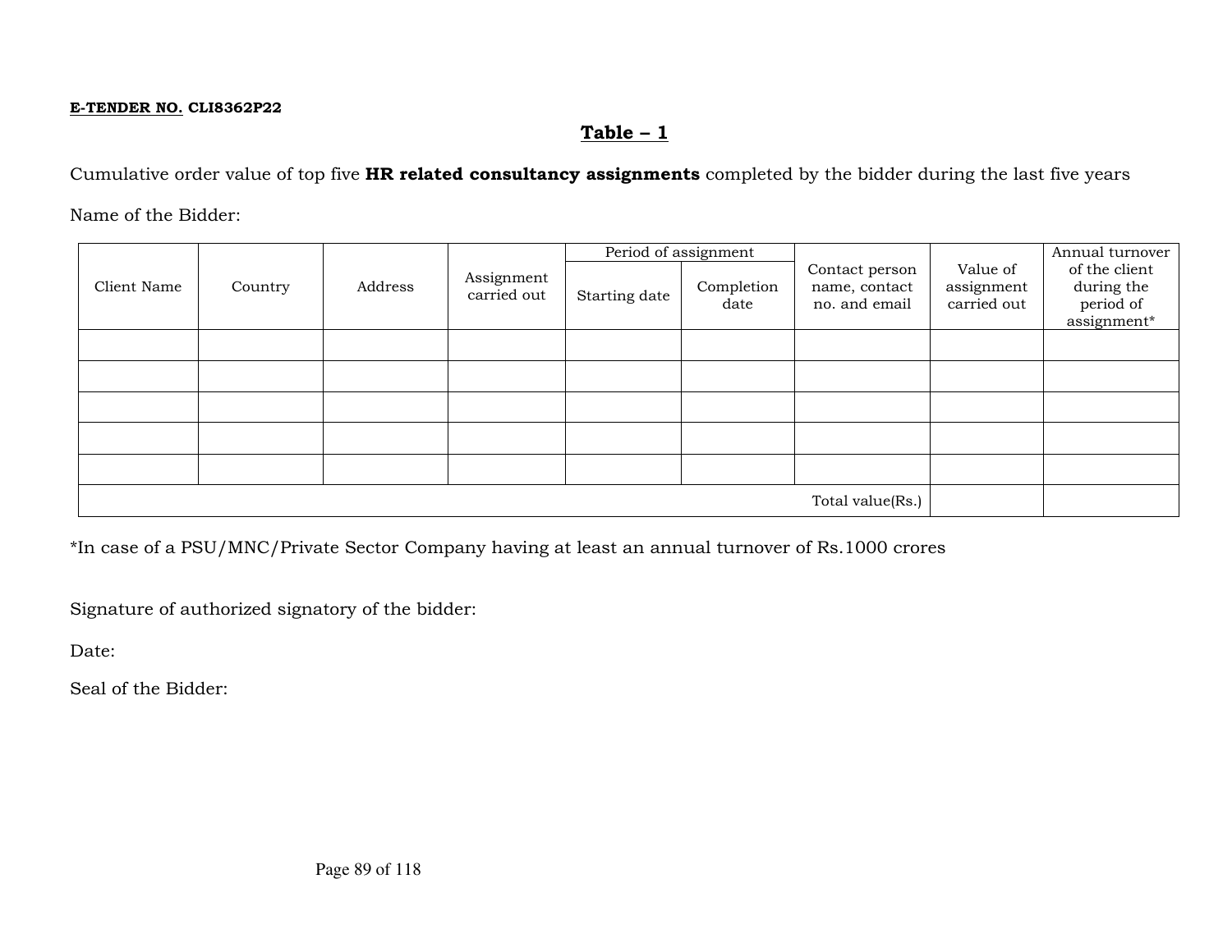**E-TENDER NO. CLI8362P22**

## Table – 1

Cumulative order value of top five **HR related consultancy assignments** completed by the bidder during the last five years

Name of the Bidder:

| Client Name | Country | Address | Assignment carried out | Period of assignment | | Contact person name, contact no. and email | Value of assignment carried out | Annual turnover of the client during the period of assignment* |
|---|---|---|---|---|---|---|---|---|
| | | | | Starting date | Completion date | | | |
| | | | | | | | | |
| | | | | | | | | |
| | | | | | | | | |
| | | | | | | | | |
| | | | | | | | | |
| | | | | | | Total value(Rs.) | | |

*In case of a PSU/MNC/Private Sector Company having at least an annual turnover of Rs.1000 crores

Signature of authorized signatory of the bidder:

Date:

Seal of the Bidder: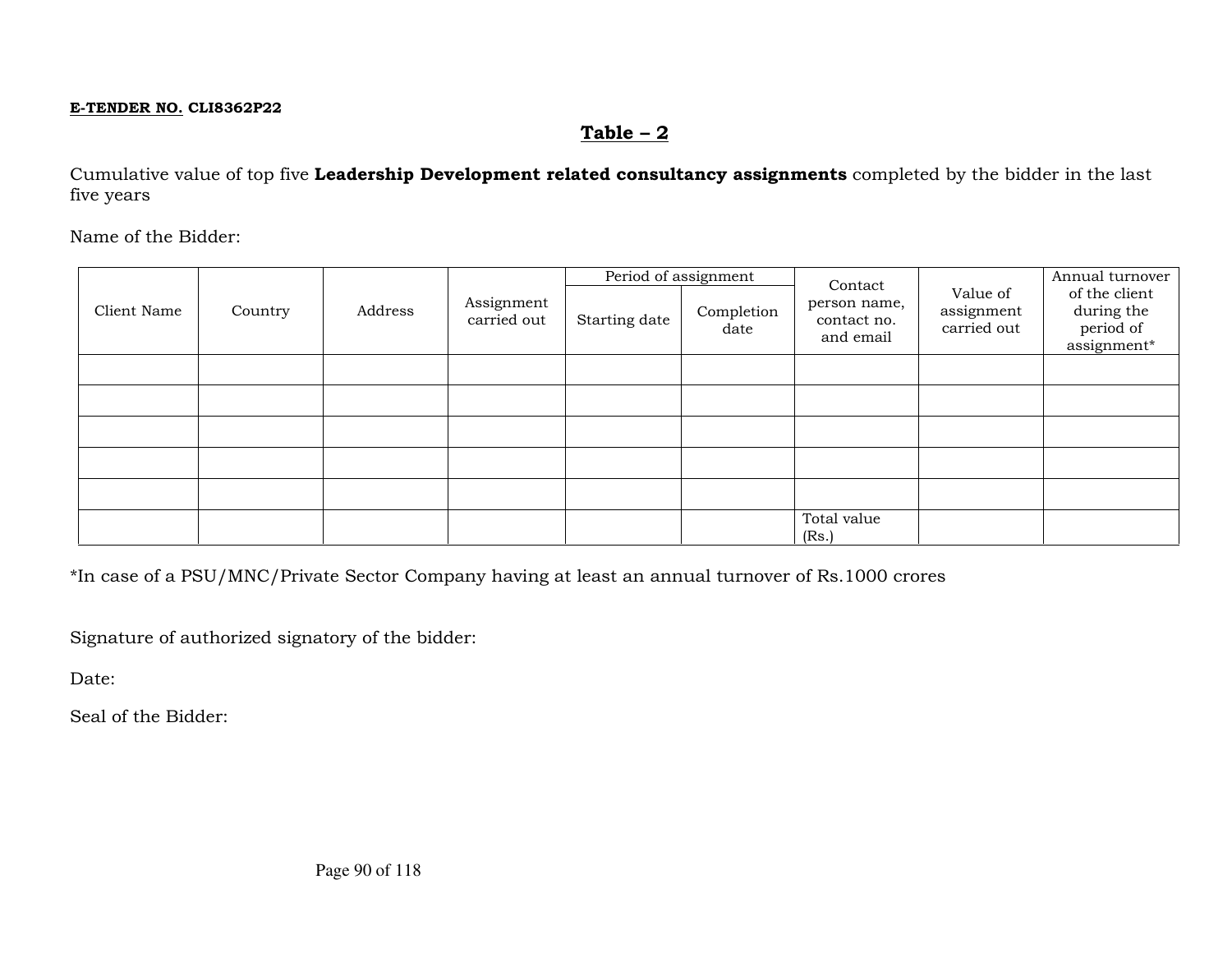**E-TENDER NO. CLI8362P22**

## Table – 2

Cumulative value of top five **Leadership Development related consultancy assignments** completed by the bidder in the last five years

Name of the Bidder:

| Client Name | Country | Address | Assignment carried out | Period of assignment | | Contact person name, contact no. and email | Value of assignment carried out | Annual turnover of the client during the period of assignment* |
|---|---|---|---|---|---|---|---|---|
| | | | | Starting date | Completion date | | | |
| | | | | | | | | |
| | | | | | | | | |
| | | | | | | | | |
| | | | | | | | | |
| | | | | | | | | |
| | | | | | | Total value (Rs.) | | |

*In case of a PSU/MNC/Private Sector Company having at least an annual turnover of Rs.1000 crores

Signature of authorized signatory of the bidder:

Date:

Seal of the Bidder: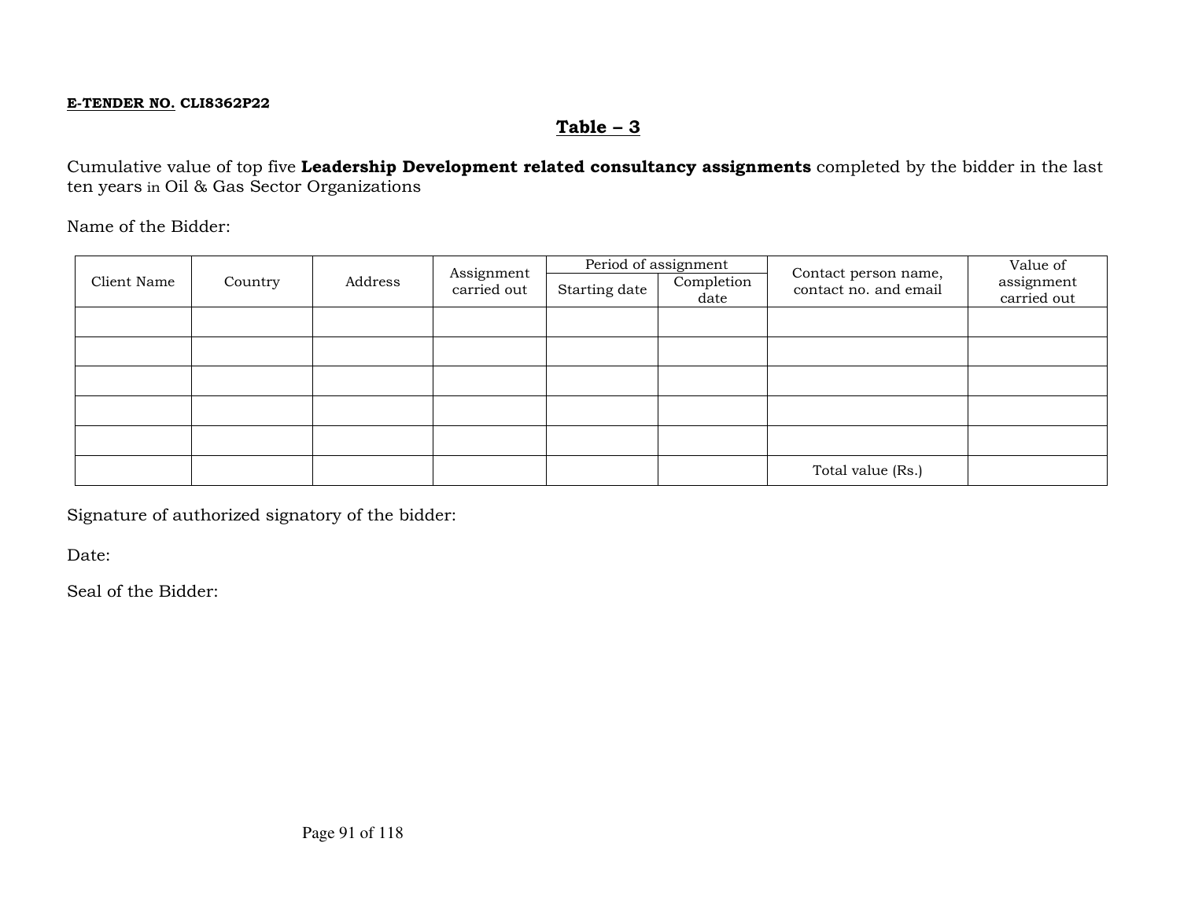**E-TENDER NO. CLI8362P22**

## Table – 3

Cumulative value of top five **Leadership Development related consultancy assignments** completed by the bidder in the last ten years in Oil & Gas Sector Organizations

Name of the Bidder:

| Client Name | Country | Address | Assignment carried out | Period of assignment | | Contact person name, contact no. and email | Value of assignment carried out |
|---|---|---|---|---|---|---|---|
| | | | | Starting date | Completion date | | |
| | | | | | | | |
| | | | | | | | |
| | | | | | | | |
| | | | | | | | |
| | | | | | | | |
| | | | | | | Total value (Rs.) | |

Signature of authorized signatory of the bidder:

Date:

Seal of the Bidder: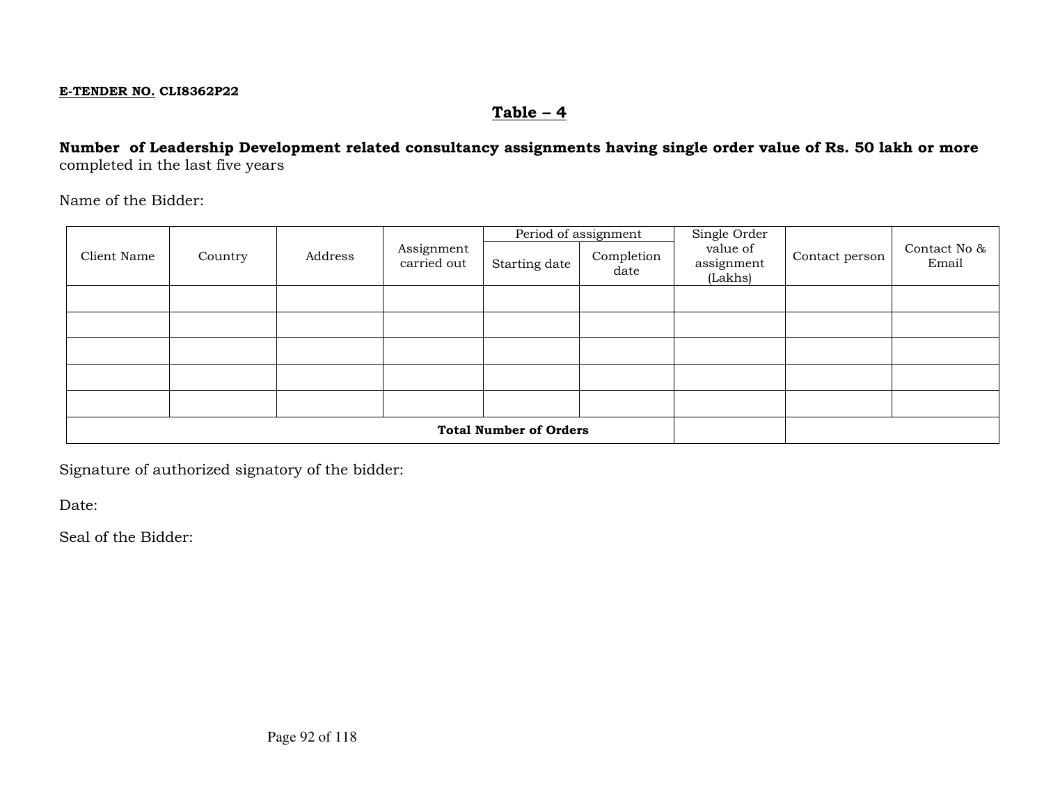**E-TENDER NO. CLI8362P22**

## Table – 4

**Number of Leadership Development related consultancy assignments having single order value of Rs. 50 lakh or more** completed in the last five years

Name of the Bidder:

| Client Name | Country | Address | Assignment carried out | Period of assignment | | Single Order value of assignment (Lakhs) | Contact person | Contact No & Email |
|---|---|---|---|---|---|---|---|---|
| | | | | Starting date | Completion date | | | |
| | | | | | | | | |
| | | | | | | | | |
| | | | | | | | | |
| | | | | | | | | |
| | | | | | | | | |
| **Total Number of Orders** | | | | | | | | |

Signature of authorized signatory of the bidder:

Date:

Seal of the Bidder: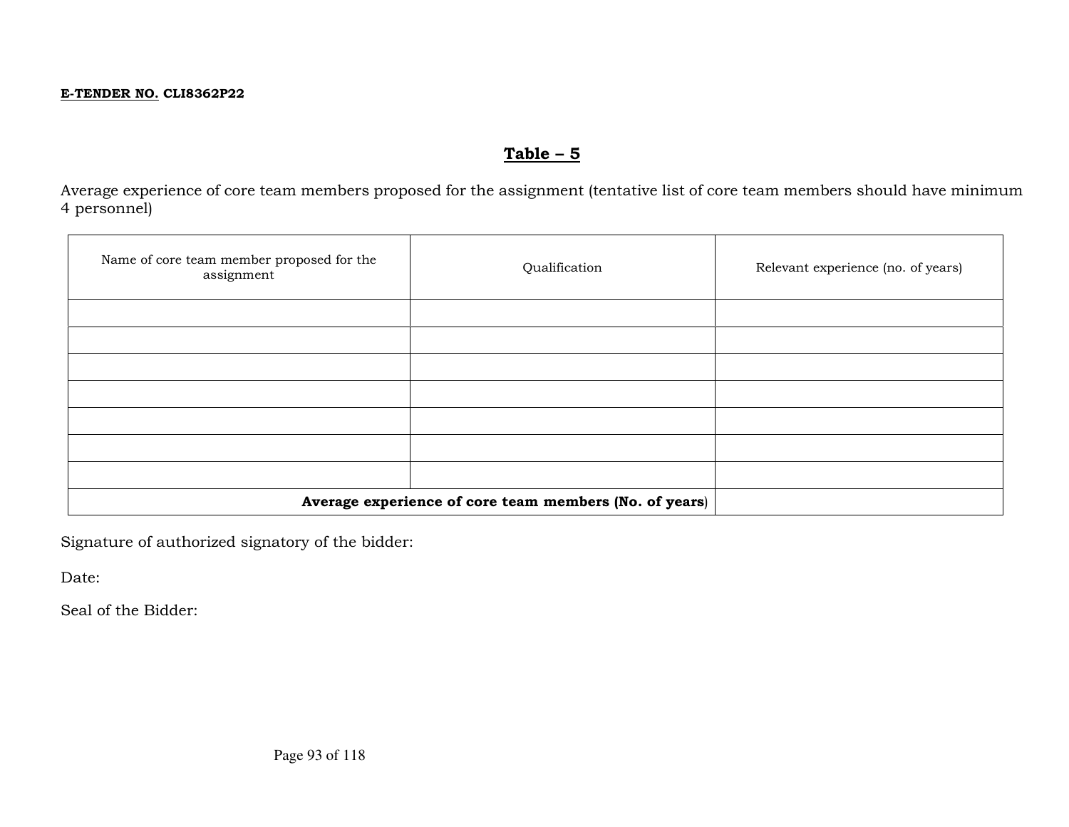**E-TENDER NO. CLI8362P22**

## Table – 5

Average experience of core team members proposed for the assignment (tentative list of core team members should have minimum 4 personnel)

| Name of core team member proposed for the assignment | Qualification | Relevant experience (no. of years) |
|---|---|---|
| | | |
| | | |
| | | |
| | | |
| | | |
| | | |
| | | |
| **Average experience of core team members (No. of years)** | | |

Signature of authorized signatory of the bidder:

Date:

Seal of the Bidder: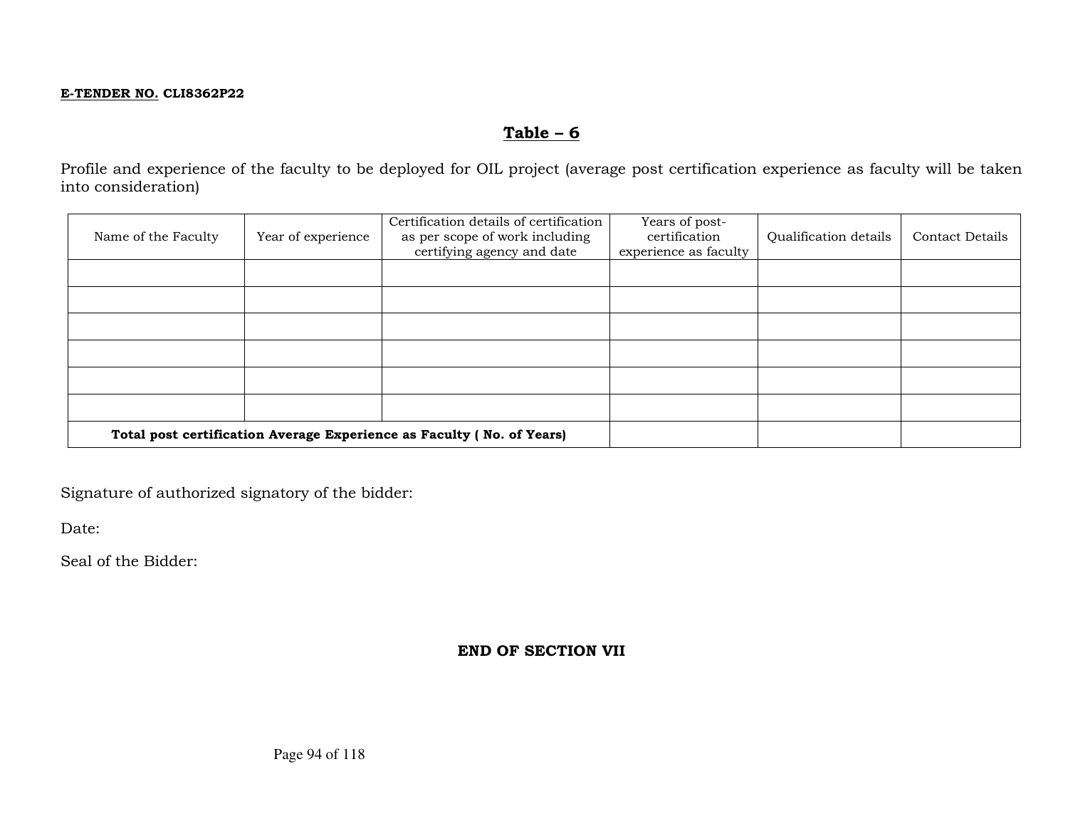**E-TENDER NO. CLI8362P22**

## Table – 6

Profile and experience of the faculty to be deployed for OIL project (average post certification experience as faculty will be taken into consideration)

| Name of the Faculty | Year of experience | Certification details of certification as per scope of work including certifying agency and date | Years of post-certification experience as faculty | Qualification details | Contact Details |
|---|---|---|---|---|---|
| | | | | | |
| | | | | | |
| | | | | | |
| | | | | | |
| | | | | | |
| | | | | | |
| **Total post certification Average Experience as Faculty ( No. of Years)** | | | | | |

Signature of authorized signatory of the bidder:

Date:

Seal of the Bidder:

**END OF SECTION VII**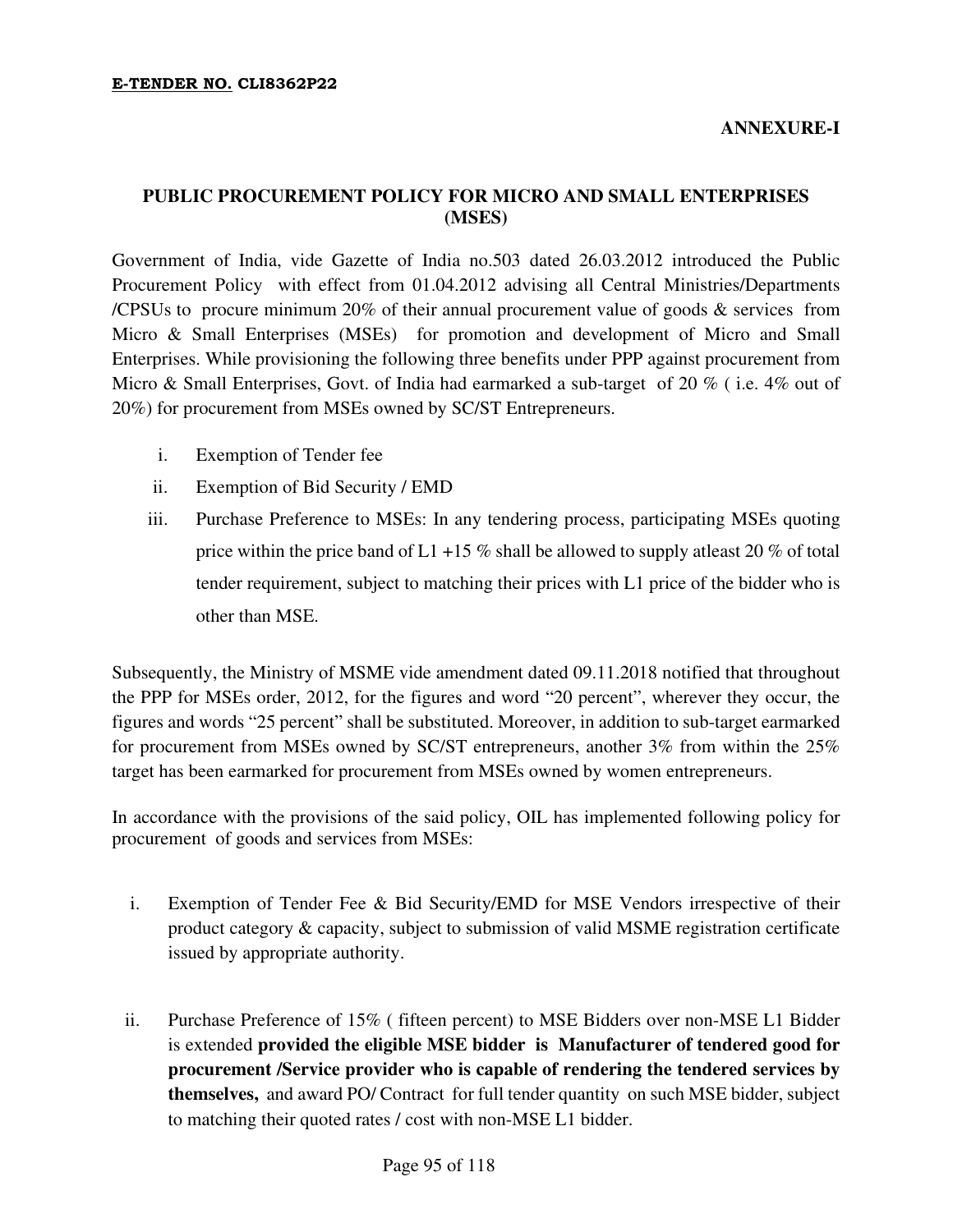**E-TENDER NO. CLI8362P22**

**ANNEXURE-I**

## PUBLIC PROCUREMENT POLICY FOR MICRO AND SMALL ENTERPRISES (MSES)

Government of India, vide Gazette of India no.503 dated 26.03.2012 introduced the Public Procurement Policy with effect from 01.04.2012 advising all Central Ministries/Departments /CPSUs to procure minimum 20% of their annual procurement value of goods & services from Micro & Small Enterprises (MSEs) for promotion and development of Micro and Small Enterprises. While provisioning the following three benefits under PPP against procurement from Micro & Small Enterprises, Govt. of India had earmarked a sub-target of 20 % ( i.e. 4% out of 20%) for procurement from MSEs owned by SC/ST Entrepreneurs.

i. Exemption of Tender fee
ii. Exemption of Bid Security / EMD
iii. Purchase Preference to MSEs: In any tendering process, participating MSEs quoting price within the price band of L1 +15 % shall be allowed to supply atleast 20 % of total tender requirement, subject to matching their prices with L1 price of the bidder who is other than MSE.

Subsequently, the Ministry of MSME vide amendment dated 09.11.2018 notified that throughout the PPP for MSEs order, 2012, for the figures and word "20 percent", wherever they occur, the figures and words "25 percent" shall be substituted. Moreover, in addition to sub-target earmarked for procurement from MSEs owned by SC/ST entrepreneurs, another 3% from within the 25% target has been earmarked for procurement from MSEs owned by women entrepreneurs.

In accordance with the provisions of the said policy, OIL has implemented following policy for procurement of goods and services from MSEs:

i. Exemption of Tender Fee & Bid Security/EMD for MSE Vendors irrespective of their product category & capacity, subject to submission of valid MSME registration certificate issued by appropriate authority.

ii. Purchase Preference of 15% ( fifteen percent) to MSE Bidders over non-MSE L1 Bidder is extended **provided the eligible MSE bidder is Manufacturer of tendered good for procurement /Service provider who is capable of rendering the tendered services by themselves,** and award PO/ Contract for full tender quantity on such MSE bidder, subject to matching their quoted rates / cost with non-MSE L1 bidder.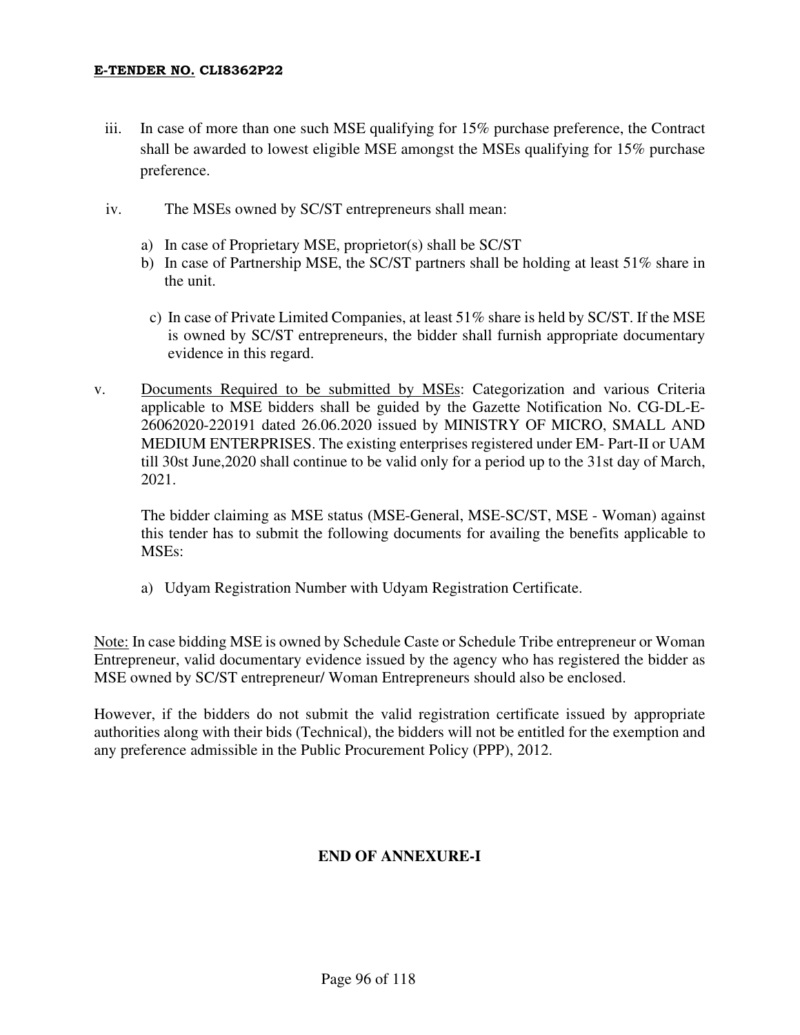iii. In case of more than one such MSE qualifying for 15% purchase preference, the Contract shall be awarded to lowest eligible MSE amongst the MSEs qualifying for 15% purchase preference.

iv. The MSEs owned by SC/ST entrepreneurs shall mean:

a) In case of Proprietary MSE, proprietor(s) shall be SC/ST
b) In case of Partnership MSE, the SC/ST partners shall be holding at least 51% share in the unit.
c) In case of Private Limited Companies, at least 51% share is held by SC/ST. If the MSE is owned by SC/ST entrepreneurs, the bidder shall furnish appropriate documentary evidence in this regard.

v. Documents Required to be submitted by MSEs: Categorization and various Criteria applicable to MSE bidders shall be guided by the Gazette Notification No. CG-DL-E-26062020-220191 dated 26.06.2020 issued by MINISTRY OF MICRO, SMALL AND MEDIUM ENTERPRISES. The existing enterprises registered under EM- Part-II or UAM till 30st June,2020 shall continue to be valid only for a period up to the 31st day of March, 2021.

The bidder claiming as MSE status (MSE-General, MSE-SC/ST, MSE - Woman) against this tender has to submit the following documents for availing the benefits applicable to MSEs:

a) Udyam Registration Number with Udyam Registration Certificate.

Note: In case bidding MSE is owned by Schedule Caste or Schedule Tribe entrepreneur or Woman Entrepreneur, valid documentary evidence issued by the agency who has registered the bidder as MSE owned by SC/ST entrepreneur/ Woman Entrepreneurs should also be enclosed.

However, if the bidders do not submit the valid registration certificate issued by appropriate authorities along with their bids (Technical), the bidders will not be entitled for the exemption and any preference admissible in the Public Procurement Policy (PPP), 2012.

**END OF ANNEXURE-I**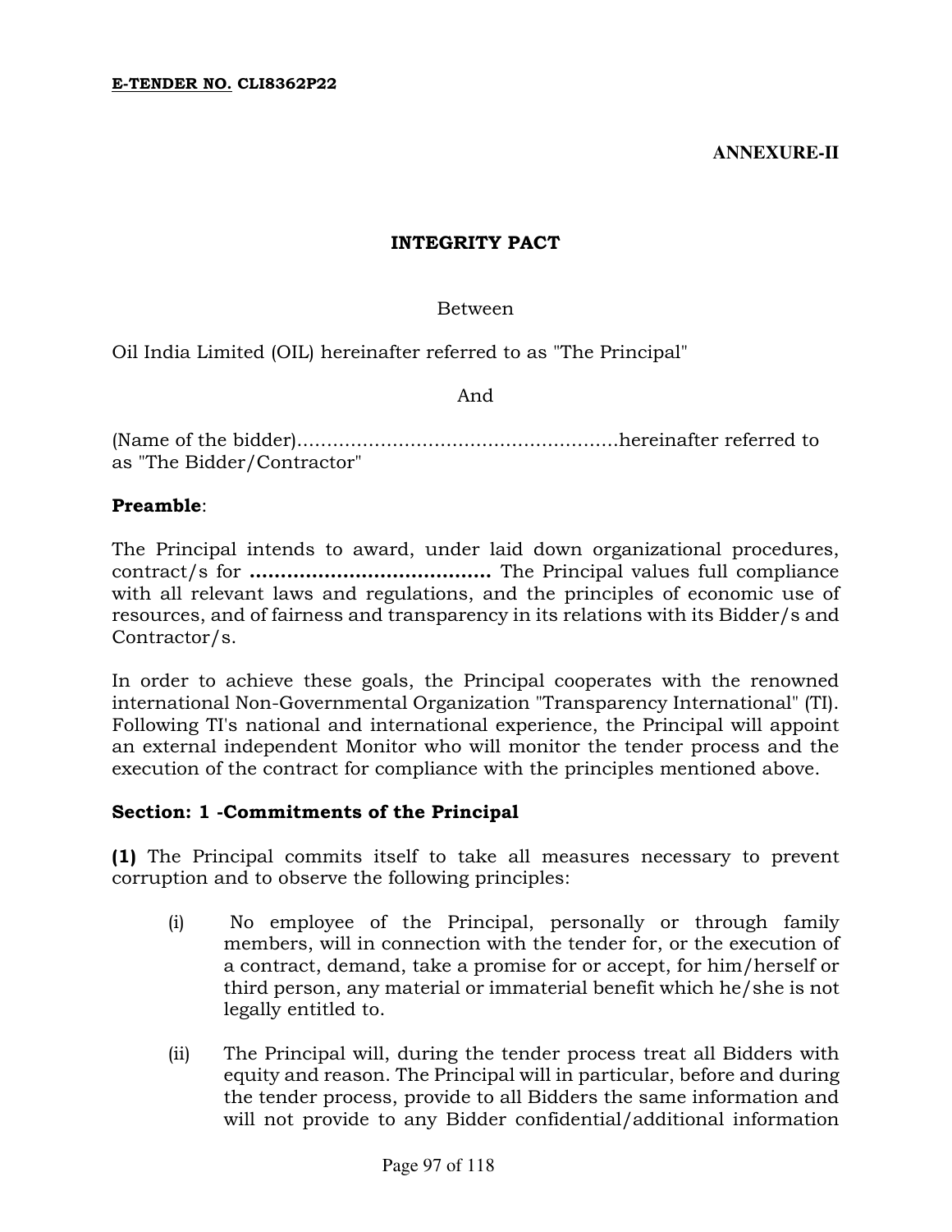**E-TENDER NO. CLI8362P22**

**ANNEXURE-II**

## INTEGRITY PACT

Between

Oil India Limited (OIL) hereinafter referred to as "The Principal"

And

(Name of the bidder)......................................................hereinafter referred to as "The Bidder/Contractor"

**Preamble**:

The Principal intends to award, under laid down organizational procedures, contract/s for **.......................................** The Principal values full compliance with all relevant laws and regulations, and the principles of economic use of resources, and of fairness and transparency in its relations with its Bidder/s and Contractor/s.

In order to achieve these goals, the Principal cooperates with the renowned international Non-Governmental Organization "Transparency International" (TI). Following TI's national and international experience, the Principal will appoint an external independent Monitor who will monitor the tender process and the execution of the contract for compliance with the principles mentioned above.

**Section: 1 -Commitments of the Principal**

**(1)** The Principal commits itself to take all measures necessary to prevent corruption and to observe the following principles:

(i) No employee of the Principal, personally or through family members, will in connection with the tender for, or the execution of a contract, demand, take a promise for or accept, for him/herself or third person, any material or immaterial benefit which he/she is not legally entitled to.

(ii) The Principal will, during the tender process treat all Bidders with equity and reason. The Principal will in particular, before and during the tender process, provide to all Bidders the same information and will not provide to any Bidder confidential/additional information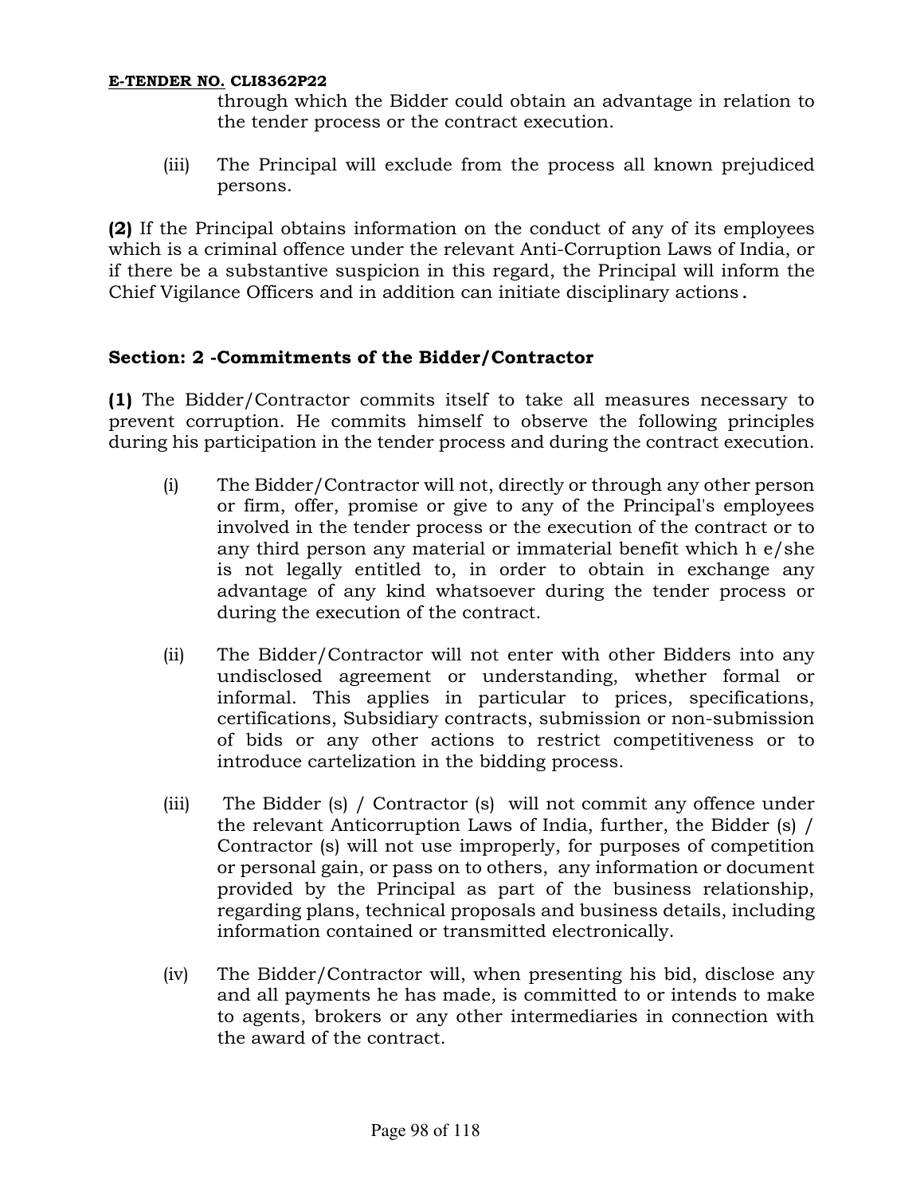through which the Bidder could obtain an advantage in relation to the tender process or the contract execution.

(iii) The Principal will exclude from the process all known prejudiced persons.

**(2)** If the Principal obtains information on the conduct of any of its employees which is a criminal offence under the relevant Anti-Corruption Laws of India, or if there be a substantive suspicion in this regard, the Principal will inform the Chief Vigilance Officers and in addition can initiate disciplinary actions.

### Section: 2 -Commitments of the Bidder/Contractor

**(1)** The Bidder/Contractor commits itself to take all measures necessary to prevent corruption. He commits himself to observe the following principles during his participation in the tender process and during the contract execution.

(i) The Bidder/Contractor will not, directly or through any other person or firm, offer, promise or give to any of the Principal's employees involved in the tender process or the execution of the contract or to any third person any material or immaterial benefit which h e/she is not legally entitled to, in order to obtain in exchange any advantage of any kind whatsoever during the tender process or during the execution of the contract.

(ii) The Bidder/Contractor will not enter with other Bidders into any undisclosed agreement or understanding, whether formal or informal. This applies in particular to prices, specifications, certifications, Subsidiary contracts, submission or non-submission of bids or any other actions to restrict competitiveness or to introduce cartelization in the bidding process.

(iii) The Bidder (s) / Contractor (s) will not commit any offence under the relevant Anticorruption Laws of India, further, the Bidder (s) / Contractor (s) will not use improperly, for purposes of competition or personal gain, or pass on to others, any information or document provided by the Principal as part of the business relationship, regarding plans, technical proposals and business details, including information contained or transmitted electronically.

(iv) The Bidder/Contractor will, when presenting his bid, disclose any and all payments he has made, is committed to or intends to make to agents, brokers or any other intermediaries in connection with the award of the contract.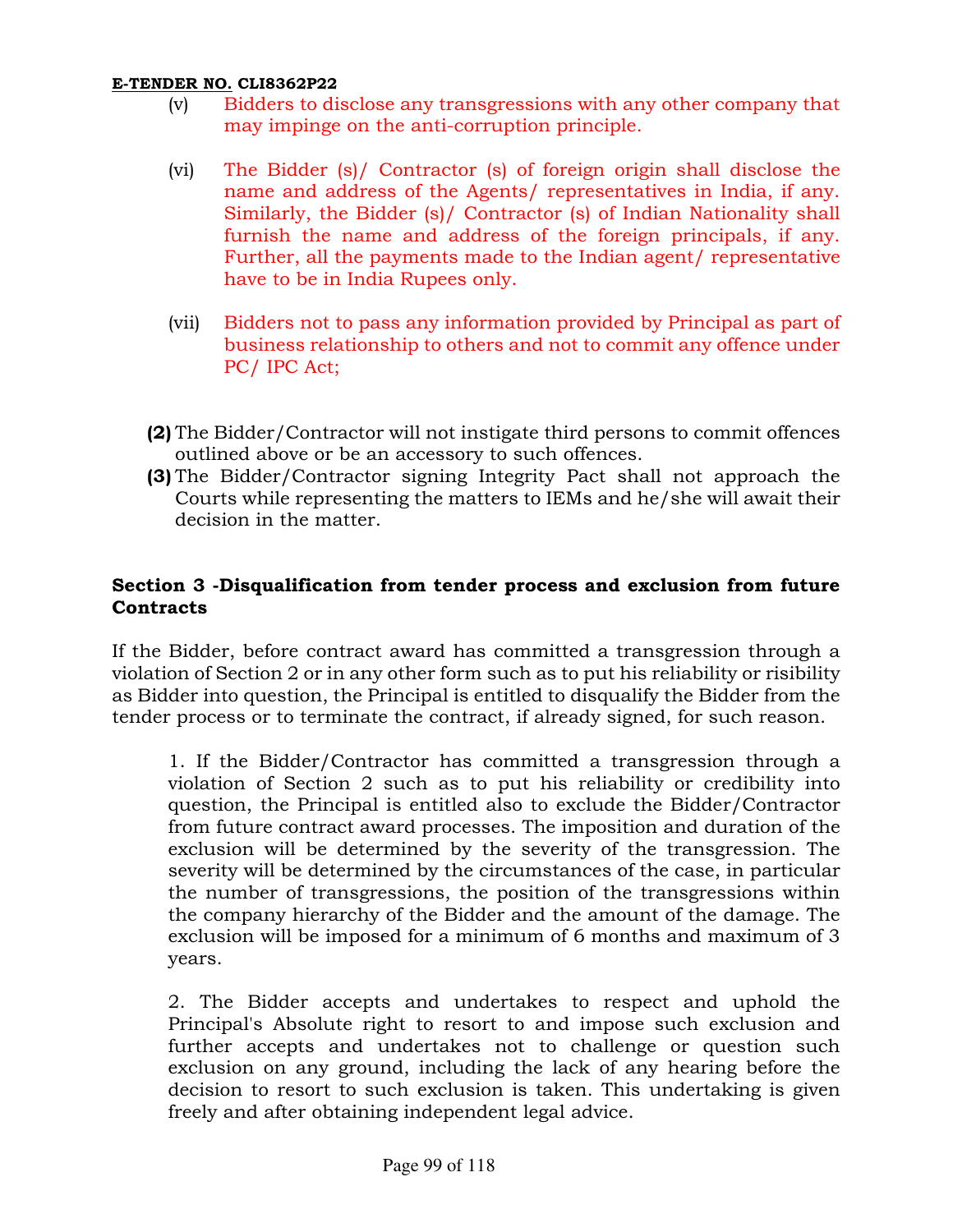(v) Bidders to disclose any transgressions with any other company that may impinge on the anti-corruption principle.

(vi) The Bidder (s)/ Contractor (s) of foreign origin shall disclose the name and address of the Agents/ representatives in India, if any. Similarly, the Bidder (s)/ Contractor (s) of Indian Nationality shall furnish the name and address of the foreign principals, if any. Further, all the payments made to the Indian agent/ representative have to be in India Rupees only.

(vii) Bidders not to pass any information provided by Principal as part of business relationship to others and not to commit any offence under PC/ IPC Act;

**(2)** The Bidder/Contractor will not instigate third persons to commit offences outlined above or be an accessory to such offences.

**(3)** The Bidder/Contractor signing Integrity Pact shall not approach the Courts while representing the matters to IEMs and he/she will await their decision in the matter.

### Section 3 -Disqualification from tender process and exclusion from future Contracts

If the Bidder, before contract award has committed a transgression through a violation of Section 2 or in any other form such as to put his reliability or risibility as Bidder into question, the Principal is entitled to disqualify the Bidder from the tender process or to terminate the contract, if already signed, for such reason.

1. If the Bidder/Contractor has committed a transgression through a violation of Section 2 such as to put his reliability or credibility into question, the Principal is entitled also to exclude the Bidder/Contractor from future contract award processes. The imposition and duration of the exclusion will be determined by the severity of the transgression. The severity will be determined by the circumstances of the case, in particular the number of transgressions, the position of the transgressions within the company hierarchy of the Bidder and the amount of the damage. The exclusion will be imposed for a minimum of 6 months and maximum of 3 years.

2. The Bidder accepts and undertakes to respect and uphold the Principal's Absolute right to resort to and impose such exclusion and further accepts and undertakes not to challenge or question such exclusion on any ground, including the lack of any hearing before the decision to resort to such exclusion is taken. This undertaking is given freely and after obtaining independent legal advice.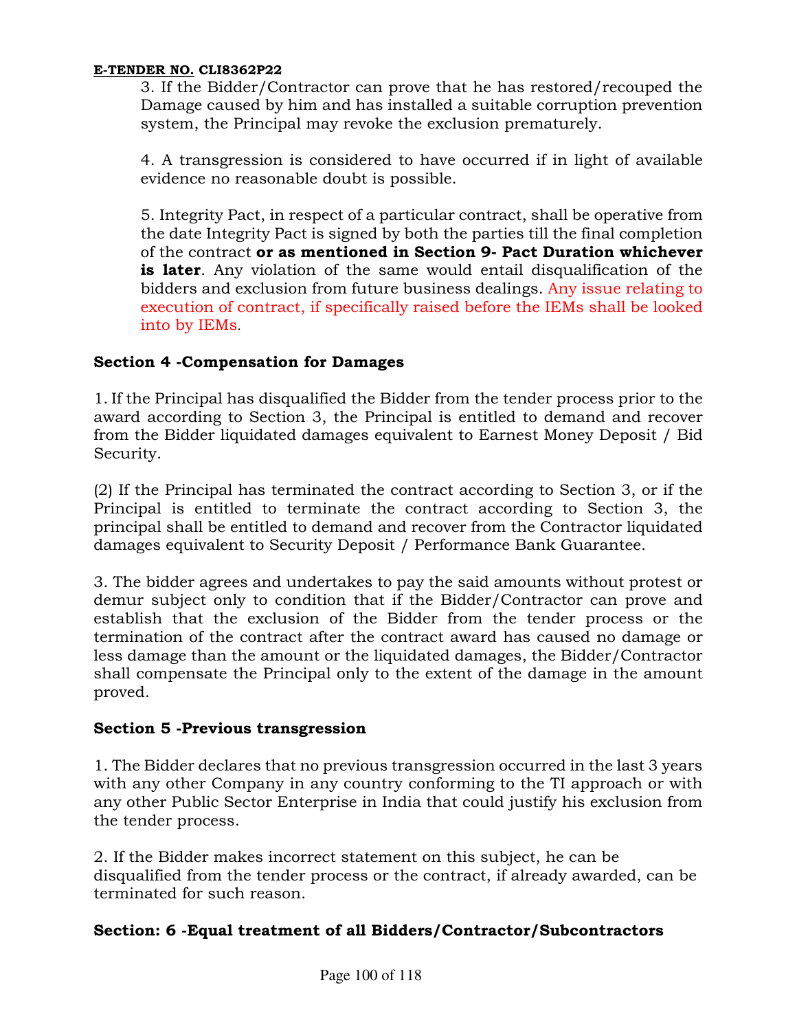3. If the Bidder/Contractor can prove that he has restored/recouped the Damage caused by him and has installed a suitable corruption prevention system, the Principal may revoke the exclusion prematurely.

4. A transgression is considered to have occurred if in light of available evidence no reasonable doubt is possible.

5. Integrity Pact, in respect of a particular contract, shall be operative from the date Integrity Pact is signed by both the parties till the final completion of the contract **or as mentioned in Section 9- Pact Duration whichever is later**. Any violation of the same would entail disqualification of the bidders and exclusion from future business dealings. Any issue relating to execution of contract, if specifically raised before the IEMs shall be looked into by IEMs.

### Section 4 -Compensation for Damages

1. If the Principal has disqualified the Bidder from the tender process prior to the award according to Section 3, the Principal is entitled to demand and recover from the Bidder liquidated damages equivalent to Earnest Money Deposit / Bid Security.

(2) If the Principal has terminated the contract according to Section 3, or if the Principal is entitled to terminate the contract according to Section 3, the principal shall be entitled to demand and recover from the Contractor liquidated damages equivalent to Security Deposit / Performance Bank Guarantee.

3. The bidder agrees and undertakes to pay the said amounts without protest or demur subject only to condition that if the Bidder/Contractor can prove and establish that the exclusion of the Bidder from the tender process or the termination of the contract after the contract award has caused no damage or less damage than the amount or the liquidated damages, the Bidder/Contractor shall compensate the Principal only to the extent of the damage in the amount proved.

### Section 5 -Previous transgression

1. The Bidder declares that no previous transgression occurred in the last 3 years with any other Company in any country conforming to the TI approach or with any other Public Sector Enterprise in India that could justify his exclusion from the tender process.

2. If the Bidder makes incorrect statement on this subject, he can be disqualified from the tender process or the contract, if already awarded, can be terminated for such reason.

### Section: 6 -Equal treatment of all Bidders/Contractor/Subcontractors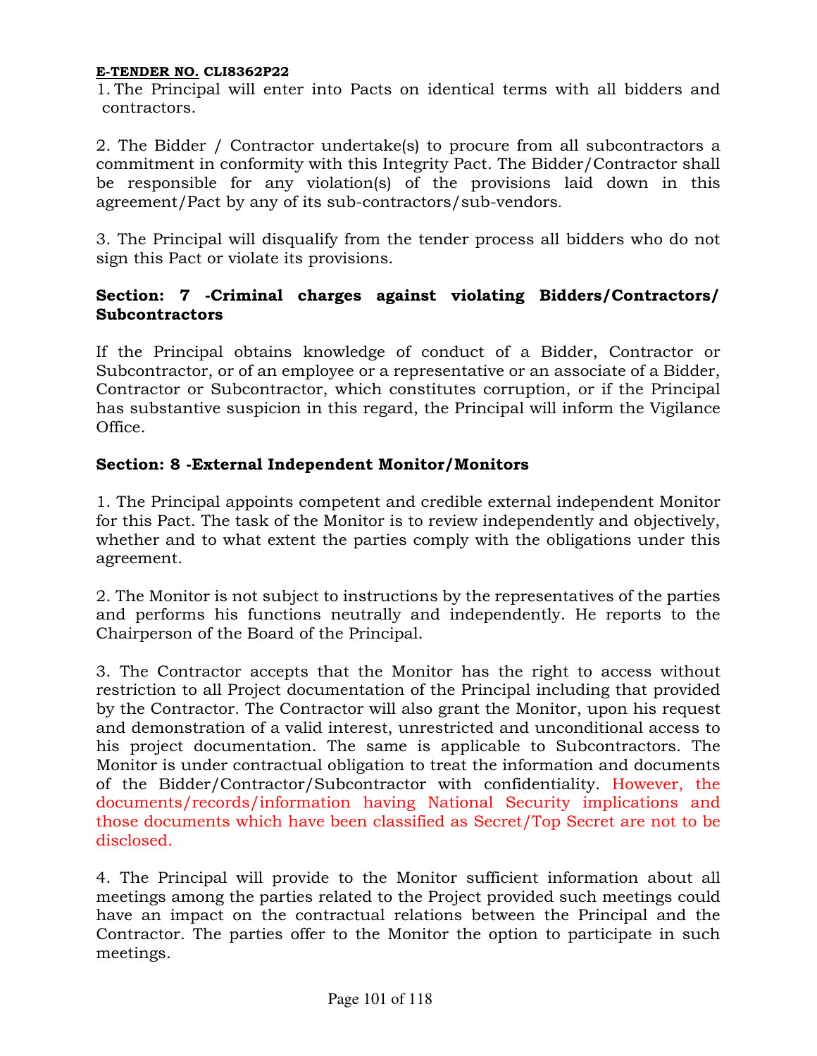**E-TENDER NO. CLI8362P22**

1. The Principal will enter into Pacts on identical terms with all bidders and contractors.

2. The Bidder / Contractor undertake(s) to procure from all subcontractors a commitment in conformity with this Integrity Pact. The Bidder/Contractor shall be responsible for any violation(s) of the provisions laid down in this agreement/Pact by any of its sub-contractors/sub-vendors.

3. The Principal will disqualify from the tender process all bidders who do not sign this Pact or violate its provisions.

**Section: 7 -Criminal charges against violating Bidders/Contractors/ Subcontractors**

If the Principal obtains knowledge of conduct of a Bidder, Contractor or Subcontractor, or of an employee or a representative or an associate of a Bidder, Contractor or Subcontractor, which constitutes corruption, or if the Principal has substantive suspicion in this regard, the Principal will inform the Vigilance Office.

**Section: 8 -External Independent Monitor/Monitors**

1. The Principal appoints competent and credible external independent Monitor for this Pact. The task of the Monitor is to review independently and objectively, whether and to what extent the parties comply with the obligations under this agreement.

2. The Monitor is not subject to instructions by the representatives of the parties and performs his functions neutrally and independently. He reports to the Chairperson of the Board of the Principal.

3. The Contractor accepts that the Monitor has the right to access without restriction to all Project documentation of the Principal including that provided by the Contractor. The Contractor will also grant the Monitor, upon his request and demonstration of a valid interest, unrestricted and unconditional access to his project documentation. The same is applicable to Subcontractors. The Monitor is under contractual obligation to treat the information and documents of the Bidder/Contractor/Subcontractor with confidentiality. However, the documents/records/information having National Security implications and those documents which have been classified as Secret/Top Secret are not to be disclosed.

4. The Principal will provide to the Monitor sufficient information about all meetings among the parties related to the Project provided such meetings could have an impact on the contractual relations between the Principal and the Contractor. The parties offer to the Monitor the option to participate in such meetings.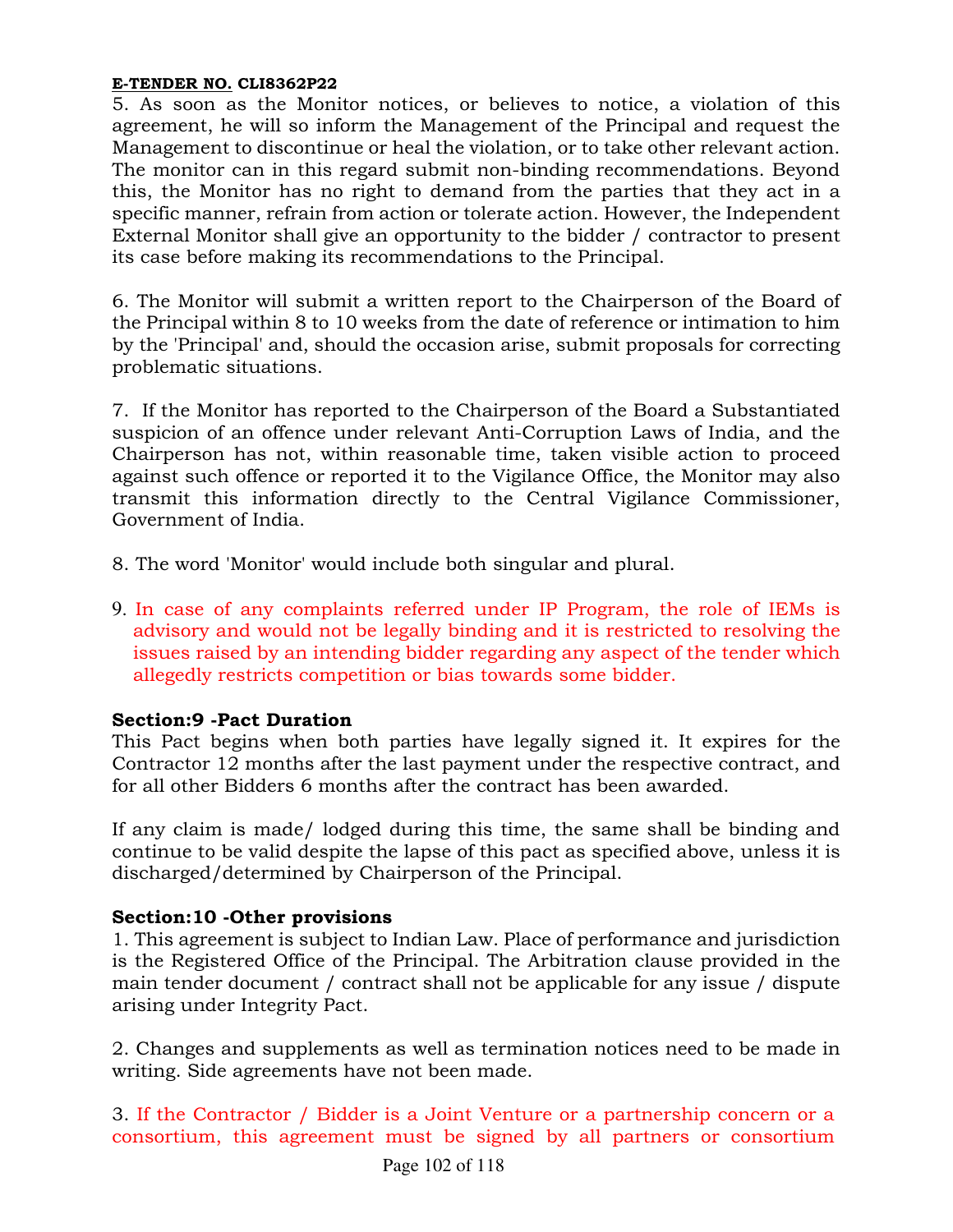5. As soon as the Monitor notices, or believes to notice, a violation of this agreement, he will so inform the Management of the Principal and request the Management to discontinue or heal the violation, or to take other relevant action. The monitor can in this regard submit non-binding recommendations. Beyond this, the Monitor has no right to demand from the parties that they act in a specific manner, refrain from action or tolerate action. However, the Independent External Monitor shall give an opportunity to the bidder / contractor to present its case before making its recommendations to the Principal.

6. The Monitor will submit a written report to the Chairperson of the Board of the Principal within 8 to 10 weeks from the date of reference or intimation to him by the 'Principal' and, should the occasion arise, submit proposals for correcting problematic situations.

7. If the Monitor has reported to the Chairperson of the Board a Substantiated suspicion of an offence under relevant Anti-Corruption Laws of India, and the Chairperson has not, within reasonable time, taken visible action to proceed against such offence or reported it to the Vigilance Office, the Monitor may also transmit this information directly to the Central Vigilance Commissioner, Government of India.

8. The word 'Monitor' would include both singular and plural.

9. In case of any complaints referred under IP Program, the role of IEMs is advisory and would not be legally binding and it is restricted to resolving the issues raised by an intending bidder regarding any aspect of the tender which allegedly restricts competition or bias towards some bidder.

**Section:9 -Pact Duration**

This Pact begins when both parties have legally signed it. It expires for the Contractor 12 months after the last payment under the respective contract, and for all other Bidders 6 months after the contract has been awarded.

If any claim is made/ lodged during this time, the same shall be binding and continue to be valid despite the lapse of this pact as specified above, unless it is discharged/determined by Chairperson of the Principal.

**Section:10 -Other provisions**

1. This agreement is subject to Indian Law. Place of performance and jurisdiction is the Registered Office of the Principal. The Arbitration clause provided in the main tender document / contract shall not be applicable for any issue / dispute arising under Integrity Pact.

2. Changes and supplements as well as termination notices need to be made in writing. Side agreements have not been made.

3. If the Contractor / Bidder is a Joint Venture or a partnership concern or a consortium, this agreement must be signed by all partners or consortium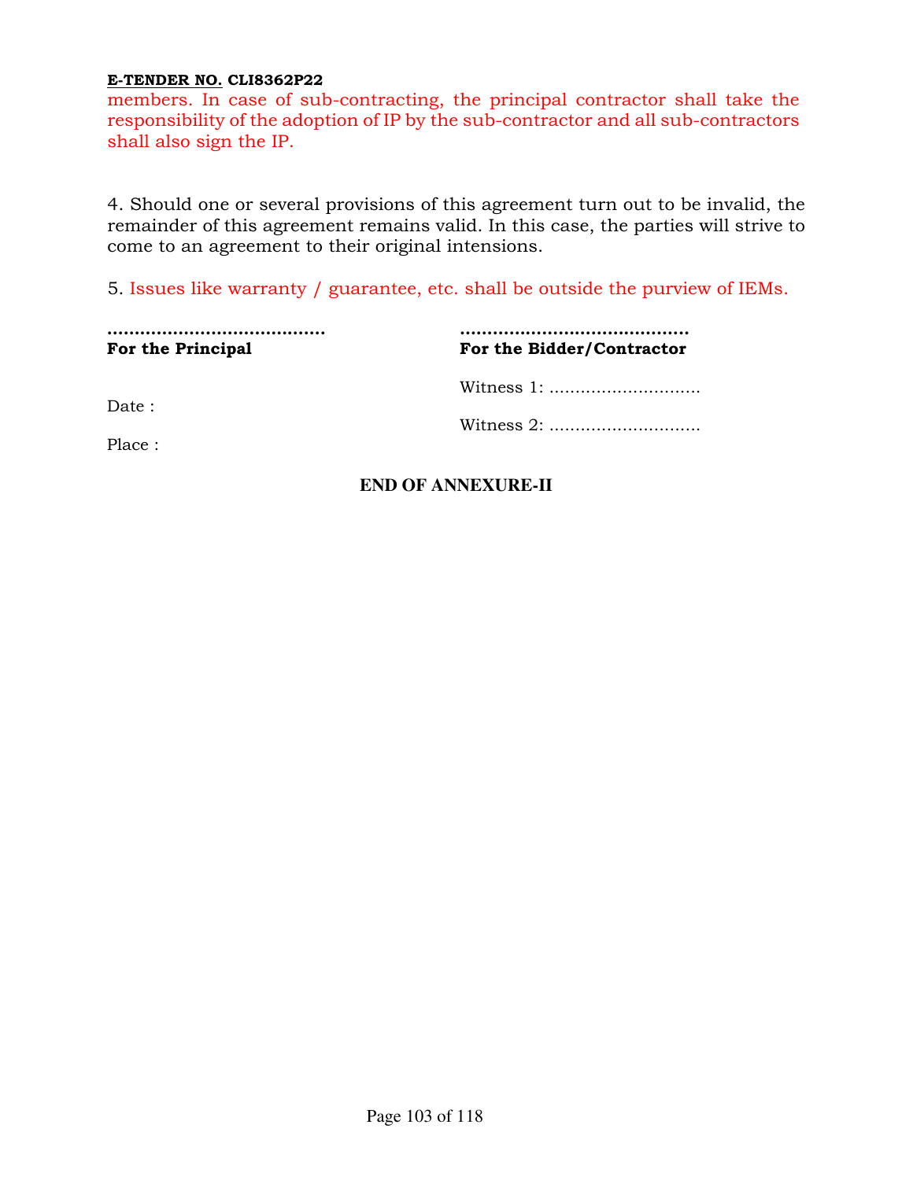members. In case of sub-contracting, the principal contractor shall take the responsibility of the adoption of IP by the sub-contractor and all sub-contractors shall also sign the IP.

4. Should one or several provisions of this agreement turn out to be invalid, the remainder of this agreement remains valid. In this case, the parties will strive to come to an agreement to their original intensions.

5. Issues like warranty / guarantee, etc. shall be outside the purview of IEMs.

| ..................................... | ....................................... |
|---|---|
| **For the Principal** | **For the Bidder/Contractor** |
| | Witness 1: ............................ |
| Date : | |
| | Witness 2: ............................ |
| Place : | |

**END OF ANNEXURE-II**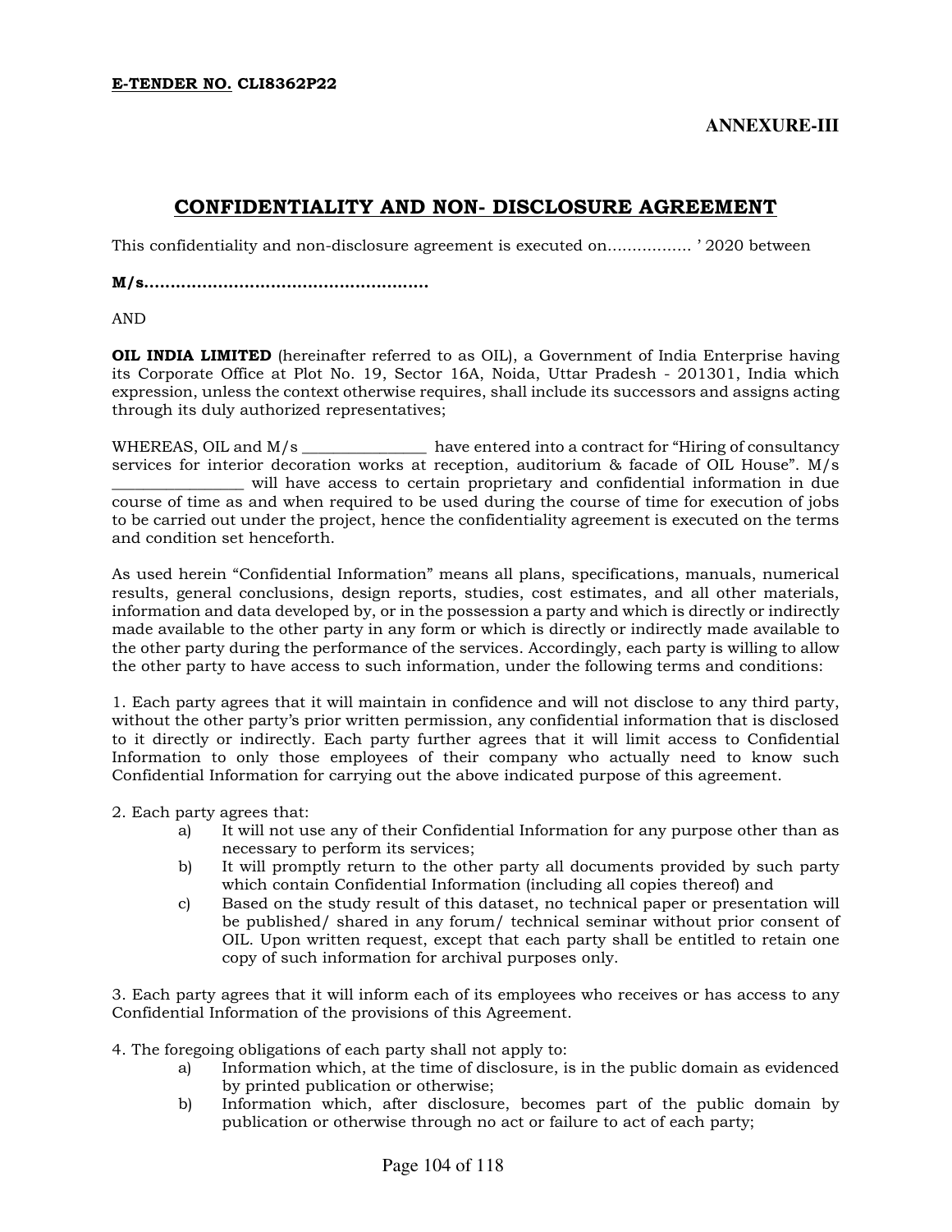**E-TENDER NO. CLI8362P22**

**ANNEXURE-III**

# CONFIDENTIALITY AND NON- DISCLOSURE AGREEMENT

This confidentiality and non-disclosure agreement is executed on................. ' 2020 between

**M/s......................................................**

AND

**OIL INDIA LIMITED** (hereinafter referred to as OIL), a Government of India Enterprise having its Corporate Office at Plot No. 19, Sector 16A, Noida, Uttar Pradesh - 201301, India which expression, unless the context otherwise requires, shall include its successors and assigns acting through its duly authorized representatives;

WHEREAS, OIL and M/s ________________ have entered into a contract for "Hiring of consultancy services for interior decoration works at reception, auditorium & facade of OIL House". M/s _________________ will have access to certain proprietary and confidential information in due course of time as and when required to be used during the course of time for execution of jobs to be carried out under the project, hence the confidentiality agreement is executed on the terms and condition set henceforth.

As used herein "Confidential Information" means all plans, specifications, manuals, numerical results, general conclusions, design reports, studies, cost estimates, and all other materials, information and data developed by, or in the possession a party and which is directly or indirectly made available to the other party in any form or which is directly or indirectly made available to the other party during the performance of the services. Accordingly, each party is willing to allow the other party to have access to such information, under the following terms and conditions:

1. Each party agrees that it will maintain in confidence and will not disclose to any third party, without the other party's prior written permission, any confidential information that is disclosed to it directly or indirectly. Each party further agrees that it will limit access to Confidential Information to only those employees of their company who actually need to know such Confidential Information for carrying out the above indicated purpose of this agreement.

2. Each party agrees that:

   a) It will not use any of their Confidential Information for any purpose other than as necessary to perform its services;
   b) It will promptly return to the other party all documents provided by such party which contain Confidential Information (including all copies thereof) and
   c) Based on the study result of this dataset, no technical paper or presentation will be published/ shared in any forum/ technical seminar without prior consent of OIL. Upon written request, except that each party shall be entitled to retain one copy of such information for archival purposes only.

3. Each party agrees that it will inform each of its employees who receives or has access to any Confidential Information of the provisions of this Agreement.

4. The foregoing obligations of each party shall not apply to:

   a) Information which, at the time of disclosure, is in the public domain as evidenced by printed publication or otherwise;
   b) Information which, after disclosure, becomes part of the public domain by publication or otherwise through no act or failure to act of each party;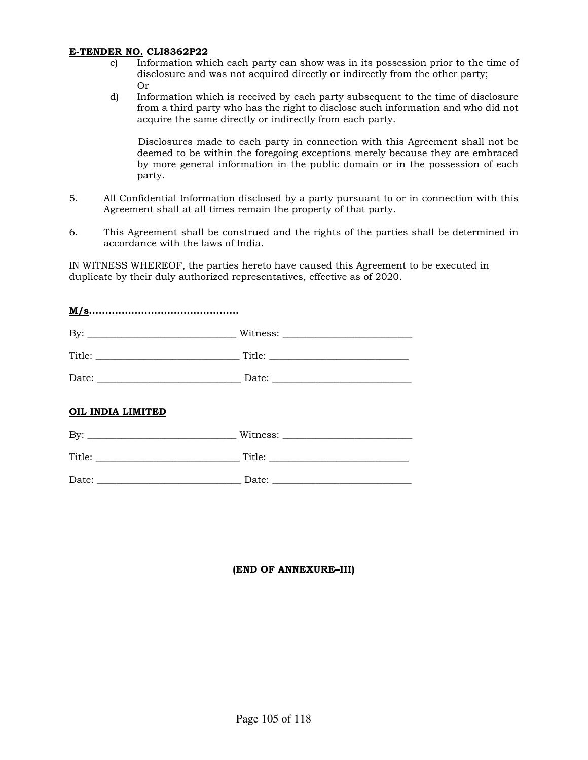c) Information which each party can show was in its possession prior to the time of disclosure and was not acquired directly or indirectly from the other party;
Or

d) Information which is received by each party subsequent to the time of disclosure from a third party who has the right to disclose such information and who did not acquire the same directly or indirectly from each party.

Disclosures made to each party in connection with this Agreement shall not be deemed to be within the foregoing exceptions merely because they are embraced by more general information in the public domain or in the possession of each party.

5. All Confidential Information disclosed by a party pursuant to or in connection with this Agreement shall at all times remain the property of that party.

6. This Agreement shall be construed and the rights of the parties shall be determined in accordance with the laws of India.

IN WITNESS WHEREOF, the parties hereto have caused this Agreement to be executed in duplicate by their duly authorized representatives, effective as of 2020.

**M/s............................................**

By: ______________________________ Witness: __________________________

Title: ____________________________ Title: ___________________________

Date: ____________________________ Date: ___________________________

**OIL INDIA LIMITED**

By: ______________________________ Witness: __________________________

Title: ____________________________ Title: ___________________________

Date: ____________________________ Date: ___________________________

**(END OF ANNEXURE–III)**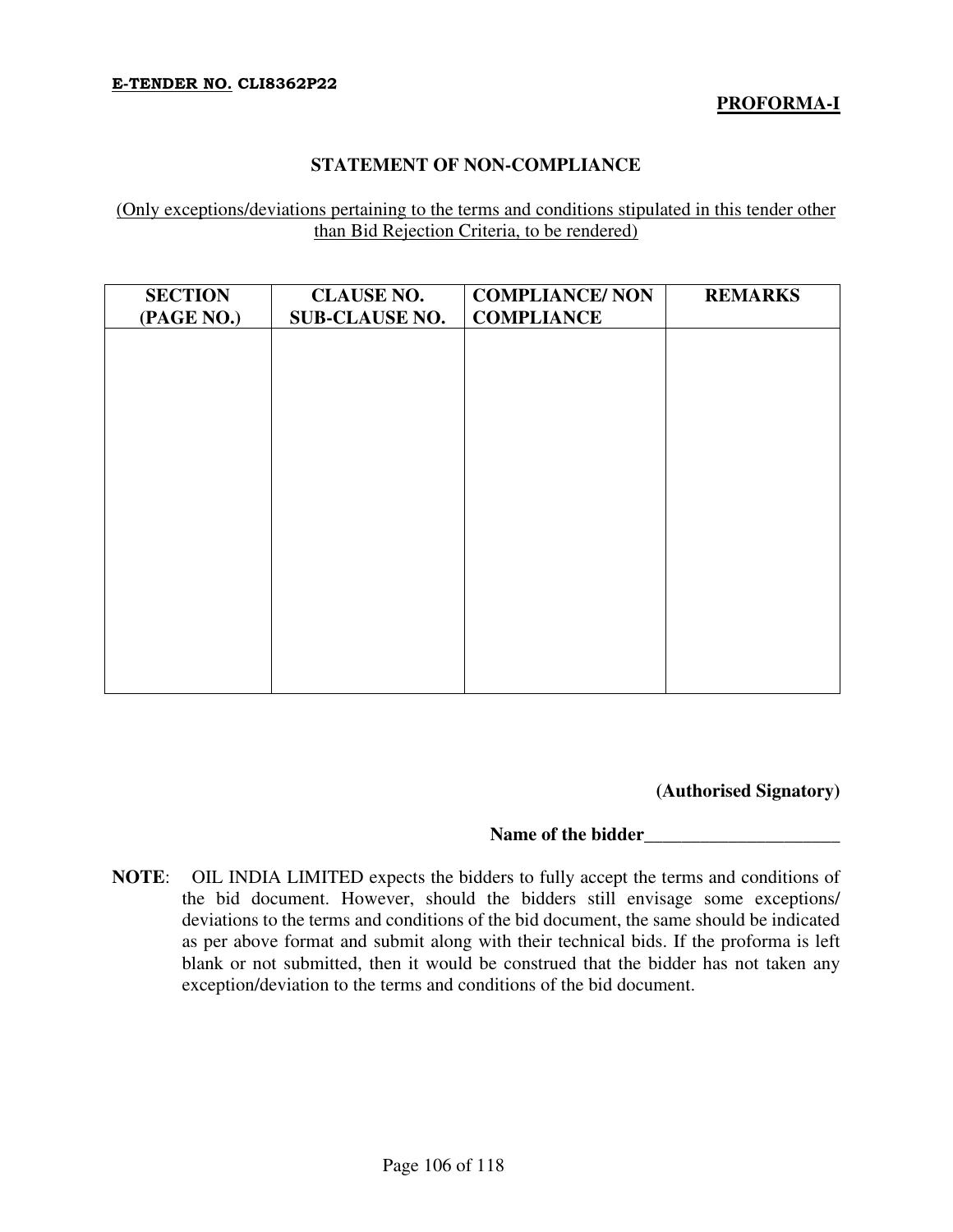**E-TENDER NO. CLI8362P22**

**PROFORMA-I**

## STATEMENT OF NON-COMPLIANCE

(Only exceptions/deviations pertaining to the terms and conditions stipulated in this tender other than Bid Rejection Criteria, to be rendered)

| SECTION (PAGE NO.) | CLAUSE NO. SUB-CLAUSE NO. | COMPLIANCE/ NON COMPLIANCE | REMARKS |
|---|---|---|---|
| | | | |

**(Authorised Signatory)**

**Name of the bidder**_____________________

**NOTE**: OIL INDIA LIMITED expects the bidders to fully accept the terms and conditions of the bid document. However, should the bidders still envisage some exceptions/ deviations to the terms and conditions of the bid document, the same should be indicated as per above format and submit along with their technical bids. If the proforma is left blank or not submitted, then it would be construed that the bidder has not taken any exception/deviation to the terms and conditions of the bid document.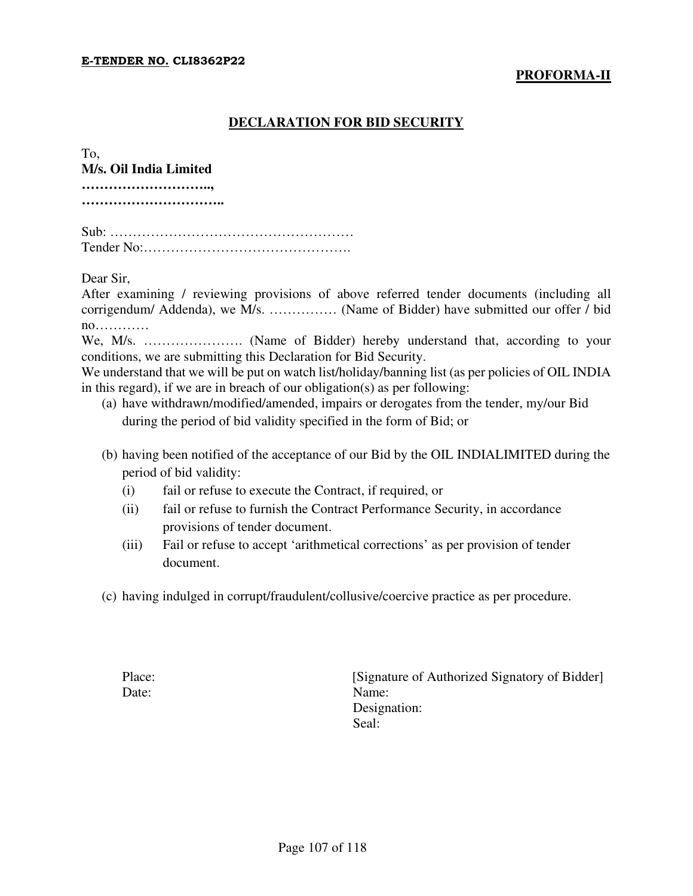**E-TENDER NO. CLI8362P22**

**PROFORMA-II**

## DECLARATION FOR BID SECURITY

To,
**M/s. Oil India Limited**
**………………………..,**
**…………………………..**

Sub: ………………………………………………
Tender No:……………………………………….

Dear Sir,
After examining / reviewing provisions of above referred tender documents (including all corrigendum/ Addenda), we M/s. …………… (Name of Bidder) have submitted our offer / bid no…………
We, M/s. …………………. (Name of Bidder) hereby understand that, according to your conditions, we are submitting this Declaration for Bid Security.
We understand that we will be put on watch list/holiday/banning list (as per policies of OIL INDIA in this regard), if we are in breach of our obligation(s) as per following:

(a) have withdrawn/modified/amended, impairs or derogates from the tender, my/our Bid during the period of bid validity specified in the form of Bid; or

(b) having been notified of the acceptance of our Bid by the OIL INDIALIMITED during the period of bid validity:
   (i) fail or refuse to execute the Contract, if required, or
   (ii) fail or refuse to furnish the Contract Performance Security, in accordance provisions of tender document.
   (iii) Fail or refuse to accept 'arithmetical corrections' as per provision of tender document.

(c) having indulged in corrupt/fraudulent/collusive/coercive practice as per procedure.

Place:
Date:

[Signature of Authorized Signatory of Bidder]
Name:
Designation:
Seal: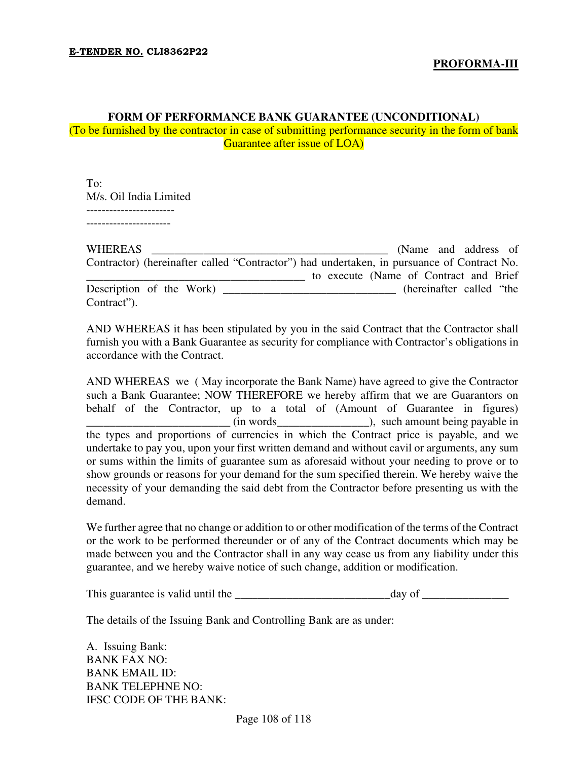**E-TENDER NO.** **CLI8362P22**

**PROFORMA-III**

**FORM OF PERFORMANCE BANK GUARANTEE (UNCONDITIONAL)**

(To be furnished by the contractor in case of submitting performance security in the form of bank Guarantee after issue of LOA)

To:
M/s. Oil India Limited
-----------------------
----------------------

WHEREAS ________________________________________ (Name and address of Contractor) (hereinafter called "Contractor") had undertaken, in pursuance of Contract No. ______________________________________ to execute (Name of Contract and Brief Description of the Work) ______________________________ (hereinafter called "the Contract").

AND WHEREAS it has been stipulated by you in the said Contract that the Contractor shall furnish you with a Bank Guarantee as security for compliance with Contractor's obligations in accordance with the Contract.

AND WHEREAS we ( May incorporate the Bank Name) have agreed to give the Contractor such a Bank Guarantee; NOW THEREFORE we hereby affirm that we are Guarantors on behalf of the Contractor, up to a total of (Amount of Guarantee in figures) _________________________ (in words________________), such amount being payable in the types and proportions of currencies in which the Contract price is payable, and we undertake to pay you, upon your first written demand and without cavil or arguments, any sum or sums within the limits of guarantee sum as aforesaid without your needing to prove or to show grounds or reasons for your demand for the sum specified therein. We hereby waive the necessity of your demanding the said debt from the Contractor before presenting us with the demand.

We further agree that no change or addition to or other modification of the terms of the Contract or the work to be performed thereunder or of any of the Contract documents which may be made between you and the Contractor shall in any way cease us from any liability under this guarantee, and we hereby waive notice of such change, addition or modification.

This guarantee is valid until the ___________________________day of _______________

The details of the Issuing Bank and Controlling Bank are as under:

A. Issuing Bank:
BANK FAX NO:
BANK EMAIL ID:
BANK TELEPHNE NO:
IFSC CODE OF THE BANK: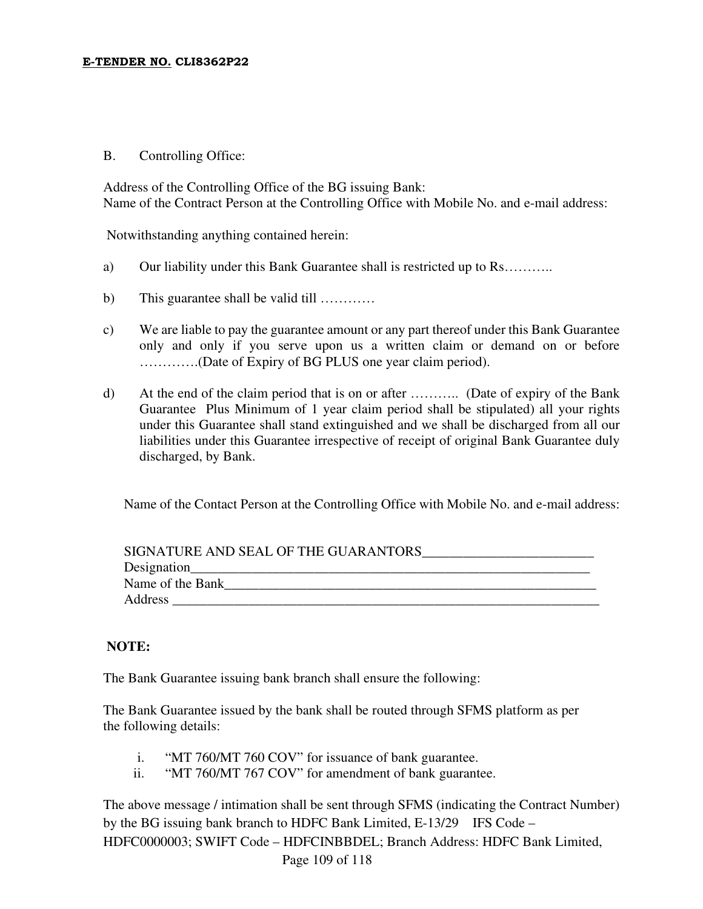B. Controlling Office:

Address of the Controlling Office of the BG issuing Bank:
Name of the Contract Person at the Controlling Office with Mobile No. and e-mail address:

Notwithstanding anything contained herein:

a) Our liability under this Bank Guarantee shall is restricted up to Rs………..

b) This guarantee shall be valid till …………

c) We are liable to pay the guarantee amount or any part thereof under this Bank Guarantee only and only if you serve upon us a written claim or demand on or before ………….(Date of Expiry of BG PLUS one year claim period).

d) At the end of the claim period that is on or after ……….. (Date of expiry of the Bank Guarantee Plus Minimum of 1 year claim period shall be stipulated) all your rights under this Guarantee shall stand extinguished and we shall be discharged from all our liabilities under this Guarantee irrespective of receipt of original Bank Guarantee duly discharged, by Bank.

Name of the Contact Person at the Controlling Office with Mobile No. and e-mail address:

SIGNATURE AND SEAL OF THE GUARANTORS________________________
Designation___________________________________________________________
Name of the Bank_______________________________________________________
Address ______________________________________________________________

**NOTE:**

The Bank Guarantee issuing bank branch shall ensure the following:

The Bank Guarantee issued by the bank shall be routed through SFMS platform as per the following details:

i. "MT 760/MT 760 COV" for issuance of bank guarantee.
ii. "MT 760/MT 767 COV" for amendment of bank guarantee.

The above message / intimation shall be sent through SFMS (indicating the Contract Number) by the BG issuing bank branch to HDFC Bank Limited, E-13/29 IFS Code – HDFC0000003; SWIFT Code – HDFCINBBDEL; Branch Address: HDFC Bank Limited,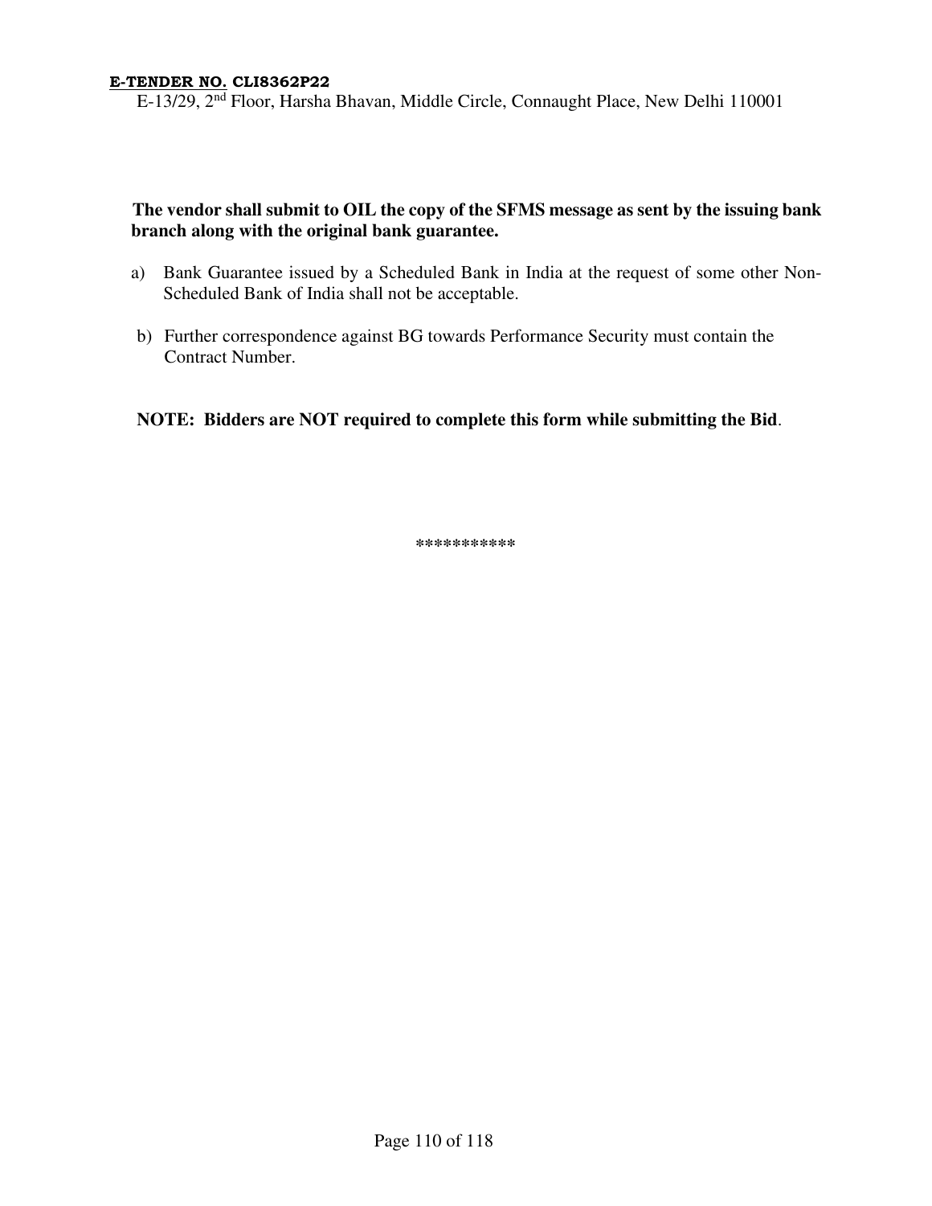E-13/29, 2nd Floor, Harsha Bhavan, Middle Circle, Connaught Place, New Delhi 110001

**The vendor shall submit to OIL the copy of the SFMS message as sent by the issuing bank branch along with the original bank guarantee.**

a) Bank Guarantee issued by a Scheduled Bank in India at the request of some other Non-Scheduled Bank of India shall not be acceptable.

b) Further correspondence against BG towards Performance Security must contain the Contract Number.

**NOTE: Bidders are NOT required to complete this form while submitting the Bid**.

***********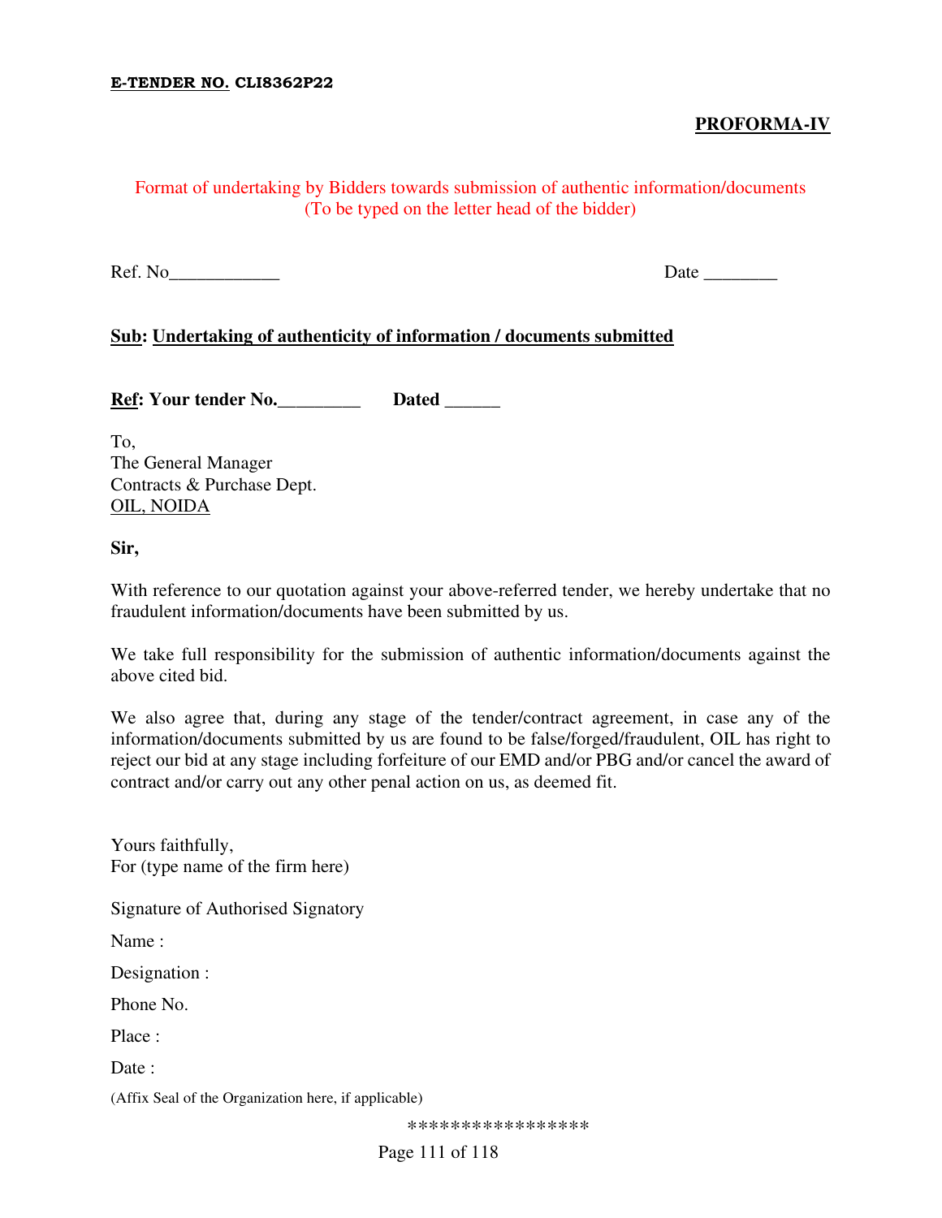**E-TENDER NO. CLI8362P22**

**PROFORMA-IV**

Format of undertaking by Bidders towards submission of authentic information/documents
(To be typed on the letter head of the bidder)

Ref. No____________ Date ________

**Sub: Undertaking of authenticity of information / documents submitted**

**Ref: Your tender No._________ Dated ______**

To,
The General Manager
Contracts & Purchase Dept.
OIL, NOIDA

**Sir,**

With reference to our quotation against your above-referred tender, we hereby undertake that no fraudulent information/documents have been submitted by us.

We take full responsibility for the submission of authentic information/documents against the above cited bid.

We also agree that, during any stage of the tender/contract agreement, in case any of the information/documents submitted by us are found to be false/forged/fraudulent, OIL has right to reject our bid at any stage including forfeiture of our EMD and/or PBG and/or cancel the award of contract and/or carry out any other penal action on us, as deemed fit.

Yours faithfully,
For (type name of the firm here)

Signature of Authorised Signatory

Name :

Designation :

Phone No.

Place :

Date :

(Affix Seal of the Organization here, if applicable)

****************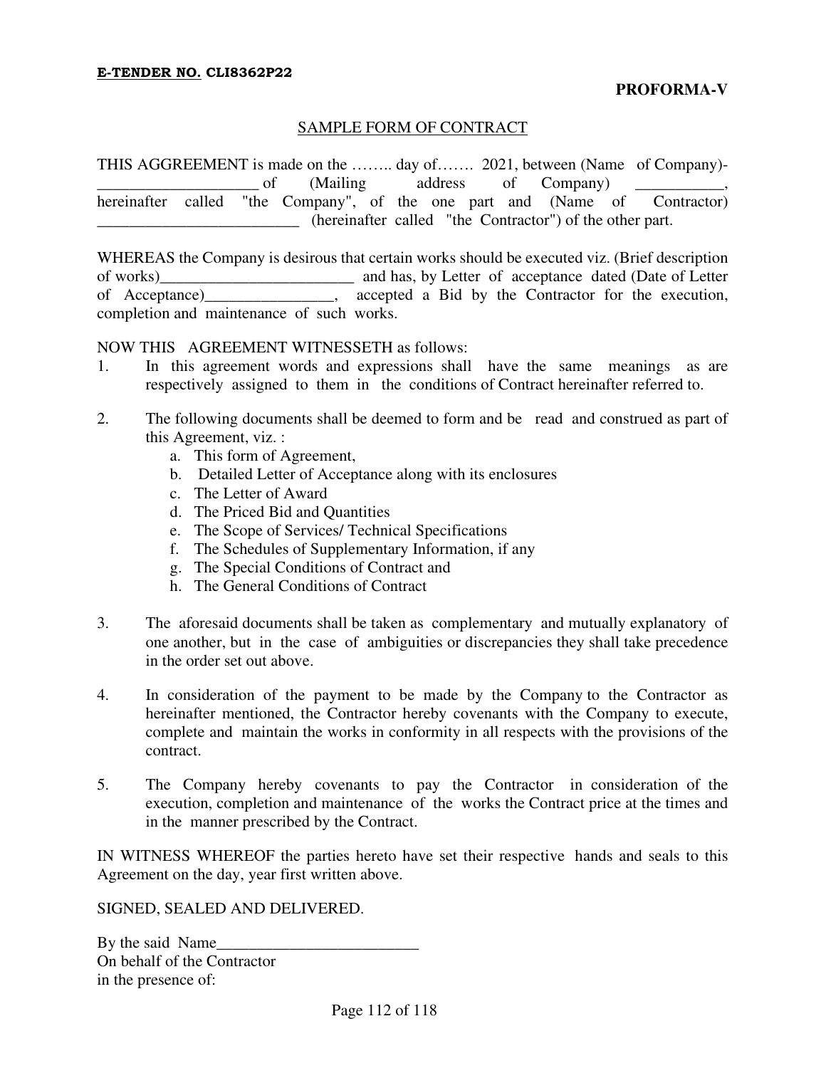**E-TENDER NO. CLI8362P22**

**PROFORMA-V**

SAMPLE FORM OF CONTRACT

THIS AGGREEMENT is made on the …….. day of……. 2021, between (Name of Company)-____________________ of (Mailing address of Company) ___________, hereinafter called "the Company", of the one part and (Name of Contractor) _________________________ (hereinafter called "the Contractor") of the other part.

WHEREAS the Company is desirous that certain works should be executed viz. (Brief description of works)_________________________ and has, by Letter of acceptance dated (Date of Letter of Acceptance)________________, accepted a Bid by the Contractor for the execution, completion and maintenance of such works.

NOW THIS AGREEMENT WITNESSETH as follows:

1. In this agreement words and expressions shall have the same meanings as are respectively assigned to them in the conditions of Contract hereinafter referred to.

2. The following documents shall be deemed to form and be read and construed as part of this Agreement, viz. :
   a. This form of Agreement,
   b. Detailed Letter of Acceptance along with its enclosures
   c. The Letter of Award
   d. The Priced Bid and Quantities
   e. The Scope of Services/ Technical Specifications
   f. The Schedules of Supplementary Information, if any
   g. The Special Conditions of Contract and
   h. The General Conditions of Contract

3. The aforesaid documents shall be taken as complementary and mutually explanatory of one another, but in the case of ambiguities or discrepancies they shall take precedence in the order set out above.

4. In consideration of the payment to be made by the Company to the Contractor as hereinafter mentioned, the Contractor hereby covenants with the Company to execute, complete and maintain the works in conformity in all respects with the provisions of the contract.

5. The Company hereby covenants to pay the Contractor in consideration of the execution, completion and maintenance of the works the Contract price at the times and in the manner prescribed by the Contract.

IN WITNESS WHEREOF the parties hereto have set their respective hands and seals to this Agreement on the day, year first written above.

SIGNED, SEALED AND DELIVERED.

By the said Name_________________________
On behalf of the Contractor
in the presence of: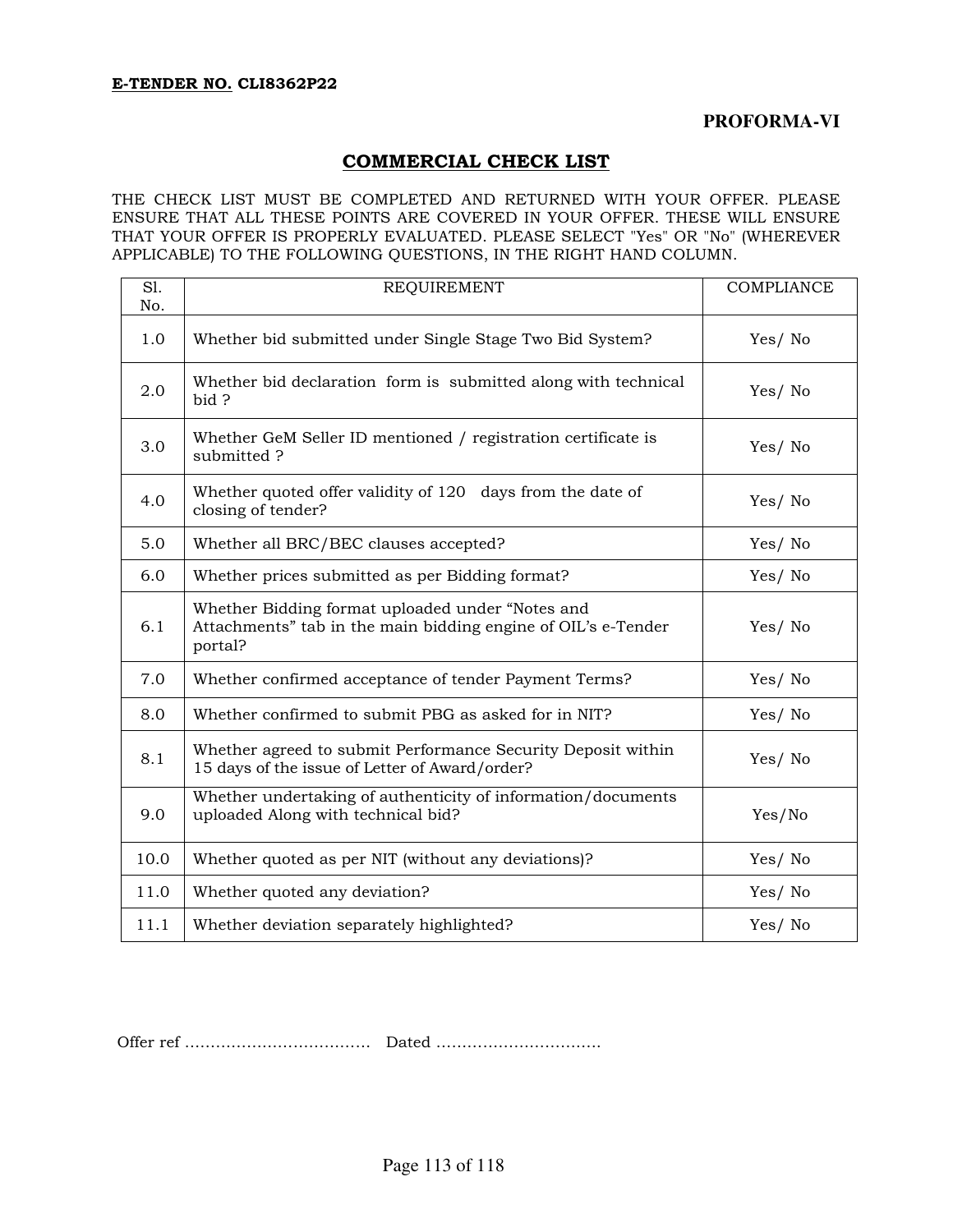**E-TENDER NO. CLI8362P22**

**PROFORMA-VI**

## COMMERCIAL CHECK LIST

THE CHECK LIST MUST BE COMPLETED AND RETURNED WITH YOUR OFFER. PLEASE ENSURE THAT ALL THESE POINTS ARE COVERED IN YOUR OFFER. THESE WILL ENSURE THAT YOUR OFFER IS PROPERLY EVALUATED. PLEASE SELECT "Yes" OR "No" (WHEREVER APPLICABLE) TO THE FOLLOWING QUESTIONS, IN THE RIGHT HAND COLUMN.

| Sl. No. | REQUIREMENT | COMPLIANCE |
|---|---|---|
| 1.0 | Whether bid submitted under Single Stage Two Bid System? | Yes/ No |
| 2.0 | Whether bid declaration form is submitted along with technical bid ? | Yes/ No |
| 3.0 | Whether GeM Seller ID mentioned / registration certificate is submitted ? | Yes/ No |
| 4.0 | Whether quoted offer validity of 120 days from the date of closing of tender? | Yes/ No |
| 5.0 | Whether all BRC/BEC clauses accepted? | Yes/ No |
| 6.0 | Whether prices submitted as per Bidding format? | Yes/ No |
| 6.1 | Whether Bidding format uploaded under "Notes and Attachments" tab in the main bidding engine of OIL's e-Tender portal? | Yes/ No |
| 7.0 | Whether confirmed acceptance of tender Payment Terms? | Yes/ No |
| 8.0 | Whether confirmed to submit PBG as asked for in NIT? | Yes/ No |
| 8.1 | Whether agreed to submit Performance Security Deposit within 15 days of the issue of Letter of Award/order? | Yes/ No |
| 9.0 | Whether undertaking of authenticity of information/documents uploaded Along with technical bid? | Yes/No |
| 10.0 | Whether quoted as per NIT (without any deviations)? | Yes/ No |
| 11.0 | Whether quoted any deviation? | Yes/ No |
| 11.1 | Whether deviation separately highlighted? | Yes/ No |

Offer ref ……………………………… Dated ……………………………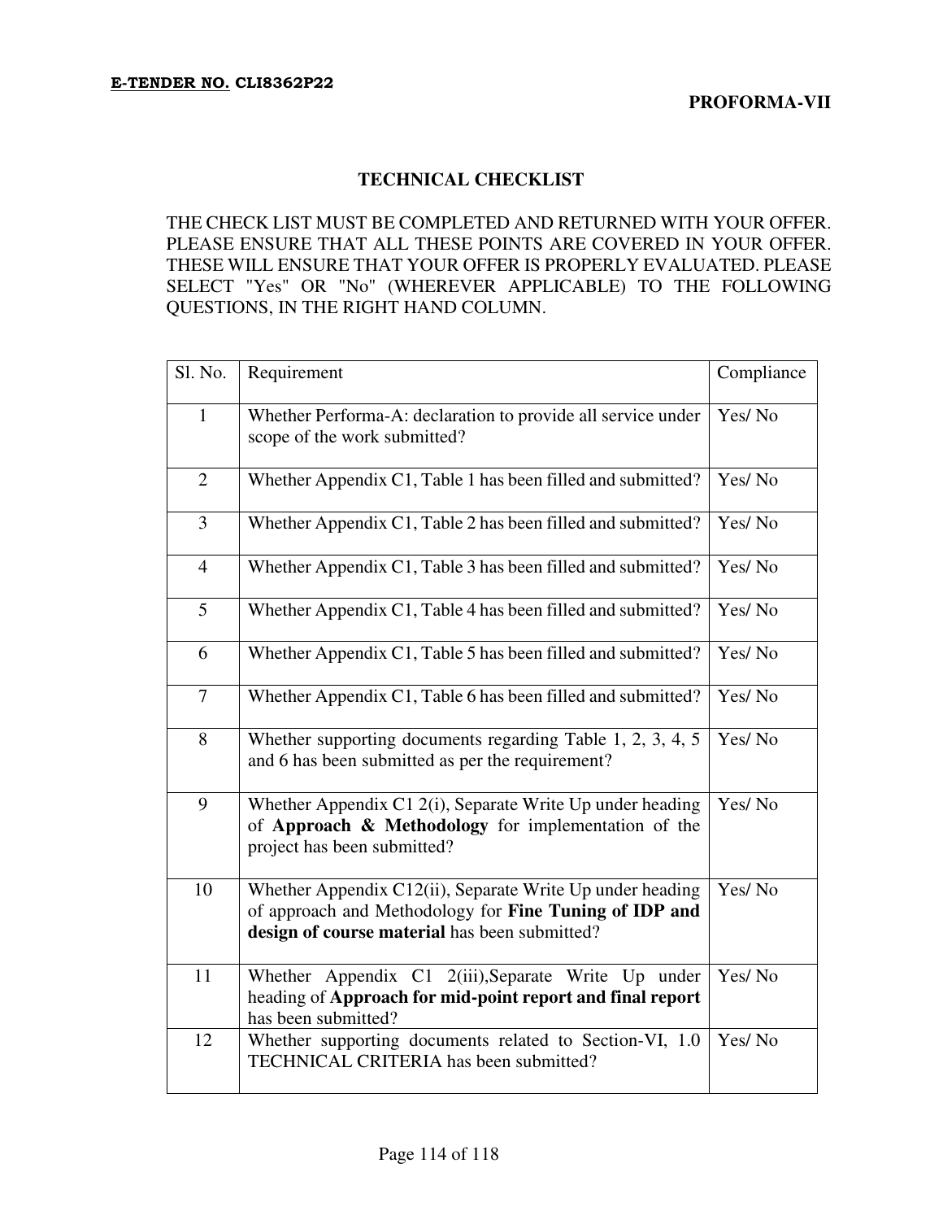**E-TENDER NO. CLI8362P22**

**PROFORMA-VII**

## TECHNICAL CHECKLIST

THE CHECK LIST MUST BE COMPLETED AND RETURNED WITH YOUR OFFER. PLEASE ENSURE THAT ALL THESE POINTS ARE COVERED IN YOUR OFFER. THESE WILL ENSURE THAT YOUR OFFER IS PROPERLY EVALUATED. PLEASE SELECT "Yes" OR "No" (WHEREVER APPLICABLE) TO THE FOLLOWING QUESTIONS, IN THE RIGHT HAND COLUMN.

| Sl. No. | Requirement | Compliance |
|---|---|---|
| 1 | Whether Performa-A: declaration to provide all service under scope of the work submitted? | Yes/ No |
| 2 | Whether Appendix C1, Table 1 has been filled and submitted? | Yes/ No |
| 3 | Whether Appendix C1, Table 2 has been filled and submitted? | Yes/ No |
| 4 | Whether Appendix C1, Table 3 has been filled and submitted? | Yes/ No |
| 5 | Whether Appendix C1, Table 4 has been filled and submitted? | Yes/ No |
| 6 | Whether Appendix C1, Table 5 has been filled and submitted? | Yes/ No |
| 7 | Whether Appendix C1, Table 6 has been filled and submitted? | Yes/ No |
| 8 | Whether supporting documents regarding Table 1, 2, 3, 4, 5 and 6 has been submitted as per the requirement? | Yes/ No |
| 9 | Whether Appendix C1 2(i), Separate Write Up under heading of **Approach & Methodology** for implementation of the project has been submitted? | Yes/ No |
| 10 | Whether Appendix C12(ii), Separate Write Up under heading of approach and Methodology for **Fine Tuning of IDP and design of course material** has been submitted? | Yes/ No |
| 11 | Whether Appendix C1 2(iii),Separate Write Up under heading of **Approach for mid-point report and final report** has been submitted? | Yes/ No |
| 12 | Whether supporting documents related to Section-VI, 1.0 TECHNICAL CRITERIA has been submitted? | Yes/ No |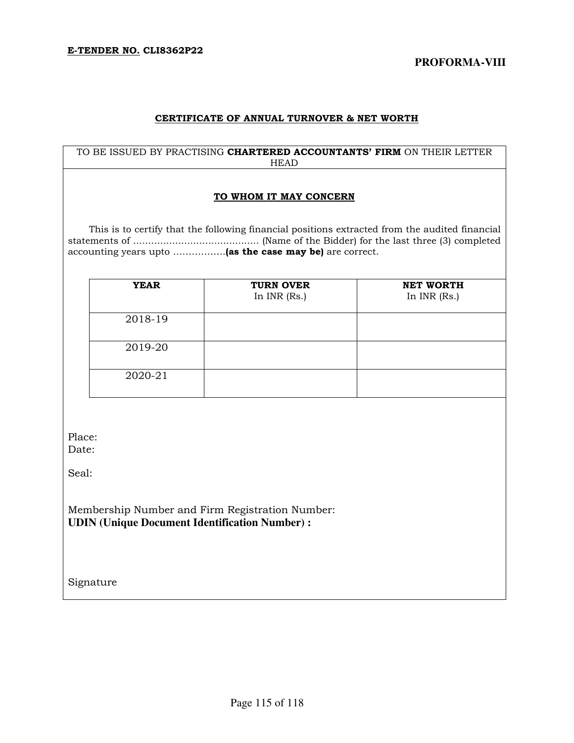**E-TENDER NO. CLI8362P22**

**PROFORMA-VIII**

**CERTIFICATE OF ANNUAL TURNOVER & NET WORTH**

TO BE ISSUED BY PRACTISING **CHARTERED ACCOUNTANTS' FIRM** ON THEIR LETTER HEAD

**TO WHOM IT MAY CONCERN**

This is to certify that the following financial positions extracted from the audited financial statements of .......................................... (Name of the Bidder) for the last three (3) completed accounting years upto .................**(as the case may be)** are correct.

| YEAR | TURN OVER In INR (Rs.) | NET WORTH In INR (Rs.) |
|---|---|---|
| 2018-19 | | |
| 2019-20 | | |
| 2020-21 | | |

Place:
Date:

Seal:

Membership Number and Firm Registration Number:
**UDIN (Unique Document Identification Number) :**

Signature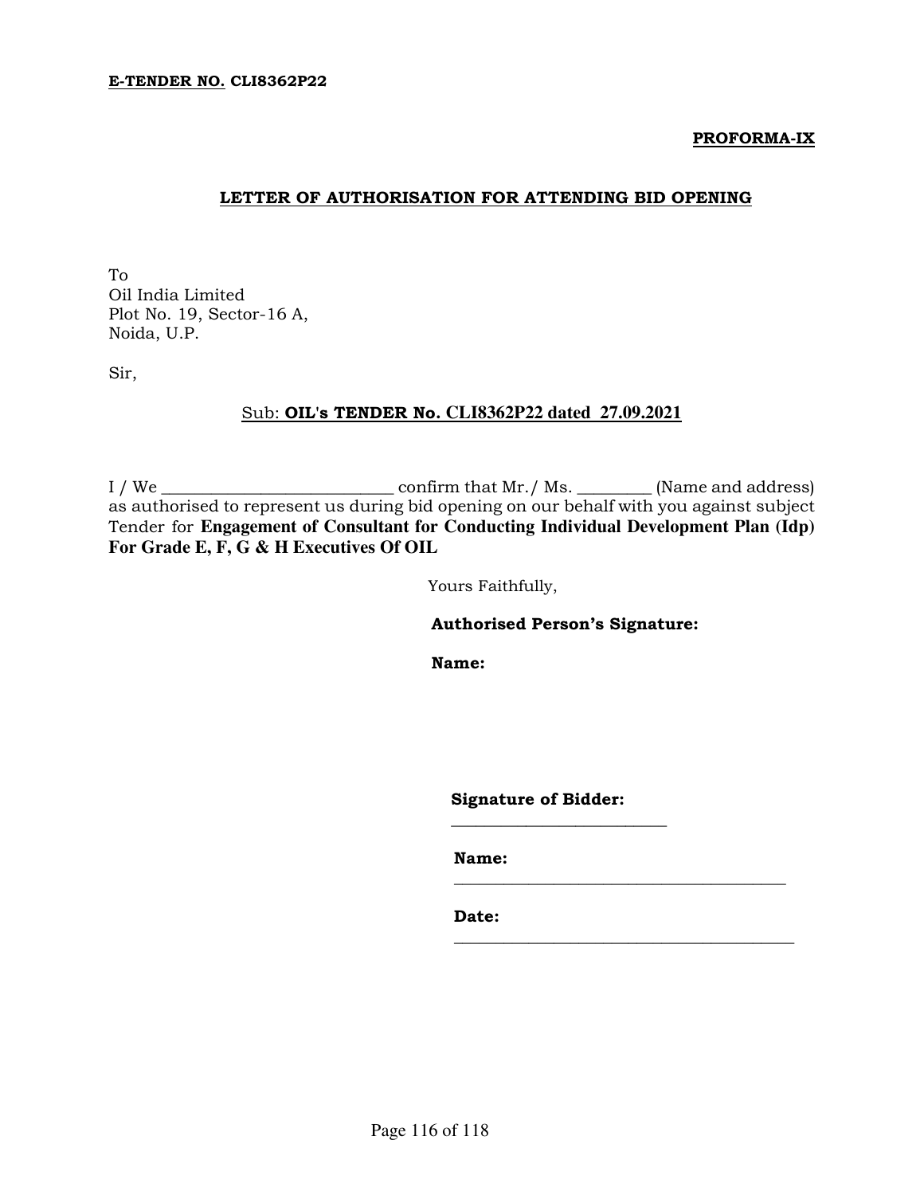**E-TENDER NO. CLI8362P22**

**PROFORMA-IX**

## LETTER OF AUTHORISATION FOR ATTENDING BID OPENING

To
Oil India Limited
Plot No. 19, Sector-16 A,
Noida, U.P.

Sir,

Sub: **OIL's TENDER No. CLI8362P22 dated 27.09.2021**

I / We ____________________________ confirm that Mr./ Ms. _________ (Name and address) as authorised to represent us during bid opening on our behalf with you against subject Tender for **Engagement of Consultant for Conducting Individual Development Plan (Idp) For Grade E, F, G & H Executives Of OIL**

Yours Faithfully,

**Authorised Person's Signature:**

**Name:**

**Signature of Bidder:** ___________________________

**Name:** __________________________________________

**Date:** __________________________________________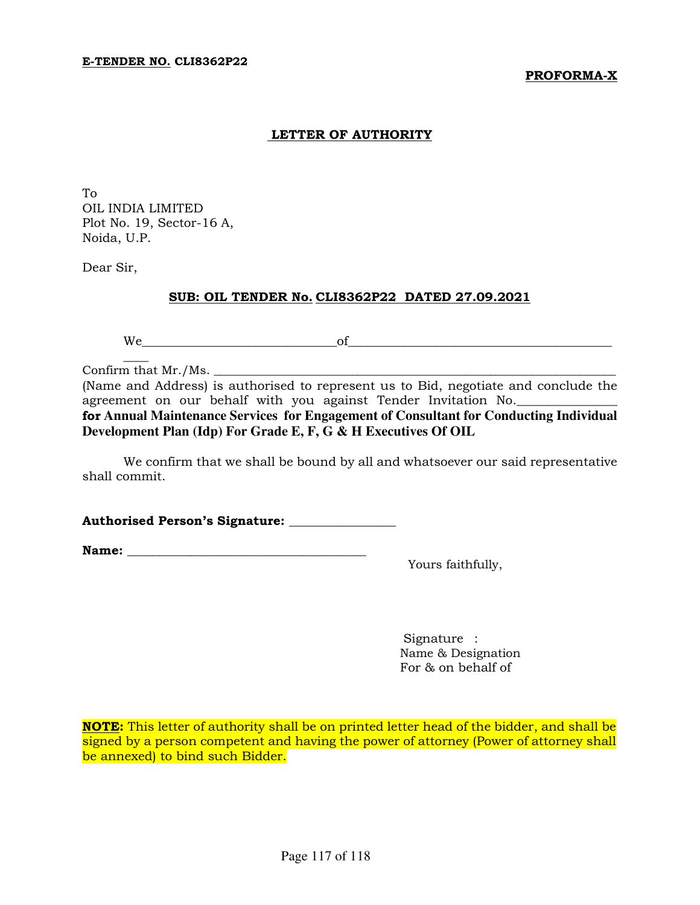**E-TENDER NO. CLI8362P22**

**PROFORMA-X**

## LETTER OF AUTHORITY

To
OIL INDIA LIMITED
Plot No. 19, Sector-16 A,
Noida, U.P.

Dear Sir,

**SUB: OIL TENDER No. CLI8362P22 DATED 27.09.2021**

We______________________________of__________________________________________
____
Confirm that Mr./Ms. _________________________________________________________________ (Name and Address) is authorised to represent us to Bid, negotiate and conclude the agreement on our behalf with you against Tender Invitation No._______________ **for Annual Maintenance Services for Engagement of Consultant for Conducting Individual Development Plan (Idp) For Grade E, F, G & H Executives Of OIL**

We confirm that we shall be bound by all and whatsoever our said representative shall commit.

**Authorised Person's Signature:** ________________

**Name:** _____________________________________

Yours faithfully,

Signature :
Name & Designation
For & on behalf of

**NOTE:** This letter of authority shall be on printed letter head of the bidder, and shall be signed by a person competent and having the power of attorney (Power of attorney shall be annexed) to bind such Bidder.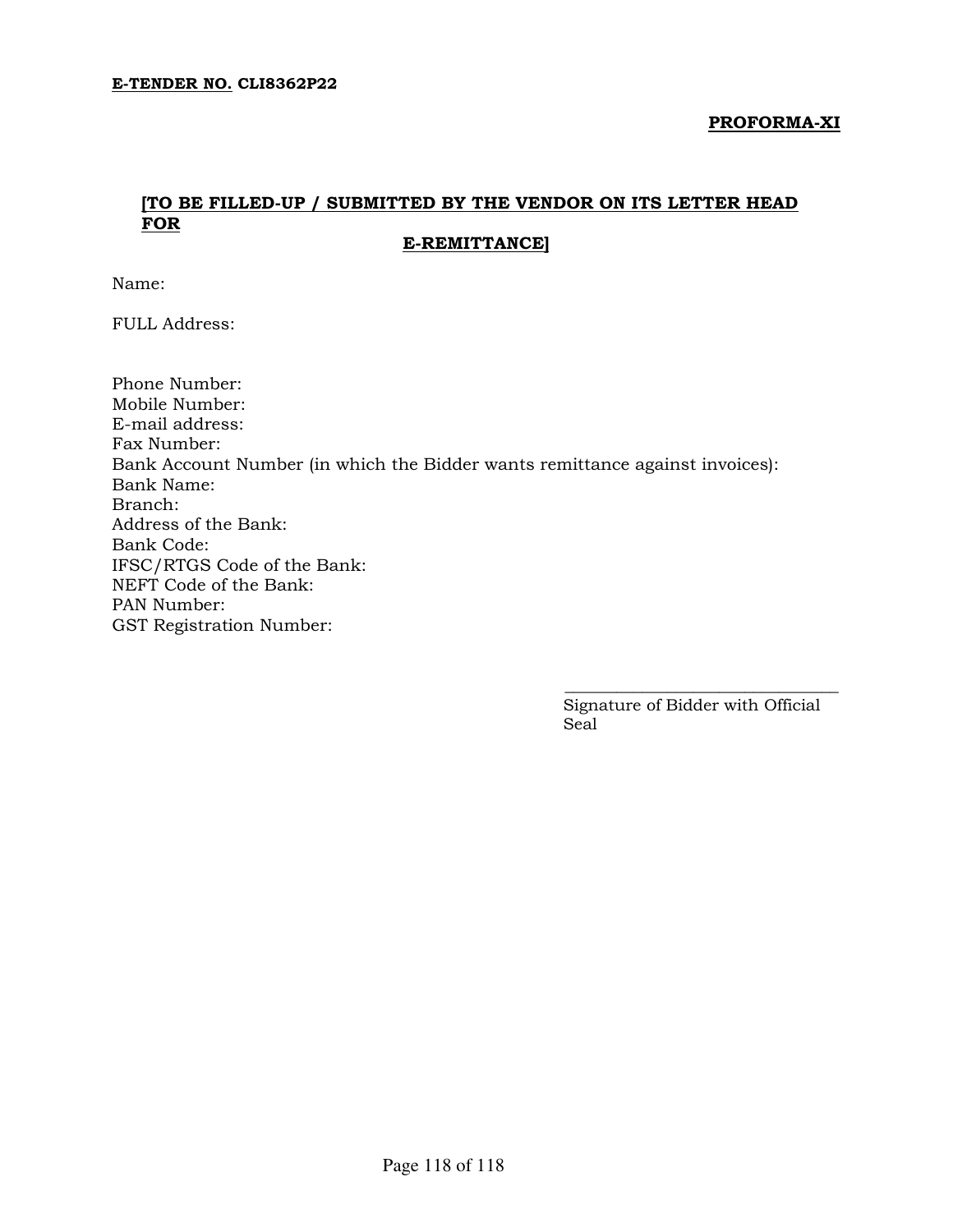**E-TENDER NO. CLI8362P22**

**PROFORMA-XI**

**[TO BE FILLED-UP / SUBMITTED BY THE VENDOR ON ITS LETTER HEAD FOR E-REMITTANCE]**

Name:

FULL Address:

Phone Number:
Mobile Number:
E-mail address:
Fax Number:
Bank Account Number (in which the Bidder wants remittance against invoices):
Bank Name:
Branch:
Address of the Bank:
Bank Code:
IFSC/RTGS Code of the Bank:
NEFT Code of the Bank:
PAN Number:
GST Registration Number:

\_\_\_\_\_\_\_\_\_\_\_\_\_\_\_\_\_\_\_\_\_\_\_\_\_\_\_\_\_\_\_\_
Signature of Bidder with Official Seal